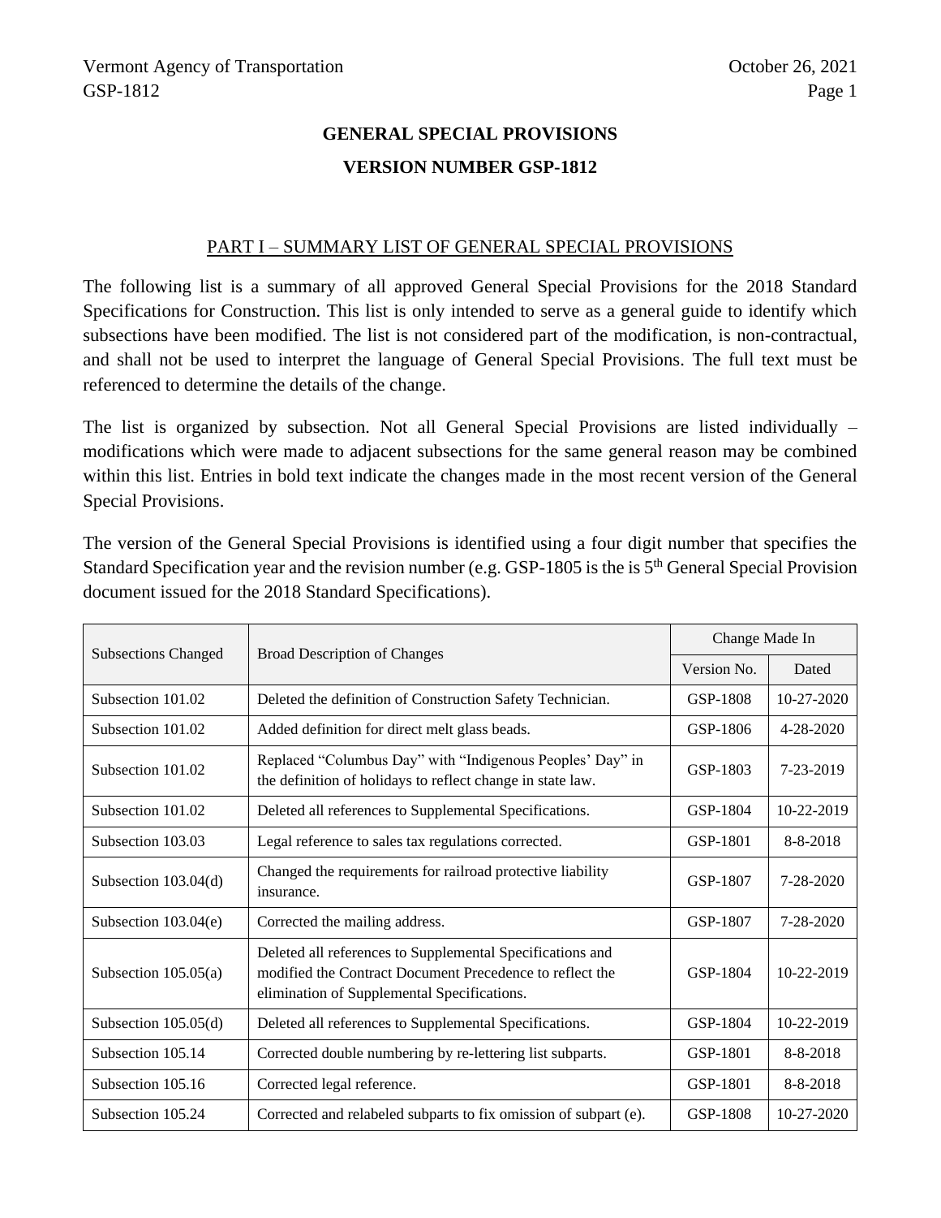# GENERAL SPECIAL PROVISIONS

## VERSION NUMBER GSP-1812

### PART I – SUMMARY LIST OF GENERAL SPECIAL PROVISIONS

The following list is a summary of all approved General Special Provisions for the 2018 Standard Specifications for Construction. This list is only intended to serve as a general guide to identify which subsections have been modified. The list is not considered part of the modification, is non-contractual, and shall not be used to interpret the language of General Special Provisions. The full text must be referenced to determine the details of the change.

The list is organized by subsection. Not all General Special Provisions are listed individually – modifications which were made to adjacent subsections for the same general reason may be combined within this list. Entries in bold text indicate the changes made in the most recent version of the General Special Provisions.

The version of the General Special Provisions is identified using a four digit number that specifies the Standard Specification year and the revision number (e.g. GSP-1805 is the is 5th General Special Provision document issued for the 2018 Standard Specifications).

| Subsections Changed | Broad Description of Changes | Change Made In | |
|---|---|---|---|
| | | Version No. | Dated |
| Subsection 101.02 | Deleted the definition of Construction Safety Technician. | GSP-1808 | 10-27-2020 |
| Subsection 101.02 | Added definition for direct melt glass beads. | GSP-1806 | 4-28-2020 |
| Subsection 101.02 | Replaced "Columbus Day" with "Indigenous Peoples' Day" in the definition of holidays to reflect change in state law. | GSP-1803 | 7-23-2019 |
| Subsection 101.02 | Deleted all references to Supplemental Specifications. | GSP-1804 | 10-22-2019 |
| Subsection 103.03 | Legal reference to sales tax regulations corrected. | GSP-1801 | 8-8-2018 |
| Subsection 103.04(d) | Changed the requirements for railroad protective liability insurance. | GSP-1807 | 7-28-2020 |
| Subsection 103.04(e) | Corrected the mailing address. | GSP-1807 | 7-28-2020 |
| Subsection 105.05(a) | Deleted all references to Supplemental Specifications and modified the Contract Document Precedence to reflect the elimination of Supplemental Specifications. | GSP-1804 | 10-22-2019 |
| Subsection 105.05(d) | Deleted all references to Supplemental Specifications. | GSP-1804 | 10-22-2019 |
| Subsection 105.14 | Corrected double numbering by re-lettering list subparts. | GSP-1801 | 8-8-2018 |
| Subsection 105.16 | Corrected legal reference. | GSP-1801 | 8-8-2018 |
| Subsection 105.24 | Corrected and relabeled subparts to fix omission of subpart (e). | GSP-1808 | 10-27-2020 |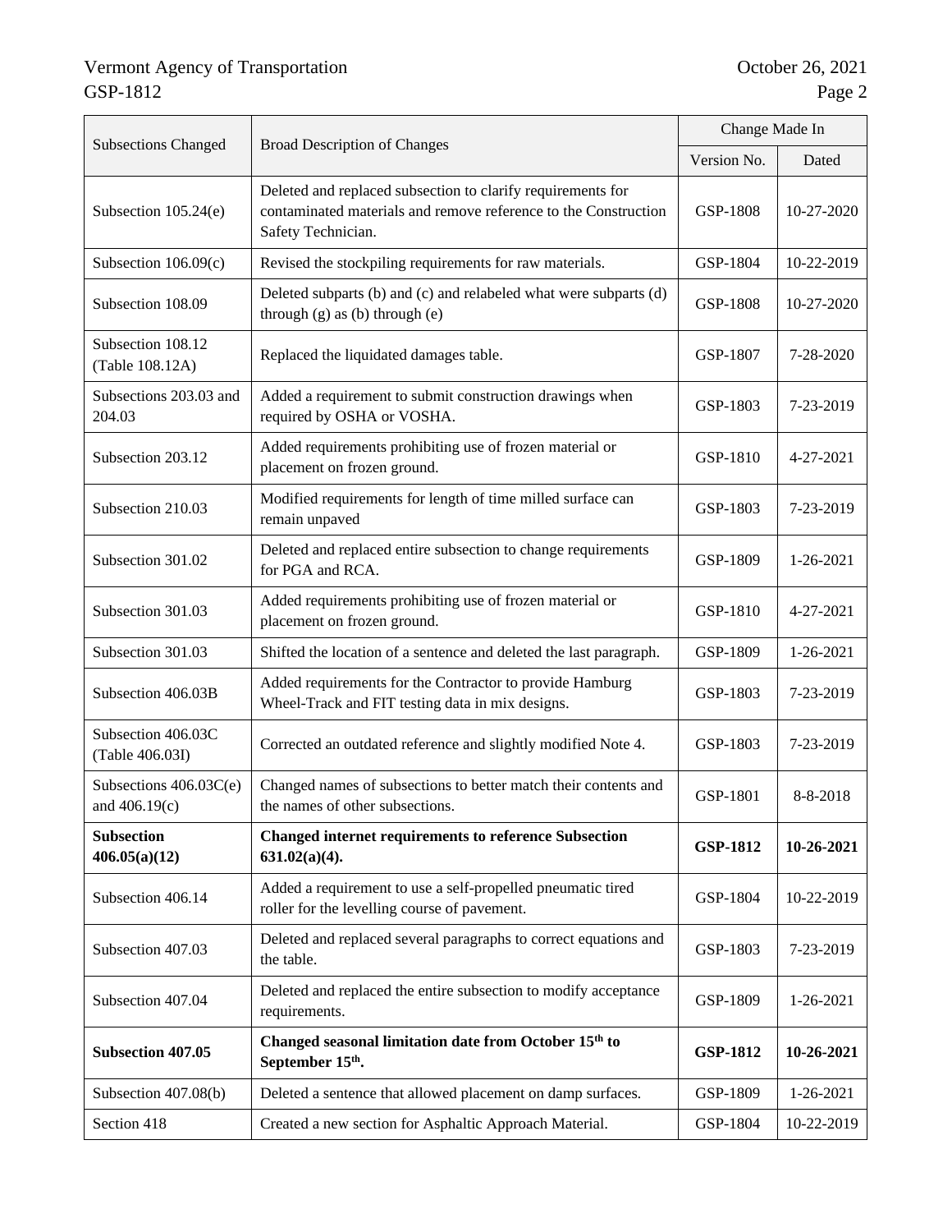| Subsections Changed | Broad Description of Changes | Change Made In | |
|---|---|---|---|
| | | Version No. | Dated |
| Subsection 105.24(e) | Deleted and replaced subsection to clarify requirements for contaminated materials and remove reference to the Construction Safety Technician. | GSP-1808 | 10-27-2020 |
| Subsection 106.09(c) | Revised the stockpiling requirements for raw materials. | GSP-1804 | 10-22-2019 |
| Subsection 108.09 | Deleted subparts (b) and (c) and relabeled what were subparts (d) through (g) as (b) through (e) | GSP-1808 | 10-27-2020 |
| Subsection 108.12 (Table 108.12A) | Replaced the liquidated damages table. | GSP-1807 | 7-28-2020 |
| Subsections 203.03 and 204.03 | Added a requirement to submit construction drawings when required by OSHA or VOSHA. | GSP-1803 | 7-23-2019 |
| Subsection 203.12 | Added requirements prohibiting use of frozen material or placement on frozen ground. | GSP-1810 | 4-27-2021 |
| Subsection 210.03 | Modified requirements for length of time milled surface can remain unpaved | GSP-1803 | 7-23-2019 |
| Subsection 301.02 | Deleted and replaced entire subsection to change requirements for PGA and RCA. | GSP-1809 | 1-26-2021 |
| Subsection 301.03 | Added requirements prohibiting use of frozen material or placement on frozen ground. | GSP-1810 | 4-27-2021 |
| Subsection 301.03 | Shifted the location of a sentence and deleted the last paragraph. | GSP-1809 | 1-26-2021 |
| Subsection 406.03B | Added requirements for the Contractor to provide Hamburg Wheel-Track and FIT testing data in mix designs. | GSP-1803 | 7-23-2019 |
| Subsection 406.03C (Table 406.03I) | Corrected an outdated reference and slightly modified Note 4. | GSP-1803 | 7-23-2019 |
| Subsections 406.03C(e) and 406.19(c) | Changed names of subsections to better match their contents and the names of other subsections. | GSP-1801 | 8-8-2018 |
| **Subsection 406.05(a)(12)** | **Changed internet requirements to reference Subsection 631.02(a)(4).** | **GSP-1812** | **10-26-2021** |
| Subsection 406.14 | Added a requirement to use a self-propelled pneumatic tired roller for the levelling course of pavement. | GSP-1804 | 10-22-2019 |
| Subsection 407.03 | Deleted and replaced several paragraphs to correct equations and the table. | GSP-1803 | 7-23-2019 |
| Subsection 407.04 | Deleted and replaced the entire subsection to modify acceptance requirements. | GSP-1809 | 1-26-2021 |
| **Subsection 407.05** | **Changed seasonal limitation date from October 15th to September 15th.** | **GSP-1812** | **10-26-2021** |
| Subsection 407.08(b) | Deleted a sentence that allowed placement on damp surfaces. | GSP-1809 | 1-26-2021 |
| Section 418 | Created a new section for Asphaltic Approach Material. | GSP-1804 | 10-22-2019 |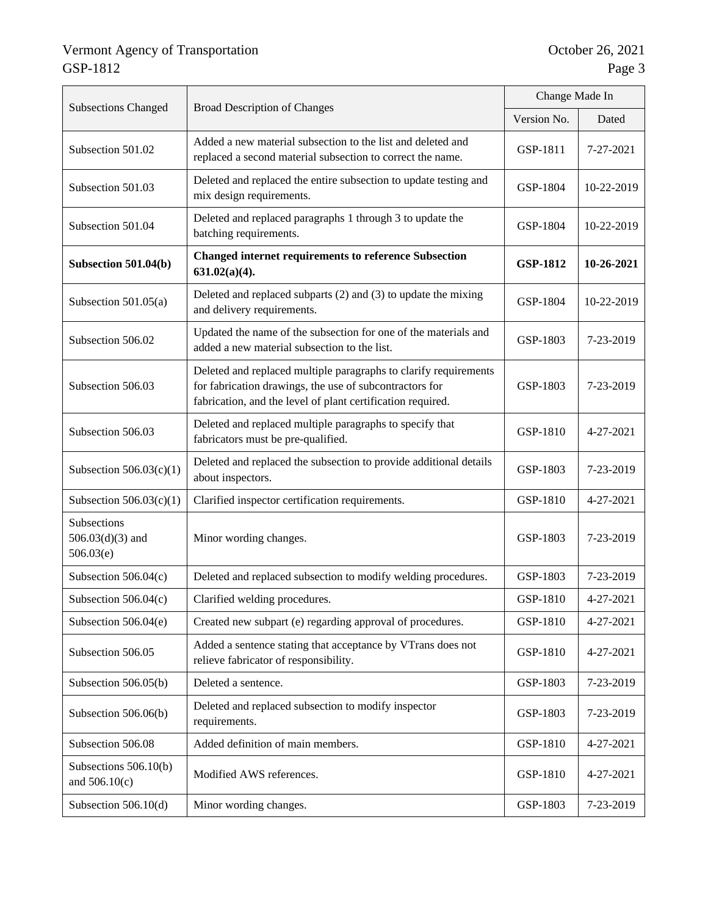| Subsections Changed | Broad Description of Changes | Change Made In | |
|---|---|---|---|
| | | Version No. | Dated |
| Subsection 501.02 | Added a new material subsection to the list and deleted and replaced a second material subsection to correct the name. | GSP-1811 | 7-27-2021 |
| Subsection 501.03 | Deleted and replaced the entire subsection to update testing and mix design requirements. | GSP-1804 | 10-22-2019 |
| Subsection 501.04 | Deleted and replaced paragraphs 1 through 3 to update the batching requirements. | GSP-1804 | 10-22-2019 |
| **Subsection 501.04(b)** | **Changed internet requirements to reference Subsection 631.02(a)(4).** | **GSP-1812** | **10-26-2021** |
| Subsection 501.05(a) | Deleted and replaced subparts (2) and (3) to update the mixing and delivery requirements. | GSP-1804 | 10-22-2019 |
| Subsection 506.02 | Updated the name of the subsection for one of the materials and added a new material subsection to the list. | GSP-1803 | 7-23-2019 |
| Subsection 506.03 | Deleted and replaced multiple paragraphs to clarify requirements for fabrication drawings, the use of subcontractors for fabrication, and the level of plant certification required. | GSP-1803 | 7-23-2019 |
| Subsection 506.03 | Deleted and replaced multiple paragraphs to specify that fabricators must be pre-qualified. | GSP-1810 | 4-27-2021 |
| Subsection 506.03(c)(1) | Deleted and replaced the subsection to provide additional details about inspectors. | GSP-1803 | 7-23-2019 |
| Subsection 506.03(c)(1) | Clarified inspector certification requirements. | GSP-1810 | 4-27-2021 |
| Subsections 506.03(d)(3) and 506.03(e) | Minor wording changes. | GSP-1803 | 7-23-2019 |
| Subsection 506.04(c) | Deleted and replaced subsection to modify welding procedures. | GSP-1803 | 7-23-2019 |
| Subsection 506.04(c) | Clarified welding procedures. | GSP-1810 | 4-27-2021 |
| Subsection 506.04(e) | Created new subpart (e) regarding approval of procedures. | GSP-1810 | 4-27-2021 |
| Subsection 506.05 | Added a sentence stating that acceptance by VTrans does not relieve fabricator of responsibility. | GSP-1810 | 4-27-2021 |
| Subsection 506.05(b) | Deleted a sentence. | GSP-1803 | 7-23-2019 |
| Subsection 506.06(b) | Deleted and replaced subsection to modify inspector requirements. | GSP-1803 | 7-23-2019 |
| Subsection 506.08 | Added definition of main members. | GSP-1810 | 4-27-2021 |
| Subsections 506.10(b) and 506.10(c) | Modified AWS references. | GSP-1810 | 4-27-2021 |
| Subsection 506.10(d) | Minor wording changes. | GSP-1803 | 7-23-2019 |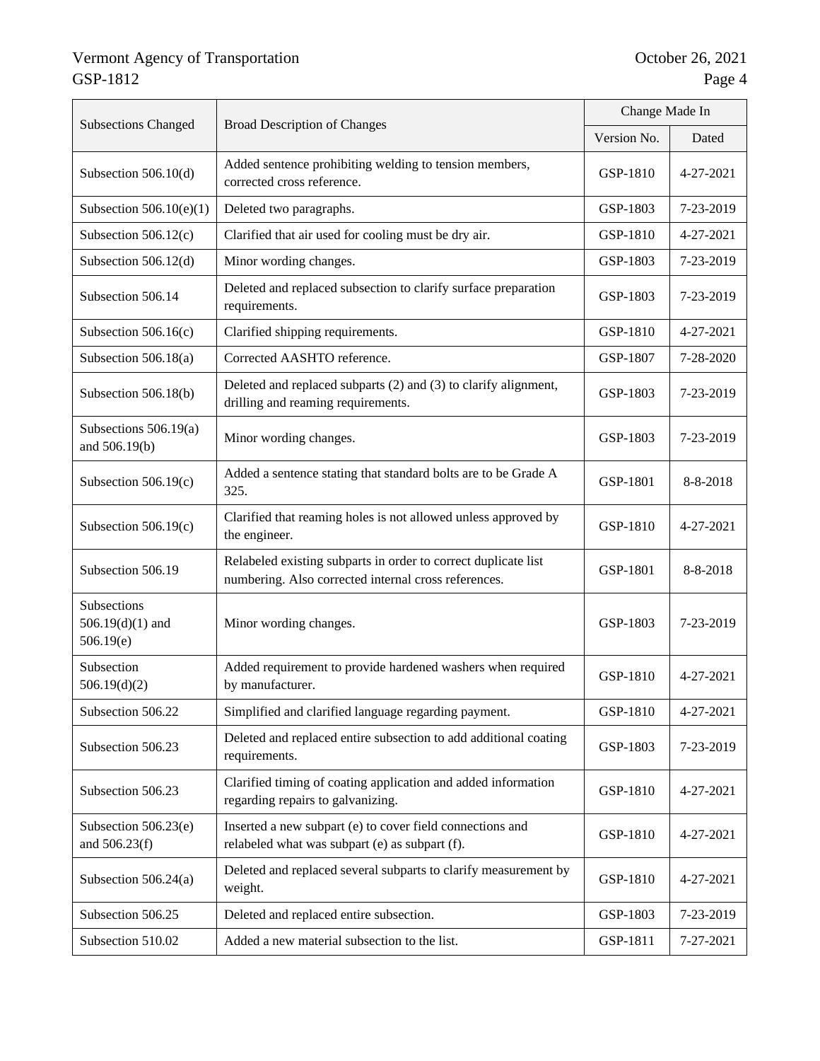| Subsections Changed | Broad Description of Changes | Change Made In | |
|---|---|---|---|
| | | Version No. | Dated |
| Subsection 506.10(d) | Added sentence prohibiting welding to tension members, corrected cross reference. | GSP-1810 | 4-27-2021 |
| Subsection 506.10(e)(1) | Deleted two paragraphs. | GSP-1803 | 7-23-2019 |
| Subsection 506.12(c) | Clarified that air used for cooling must be dry air. | GSP-1810 | 4-27-2021 |
| Subsection 506.12(d) | Minor wording changes. | GSP-1803 | 7-23-2019 |
| Subsection 506.14 | Deleted and replaced subsection to clarify surface preparation requirements. | GSP-1803 | 7-23-2019 |
| Subsection 506.16(c) | Clarified shipping requirements. | GSP-1810 | 4-27-2021 |
| Subsection 506.18(a) | Corrected AASHTO reference. | GSP-1807 | 7-28-2020 |
| Subsection 506.18(b) | Deleted and replaced subparts (2) and (3) to clarify alignment, drilling and reaming requirements. | GSP-1803 | 7-23-2019 |
| Subsections 506.19(a) and 506.19(b) | Minor wording changes. | GSP-1803 | 7-23-2019 |
| Subsection 506.19(c) | Added a sentence stating that standard bolts are to be Grade A 325. | GSP-1801 | 8-8-2018 |
| Subsection 506.19(c) | Clarified that reaming holes is not allowed unless approved by the engineer. | GSP-1810 | 4-27-2021 |
| Subsection 506.19 | Relabeled existing subparts in order to correct duplicate list numbering. Also corrected internal cross references. | GSP-1801 | 8-8-2018 |
| Subsections 506.19(d)(1) and 506.19(e) | Minor wording changes. | GSP-1803 | 7-23-2019 |
| Subsection 506.19(d)(2) | Added requirement to provide hardened washers when required by manufacturer. | GSP-1810 | 4-27-2021 |
| Subsection 506.22 | Simplified and clarified language regarding payment. | GSP-1810 | 4-27-2021 |
| Subsection 506.23 | Deleted and replaced entire subsection to add additional coating requirements. | GSP-1803 | 7-23-2019 |
| Subsection 506.23 | Clarified timing of coating application and added information regarding repairs to galvanizing. | GSP-1810 | 4-27-2021 |
| Subsection 506.23(e) and 506.23(f) | Inserted a new subpart (e) to cover field connections and relabeled what was subpart (e) as subpart (f). | GSP-1810 | 4-27-2021 |
| Subsection 506.24(a) | Deleted and replaced several subparts to clarify measurement by weight. | GSP-1810 | 4-27-2021 |
| Subsection 506.25 | Deleted and replaced entire subsection. | GSP-1803 | 7-23-2019 |
| Subsection 510.02 | Added a new material subsection to the list. | GSP-1811 | 7-27-2021 |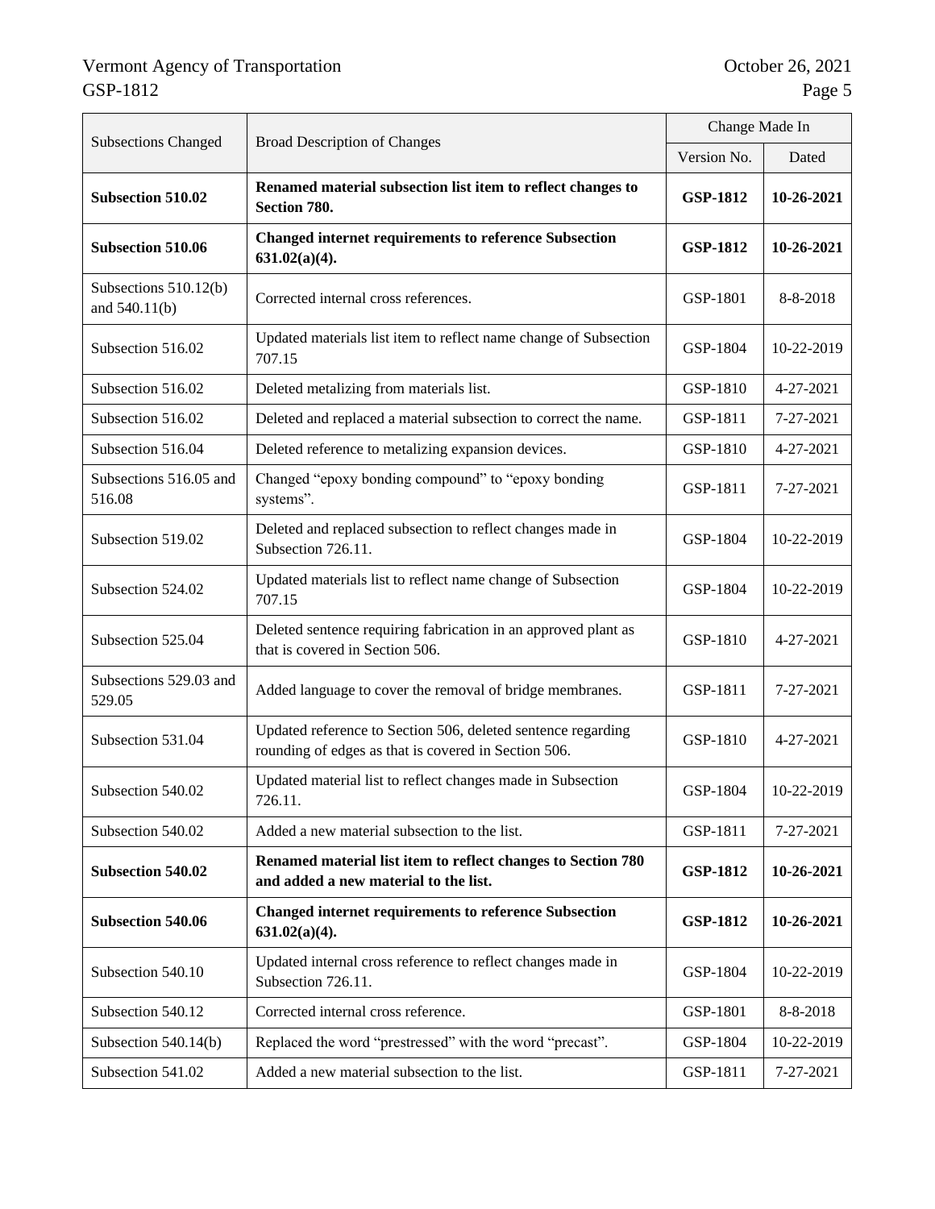| Subsections Changed | Broad Description of Changes | Change Made In | |
|---|---|---|---|
| | | Version No. | Dated |
| **Subsection 510.02** | **Renamed material subsection list item to reflect changes to Section 780.** | **GSP-1812** | **10-26-2021** |
| **Subsection 510.06** | **Changed internet requirements to reference Subsection 631.02(a)(4).** | **GSP-1812** | **10-26-2021** |
| Subsections 510.12(b) and 540.11(b) | Corrected internal cross references. | GSP-1801 | 8-8-2018 |
| Subsection 516.02 | Updated materials list item to reflect name change of Subsection 707.15 | GSP-1804 | 10-22-2019 |
| Subsection 516.02 | Deleted metalizing from materials list. | GSP-1810 | 4-27-2021 |
| Subsection 516.02 | Deleted and replaced a material subsection to correct the name. | GSP-1811 | 7-27-2021 |
| Subsection 516.04 | Deleted reference to metalizing expansion devices. | GSP-1810 | 4-27-2021 |
| Subsections 516.05 and 516.08 | Changed "epoxy bonding compound" to "epoxy bonding systems". | GSP-1811 | 7-27-2021 |
| Subsection 519.02 | Deleted and replaced subsection to reflect changes made in Subsection 726.11. | GSP-1804 | 10-22-2019 |
| Subsection 524.02 | Updated materials list to reflect name change of Subsection 707.15 | GSP-1804 | 10-22-2019 |
| Subsection 525.04 | Deleted sentence requiring fabrication in an approved plant as that is covered in Section 506. | GSP-1810 | 4-27-2021 |
| Subsections 529.03 and 529.05 | Added language to cover the removal of bridge membranes. | GSP-1811 | 7-27-2021 |
| Subsection 531.04 | Updated reference to Section 506, deleted sentence regarding rounding of edges as that is covered in Section 506. | GSP-1810 | 4-27-2021 |
| Subsection 540.02 | Updated material list to reflect changes made in Subsection 726.11. | GSP-1804 | 10-22-2019 |
| Subsection 540.02 | Added a new material subsection to the list. | GSP-1811 | 7-27-2021 |
| **Subsection 540.02** | **Renamed material list item to reflect changes to Section 780 and added a new material to the list.** | **GSP-1812** | **10-26-2021** |
| **Subsection 540.06** | **Changed internet requirements to reference Subsection 631.02(a)(4).** | **GSP-1812** | **10-26-2021** |
| Subsection 540.10 | Updated internal cross reference to reflect changes made in Subsection 726.11. | GSP-1804 | 10-22-2019 |
| Subsection 540.12 | Corrected internal cross reference. | GSP-1801 | 8-8-2018 |
| Subsection 540.14(b) | Replaced the word "prestressed" with the word "precast". | GSP-1804 | 10-22-2019 |
| Subsection 541.02 | Added a new material subsection to the list. | GSP-1811 | 7-27-2021 |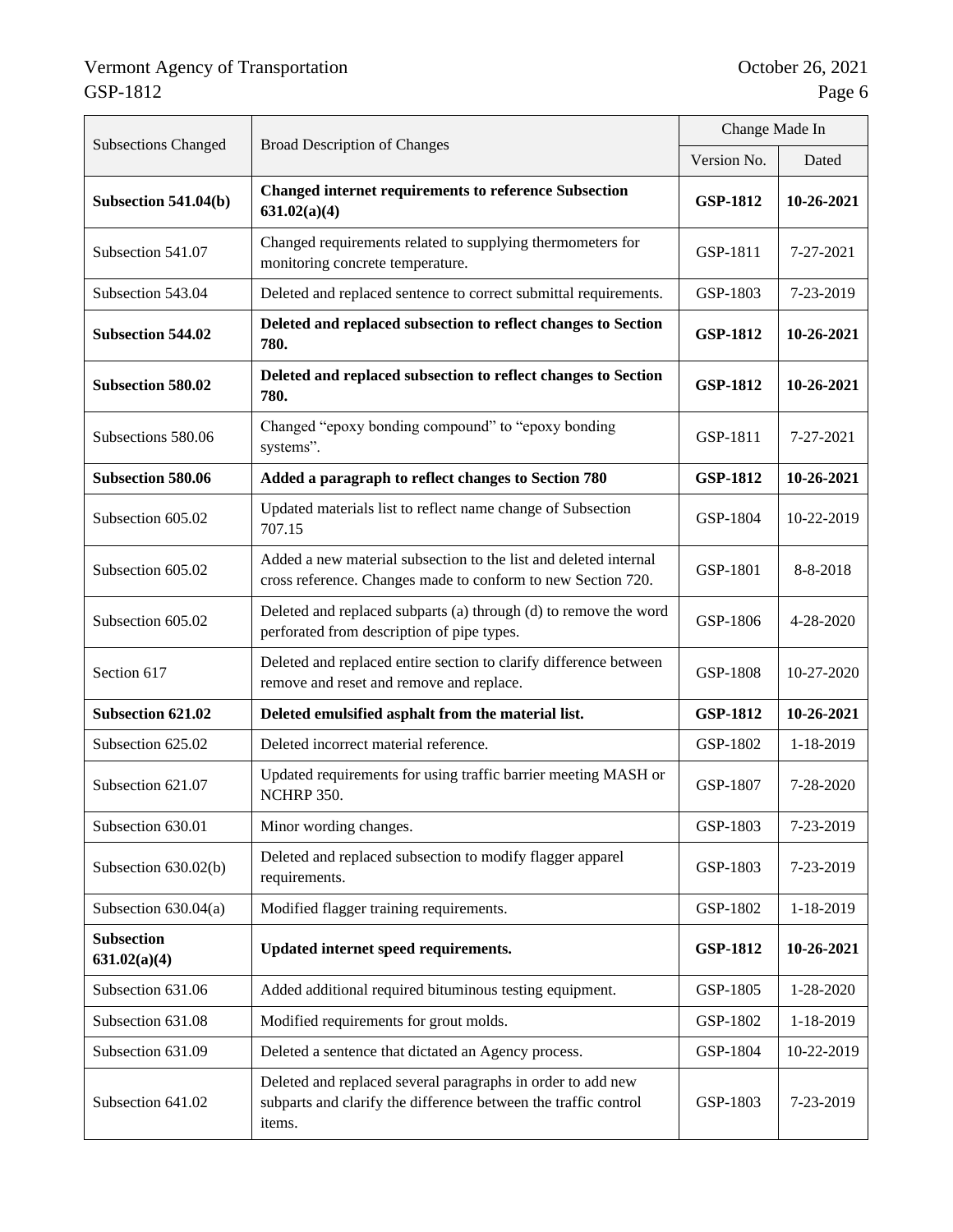| Subsections Changed | Broad Description of Changes | Change Made In | |
|---|---|---|---|
| | | Version No. | Dated |
| **Subsection 541.04(b)** | **Changed internet requirements to reference Subsection 631.02(a)(4)** | **GSP-1812** | **10-26-2021** |
| Subsection 541.07 | Changed requirements related to supplying thermometers for monitoring concrete temperature. | GSP-1811 | 7-27-2021 |
| Subsection 543.04 | Deleted and replaced sentence to correct submittal requirements. | GSP-1803 | 7-23-2019 |
| **Subsection 544.02** | **Deleted and replaced subsection to reflect changes to Section 780.** | **GSP-1812** | **10-26-2021** |
| **Subsection 580.02** | **Deleted and replaced subsection to reflect changes to Section 780.** | **GSP-1812** | **10-26-2021** |
| Subsections 580.06 | Changed "epoxy bonding compound" to "epoxy bonding systems". | GSP-1811 | 7-27-2021 |
| **Subsection 580.06** | **Added a paragraph to reflect changes to Section 780** | **GSP-1812** | **10-26-2021** |
| Subsection 605.02 | Updated materials list to reflect name change of Subsection 707.15 | GSP-1804 | 10-22-2019 |
| Subsection 605.02 | Added a new material subsection to the list and deleted internal cross reference. Changes made to conform to new Section 720. | GSP-1801 | 8-8-2018 |
| Subsection 605.02 | Deleted and replaced subparts (a) through (d) to remove the word perforated from description of pipe types. | GSP-1806 | 4-28-2020 |
| Section 617 | Deleted and replaced entire section to clarify difference between remove and reset and remove and replace. | GSP-1808 | 10-27-2020 |
| **Subsection 621.02** | **Deleted emulsified asphalt from the material list.** | **GSP-1812** | **10-26-2021** |
| Subsection 625.02 | Deleted incorrect material reference. | GSP-1802 | 1-18-2019 |
| Subsection 621.07 | Updated requirements for using traffic barrier meeting MASH or NCHRP 350. | GSP-1807 | 7-28-2020 |
| Subsection 630.01 | Minor wording changes. | GSP-1803 | 7-23-2019 |
| Subsection 630.02(b) | Deleted and replaced subsection to modify flagger apparel requirements. | GSP-1803 | 7-23-2019 |
| Subsection 630.04(a) | Modified flagger training requirements. | GSP-1802 | 1-18-2019 |
| **Subsection 631.02(a)(4)** | **Updated internet speed requirements.** | **GSP-1812** | **10-26-2021** |
| Subsection 631.06 | Added additional required bituminous testing equipment. | GSP-1805 | 1-28-2020 |
| Subsection 631.08 | Modified requirements for grout molds. | GSP-1802 | 1-18-2019 |
| Subsection 631.09 | Deleted a sentence that dictated an Agency process. | GSP-1804 | 10-22-2019 |
| Subsection 641.02 | Deleted and replaced several paragraphs in order to add new subparts and clarify the difference between the traffic control items. | GSP-1803 | 7-23-2019 |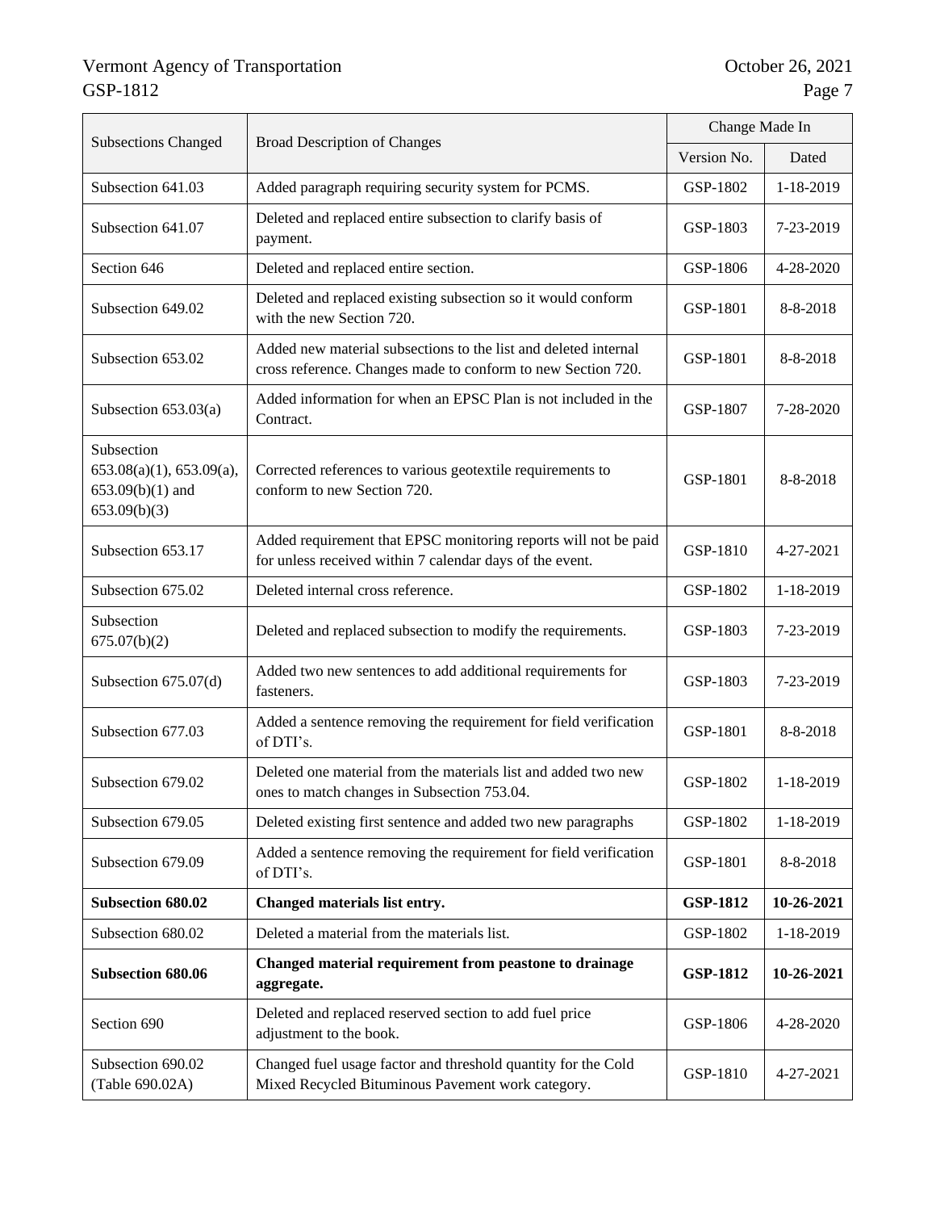| Subsections Changed | Broad Description of Changes | Change Made In | |
|---|---|---|---|
| | | Version No. | Dated |
| Subsection 641.03 | Added paragraph requiring security system for PCMS. | GSP-1802 | 1-18-2019 |
| Subsection 641.07 | Deleted and replaced entire subsection to clarify basis of payment. | GSP-1803 | 7-23-2019 |
| Section 646 | Deleted and replaced entire section. | GSP-1806 | 4-28-2020 |
| Subsection 649.02 | Deleted and replaced existing subsection so it would conform with the new Section 720. | GSP-1801 | 8-8-2018 |
| Subsection 653.02 | Added new material subsections to the list and deleted internal cross reference. Changes made to conform to new Section 720. | GSP-1801 | 8-8-2018 |
| Subsection 653.03(a) | Added information for when an EPSC Plan is not included in the Contract. | GSP-1807 | 7-28-2020 |
| Subsection 653.08(a)(1), 653.09(a), 653.09(b)(1) and 653.09(b)(3) | Corrected references to various geotextile requirements to conform to new Section 720. | GSP-1801 | 8-8-2018 |
| Subsection 653.17 | Added requirement that EPSC monitoring reports will not be paid for unless received within 7 calendar days of the event. | GSP-1810 | 4-27-2021 |
| Subsection 675.02 | Deleted internal cross reference. | GSP-1802 | 1-18-2019 |
| Subsection 675.07(b)(2) | Deleted and replaced subsection to modify the requirements. | GSP-1803 | 7-23-2019 |
| Subsection 675.07(d) | Added two new sentences to add additional requirements for fasteners. | GSP-1803 | 7-23-2019 |
| Subsection 677.03 | Added a sentence removing the requirement for field verification of DTI's. | GSP-1801 | 8-8-2018 |
| Subsection 679.02 | Deleted one material from the materials list and added two new ones to match changes in Subsection 753.04. | GSP-1802 | 1-18-2019 |
| Subsection 679.05 | Deleted existing first sentence and added two new paragraphs | GSP-1802 | 1-18-2019 |
| Subsection 679.09 | Added a sentence removing the requirement for field verification of DTI's. | GSP-1801 | 8-8-2018 |
| **Subsection 680.02** | **Changed materials list entry.** | **GSP-1812** | **10-26-2021** |
| Subsection 680.02 | Deleted a material from the materials list. | GSP-1802 | 1-18-2019 |
| **Subsection 680.06** | **Changed material requirement from peastone to drainage aggregate.** | **GSP-1812** | **10-26-2021** |
| Section 690 | Deleted and replaced reserved section to add fuel price adjustment to the book. | GSP-1806 | 4-28-2020 |
| Subsection 690.02 (Table 690.02A) | Changed fuel usage factor and threshold quantity for the Cold Mixed Recycled Bituminous Pavement work category. | GSP-1810 | 4-27-2021 |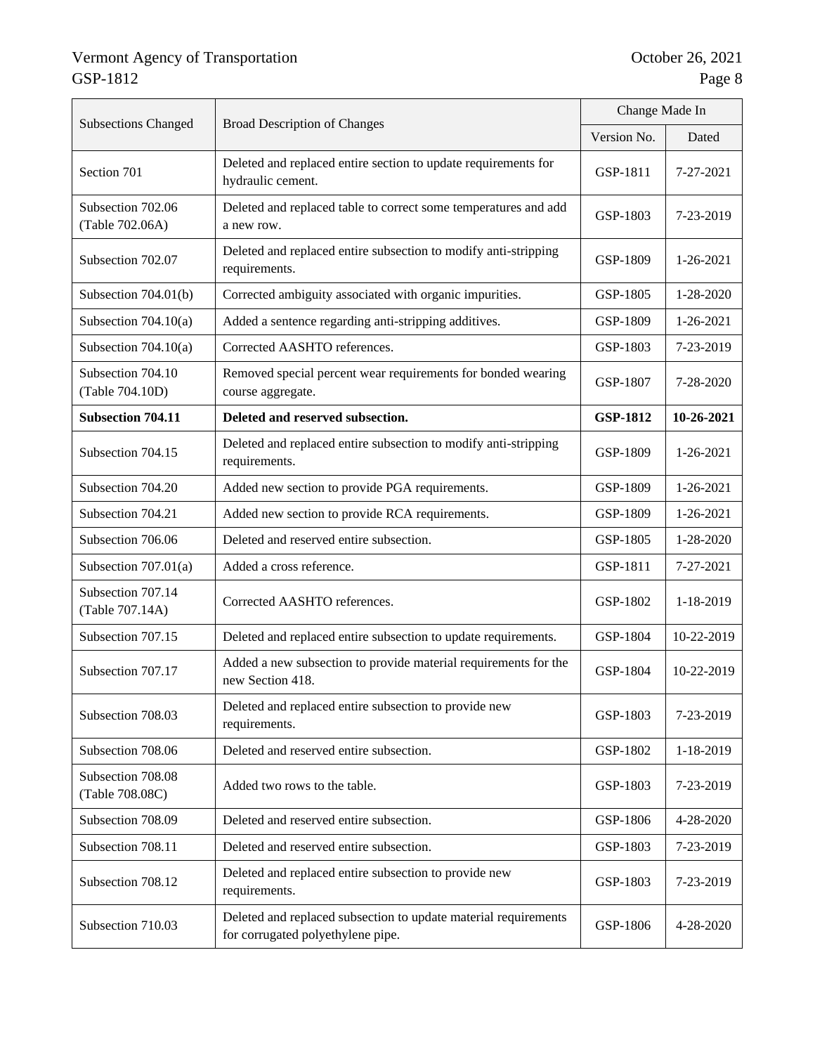| Subsections Changed | Broad Description of Changes | Change Made In | |
|---|---|---|---|
| | | Version No. | Dated |
| Section 701 | Deleted and replaced entire section to update requirements for hydraulic cement. | GSP-1811 | 7-27-2021 |
| Subsection 702.06 (Table 702.06A) | Deleted and replaced table to correct some temperatures and add a new row. | GSP-1803 | 7-23-2019 |
| Subsection 702.07 | Deleted and replaced entire subsection to modify anti-stripping requirements. | GSP-1809 | 1-26-2021 |
| Subsection 704.01(b) | Corrected ambiguity associated with organic impurities. | GSP-1805 | 1-28-2020 |
| Subsection 704.10(a) | Added a sentence regarding anti-stripping additives. | GSP-1809 | 1-26-2021 |
| Subsection 704.10(a) | Corrected AASHTO references. | GSP-1803 | 7-23-2019 |
| Subsection 704.10 (Table 704.10D) | Removed special percent wear requirements for bonded wearing course aggregate. | GSP-1807 | 7-28-2020 |
| **Subsection 704.11** | **Deleted and reserved subsection.** | **GSP-1812** | **10-26-2021** |
| Subsection 704.15 | Deleted and replaced entire subsection to modify anti-stripping requirements. | GSP-1809 | 1-26-2021 |
| Subsection 704.20 | Added new section to provide PGA requirements. | GSP-1809 | 1-26-2021 |
| Subsection 704.21 | Added new section to provide RCA requirements. | GSP-1809 | 1-26-2021 |
| Subsection 706.06 | Deleted and reserved entire subsection. | GSP-1805 | 1-28-2020 |
| Subsection 707.01(a) | Added a cross reference. | GSP-1811 | 7-27-2021 |
| Subsection 707.14 (Table 707.14A) | Corrected AASHTO references. | GSP-1802 | 1-18-2019 |
| Subsection 707.15 | Deleted and replaced entire subsection to update requirements. | GSP-1804 | 10-22-2019 |
| Subsection 707.17 | Added a new subsection to provide material requirements for the new Section 418. | GSP-1804 | 10-22-2019 |
| Subsection 708.03 | Deleted and replaced entire subsection to provide new requirements. | GSP-1803 | 7-23-2019 |
| Subsection 708.06 | Deleted and reserved entire subsection. | GSP-1802 | 1-18-2019 |
| Subsection 708.08 (Table 708.08C) | Added two rows to the table. | GSP-1803 | 7-23-2019 |
| Subsection 708.09 | Deleted and reserved entire subsection. | GSP-1806 | 4-28-2020 |
| Subsection 708.11 | Deleted and reserved entire subsection. | GSP-1803 | 7-23-2019 |
| Subsection 708.12 | Deleted and replaced entire subsection to provide new requirements. | GSP-1803 | 7-23-2019 |
| Subsection 710.03 | Deleted and replaced subsection to update material requirements for corrugated polyethylene pipe. | GSP-1806 | 4-28-2020 |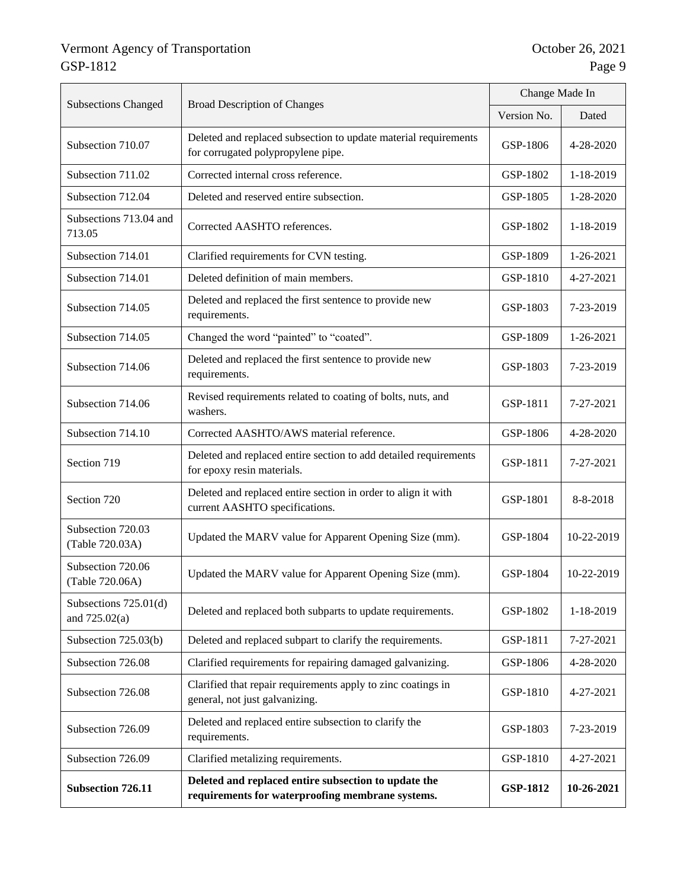| Subsections Changed | Broad Description of Changes | Change Made In | |
|---|---|---|---|
| | | Version No. | Dated |
| Subsection 710.07 | Deleted and replaced subsection to update material requirements for corrugated polypropylene pipe. | GSP-1806 | 4-28-2020 |
| Subsection 711.02 | Corrected internal cross reference. | GSP-1802 | 1-18-2019 |
| Subsection 712.04 | Deleted and reserved entire subsection. | GSP-1805 | 1-28-2020 |
| Subsections 713.04 and 713.05 | Corrected AASHTO references. | GSP-1802 | 1-18-2019 |
| Subsection 714.01 | Clarified requirements for CVN testing. | GSP-1809 | 1-26-2021 |
| Subsection 714.01 | Deleted definition of main members. | GSP-1810 | 4-27-2021 |
| Subsection 714.05 | Deleted and replaced the first sentence to provide new requirements. | GSP-1803 | 7-23-2019 |
| Subsection 714.05 | Changed the word "painted" to "coated". | GSP-1809 | 1-26-2021 |
| Subsection 714.06 | Deleted and replaced the first sentence to provide new requirements. | GSP-1803 | 7-23-2019 |
| Subsection 714.06 | Revised requirements related to coating of bolts, nuts, and washers. | GSP-1811 | 7-27-2021 |
| Subsection 714.10 | Corrected AASHTO/AWS material reference. | GSP-1806 | 4-28-2020 |
| Section 719 | Deleted and replaced entire section to add detailed requirements for epoxy resin materials. | GSP-1811 | 7-27-2021 |
| Section 720 | Deleted and replaced entire section in order to align it with current AASHTO specifications. | GSP-1801 | 8-8-2018 |
| Subsection 720.03 (Table 720.03A) | Updated the MARV value for Apparent Opening Size (mm). | GSP-1804 | 10-22-2019 |
| Subsection 720.06 (Table 720.06A) | Updated the MARV value for Apparent Opening Size (mm). | GSP-1804 | 10-22-2019 |
| Subsections 725.01(d) and 725.02(a) | Deleted and replaced both subparts to update requirements. | GSP-1802 | 1-18-2019 |
| Subsection 725.03(b) | Deleted and replaced subpart to clarify the requirements. | GSP-1811 | 7-27-2021 |
| Subsection 726.08 | Clarified requirements for repairing damaged galvanizing. | GSP-1806 | 4-28-2020 |
| Subsection 726.08 | Clarified that repair requirements apply to zinc coatings in general, not just galvanizing. | GSP-1810 | 4-27-2021 |
| Subsection 726.09 | Deleted and replaced entire subsection to clarify the requirements. | GSP-1803 | 7-23-2019 |
| Subsection 726.09 | Clarified metalizing requirements. | GSP-1810 | 4-27-2021 |
| **Subsection 726.11** | **Deleted and replaced entire subsection to update the requirements for waterproofing membrane systems.** | **GSP-1812** | **10-26-2021** |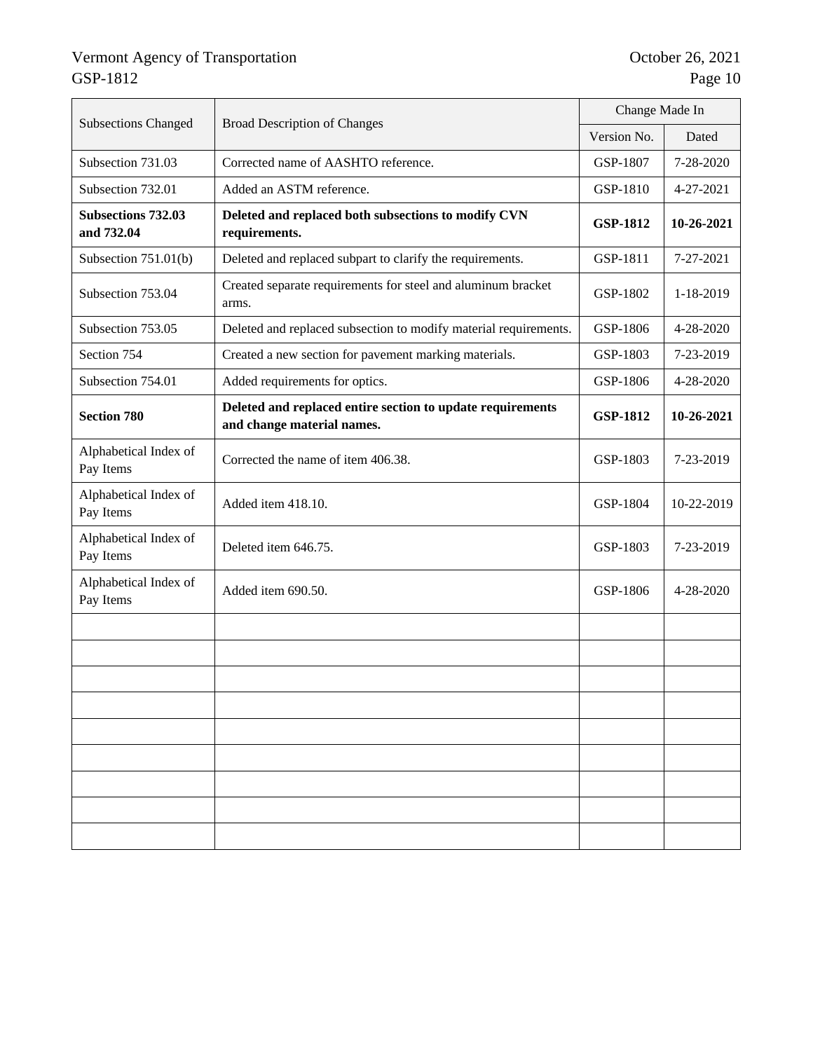| Subsections Changed | Broad Description of Changes | Change Made In | |
|---|---|---|---|
| | | Version No. | Dated |
| Subsection 731.03 | Corrected name of AASHTO reference. | GSP-1807 | 7-28-2020 |
| Subsection 732.01 | Added an ASTM reference. | GSP-1810 | 4-27-2021 |
| **Subsections 732.03 and 732.04** | **Deleted and replaced both subsections to modify CVN requirements.** | **GSP-1812** | **10-26-2021** |
| Subsection 751.01(b) | Deleted and replaced subpart to clarify the requirements. | GSP-1811 | 7-27-2021 |
| Subsection 753.04 | Created separate requirements for steel and aluminum bracket arms. | GSP-1802 | 1-18-2019 |
| Subsection 753.05 | Deleted and replaced subsection to modify material requirements. | GSP-1806 | 4-28-2020 |
| Section 754 | Created a new section for pavement marking materials. | GSP-1803 | 7-23-2019 |
| Subsection 754.01 | Added requirements for optics. | GSP-1806 | 4-28-2020 |
| **Section 780** | **Deleted and replaced entire section to update requirements and change material names.** | **GSP-1812** | **10-26-2021** |
| Alphabetical Index of Pay Items | Corrected the name of item 406.38. | GSP-1803 | 7-23-2019 |
| Alphabetical Index of Pay Items | Added item 418.10. | GSP-1804 | 10-22-2019 |
| Alphabetical Index of Pay Items | Deleted item 646.75. | GSP-1803 | 7-23-2019 |
| Alphabetical Index of Pay Items | Added item 690.50. | GSP-1806 | 4-28-2020 |
| | | | |
| | | | |
| | | | |
| | | | |
| | | | |
| | | | |
| | | | |
| | | | |
| | | | |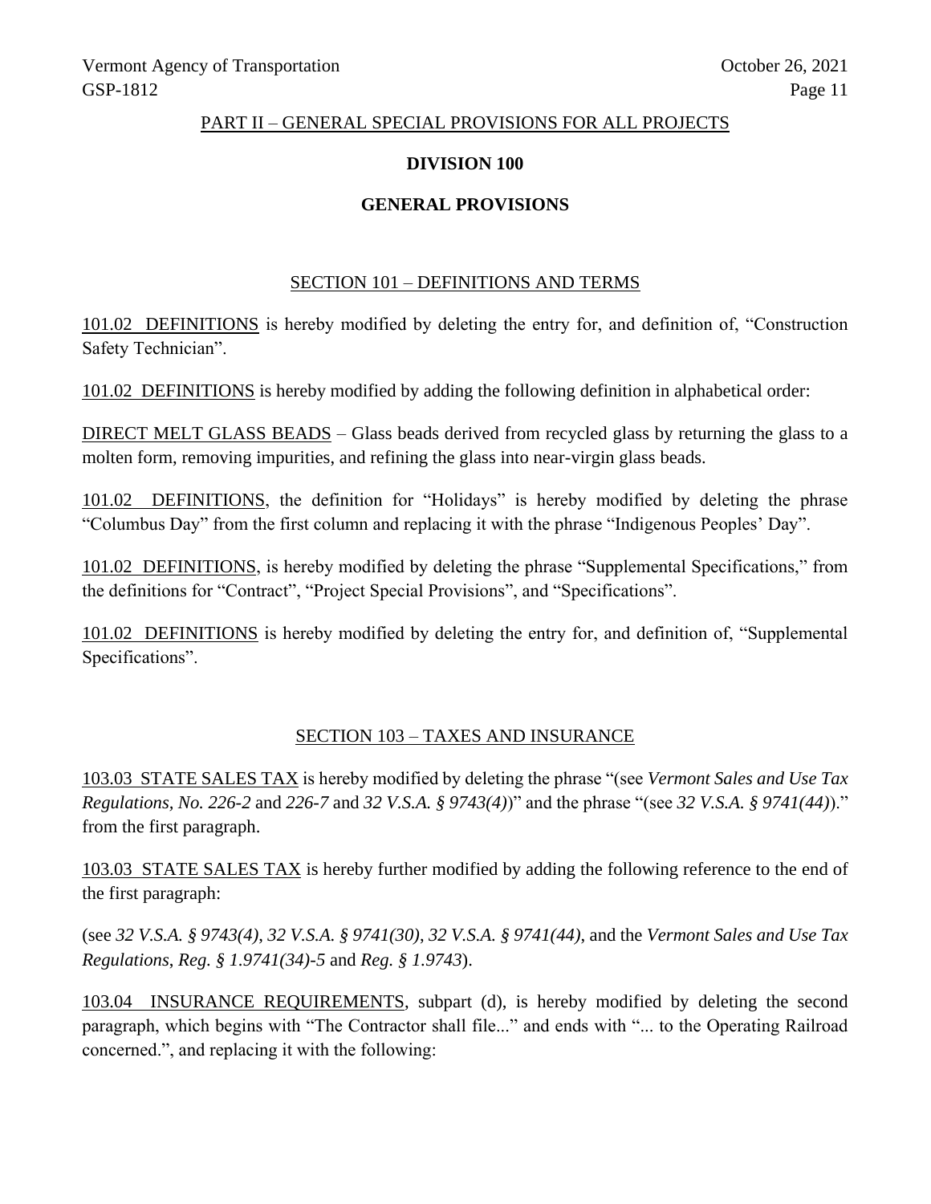## PART II – GENERAL SPECIAL PROVISIONS FOR ALL PROJECTS

## DIVISION 100

## GENERAL PROVISIONS

### SECTION 101 – DEFINITIONS AND TERMS

101.02 DEFINITIONS is hereby modified by deleting the entry for, and definition of, "Construction Safety Technician".

101.02 DEFINITIONS is hereby modified by adding the following definition in alphabetical order:

DIRECT MELT GLASS BEADS – Glass beads derived from recycled glass by returning the glass to a molten form, removing impurities, and refining the glass into near-virgin glass beads.

101.02 DEFINITIONS, the definition for "Holidays" is hereby modified by deleting the phrase "Columbus Day" from the first column and replacing it with the phrase "Indigenous Peoples' Day".

101.02 DEFINITIONS, is hereby modified by deleting the phrase "Supplemental Specifications," from the definitions for "Contract", "Project Special Provisions", and "Specifications".

101.02 DEFINITIONS is hereby modified by deleting the entry for, and definition of, "Supplemental Specifications".

### SECTION 103 – TAXES AND INSURANCE

103.03 STATE SALES TAX is hereby modified by deleting the phrase "(see *Vermont Sales and Use Tax Regulations, No. 226-2* and *226-7* and *32 V.S.A. § 9743(4)*)" and the phrase "(see *32 V.S.A. § 9741(44)*)." from the first paragraph.

103.03 STATE SALES TAX is hereby further modified by adding the following reference to the end of the first paragraph:

(see *32 V.S.A. § 9743(4)*, *32 V.S.A. § 9741(30)*, *32 V.S.A. § 9741(44)*, and the *Vermont Sales and Use Tax Regulations*, *Reg. § 1.9741(34)-5* and *Reg. § 1.9743*).

103.04 INSURANCE REQUIREMENTS, subpart (d), is hereby modified by deleting the second paragraph, which begins with "The Contractor shall file..." and ends with "... to the Operating Railroad concerned.", and replacing it with the following: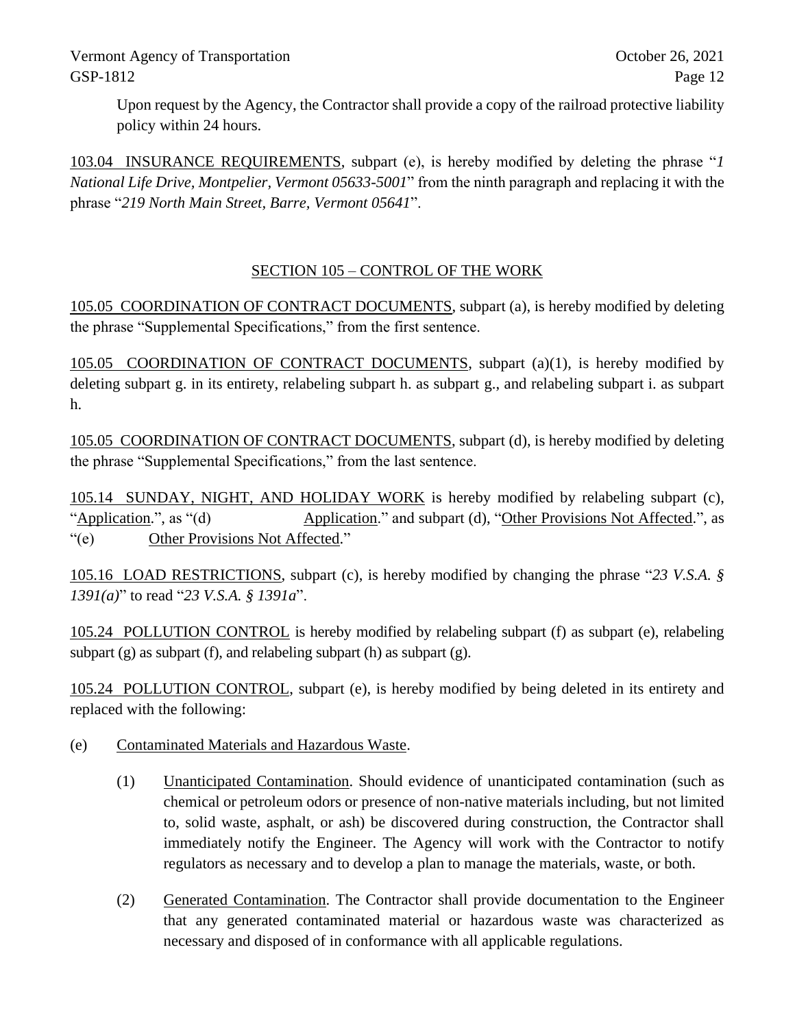Upon request by the Agency, the Contractor shall provide a copy of the railroad protective liability policy within 24 hours.

103.04 INSURANCE REQUIREMENTS, subpart (e), is hereby modified by deleting the phrase "*1 National Life Drive, Montpelier, Vermont 05633-5001*" from the ninth paragraph and replacing it with the phrase "*219 North Main Street, Barre, Vermont 05641*".

## SECTION 105 – CONTROL OF THE WORK

105.05 COORDINATION OF CONTRACT DOCUMENTS, subpart (a), is hereby modified by deleting the phrase "Supplemental Specifications," from the first sentence.

105.05 COORDINATION OF CONTRACT DOCUMENTS, subpart (a)(1), is hereby modified by deleting subpart g. in its entirety, relabeling subpart h. as subpart g., and relabeling subpart i. as subpart h.

105.05 COORDINATION OF CONTRACT DOCUMENTS, subpart (d), is hereby modified by deleting the phrase "Supplemental Specifications," from the last sentence.

105.14 SUNDAY, NIGHT, AND HOLIDAY WORK is hereby modified by relabeling subpart (c), "Application.", as "(d) Application." and subpart (d), "Other Provisions Not Affected.", as "(e) Other Provisions Not Affected."

105.16 LOAD RESTRICTIONS, subpart (c), is hereby modified by changing the phrase "*23 V.S.A. § 1391(a)*" to read "*23 V.S.A. § 1391a*".

105.24 POLLUTION CONTROL is hereby modified by relabeling subpart (f) as subpart (e), relabeling subpart (g) as subpart (f), and relabeling subpart (h) as subpart (g).

105.24 POLLUTION CONTROL, subpart (e), is hereby modified by being deleted in its entirety and replaced with the following:

(e) Contaminated Materials and Hazardous Waste.

(1) Unanticipated Contamination. Should evidence of unanticipated contamination (such as chemical or petroleum odors or presence of non-native materials including, but not limited to, solid waste, asphalt, or ash) be discovered during construction, the Contractor shall immediately notify the Engineer. The Agency will work with the Contractor to notify regulators as necessary and to develop a plan to manage the materials, waste, or both.

(2) Generated Contamination. The Contractor shall provide documentation to the Engineer that any generated contaminated material or hazardous waste was characterized as necessary and disposed of in conformance with all applicable regulations.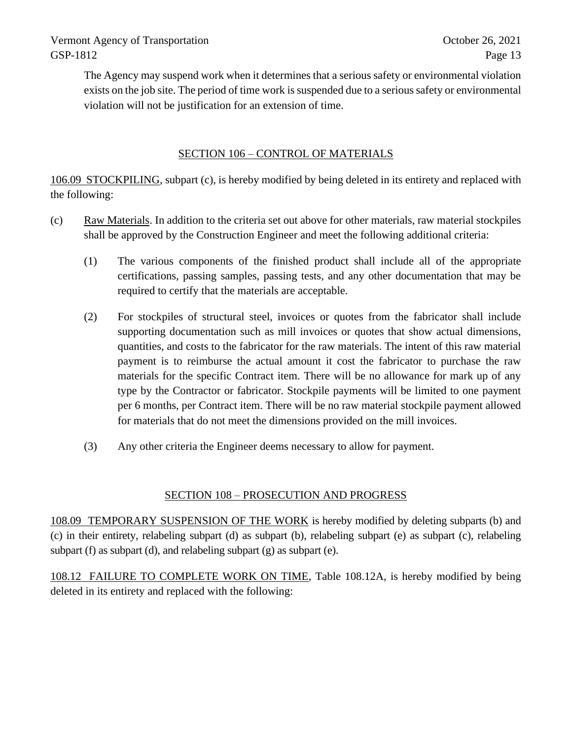The Agency may suspend work when it determines that a serious safety or environmental violation exists on the job site. The period of time work is suspended due to a serious safety or environmental violation will not be justification for an extension of time.

## SECTION 106 – CONTROL OF MATERIALS

106.09 STOCKPILING, subpart (c), is hereby modified by being deleted in its entirety and replaced with the following:

(c) Raw Materials. In addition to the criteria set out above for other materials, raw material stockpiles shall be approved by the Construction Engineer and meet the following additional criteria:

(1) The various components of the finished product shall include all of the appropriate certifications, passing samples, passing tests, and any other documentation that may be required to certify that the materials are acceptable.

(2) For stockpiles of structural steel, invoices or quotes from the fabricator shall include supporting documentation such as mill invoices or quotes that show actual dimensions, quantities, and costs to the fabricator for the raw materials. The intent of this raw material payment is to reimburse the actual amount it cost the fabricator to purchase the raw materials for the specific Contract item. There will be no allowance for mark up of any type by the Contractor or fabricator. Stockpile payments will be limited to one payment per 6 months, per Contract item. There will be no raw material stockpile payment allowed for materials that do not meet the dimensions provided on the mill invoices.

(3) Any other criteria the Engineer deems necessary to allow for payment.

## SECTION 108 – PROSECUTION AND PROGRESS

108.09 TEMPORARY SUSPENSION OF THE WORK is hereby modified by deleting subparts (b) and (c) in their entirety, relabeling subpart (d) as subpart (b), relabeling subpart (e) as subpart (c), relabeling subpart (f) as subpart (d), and relabeling subpart (g) as subpart (e).

108.12 FAILURE TO COMPLETE WORK ON TIME, Table 108.12A, is hereby modified by being deleted in its entirety and replaced with the following: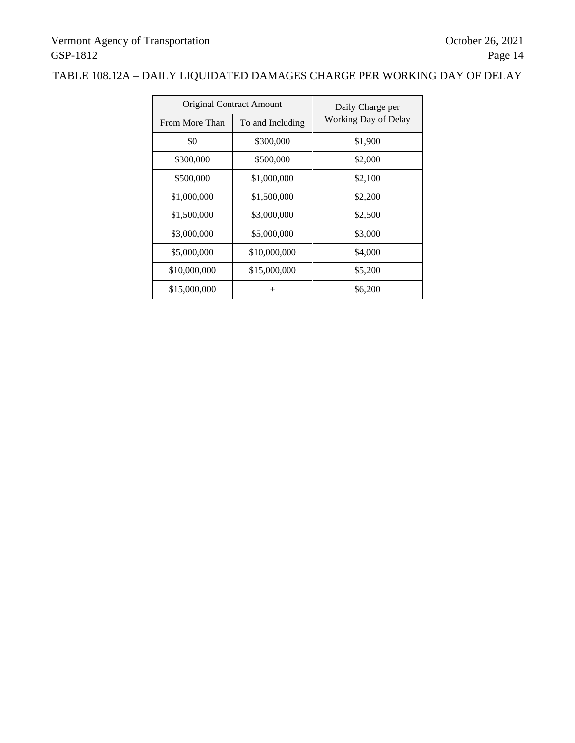TABLE 108.12A – DAILY LIQUIDATED DAMAGES CHARGE PER WORKING DAY OF DELAY

| Original Contract Amount | | Daily Charge per Working Day of Delay |
|---|---|---|
| From More Than | To and Including | |
| $0 | $300,000 | $1,900 |
| $300,000 | $500,000 | $2,000 |
| $500,000 | $1,000,000 | $2,100 |
| $1,000,000 | $1,500,000 | $2,200 |
| $1,500,000 | $3,000,000 | $2,500 |
| $3,000,000 | $5,000,000 | $3,000 |
| $5,000,000 | $10,000,000 | $4,000 |
| $10,000,000 | $15,000,000 | $5,200 |
| $15,000,000 | + | $6,200 |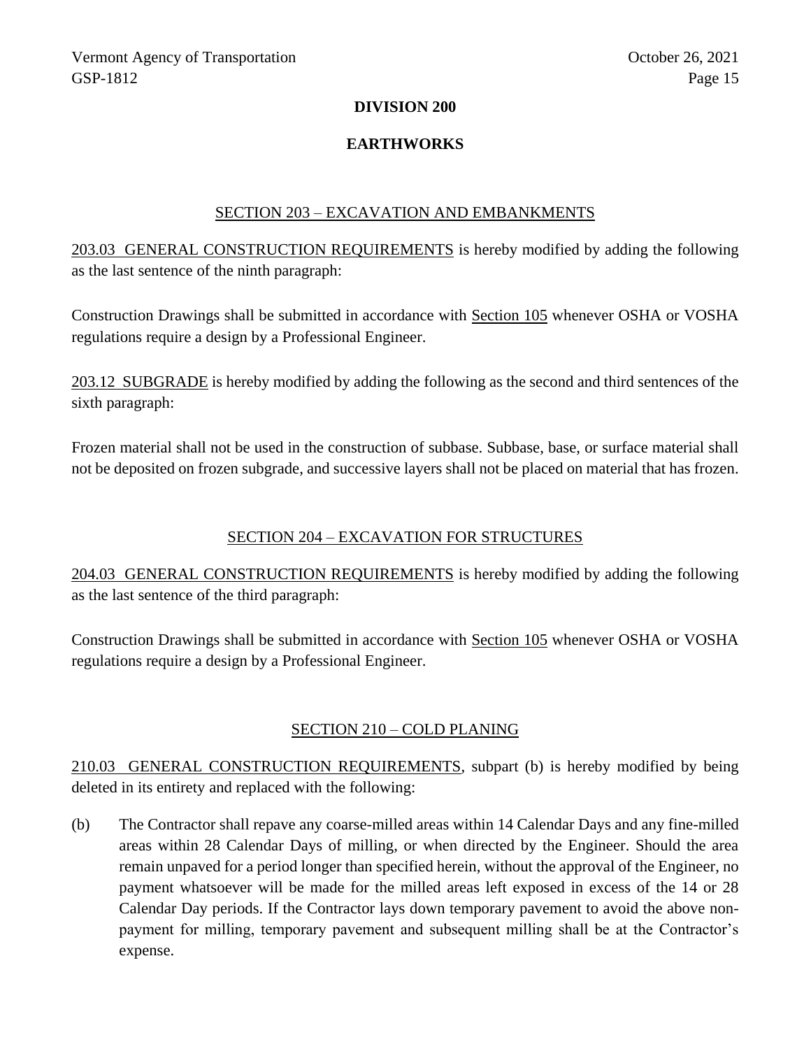# DIVISION 200

# EARTHWORKS

## SECTION 203 – EXCAVATION AND EMBANKMENTS

203.03 GENERAL CONSTRUCTION REQUIREMENTS is hereby modified by adding the following as the last sentence of the ninth paragraph:

Construction Drawings shall be submitted in accordance with Section 105 whenever OSHA or VOSHA regulations require a design by a Professional Engineer.

203.12 SUBGRADE is hereby modified by adding the following as the second and third sentences of the sixth paragraph:

Frozen material shall not be used in the construction of subbase. Subbase, base, or surface material shall not be deposited on frozen subgrade, and successive layers shall not be placed on material that has frozen.

## SECTION 204 – EXCAVATION FOR STRUCTURES

204.03 GENERAL CONSTRUCTION REQUIREMENTS is hereby modified by adding the following as the last sentence of the third paragraph:

Construction Drawings shall be submitted in accordance with Section 105 whenever OSHA or VOSHA regulations require a design by a Professional Engineer.

## SECTION 210 – COLD PLANING

210.03 GENERAL CONSTRUCTION REQUIREMENTS, subpart (b) is hereby modified by being deleted in its entirety and replaced with the following:

(b) The Contractor shall repave any coarse-milled areas within 14 Calendar Days and any fine-milled areas within 28 Calendar Days of milling, or when directed by the Engineer. Should the area remain unpaved for a period longer than specified herein, without the approval of the Engineer, no payment whatsoever will be made for the milled areas left exposed in excess of the 14 or 28 Calendar Day periods. If the Contractor lays down temporary pavement to avoid the above non-payment for milling, temporary pavement and subsequent milling shall be at the Contractor's expense.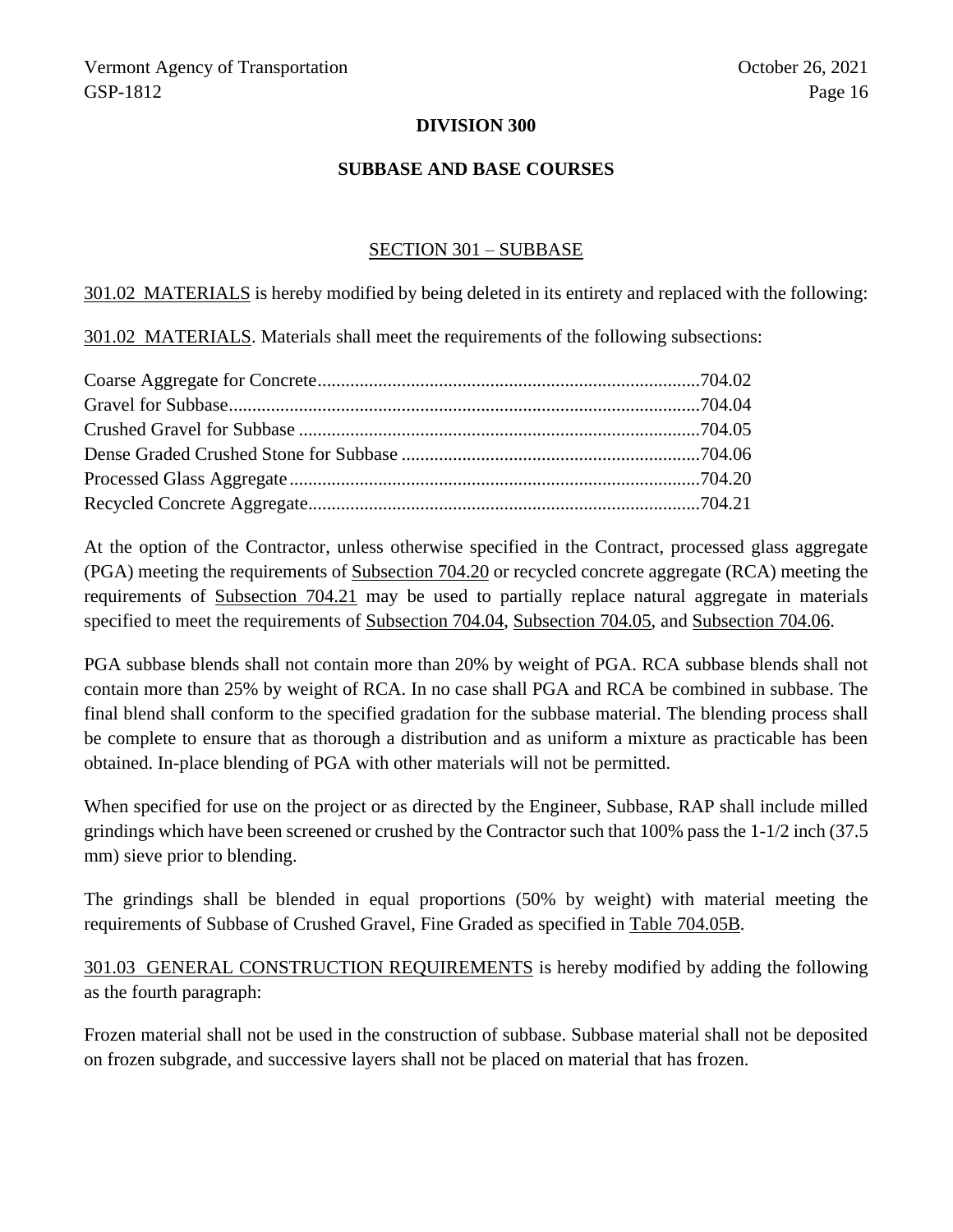## DIVISION 300

## SUBBASE AND BASE COURSES

### SECTION 301 – SUBBASE

301.02 MATERIALS is hereby modified by being deleted in its entirety and replaced with the following:

301.02 MATERIALS. Materials shall meet the requirements of the following subsections:

Coarse Aggregate for Concrete........................................................................................704.02
Gravel for Subbase..........................................................................................................704.04
Crushed Gravel for Subbase ...........................................................................................704.05
Dense Graded Crushed Stone for Subbase .....................................................................704.06
Processed Glass Aggregate..............................................................................................704.20
Recycled Concrete Aggregate..........................................................................................704.21

At the option of the Contractor, unless otherwise specified in the Contract, processed glass aggregate (PGA) meeting the requirements of Subsection 704.20 or recycled concrete aggregate (RCA) meeting the requirements of Subsection 704.21 may be used to partially replace natural aggregate in materials specified to meet the requirements of Subsection 704.04, Subsection 704.05, and Subsection 704.06.

PGA subbase blends shall not contain more than 20% by weight of PGA. RCA subbase blends shall not contain more than 25% by weight of RCA. In no case shall PGA and RCA be combined in subbase. The final blend shall conform to the specified gradation for the subbase material. The blending process shall be complete to ensure that as thorough a distribution and as uniform a mixture as practicable has been obtained. In-place blending of PGA with other materials will not be permitted.

When specified for use on the project or as directed by the Engineer, Subbase, RAP shall include milled grindings which have been screened or crushed by the Contractor such that 100% pass the 1-1/2 inch (37.5 mm) sieve prior to blending.

The grindings shall be blended in equal proportions (50% by weight) with material meeting the requirements of Subbase of Crushed Gravel, Fine Graded as specified in Table 704.05B.

301.03 GENERAL CONSTRUCTION REQUIREMENTS is hereby modified by adding the following as the fourth paragraph:

Frozen material shall not be used in the construction of subbase. Subbase material shall not be deposited on frozen subgrade, and successive layers shall not be placed on material that has frozen.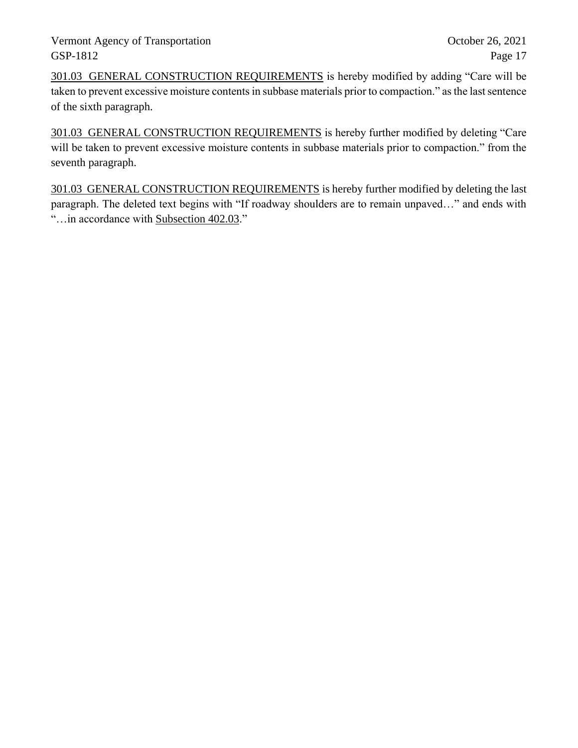301.03 GENERAL CONSTRUCTION REQUIREMENTS is hereby modified by adding "Care will be taken to prevent excessive moisture contents in subbase materials prior to compaction." as the last sentence of the sixth paragraph.

301.03 GENERAL CONSTRUCTION REQUIREMENTS is hereby further modified by deleting "Care will be taken to prevent excessive moisture contents in subbase materials prior to compaction." from the seventh paragraph.

301.03 GENERAL CONSTRUCTION REQUIREMENTS is hereby further modified by deleting the last paragraph. The deleted text begins with "If roadway shoulders are to remain unpaved…" and ends with "…in accordance with Subsection 402.03."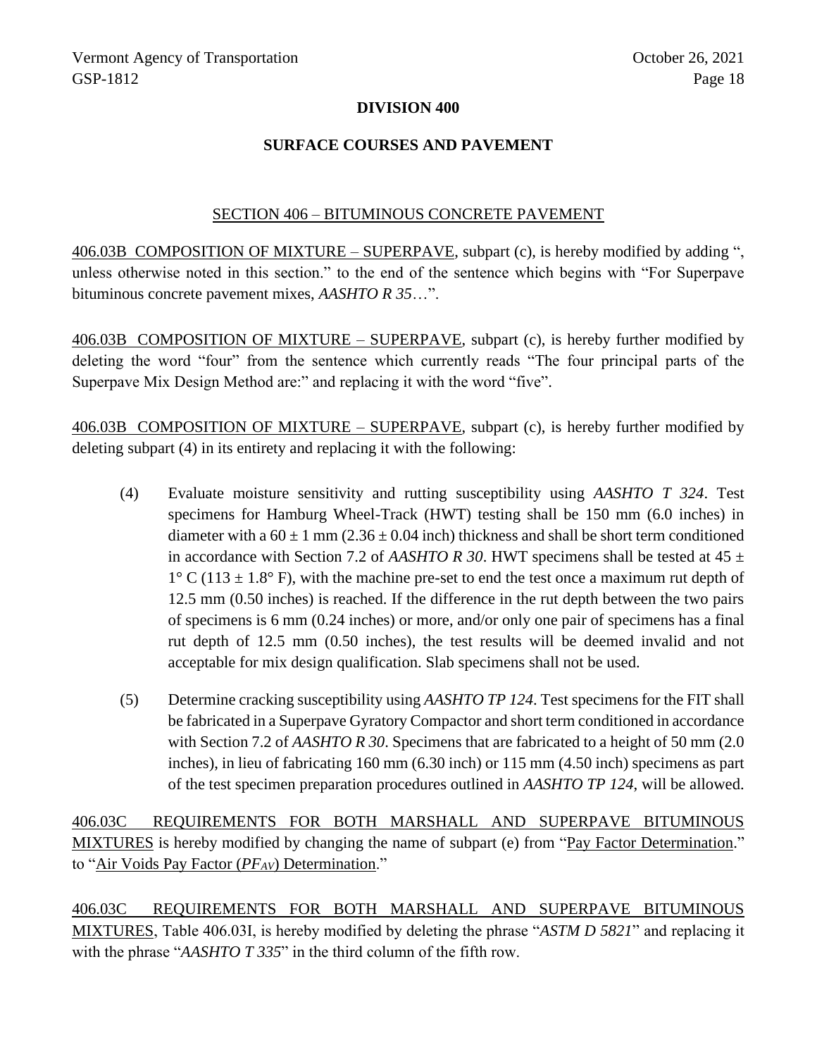## DIVISION 400

## SURFACE COURSES AND PAVEMENT

### SECTION 406 – BITUMINOUS CONCRETE PAVEMENT

406.03B COMPOSITION OF MIXTURE – SUPERPAVE, subpart (c), is hereby modified by adding ", unless otherwise noted in this section." to the end of the sentence which begins with "For Superpave bituminous concrete pavement mixes, *AASHTO R 35*…".

406.03B COMPOSITION OF MIXTURE – SUPERPAVE, subpart (c), is hereby further modified by deleting the word "four" from the sentence which currently reads "The four principal parts of the Superpave Mix Design Method are:" and replacing it with the word "five".

406.03B COMPOSITION OF MIXTURE – SUPERPAVE, subpart (c), is hereby further modified by deleting subpart (4) in its entirety and replacing it with the following:

(4) Evaluate moisture sensitivity and rutting susceptibility using *AASHTO T 324*. Test specimens for Hamburg Wheel-Track (HWT) testing shall be 150 mm (6.0 inches) in diameter with a $60 \pm 1$ mm ($2.36 \pm 0.04$ inch) thickness and shall be short term conditioned in accordance with Section 7.2 of *AASHTO R 30*. HWT specimens shall be tested at $45 \pm 1°$ C ($113 \pm 1.8°$ F), with the machine pre-set to end the test once a maximum rut depth of 12.5 mm (0.50 inches) is reached. If the difference in the rut depth between the two pairs of specimens is 6 mm (0.24 inches) or more, and/or only one pair of specimens has a final rut depth of 12.5 mm (0.50 inches), the test results will be deemed invalid and not acceptable for mix design qualification. Slab specimens shall not be used.

(5) Determine cracking susceptibility using *AASHTO TP 124*. Test specimens for the FIT shall be fabricated in a Superpave Gyratory Compactor and short term conditioned in accordance with Section 7.2 of *AASHTO R 30*. Specimens that are fabricated to a height of 50 mm (2.0 inches), in lieu of fabricating 160 mm (6.30 inch) or 115 mm (4.50 inch) specimens as part of the test specimen preparation procedures outlined in *AASHTO TP 124*, will be allowed.

406.03C REQUIREMENTS FOR BOTH MARSHALL AND SUPERPAVE BITUMINOUS MIXTURES is hereby modified by changing the name of subpart (e) from "Pay Factor Determination." to "Air Voids Pay Factor ($PF_{AV}$) Determination."

406.03C REQUIREMENTS FOR BOTH MARSHALL AND SUPERPAVE BITUMINOUS MIXTURES, Table 406.03I, is hereby modified by deleting the phrase "*ASTM D 5821*" and replacing it with the phrase "*AASHTO T 335*" in the third column of the fifth row.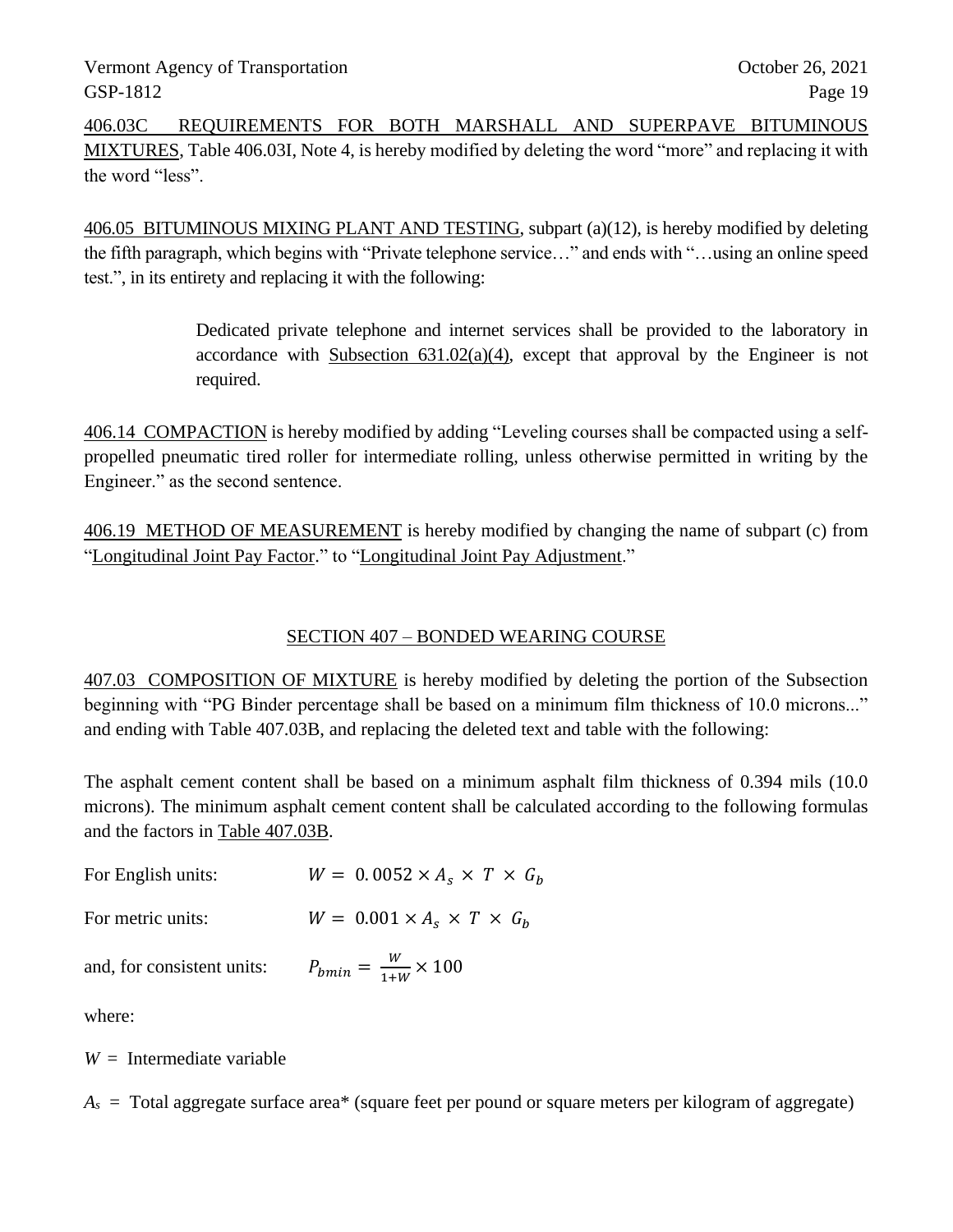406.03C REQUIREMENTS FOR BOTH MARSHALL AND SUPERPAVE BITUMINOUS MIXTURES, Table 406.03I, Note 4, is hereby modified by deleting the word "more" and replacing it with the word "less".

406.05 BITUMINOUS MIXING PLANT AND TESTING, subpart (a)(12), is hereby modified by deleting the fifth paragraph, which begins with "Private telephone service…" and ends with "…using an online speed test.", in its entirety and replacing it with the following:

> Dedicated private telephone and internet services shall be provided to the laboratory in accordance with Subsection 631.02(a)(4), except that approval by the Engineer is not required.

406.14 COMPACTION is hereby modified by adding "Leveling courses shall be compacted using a self-propelled pneumatic tired roller for intermediate rolling, unless otherwise permitted in writing by the Engineer." as the second sentence.

406.19 METHOD OF MEASUREMENT is hereby modified by changing the name of subpart (c) from "Longitudinal Joint Pay Factor." to "Longitudinal Joint Pay Adjustment."

## SECTION 407 – BONDED WEARING COURSE

407.03 COMPOSITION OF MIXTURE is hereby modified by deleting the portion of the Subsection beginning with "PG Binder percentage shall be based on a minimum film thickness of 10.0 microns..." and ending with Table 407.03B, and replacing the deleted text and table with the following:

The asphalt cement content shall be based on a minimum asphalt film thickness of 0.394 mils (10.0 microns). The minimum asphalt cement content shall be calculated according to the following formulas and the factors in Table 407.03B.

For English units: $W = 0.0052 \times A_s \times T \times G_b$

For metric units: $W = 0.001 \times A_s \times T \times G_b$

and, for consistent units: $P_{bmin} = \frac{W}{1+W} \times 100$

where:

$W$ = Intermediate variable

$A_s$ = Total aggregate surface area* (square feet per pound or square meters per kilogram of aggregate)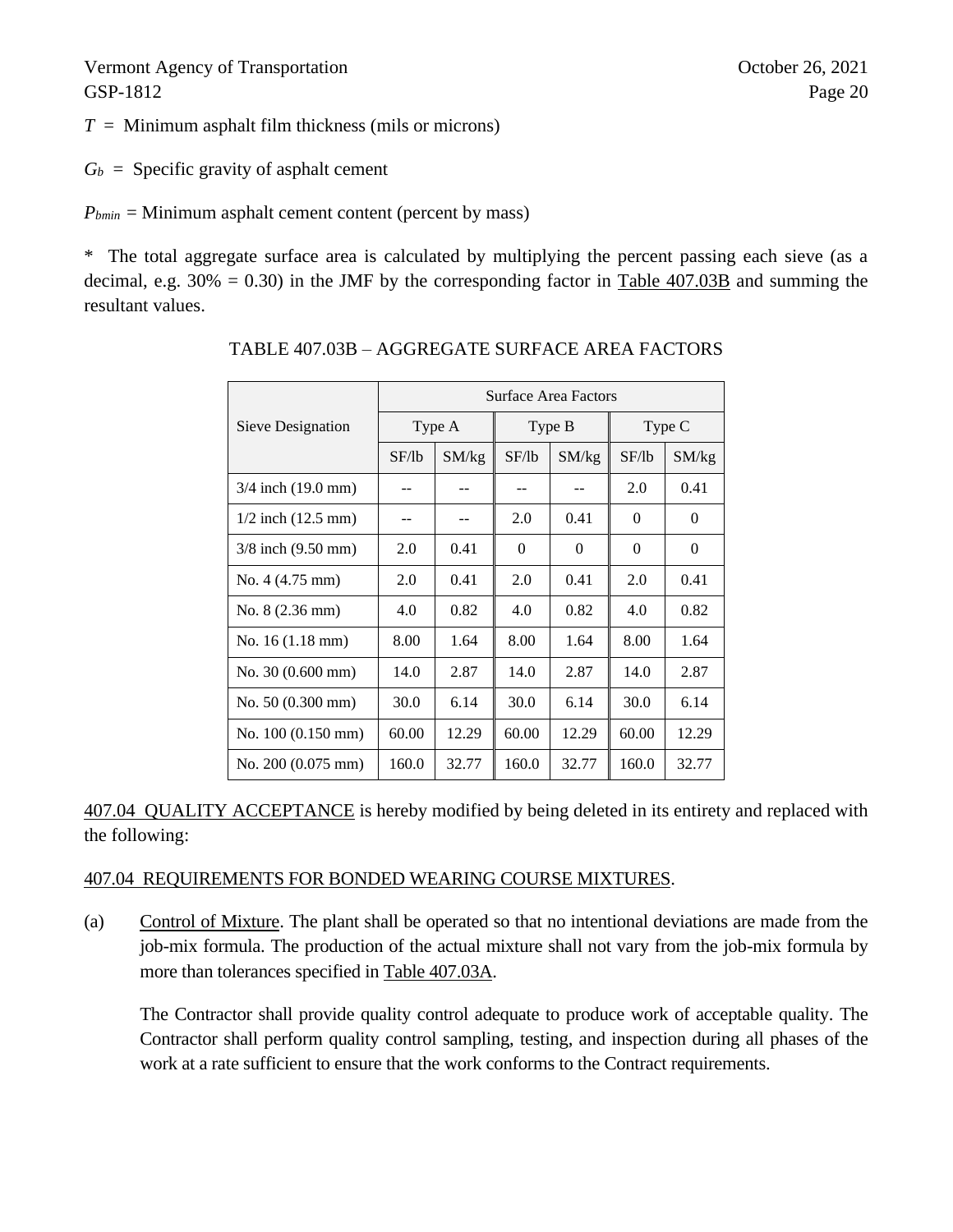$T$ = Minimum asphalt film thickness (mils or microns)

$G_b$ = Specific gravity of asphalt cement

$P_{bmin}$ = Minimum asphalt cement content (percent by mass)

* The total aggregate surface area is calculated by multiplying the percent passing each sieve (as a decimal, e.g. 30% = 0.30) in the JMF by the corresponding factor in Table 407.03B and summing the resultant values.

TABLE 407.03B – AGGREGATE SURFACE AREA FACTORS

| Sieve Designation | Surface Area Factors | | | | | |
|---|---|---|---|---|---|---|
| | Type A | | Type B | | Type C | |
| | SF/lb | SM/kg | SF/lb | SM/kg | SF/lb | SM/kg |
| 3/4 inch (19.0 mm) | -- | -- | -- | -- | 2.0 | 0.41 |
| 1/2 inch (12.5 mm) | -- | -- | 2.0 | 0.41 | 0 | 0 |
| 3/8 inch (9.50 mm) | 2.0 | 0.41 | 0 | 0 | 0 | 0 |
| No. 4 (4.75 mm) | 2.0 | 0.41 | 2.0 | 0.41 | 2.0 | 0.41 |
| No. 8 (2.36 mm) | 4.0 | 0.82 | 4.0 | 0.82 | 4.0 | 0.82 |
| No. 16 (1.18 mm) | 8.00 | 1.64 | 8.00 | 1.64 | 8.00 | 1.64 |
| No. 30 (0.600 mm) | 14.0 | 2.87 | 14.0 | 2.87 | 14.0 | 2.87 |
| No. 50 (0.300 mm) | 30.0 | 6.14 | 30.0 | 6.14 | 30.0 | 6.14 |
| No. 100 (0.150 mm) | 60.00 | 12.29 | 60.00 | 12.29 | 60.00 | 12.29 |
| No. 200 (0.075 mm) | 160.0 | 32.77 | 160.0 | 32.77 | 160.0 | 32.77 |

407.04 QUALITY ACCEPTANCE is hereby modified by being deleted in its entirety and replaced with the following:

407.04 REQUIREMENTS FOR BONDED WEARING COURSE MIXTURES.

(a) Control of Mixture. The plant shall be operated so that no intentional deviations are made from the job-mix formula. The production of the actual mixture shall not vary from the job-mix formula by more than tolerances specified in Table 407.03A.

The Contractor shall provide quality control adequate to produce work of acceptable quality. The Contractor shall perform quality control sampling, testing, and inspection during all phases of the work at a rate sufficient to ensure that the work conforms to the Contract requirements.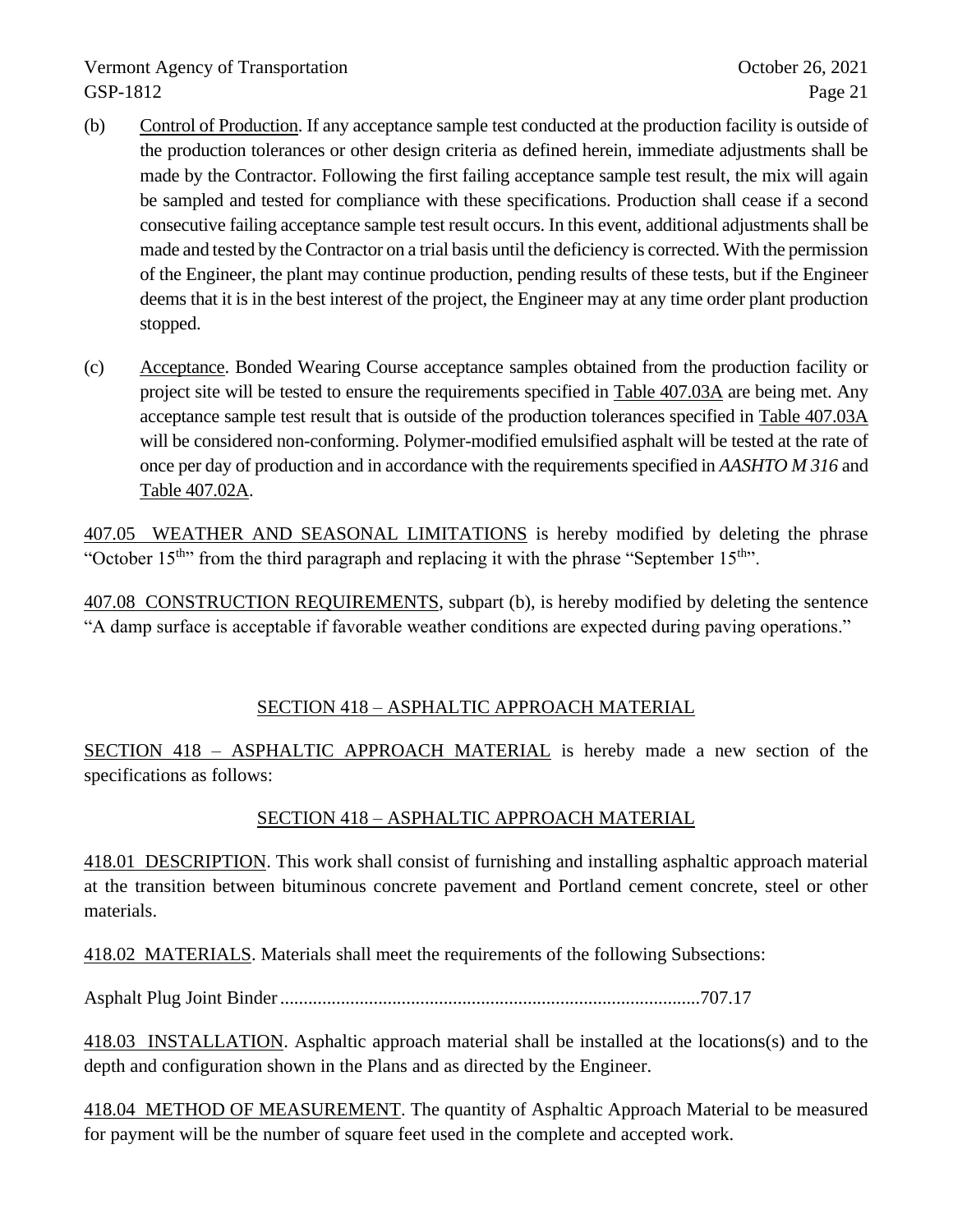(b) Control of Production. If any acceptance sample test conducted at the production facility is outside of the production tolerances or other design criteria as defined herein, immediate adjustments shall be made by the Contractor. Following the first failing acceptance sample test result, the mix will again be sampled and tested for compliance with these specifications. Production shall cease if a second consecutive failing acceptance sample test result occurs. In this event, additional adjustments shall be made and tested by the Contractor on a trial basis until the deficiency is corrected. With the permission of the Engineer, the plant may continue production, pending results of these tests, but if the Engineer deems that it is in the best interest of the project, the Engineer may at any time order plant production stopped.

(c) Acceptance. Bonded Wearing Course acceptance samples obtained from the production facility or project site will be tested to ensure the requirements specified in Table 407.03A are being met. Any acceptance sample test result that is outside of the production tolerances specified in Table 407.03A will be considered non-conforming. Polymer-modified emulsified asphalt will be tested at the rate of once per day of production and in accordance with the requirements specified in *AASHTO M 316* and Table 407.02A.

407.05 WEATHER AND SEASONAL LIMITATIONS is hereby modified by deleting the phrase "October 15th" from the third paragraph and replacing it with the phrase "September 15th".

407.08 CONSTRUCTION REQUIREMENTS, subpart (b), is hereby modified by deleting the sentence "A damp surface is acceptable if favorable weather conditions are expected during paving operations."

## SECTION 418 – ASPHALTIC APPROACH MATERIAL

SECTION 418 – ASPHALTIC APPROACH MATERIAL is hereby made a new section of the specifications as follows:

## SECTION 418 – ASPHALTIC APPROACH MATERIAL

418.01 DESCRIPTION. This work shall consist of furnishing and installing asphaltic approach material at the transition between bituminous concrete pavement and Portland cement concrete, steel or other materials.

418.02 MATERIALS. Materials shall meet the requirements of the following Subsections:

Asphalt Plug Joint Binder ........................................................................................707.17

418.03 INSTALLATION. Asphaltic approach material shall be installed at the locations(s) and to the depth and configuration shown in the Plans and as directed by the Engineer.

418.04 METHOD OF MEASUREMENT. The quantity of Asphaltic Approach Material to be measured for payment will be the number of square feet used in the complete and accepted work.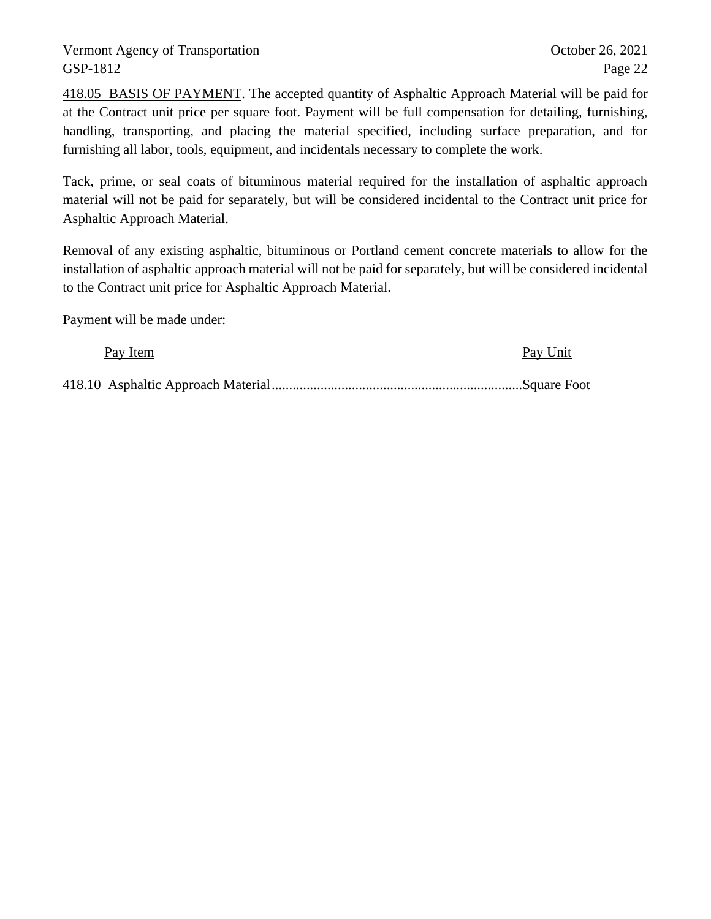418.05 BASIS OF PAYMENT. The accepted quantity of Asphaltic Approach Material will be paid for at the Contract unit price per square foot. Payment will be full compensation for detailing, furnishing, handling, transporting, and placing the material specified, including surface preparation, and for furnishing all labor, tools, equipment, and incidentals necessary to complete the work.

Tack, prime, or seal coats of bituminous material required for the installation of asphaltic approach material will not be paid for separately, but will be considered incidental to the Contract unit price for Asphaltic Approach Material.

Removal of any existing asphaltic, bituminous or Portland cement concrete materials to allow for the installation of asphaltic approach material will not be paid for separately, but will be considered incidental to the Contract unit price for Asphaltic Approach Material.

Payment will be made under:

| Pay Item | Pay Unit |
| --- | --- |
| 418.10 Asphaltic Approach Material | Square Foot |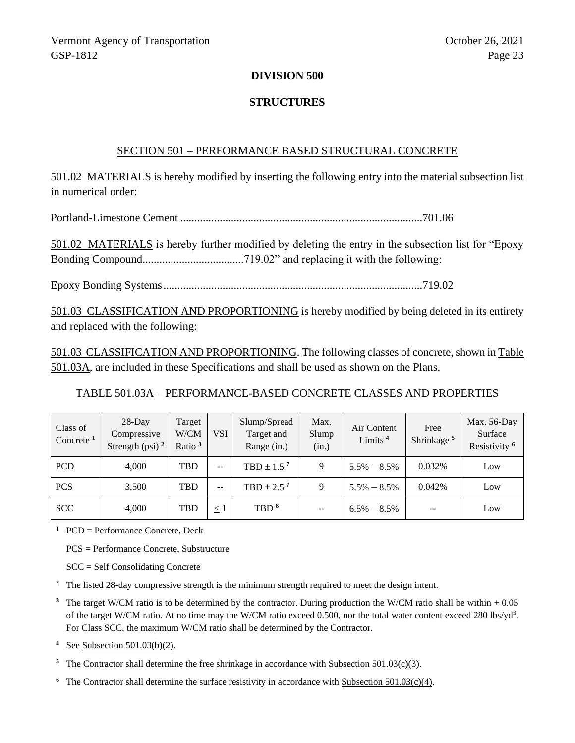# DIVISION 500

# STRUCTURES

## SECTION 501 – PERFORMANCE BASED STRUCTURAL CONCRETE

501.02 MATERIALS is hereby modified by inserting the following entry into the material subsection list in numerical order:

Portland-Limestone Cement ......................................................................................701.06

501.02 MATERIALS is hereby further modified by deleting the entry in the subsection list for "Epoxy Bonding Compound....................................719.02" and replacing it with the following:

Epoxy Bonding Systems...........................................................................................719.02

501.03 CLASSIFICATION AND PROPORTIONING is hereby modified by being deleted in its entirety and replaced with the following:

501.03 CLASSIFICATION AND PROPORTIONING. The following classes of concrete, shown in Table 501.03A, are included in these Specifications and shall be used as shown on the Plans.

TABLE 501.03A – PERFORMANCE-BASED CONCRETE CLASSES AND PROPERTIES

| Class of Concrete [1] | 28-Day Compressive Strength (psi) [2] | Target W/CM Ratio [3] | VSI | Slump/Spread Target and Range (in.) | Max. Slump (in.) | Air Content Limits [4] | Free Shrinkage [5] | Max. 56-Day Surface Resistivity [6] |
|---|---|---|---|---|---|---|---|---|
| PCD | 4,000 | TBD | -- | TBD ± 1.5 [7] | 9 | 5.5% – 8.5% | 0.032% | Low |
| PCS | 3,500 | TBD | -- | TBD ± 2.5 [7] | 9 | 5.5% – 8.5% | 0.042% | Low |
| SCC | 4,000 | TBD | ≤ 1 | TBD [8] | -- | 6.5% – 8.5% | -- | Low |

[1] PCD = Performance Concrete, Deck

PCS = Performance Concrete, Substructure

SCC = Self Consolidating Concrete

[2] The listed 28-day compressive strength is the minimum strength required to meet the design intent.

[3] The target W/CM ratio is to be determined by the contractor. During production the W/CM ratio shall be within + 0.05 of the target W/CM ratio. At no time may the W/CM ratio exceed 0.500, nor the total water content exceed 280 lbs/yd$^3$. For Class SCC, the maximum W/CM ratio shall be determined by the Contractor.

[4] See Subsection 501.03(b)(2).

[5] The Contractor shall determine the free shrinkage in accordance with Subsection 501.03(c)(3).

[6] The Contractor shall determine the surface resistivity in accordance with Subsection 501.03(c)(4).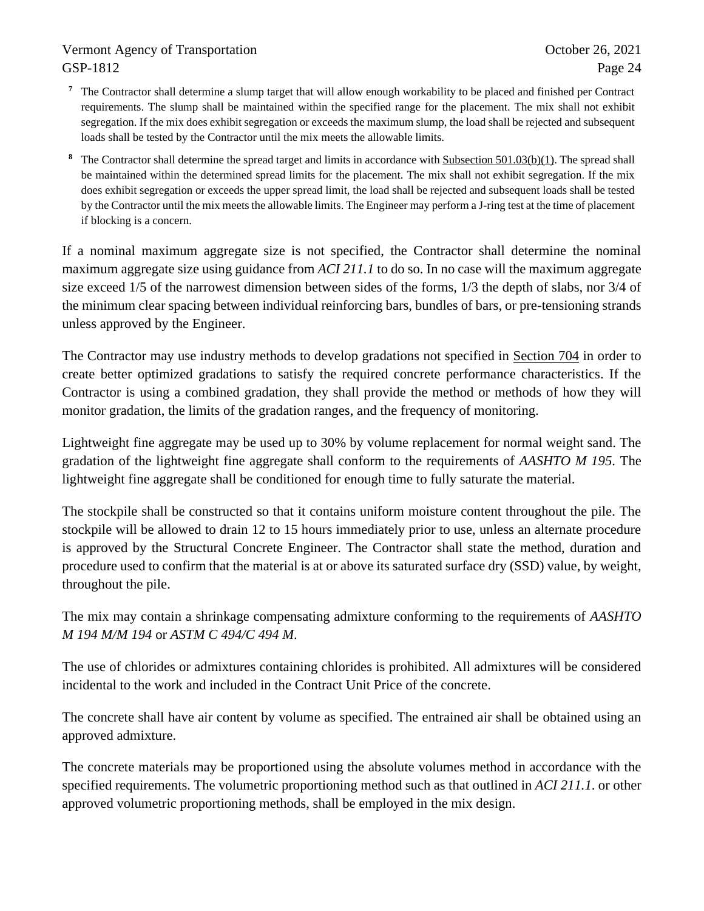[7] The Contractor shall determine a slump target that will allow enough workability to be placed and finished per Contract requirements. The slump shall be maintained within the specified range for the placement. The mix shall not exhibit segregation. If the mix does exhibit segregation or exceeds the maximum slump, the load shall be rejected and subsequent loads shall be tested by the Contractor until the mix meets the allowable limits.

[8] The Contractor shall determine the spread target and limits in accordance with Subsection 501.03(b)(1). The spread shall be maintained within the determined spread limits for the placement. The mix shall not exhibit segregation. If the mix does exhibit segregation or exceeds the upper spread limit, the load shall be rejected and subsequent loads shall be tested by the Contractor until the mix meets the allowable limits. The Engineer may perform a J-ring test at the time of placement if blocking is a concern.

If a nominal maximum aggregate size is not specified, the Contractor shall determine the nominal maximum aggregate size using guidance from *ACI 211.1* to do so. In no case will the maximum aggregate size exceed 1/5 of the narrowest dimension between sides of the forms, 1/3 the depth of slabs, nor 3/4 of the minimum clear spacing between individual reinforcing bars, bundles of bars, or pre-tensioning strands unless approved by the Engineer.

The Contractor may use industry methods to develop gradations not specified in Section 704 in order to create better optimized gradations to satisfy the required concrete performance characteristics. If the Contractor is using a combined gradation, they shall provide the method or methods of how they will monitor gradation, the limits of the gradation ranges, and the frequency of monitoring.

Lightweight fine aggregate may be used up to 30% by volume replacement for normal weight sand. The gradation of the lightweight fine aggregate shall conform to the requirements of *AASHTO M 195*. The lightweight fine aggregate shall be conditioned for enough time to fully saturate the material.

The stockpile shall be constructed so that it contains uniform moisture content throughout the pile. The stockpile will be allowed to drain 12 to 15 hours immediately prior to use, unless an alternate procedure is approved by the Structural Concrete Engineer. The Contractor shall state the method, duration and procedure used to confirm that the material is at or above its saturated surface dry (SSD) value, by weight, throughout the pile.

The mix may contain a shrinkage compensating admixture conforming to the requirements of *AASHTO M 194 M/M 194* or *ASTM C 494/C 494 M*.

The use of chlorides or admixtures containing chlorides is prohibited. All admixtures will be considered incidental to the work and included in the Contract Unit Price of the concrete.

The concrete shall have air content by volume as specified. The entrained air shall be obtained using an approved admixture.

The concrete materials may be proportioned using the absolute volumes method in accordance with the specified requirements. The volumetric proportioning method such as that outlined in *ACI 211.1*. or other approved volumetric proportioning methods, shall be employed in the mix design.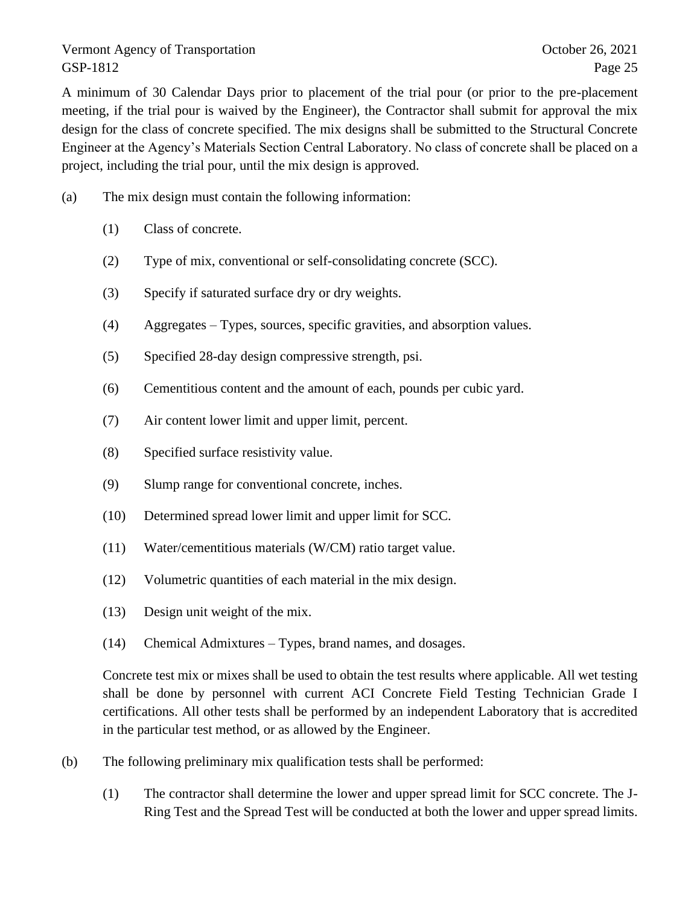A minimum of 30 Calendar Days prior to placement of the trial pour (or prior to the pre-placement meeting, if the trial pour is waived by the Engineer), the Contractor shall submit for approval the mix design for the class of concrete specified. The mix designs shall be submitted to the Structural Concrete Engineer at the Agency's Materials Section Central Laboratory. No class of concrete shall be placed on a project, including the trial pour, until the mix design is approved.

(a) The mix design must contain the following information:

(1) Class of concrete.

(2) Type of mix, conventional or self-consolidating concrete (SCC).

(3) Specify if saturated surface dry or dry weights.

(4) Aggregates – Types, sources, specific gravities, and absorption values.

(5) Specified 28-day design compressive strength, psi.

(6) Cementitious content and the amount of each, pounds per cubic yard.

(7) Air content lower limit and upper limit, percent.

(8) Specified surface resistivity value.

(9) Slump range for conventional concrete, inches.

(10) Determined spread lower limit and upper limit for SCC.

(11) Water/cementitious materials (W/CM) ratio target value.

(12) Volumetric quantities of each material in the mix design.

(13) Design unit weight of the mix.

(14) Chemical Admixtures – Types, brand names, and dosages.

Concrete test mix or mixes shall be used to obtain the test results where applicable. All wet testing shall be done by personnel with current ACI Concrete Field Testing Technician Grade I certifications. All other tests shall be performed by an independent Laboratory that is accredited in the particular test method, or as allowed by the Engineer.

(b) The following preliminary mix qualification tests shall be performed:

(1) The contractor shall determine the lower and upper spread limit for SCC concrete. The J-Ring Test and the Spread Test will be conducted at both the lower and upper spread limits.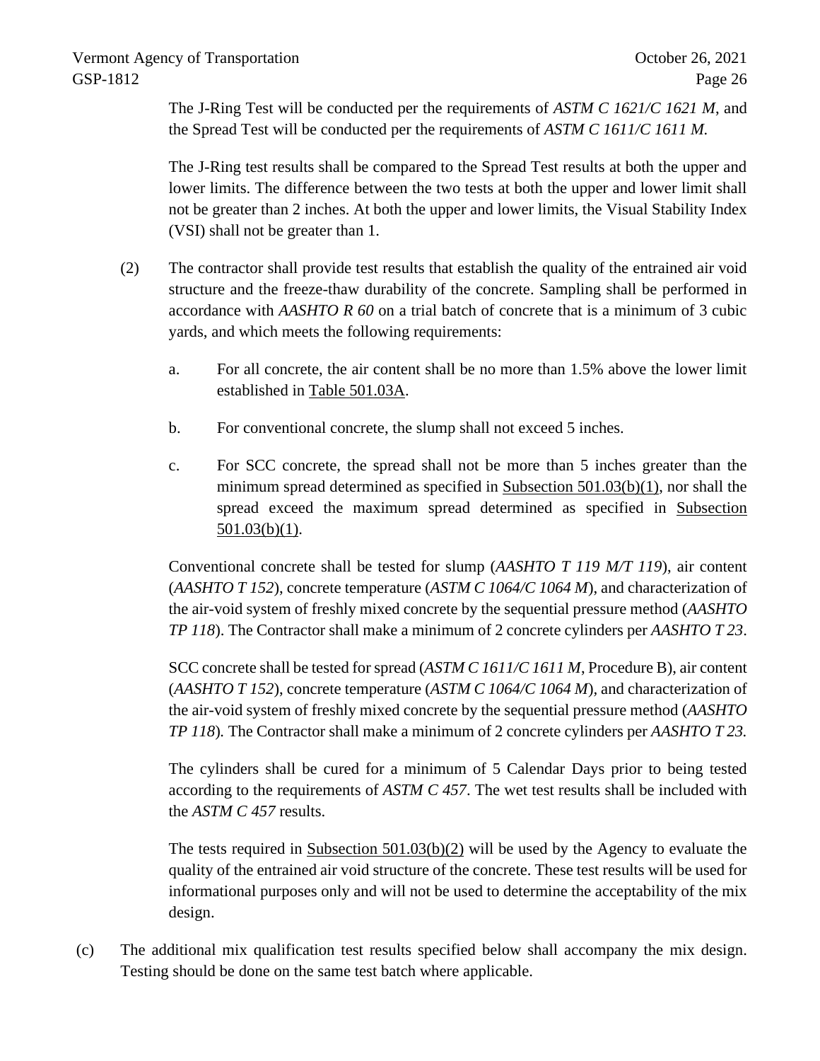The J-Ring Test will be conducted per the requirements of *ASTM C 1621/C 1621 M*, and the Spread Test will be conducted per the requirements of *ASTM C 1611/C 1611 M*.

The J-Ring test results shall be compared to the Spread Test results at both the upper and lower limits. The difference between the two tests at both the upper and lower limit shall not be greater than 2 inches. At both the upper and lower limits, the Visual Stability Index (VSI) shall not be greater than 1.

(2) The contractor shall provide test results that establish the quality of the entrained air void structure and the freeze-thaw durability of the concrete. Sampling shall be performed in accordance with *AASHTO R 60* on a trial batch of concrete that is a minimum of 3 cubic yards, and which meets the following requirements:

a. For all concrete, the air content shall be no more than 1.5% above the lower limit established in Table 501.03A.

b. For conventional concrete, the slump shall not exceed 5 inches.

c. For SCC concrete, the spread shall not be more than 5 inches greater than the minimum spread determined as specified in Subsection 501.03(b)(1), nor shall the spread exceed the maximum spread determined as specified in Subsection 501.03(b)(1).

Conventional concrete shall be tested for slump (*AASHTO T 119 M/T 119*), air content (*AASHTO T 152*), concrete temperature (*ASTM C 1064/C 1064 M*), and characterization of the air-void system of freshly mixed concrete by the sequential pressure method (*AASHTO TP 118*). The Contractor shall make a minimum of 2 concrete cylinders per *AASHTO T 23*.

SCC concrete shall be tested for spread (*ASTM C 1611/C 1611 M*, Procedure B), air content (*AASHTO T 152*), concrete temperature (*ASTM C 1064/C 1064 M*), and characterization of the air-void system of freshly mixed concrete by the sequential pressure method (*AASHTO TP 118*). The Contractor shall make a minimum of 2 concrete cylinders per *AASHTO T 23*.

The cylinders shall be cured for a minimum of 5 Calendar Days prior to being tested according to the requirements of *ASTM C 457*. The wet test results shall be included with the *ASTM C 457* results.

The tests required in Subsection 501.03(b)(2) will be used by the Agency to evaluate the quality of the entrained air void structure of the concrete. These test results will be used for informational purposes only and will not be used to determine the acceptability of the mix design.

(c) The additional mix qualification test results specified below shall accompany the mix design. Testing should be done on the same test batch where applicable.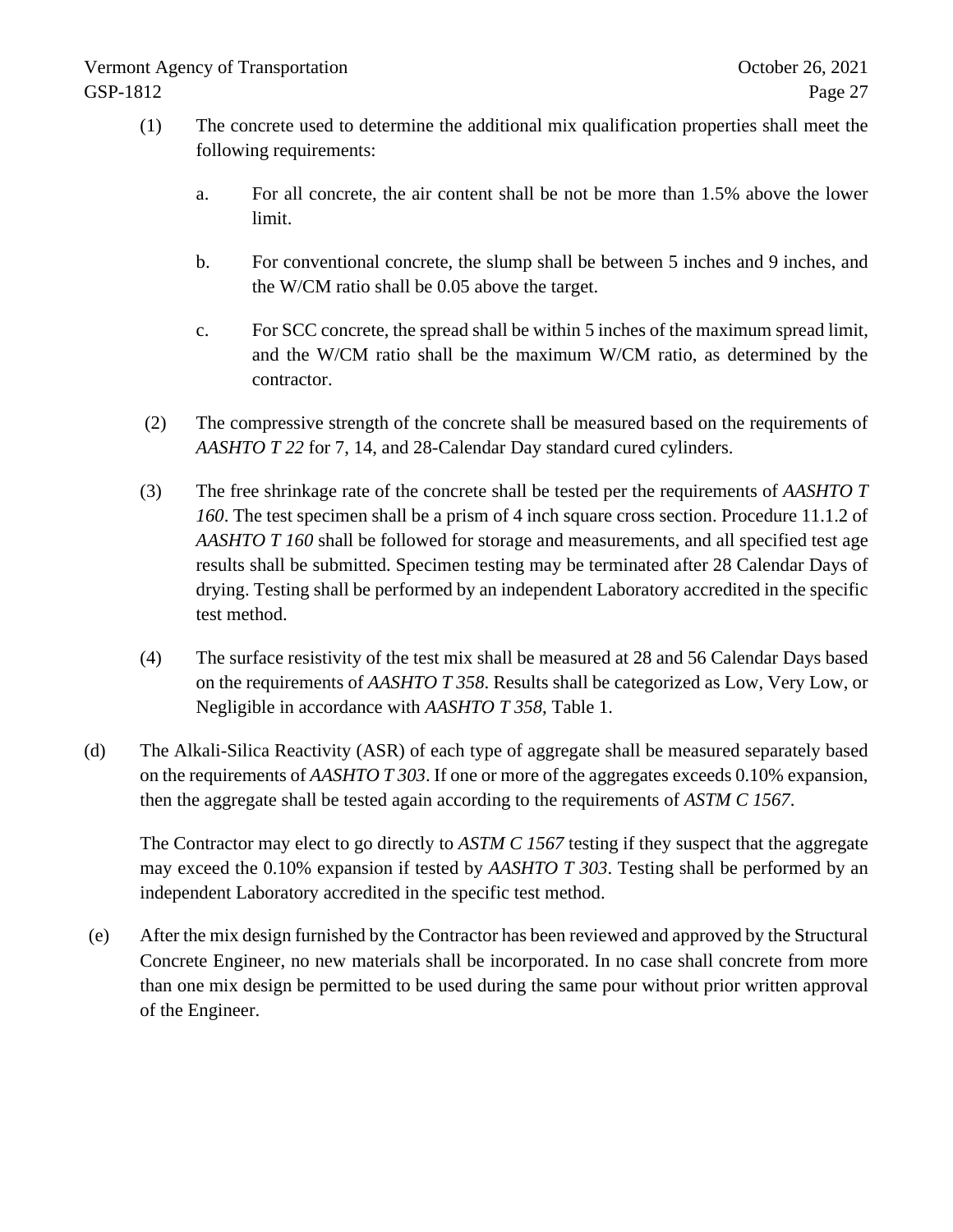(1) The concrete used to determine the additional mix qualification properties shall meet the following requirements:

a. For all concrete, the air content shall be not be more than 1.5% above the lower limit.

b. For conventional concrete, the slump shall be between 5 inches and 9 inches, and the W/CM ratio shall be 0.05 above the target.

c. For SCC concrete, the spread shall be within 5 inches of the maximum spread limit, and the W/CM ratio shall be the maximum W/CM ratio, as determined by the contractor.

(2) The compressive strength of the concrete shall be measured based on the requirements of *AASHTO T 22* for 7, 14, and 28-Calendar Day standard cured cylinders.

(3) The free shrinkage rate of the concrete shall be tested per the requirements of *AASHTO T 160*. The test specimen shall be a prism of 4 inch square cross section. Procedure 11.1.2 of *AASHTO T 160* shall be followed for storage and measurements, and all specified test age results shall be submitted. Specimen testing may be terminated after 28 Calendar Days of drying. Testing shall be performed by an independent Laboratory accredited in the specific test method.

(4) The surface resistivity of the test mix shall be measured at 28 and 56 Calendar Days based on the requirements of *AASHTO T 358*. Results shall be categorized as Low, Very Low, or Negligible in accordance with *AASHTO T 358*, Table 1.

(d) The Alkali-Silica Reactivity (ASR) of each type of aggregate shall be measured separately based on the requirements of *AASHTO T 303*. If one or more of the aggregates exceeds 0.10% expansion, then the aggregate shall be tested again according to the requirements of *ASTM C 1567*.

The Contractor may elect to go directly to *ASTM C 1567* testing if they suspect that the aggregate may exceed the 0.10% expansion if tested by *AASHTO T 303*. Testing shall be performed by an independent Laboratory accredited in the specific test method.

(e) After the mix design furnished by the Contractor has been reviewed and approved by the Structural Concrete Engineer, no new materials shall be incorporated. In no case shall concrete from more than one mix design be permitted to be used during the same pour without prior written approval of the Engineer.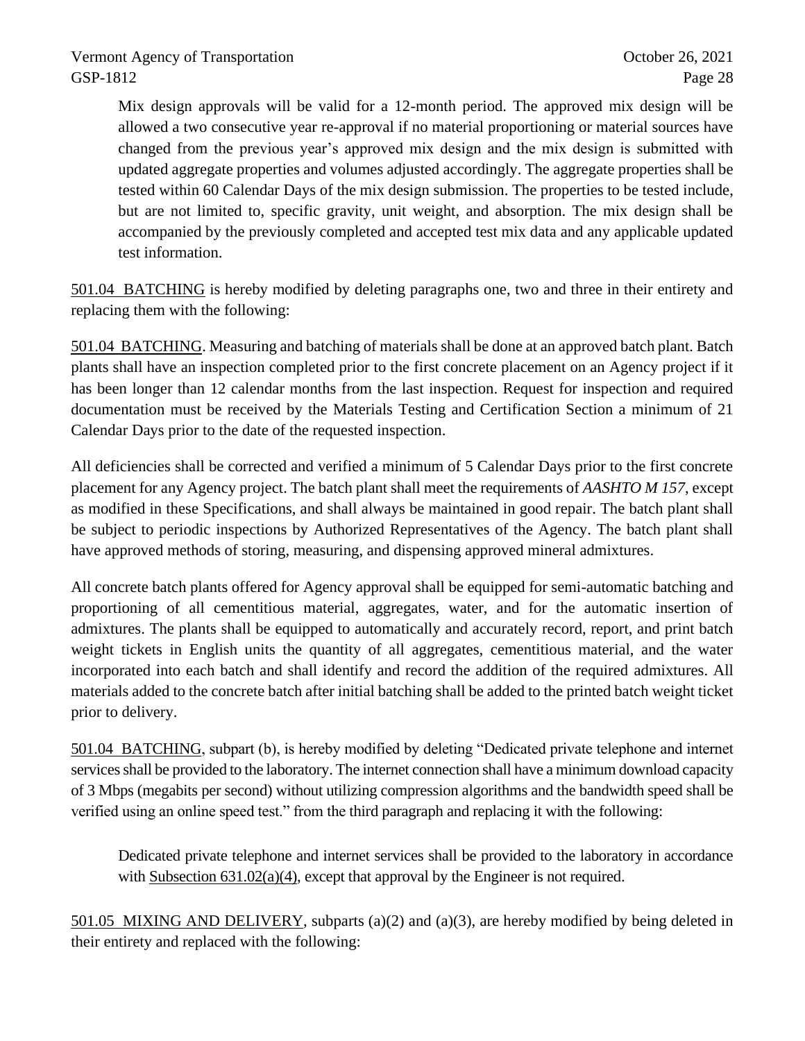Mix design approvals will be valid for a 12-month period. The approved mix design will be allowed a two consecutive year re-approval if no material proportioning or material sources have changed from the previous year's approved mix design and the mix design is submitted with updated aggregate properties and volumes adjusted accordingly. The aggregate properties shall be tested within 60 Calendar Days of the mix design submission. The properties to be tested include, but are not limited to, specific gravity, unit weight, and absorption. The mix design shall be accompanied by the previously completed and accepted test mix data and any applicable updated test information.

501.04 BATCHING is hereby modified by deleting paragraphs one, two and three in their entirety and replacing them with the following:

501.04 BATCHING. Measuring and batching of materials shall be done at an approved batch plant. Batch plants shall have an inspection completed prior to the first concrete placement on an Agency project if it has been longer than 12 calendar months from the last inspection. Request for inspection and required documentation must be received by the Materials Testing and Certification Section a minimum of 21 Calendar Days prior to the date of the requested inspection.

All deficiencies shall be corrected and verified a minimum of 5 Calendar Days prior to the first concrete placement for any Agency project. The batch plant shall meet the requirements of *AASHTO M 157*, except as modified in these Specifications, and shall always be maintained in good repair. The batch plant shall be subject to periodic inspections by Authorized Representatives of the Agency. The batch plant shall have approved methods of storing, measuring, and dispensing approved mineral admixtures.

All concrete batch plants offered for Agency approval shall be equipped for semi-automatic batching and proportioning of all cementitious material, aggregates, water, and for the automatic insertion of admixtures. The plants shall be equipped to automatically and accurately record, report, and print batch weight tickets in English units the quantity of all aggregates, cementitious material, and the water incorporated into each batch and shall identify and record the addition of the required admixtures. All materials added to the concrete batch after initial batching shall be added to the printed batch weight ticket prior to delivery.

501.04 BATCHING, subpart (b), is hereby modified by deleting "Dedicated private telephone and internet services shall be provided to the laboratory. The internet connection shall have a minimum download capacity of 3 Mbps (megabits per second) without utilizing compression algorithms and the bandwidth speed shall be verified using an online speed test." from the third paragraph and replacing it with the following:

> Dedicated private telephone and internet services shall be provided to the laboratory in accordance with Subsection 631.02(a)(4), except that approval by the Engineer is not required.

501.05 MIXING AND DELIVERY, subparts (a)(2) and (a)(3), are hereby modified by being deleted in their entirety and replaced with the following: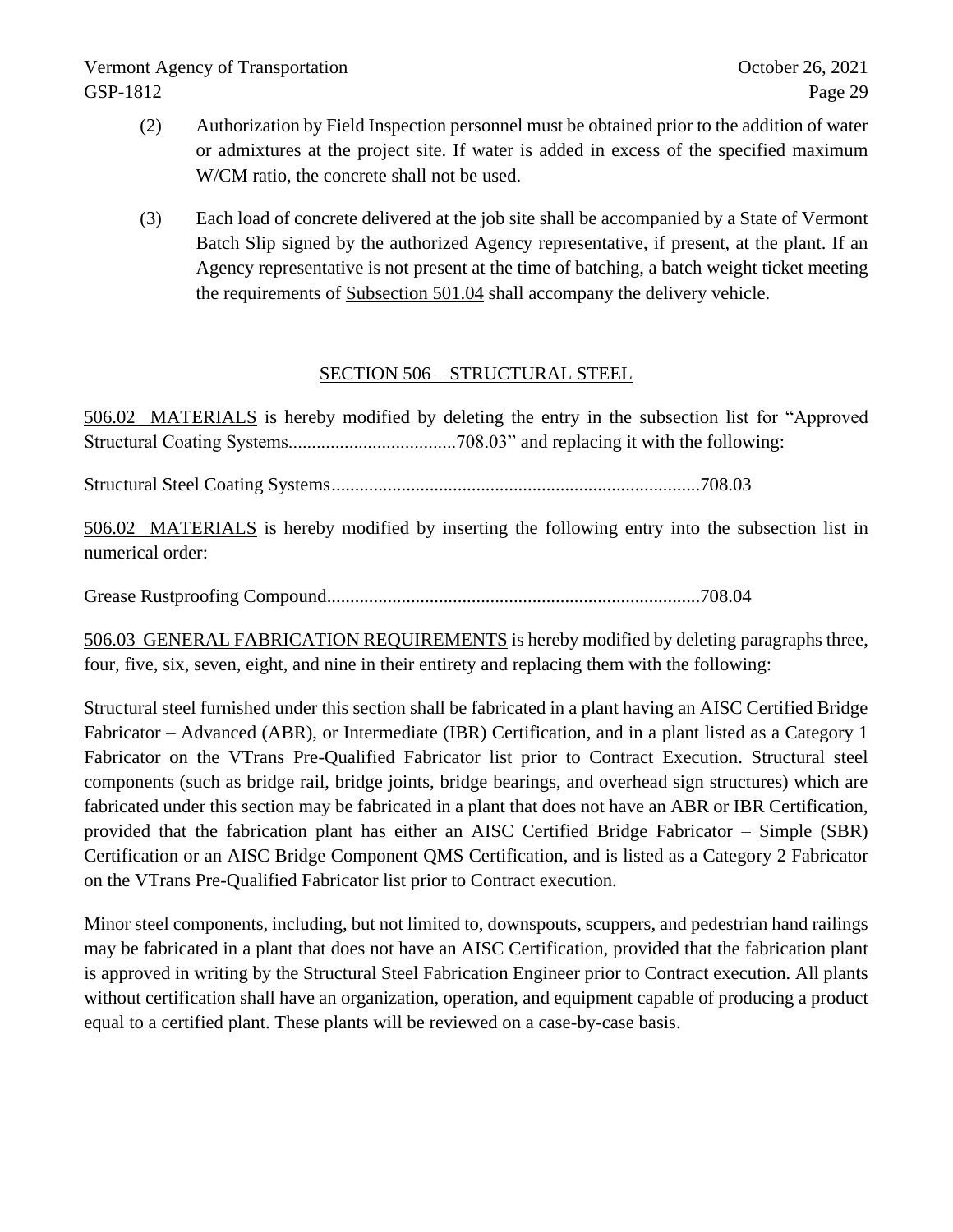(2) Authorization by Field Inspection personnel must be obtained prior to the addition of water or admixtures at the project site. If water is added in excess of the specified maximum W/CM ratio, the concrete shall not be used.

(3) Each load of concrete delivered at the job site shall be accompanied by a State of Vermont Batch Slip signed by the authorized Agency representative, if present, at the plant. If an Agency representative is not present at the time of batching, a batch weight ticket meeting the requirements of Subsection 501.04 shall accompany the delivery vehicle.

## SECTION 506 – STRUCTURAL STEEL

506.02 MATERIALS is hereby modified by deleting the entry in the subsection list for "Approved Structural Coating Systems....................................708.03" and replacing it with the following:

Structural Steel Coating Systems...............................................................................708.03

506.02 MATERIALS is hereby modified by inserting the following entry into the subsection list in numerical order:

Grease Rustproofing Compound................................................................................708.04

506.03 GENERAL FABRICATION REQUIREMENTS is hereby modified by deleting paragraphs three, four, five, six, seven, eight, and nine in their entirety and replacing them with the following:

Structural steel furnished under this section shall be fabricated in a plant having an AISC Certified Bridge Fabricator – Advanced (ABR), or Intermediate (IBR) Certification, and in a plant listed as a Category 1 Fabricator on the VTrans Pre-Qualified Fabricator list prior to Contract Execution. Structural steel components (such as bridge rail, bridge joints, bridge bearings, and overhead sign structures) which are fabricated under this section may be fabricated in a plant that does not have an ABR or IBR Certification, provided that the fabrication plant has either an AISC Certified Bridge Fabricator – Simple (SBR) Certification or an AISC Bridge Component QMS Certification, and is listed as a Category 2 Fabricator on the VTrans Pre-Qualified Fabricator list prior to Contract execution.

Minor steel components, including, but not limited to, downspouts, scuppers, and pedestrian hand railings may be fabricated in a plant that does not have an AISC Certification, provided that the fabrication plant is approved in writing by the Structural Steel Fabrication Engineer prior to Contract execution. All plants without certification shall have an organization, operation, and equipment capable of producing a product equal to a certified plant. These plants will be reviewed on a case-by-case basis.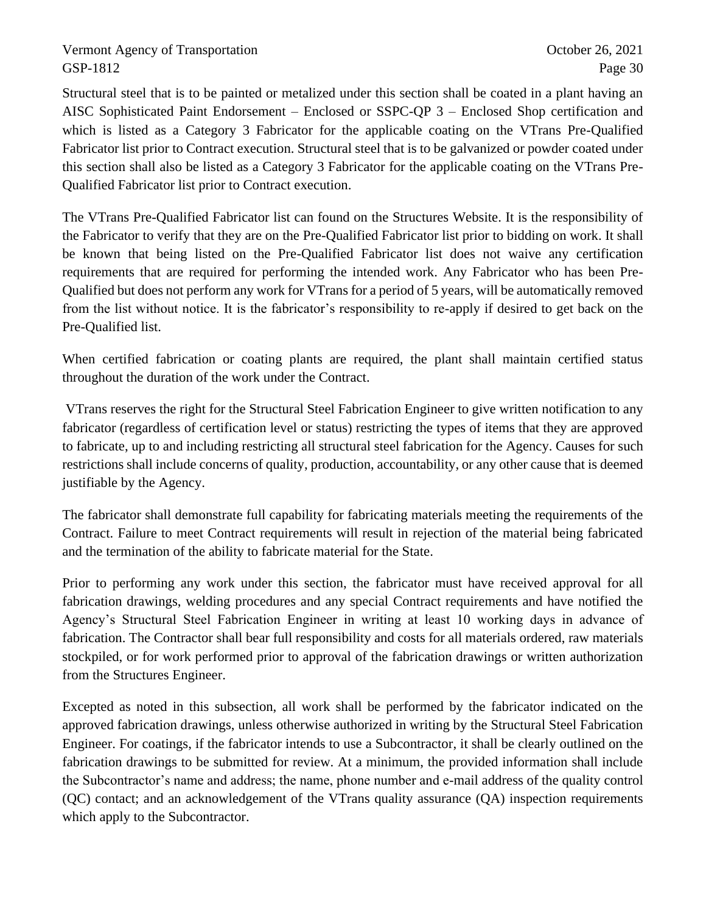Structural steel that is to be painted or metalized under this section shall be coated in a plant having an AISC Sophisticated Paint Endorsement – Enclosed or SSPC-QP 3 – Enclosed Shop certification and which is listed as a Category 3 Fabricator for the applicable coating on the VTrans Pre-Qualified Fabricator list prior to Contract execution. Structural steel that is to be galvanized or powder coated under this section shall also be listed as a Category 3 Fabricator for the applicable coating on the VTrans Pre-Qualified Fabricator list prior to Contract execution.

The VTrans Pre-Qualified Fabricator list can found on the Structures Website. It is the responsibility of the Fabricator to verify that they are on the Pre-Qualified Fabricator list prior to bidding on work. It shall be known that being listed on the Pre-Qualified Fabricator list does not waive any certification requirements that are required for performing the intended work. Any Fabricator who has been Pre-Qualified but does not perform any work for VTrans for a period of 5 years, will be automatically removed from the list without notice. It is the fabricator's responsibility to re-apply if desired to get back on the Pre-Qualified list.

When certified fabrication or coating plants are required, the plant shall maintain certified status throughout the duration of the work under the Contract.

VTrans reserves the right for the Structural Steel Fabrication Engineer to give written notification to any fabricator (regardless of certification level or status) restricting the types of items that they are approved to fabricate, up to and including restricting all structural steel fabrication for the Agency. Causes for such restrictions shall include concerns of quality, production, accountability, or any other cause that is deemed justifiable by the Agency.

The fabricator shall demonstrate full capability for fabricating materials meeting the requirements of the Contract. Failure to meet Contract requirements will result in rejection of the material being fabricated and the termination of the ability to fabricate material for the State.

Prior to performing any work under this section, the fabricator must have received approval for all fabrication drawings, welding procedures and any special Contract requirements and have notified the Agency's Structural Steel Fabrication Engineer in writing at least 10 working days in advance of fabrication. The Contractor shall bear full responsibility and costs for all materials ordered, raw materials stockpiled, or for work performed prior to approval of the fabrication drawings or written authorization from the Structures Engineer.

Excepted as noted in this subsection, all work shall be performed by the fabricator indicated on the approved fabrication drawings, unless otherwise authorized in writing by the Structural Steel Fabrication Engineer. For coatings, if the fabricator intends to use a Subcontractor, it shall be clearly outlined on the fabrication drawings to be submitted for review. At a minimum, the provided information shall include the Subcontractor's name and address; the name, phone number and e-mail address of the quality control (QC) contact; and an acknowledgement of the VTrans quality assurance (QA) inspection requirements which apply to the Subcontractor.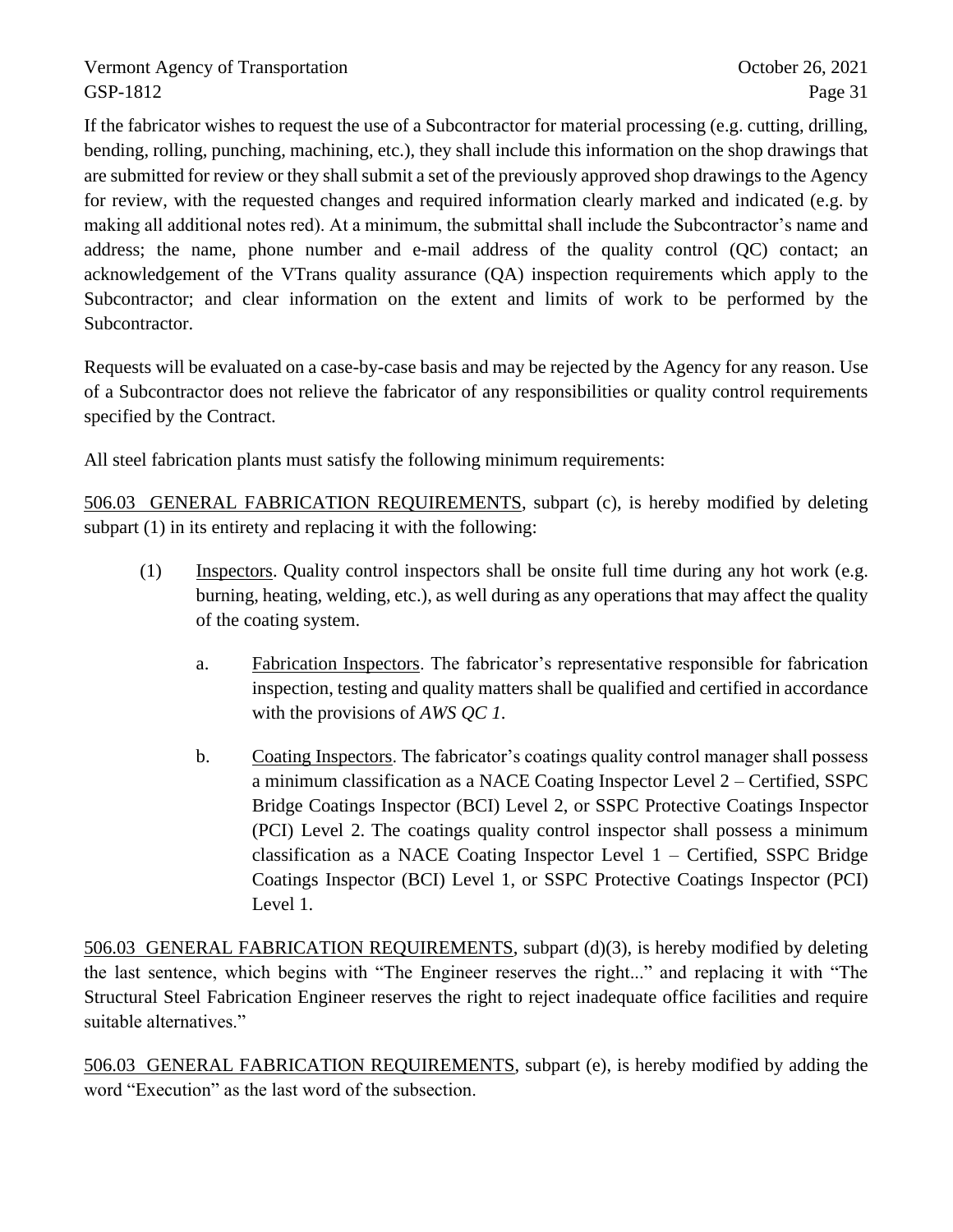If the fabricator wishes to request the use of a Subcontractor for material processing (e.g. cutting, drilling, bending, rolling, punching, machining, etc.), they shall include this information on the shop drawings that are submitted for review or they shall submit a set of the previously approved shop drawings to the Agency for review, with the requested changes and required information clearly marked and indicated (e.g. by making all additional notes red). At a minimum, the submittal shall include the Subcontractor's name and address; the name, phone number and e-mail address of the quality control (QC) contact; an acknowledgement of the VTrans quality assurance (QA) inspection requirements which apply to the Subcontractor; and clear information on the extent and limits of work to be performed by the Subcontractor.

Requests will be evaluated on a case-by-case basis and may be rejected by the Agency for any reason. Use of a Subcontractor does not relieve the fabricator of any responsibilities or quality control requirements specified by the Contract.

All steel fabrication plants must satisfy the following minimum requirements:

506.03 GENERAL FABRICATION REQUIREMENTS, subpart (c), is hereby modified by deleting subpart (1) in its entirety and replacing it with the following:

(1) Inspectors. Quality control inspectors shall be onsite full time during any hot work (e.g. burning, heating, welding, etc.), as well during as any operations that may affect the quality of the coating system.

a. Fabrication Inspectors. The fabricator's representative responsible for fabrication inspection, testing and quality matters shall be qualified and certified in accordance with the provisions of *AWS QC 1*.

b. Coating Inspectors. The fabricator's coatings quality control manager shall possess a minimum classification as a NACE Coating Inspector Level 2 – Certified, SSPC Bridge Coatings Inspector (BCI) Level 2, or SSPC Protective Coatings Inspector (PCI) Level 2. The coatings quality control inspector shall possess a minimum classification as a NACE Coating Inspector Level 1 – Certified, SSPC Bridge Coatings Inspector (BCI) Level 1, or SSPC Protective Coatings Inspector (PCI) Level 1.

506.03 GENERAL FABRICATION REQUIREMENTS, subpart (d)(3), is hereby modified by deleting the last sentence, which begins with "The Engineer reserves the right..." and replacing it with "The Structural Steel Fabrication Engineer reserves the right to reject inadequate office facilities and require suitable alternatives."

506.03 GENERAL FABRICATION REQUIREMENTS, subpart (e), is hereby modified by adding the word "Execution" as the last word of the subsection.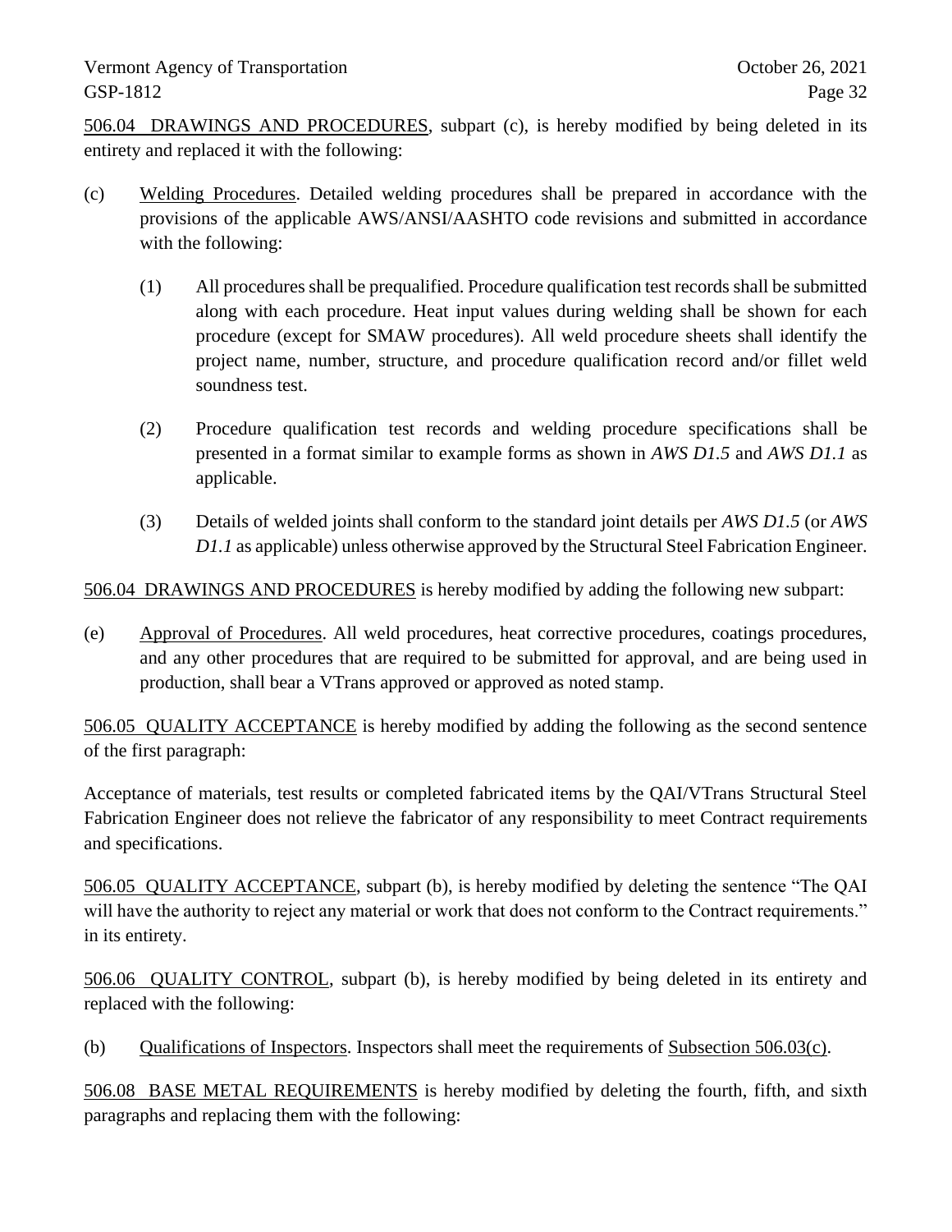506.04 DRAWINGS AND PROCEDURES, subpart (c), is hereby modified by being deleted in its entirety and replaced it with the following:

(c) Welding Procedures. Detailed welding procedures shall be prepared in accordance with the provisions of the applicable AWS/ANSI/AASHTO code revisions and submitted in accordance with the following:

(1) All procedures shall be prequalified. Procedure qualification test records shall be submitted along with each procedure. Heat input values during welding shall be shown for each procedure (except for SMAW procedures). All weld procedure sheets shall identify the project name, number, structure, and procedure qualification record and/or fillet weld soundness test.

(2) Procedure qualification test records and welding procedure specifications shall be presented in a format similar to example forms as shown in *AWS D1.5* and *AWS D1.1* as applicable.

(3) Details of welded joints shall conform to the standard joint details per *AWS D1.5* (or *AWS D1.1* as applicable) unless otherwise approved by the Structural Steel Fabrication Engineer.

506.04 DRAWINGS AND PROCEDURES is hereby modified by adding the following new subpart:

(e) Approval of Procedures. All weld procedures, heat corrective procedures, coatings procedures, and any other procedures that are required to be submitted for approval, and are being used in production, shall bear a VTrans approved or approved as noted stamp.

506.05 QUALITY ACCEPTANCE is hereby modified by adding the following as the second sentence of the first paragraph:

Acceptance of materials, test results or completed fabricated items by the QAI/VTrans Structural Steel Fabrication Engineer does not relieve the fabricator of any responsibility to meet Contract requirements and specifications.

506.05 QUALITY ACCEPTANCE, subpart (b), is hereby modified by deleting the sentence "The QAI will have the authority to reject any material or work that does not conform to the Contract requirements." in its entirety.

506.06 QUALITY CONTROL, subpart (b), is hereby modified by being deleted in its entirety and replaced with the following:

(b) Qualifications of Inspectors. Inspectors shall meet the requirements of Subsection 506.03(c).

506.08 BASE METAL REQUIREMENTS is hereby modified by deleting the fourth, fifth, and sixth paragraphs and replacing them with the following: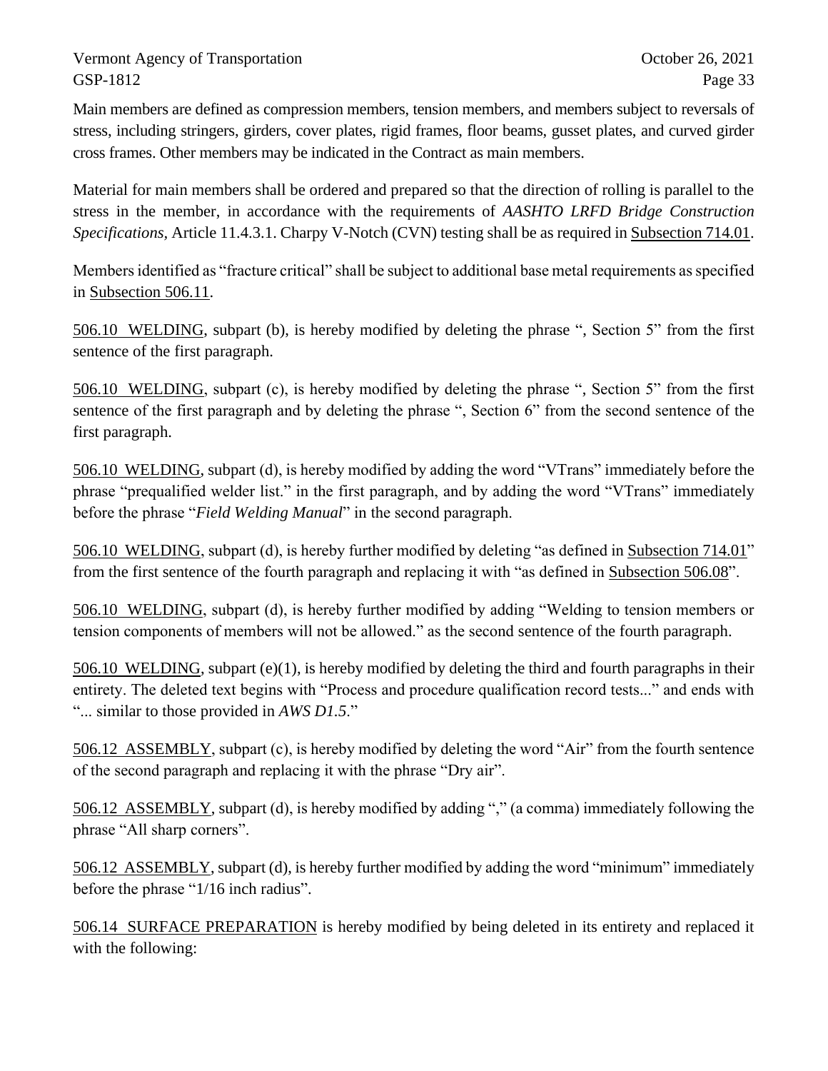Main members are defined as compression members, tension members, and members subject to reversals of stress, including stringers, girders, cover plates, rigid frames, floor beams, gusset plates, and curved girder cross frames. Other members may be indicated in the Contract as main members.

Material for main members shall be ordered and prepared so that the direction of rolling is parallel to the stress in the member, in accordance with the requirements of *AASHTO LRFD Bridge Construction Specifications*, Article 11.4.3.1. Charpy V-Notch (CVN) testing shall be as required in Subsection 714.01.

Members identified as "fracture critical" shall be subject to additional base metal requirements as specified in Subsection 506.11.

506.10 WELDING, subpart (b), is hereby modified by deleting the phrase ", Section 5" from the first sentence of the first paragraph.

506.10 WELDING, subpart (c), is hereby modified by deleting the phrase ", Section 5" from the first sentence of the first paragraph and by deleting the phrase ", Section 6" from the second sentence of the first paragraph.

506.10 WELDING, subpart (d), is hereby modified by adding the word "VTrans" immediately before the phrase "prequalified welder list." in the first paragraph, and by adding the word "VTrans" immediately before the phrase "*Field Welding Manual*" in the second paragraph.

506.10 WELDING, subpart (d), is hereby further modified by deleting "as defined in Subsection 714.01" from the first sentence of the fourth paragraph and replacing it with "as defined in Subsection 506.08".

506.10 WELDING, subpart (d), is hereby further modified by adding "Welding to tension members or tension components of members will not be allowed." as the second sentence of the fourth paragraph.

506.10 WELDING, subpart (e)(1), is hereby modified by deleting the third and fourth paragraphs in their entirety. The deleted text begins with "Process and procedure qualification record tests..." and ends with "... similar to those provided in *AWS D1.5*."

506.12 ASSEMBLY, subpart (c), is hereby modified by deleting the word "Air" from the fourth sentence of the second paragraph and replacing it with the phrase "Dry air".

506.12 ASSEMBLY, subpart (d), is hereby modified by adding "," (a comma) immediately following the phrase "All sharp corners".

506.12 ASSEMBLY, subpart (d), is hereby further modified by adding the word "minimum" immediately before the phrase "1/16 inch radius".

506.14 SURFACE PREPARATION is hereby modified by being deleted in its entirety and replaced it with the following: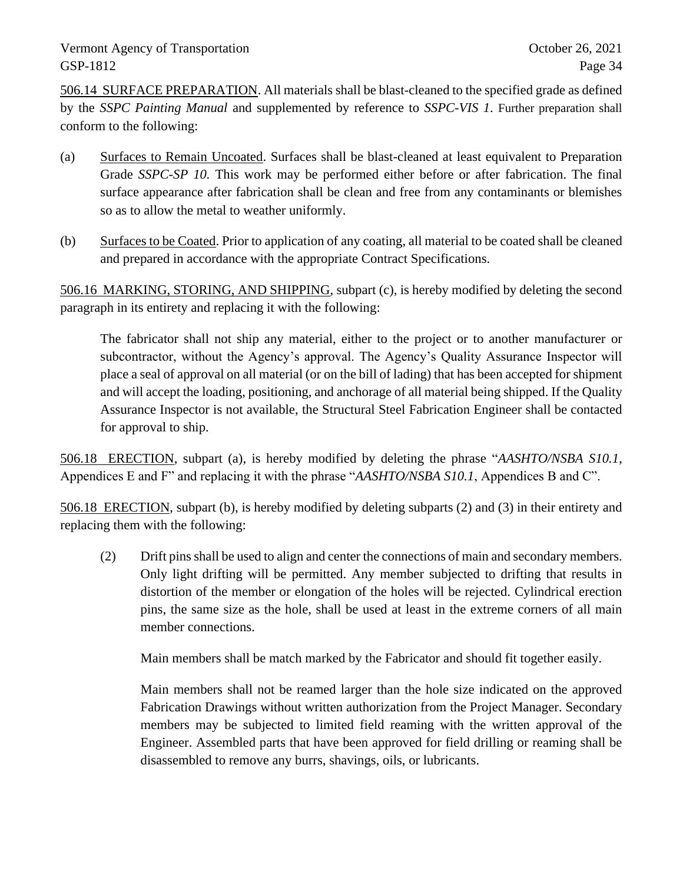506.14 SURFACE PREPARATION. All materials shall be blast-cleaned to the specified grade as defined by the *SSPC Painting Manual* and supplemented by reference to *SSPC-VIS 1*. Further preparation shall conform to the following:

(a) Surfaces to Remain Uncoated. Surfaces shall be blast-cleaned at least equivalent to Preparation Grade *SSPC-SP 10.* This work may be performed either before or after fabrication. The final surface appearance after fabrication shall be clean and free from any contaminants or blemishes so as to allow the metal to weather uniformly.

(b) Surfaces to be Coated. Prior to application of any coating, all material to be coated shall be cleaned and prepared in accordance with the appropriate Contract Specifications.

506.16 MARKING, STORING, AND SHIPPING, subpart (c), is hereby modified by deleting the second paragraph in its entirety and replacing it with the following:

> The fabricator shall not ship any material, either to the project or to another manufacturer or subcontractor, without the Agency's approval. The Agency's Quality Assurance Inspector will place a seal of approval on all material (or on the bill of lading) that has been accepted for shipment and will accept the loading, positioning, and anchorage of all material being shipped. If the Quality Assurance Inspector is not available, the Structural Steel Fabrication Engineer shall be contacted for approval to ship.

506.18 ERECTION, subpart (a), is hereby modified by deleting the phrase "*AASHTO/NSBA S10.1*, Appendices E and F" and replacing it with the phrase "*AASHTO/NSBA S10.1*, Appendices B and C".

506.18 ERECTION, subpart (b), is hereby modified by deleting subparts (2) and (3) in their entirety and replacing them with the following:

> (2) Drift pins shall be used to align and center the connections of main and secondary members. Only light drifting will be permitted. Any member subjected to drifting that results in distortion of the member or elongation of the holes will be rejected. Cylindrical erection pins, the same size as the hole, shall be used at least in the extreme corners of all main member connections.
>
> Main members shall be match marked by the Fabricator and should fit together easily.
>
> Main members shall not be reamed larger than the hole size indicated on the approved Fabrication Drawings without written authorization from the Project Manager. Secondary members may be subjected to limited field reaming with the written approval of the Engineer. Assembled parts that have been approved for field drilling or reaming shall be disassembled to remove any burrs, shavings, oils, or lubricants.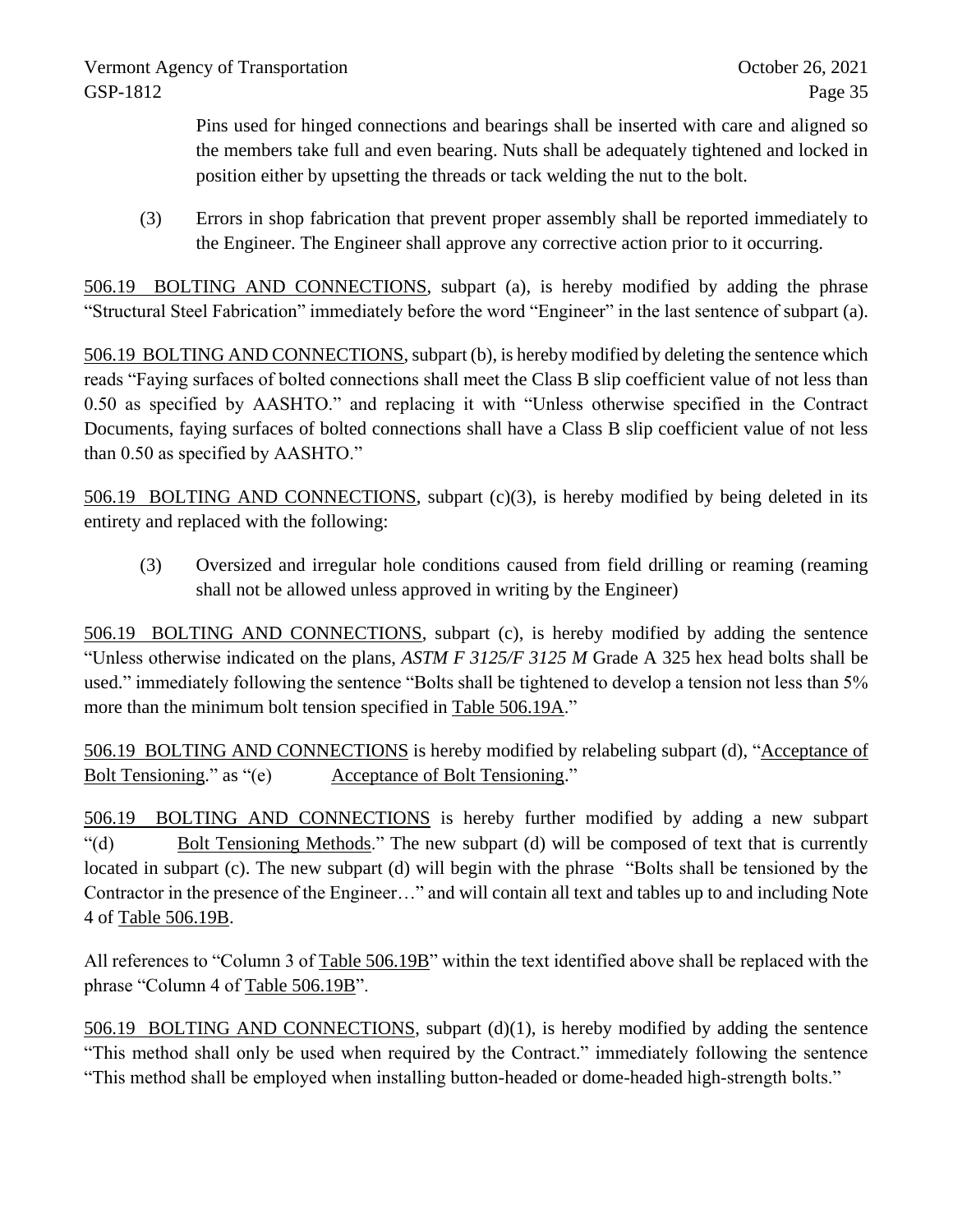Pins used for hinged connections and bearings shall be inserted with care and aligned so the members take full and even bearing. Nuts shall be adequately tightened and locked in position either by upsetting the threads or tack welding the nut to the bolt.

(3) Errors in shop fabrication that prevent proper assembly shall be reported immediately to the Engineer. The Engineer shall approve any corrective action prior to it occurring.

<u>506.19 BOLTING AND CONNECTIONS</u>, subpart (a), is hereby modified by adding the phrase "Structural Steel Fabrication" immediately before the word "Engineer" in the last sentence of subpart (a).

<u>506.19 BOLTING AND CONNECTIONS</u>, subpart (b), is hereby modified by deleting the sentence which reads "Faying surfaces of bolted connections shall meet the Class B slip coefficient value of not less than 0.50 as specified by AASHTO." and replacing it with "Unless otherwise specified in the Contract Documents, faying surfaces of bolted connections shall have a Class B slip coefficient value of not less than 0.50 as specified by AASHTO."

<u>506.19 BOLTING AND CONNECTIONS</u>, subpart (c)(3), is hereby modified by being deleted in its entirety and replaced with the following:

(3) Oversized and irregular hole conditions caused from field drilling or reaming (reaming shall not be allowed unless approved in writing by the Engineer)

<u>506.19 BOLTING AND CONNECTIONS</u>, subpart (c), is hereby modified by adding the sentence "Unless otherwise indicated on the plans, *ASTM F 3125/F 3125 M* Grade A 325 hex head bolts shall be used." immediately following the sentence "Bolts shall be tightened to develop a tension not less than 5% more than the minimum bolt tension specified in <u>Table 506.19A</u>."

<u>506.19 BOLTING AND CONNECTIONS</u> is hereby modified by relabeling subpart (d), "<u>Acceptance of Bolt Tensioning</u>." as "(e) <u>Acceptance of Bolt Tensioning</u>."

<u>506.19 BOLTING AND CONNECTIONS</u> is hereby further modified by adding a new subpart "(d) <u>Bolt Tensioning Methods</u>." The new subpart (d) will be composed of text that is currently located in subpart (c). The new subpart (d) will begin with the phrase "Bolts shall be tensioned by the Contractor in the presence of the Engineer…" and will contain all text and tables up to and including Note 4 of <u>Table 506.19B</u>.

All references to "Column 3 of <u>Table 506.19B</u>" within the text identified above shall be replaced with the phrase "Column 4 of <u>Table 506.19B</u>".

<u>506.19 BOLTING AND CONNECTIONS</u>, subpart (d)(1), is hereby modified by adding the sentence "This method shall only be used when required by the Contract." immediately following the sentence "This method shall be employed when installing button-headed or dome-headed high-strength bolts."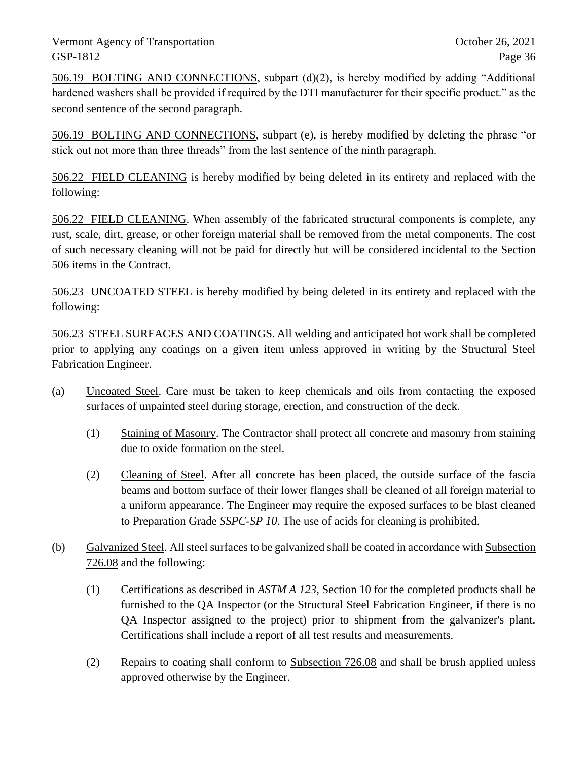506.19 BOLTING AND CONNECTIONS, subpart (d)(2), is hereby modified by adding “Additional hardened washers shall be provided if required by the DTI manufacturer for their specific product.” as the second sentence of the second paragraph.

506.19 BOLTING AND CONNECTIONS, subpart (e), is hereby modified by deleting the phrase “or stick out not more than three threads” from the last sentence of the ninth paragraph.

506.22 FIELD CLEANING is hereby modified by being deleted in its entirety and replaced with the following:

506.22 FIELD CLEANING. When assembly of the fabricated structural components is complete, any rust, scale, dirt, grease, or other foreign material shall be removed from the metal components. The cost of such necessary cleaning will not be paid for directly but will be considered incidental to the Section 506 items in the Contract.

506.23 UNCOATED STEEL is hereby modified by being deleted in its entirety and replaced with the following:

506.23 STEEL SURFACES AND COATINGS. All welding and anticipated hot work shall be completed prior to applying any coatings on a given item unless approved in writing by the Structural Steel Fabrication Engineer.

(a) Uncoated Steel. Care must be taken to keep chemicals and oils from contacting the exposed surfaces of unpainted steel during storage, erection, and construction of the deck.

  (1) Staining of Masonry. The Contractor shall protect all concrete and masonry from staining due to oxide formation on the steel.

  (2) Cleaning of Steel. After all concrete has been placed, the outside surface of the fascia beams and bottom surface of their lower flanges shall be cleaned of all foreign material to a uniform appearance. The Engineer may require the exposed surfaces to be blast cleaned to Preparation Grade *SSPC-SP 10*. The use of acids for cleaning is prohibited.

(b) Galvanized Steel. All steel surfaces to be galvanized shall be coated in accordance with Subsection 726.08 and the following:

  (1) Certifications as described in *ASTM A 123*, Section 10 for the completed products shall be furnished to the QA Inspector (or the Structural Steel Fabrication Engineer, if there is no QA Inspector assigned to the project) prior to shipment from the galvanizer's plant. Certifications shall include a report of all test results and measurements.

  (2) Repairs to coating shall conform to Subsection 726.08 and shall be brush applied unless approved otherwise by the Engineer.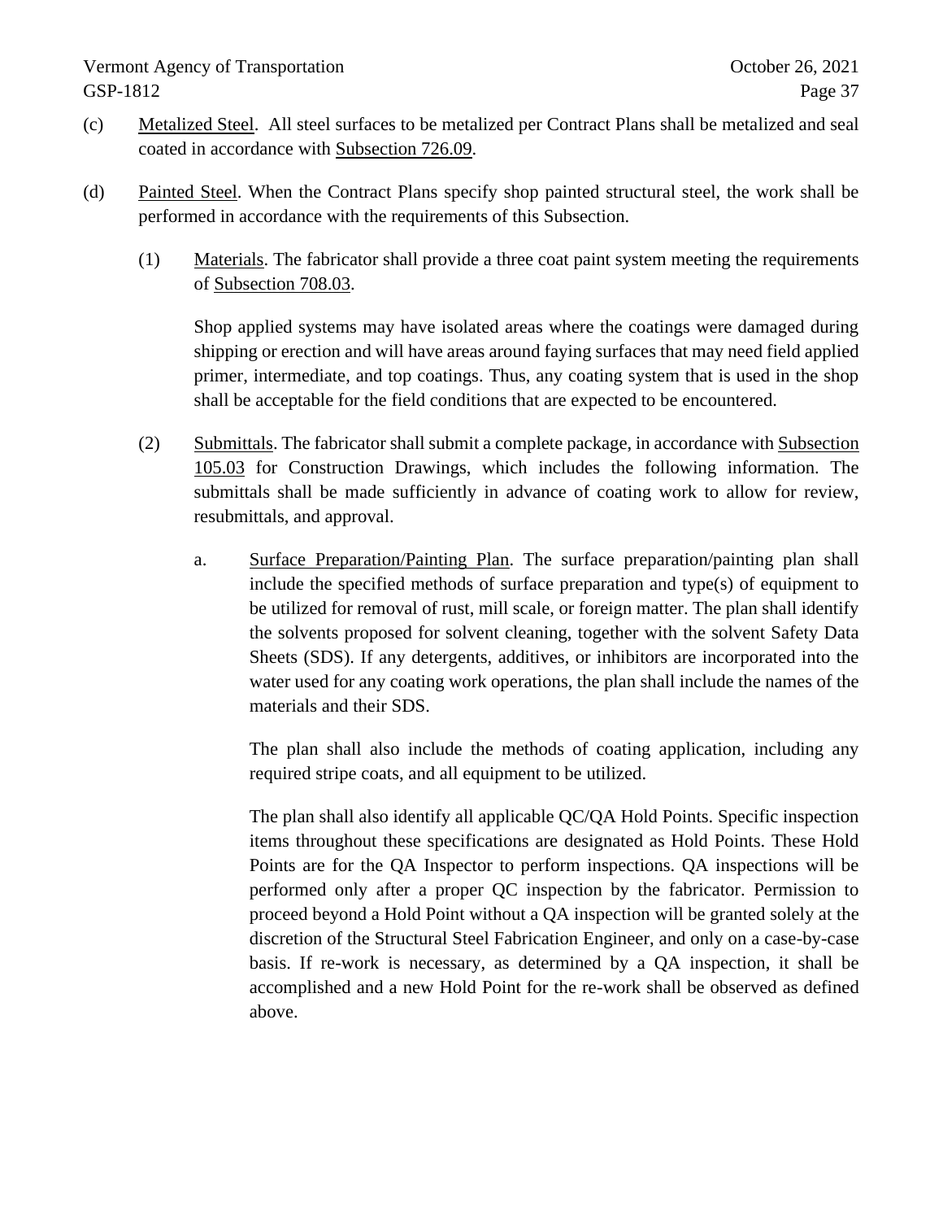(c) Metalized Steel. All steel surfaces to be metalized per Contract Plans shall be metalized and seal coated in accordance with Subsection 726.09.

(d) Painted Steel. When the Contract Plans specify shop painted structural steel, the work shall be performed in accordance with the requirements of this Subsection.

(1) Materials. The fabricator shall provide a three coat paint system meeting the requirements of Subsection 708.03.

Shop applied systems may have isolated areas where the coatings were damaged during shipping or erection and will have areas around faying surfaces that may need field applied primer, intermediate, and top coatings. Thus, any coating system that is used in the shop shall be acceptable for the field conditions that are expected to be encountered.

(2) Submittals. The fabricator shall submit a complete package, in accordance with Subsection 105.03 for Construction Drawings, which includes the following information. The submittals shall be made sufficiently in advance of coating work to allow for review, resubmittals, and approval.

a. Surface Preparation/Painting Plan. The surface preparation/painting plan shall include the specified methods of surface preparation and type(s) of equipment to be utilized for removal of rust, mill scale, or foreign matter. The plan shall identify the solvents proposed for solvent cleaning, together with the solvent Safety Data Sheets (SDS). If any detergents, additives, or inhibitors are incorporated into the water used for any coating work operations, the plan shall include the names of the materials and their SDS.

The plan shall also include the methods of coating application, including any required stripe coats, and all equipment to be utilized.

The plan shall also identify all applicable QC/QA Hold Points. Specific inspection items throughout these specifications are designated as Hold Points. These Hold Points are for the QA Inspector to perform inspections. QA inspections will be performed only after a proper QC inspection by the fabricator. Permission to proceed beyond a Hold Point without a QA inspection will be granted solely at the discretion of the Structural Steel Fabrication Engineer, and only on a case-by-case basis. If re-work is necessary, as determined by a QA inspection, it shall be accomplished and a new Hold Point for the re-work shall be observed as defined above.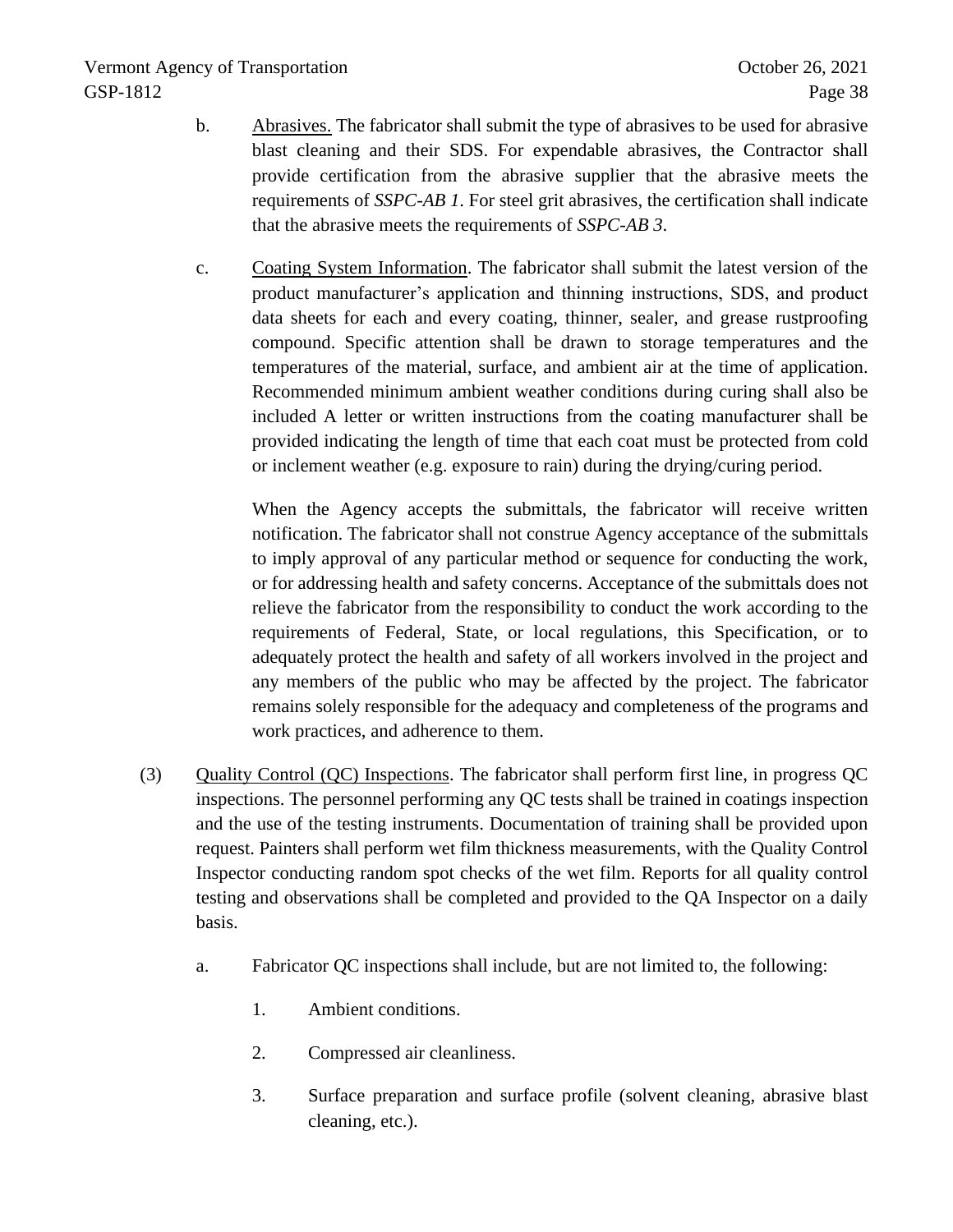b. Abrasives. The fabricator shall submit the type of abrasives to be used for abrasive blast cleaning and their SDS. For expendable abrasives, the Contractor shall provide certification from the abrasive supplier that the abrasive meets the requirements of *SSPC-AB 1*. For steel grit abrasives, the certification shall indicate that the abrasive meets the requirements of *SSPC-AB 3*.

c. Coating System Information. The fabricator shall submit the latest version of the product manufacturer's application and thinning instructions, SDS, and product data sheets for each and every coating, thinner, sealer, and grease rustproofing compound. Specific attention shall be drawn to storage temperatures and the temperatures of the material, surface, and ambient air at the time of application. Recommended minimum ambient weather conditions during curing shall also be included A letter or written instructions from the coating manufacturer shall be provided indicating the length of time that each coat must be protected from cold or inclement weather (e.g. exposure to rain) during the drying/curing period.

When the Agency accepts the submittals, the fabricator will receive written notification. The fabricator shall not construe Agency acceptance of the submittals to imply approval of any particular method or sequence for conducting the work, or for addressing health and safety concerns. Acceptance of the submittals does not relieve the fabricator from the responsibility to conduct the work according to the requirements of Federal, State, or local regulations, this Specification, or to adequately protect the health and safety of all workers involved in the project and any members of the public who may be affected by the project. The fabricator remains solely responsible for the adequacy and completeness of the programs and work practices, and adherence to them.

(3) Quality Control (QC) Inspections. The fabricator shall perform first line, in progress QC inspections. The personnel performing any QC tests shall be trained in coatings inspection and the use of the testing instruments. Documentation of training shall be provided upon request. Painters shall perform wet film thickness measurements, with the Quality Control Inspector conducting random spot checks of the wet film. Reports for all quality control testing and observations shall be completed and provided to the QA Inspector on a daily basis.

a. Fabricator QC inspections shall include, but are not limited to, the following:

1. Ambient conditions.

2. Compressed air cleanliness.

3. Surface preparation and surface profile (solvent cleaning, abrasive blast cleaning, etc.).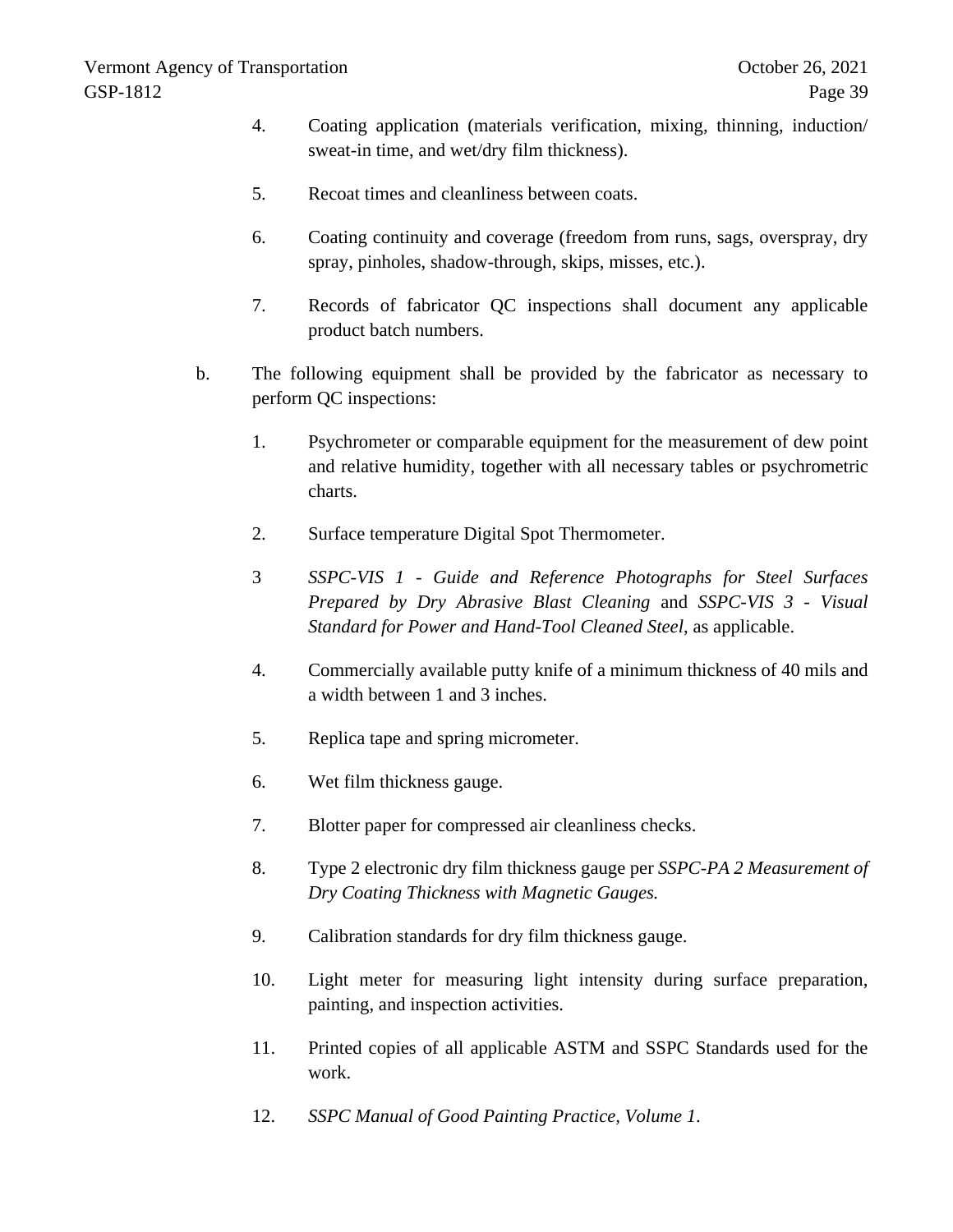4. Coating application (materials verification, mixing, thinning, induction/ sweat-in time, and wet/dry film thickness).

5. Recoat times and cleanliness between coats.

6. Coating continuity and coverage (freedom from runs, sags, overspray, dry spray, pinholes, shadow-through, skips, misses, etc.).

7. Records of fabricator QC inspections shall document any applicable product batch numbers.

b. The following equipment shall be provided by the fabricator as necessary to perform QC inspections:

1. Psychrometer or comparable equipment for the measurement of dew point and relative humidity, together with all necessary tables or psychrometric charts.

2. Surface temperature Digital Spot Thermometer.

3 *SSPC-VIS 1 - Guide and Reference Photographs for Steel Surfaces Prepared by Dry Abrasive Blast Cleaning* and *SSPC-VIS 3 - Visual Standard for Power and Hand-Tool Cleaned Steel,* as applicable.

4. Commercially available putty knife of a minimum thickness of 40 mils and a width between 1 and 3 inches.

5. Replica tape and spring micrometer.

6. Wet film thickness gauge.

7. Blotter paper for compressed air cleanliness checks.

8. Type 2 electronic dry film thickness gauge per *SSPC-PA 2 Measurement of Dry Coating Thickness with Magnetic Gauges.*

9. Calibration standards for dry film thickness gauge.

10. Light meter for measuring light intensity during surface preparation, painting, and inspection activities.

11. Printed copies of all applicable ASTM and SSPC Standards used for the work.

12. *SSPC Manual of Good Painting Practice, Volume 1*.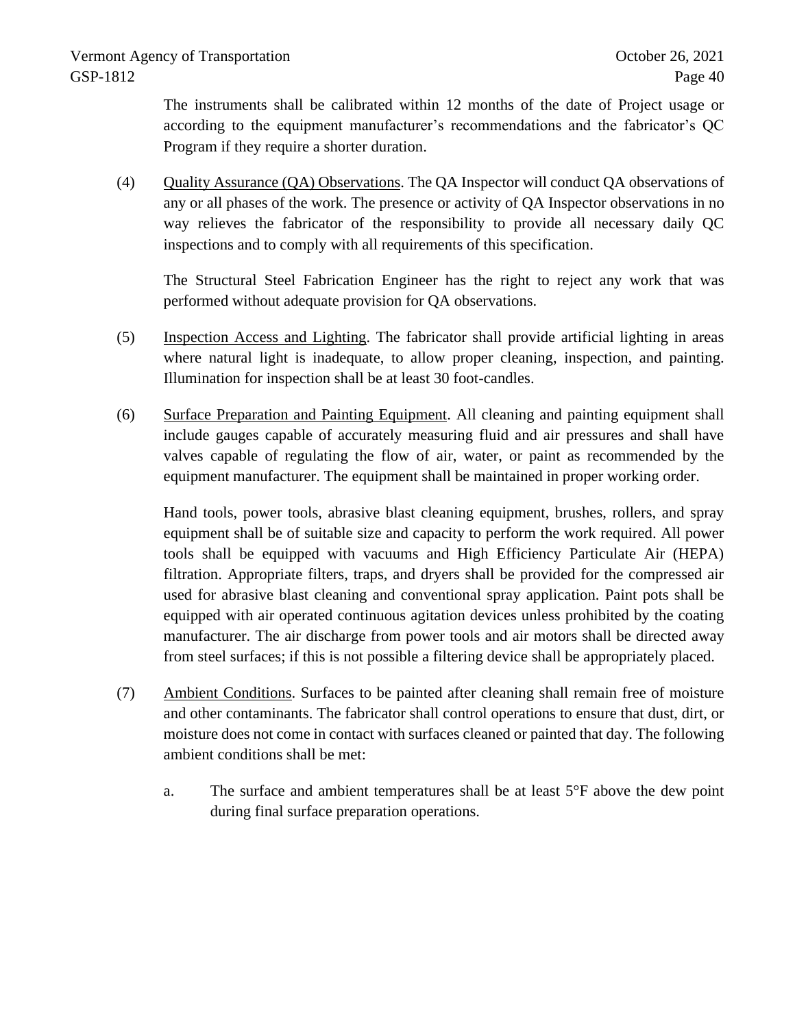The instruments shall be calibrated within 12 months of the date of Project usage or according to the equipment manufacturer's recommendations and the fabricator's QC Program if they require a shorter duration.

(4) Quality Assurance (QA) Observations. The QA Inspector will conduct QA observations of any or all phases of the work. The presence or activity of QA Inspector observations in no way relieves the fabricator of the responsibility to provide all necessary daily QC inspections and to comply with all requirements of this specification.

The Structural Steel Fabrication Engineer has the right to reject any work that was performed without adequate provision for QA observations.

(5) Inspection Access and Lighting. The fabricator shall provide artificial lighting in areas where natural light is inadequate, to allow proper cleaning, inspection, and painting. Illumination for inspection shall be at least 30 foot-candles.

(6) Surface Preparation and Painting Equipment. All cleaning and painting equipment shall include gauges capable of accurately measuring fluid and air pressures and shall have valves capable of regulating the flow of air, water, or paint as recommended by the equipment manufacturer. The equipment shall be maintained in proper working order.

Hand tools, power tools, abrasive blast cleaning equipment, brushes, rollers, and spray equipment shall be of suitable size and capacity to perform the work required. All power tools shall be equipped with vacuums and High Efficiency Particulate Air (HEPA) filtration. Appropriate filters, traps, and dryers shall be provided for the compressed air used for abrasive blast cleaning and conventional spray application. Paint pots shall be equipped with air operated continuous agitation devices unless prohibited by the coating manufacturer. The air discharge from power tools and air motors shall be directed away from steel surfaces; if this is not possible a filtering device shall be appropriately placed.

(7) Ambient Conditions. Surfaces to be painted after cleaning shall remain free of moisture and other contaminants. The fabricator shall control operations to ensure that dust, dirt, or moisture does not come in contact with surfaces cleaned or painted that day. The following ambient conditions shall be met:

a. The surface and ambient temperatures shall be at least 5°F above the dew point during final surface preparation operations.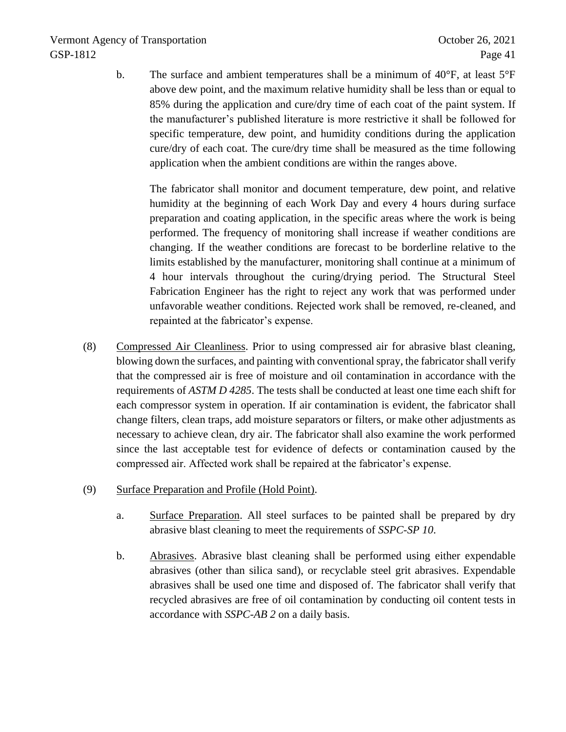b. The surface and ambient temperatures shall be a minimum of 40°F, at least 5°F above dew point, and the maximum relative humidity shall be less than or equal to 85% during the application and cure/dry time of each coat of the paint system. If the manufacturer's published literature is more restrictive it shall be followed for specific temperature, dew point, and humidity conditions during the application cure/dry of each coat. The cure/dry time shall be measured as the time following application when the ambient conditions are within the ranges above.

   The fabricator shall monitor and document temperature, dew point, and relative humidity at the beginning of each Work Day and every 4 hours during surface preparation and coating application, in the specific areas where the work is being performed. The frequency of monitoring shall increase if weather conditions are changing. If the weather conditions are forecast to be borderline relative to the limits established by the manufacturer, monitoring shall continue at a minimum of 4 hour intervals throughout the curing/drying period. The Structural Steel Fabrication Engineer has the right to reject any work that was performed under unfavorable weather conditions. Rejected work shall be removed, re-cleaned, and repainted at the fabricator's expense.

(8) Compressed Air Cleanliness. Prior to using compressed air for abrasive blast cleaning, blowing down the surfaces, and painting with conventional spray, the fabricator shall verify that the compressed air is free of moisture and oil contamination in accordance with the requirements of *ASTM D 4285*. The tests shall be conducted at least one time each shift for each compressor system in operation. If air contamination is evident, the fabricator shall change filters, clean traps, add moisture separators or filters, or make other adjustments as necessary to achieve clean, dry air. The fabricator shall also examine the work performed since the last acceptable test for evidence of defects or contamination caused by the compressed air. Affected work shall be repaired at the fabricator's expense.

(9) Surface Preparation and Profile (Hold Point).

a. Surface Preparation. All steel surfaces to be painted shall be prepared by dry abrasive blast cleaning to meet the requirements of *SSPC-SP 10*.

b. Abrasives. Abrasive blast cleaning shall be performed using either expendable abrasives (other than silica sand), or recyclable steel grit abrasives. Expendable abrasives shall be used one time and disposed of. The fabricator shall verify that recycled abrasives are free of oil contamination by conducting oil content tests in accordance with *SSPC-AB 2* on a daily basis.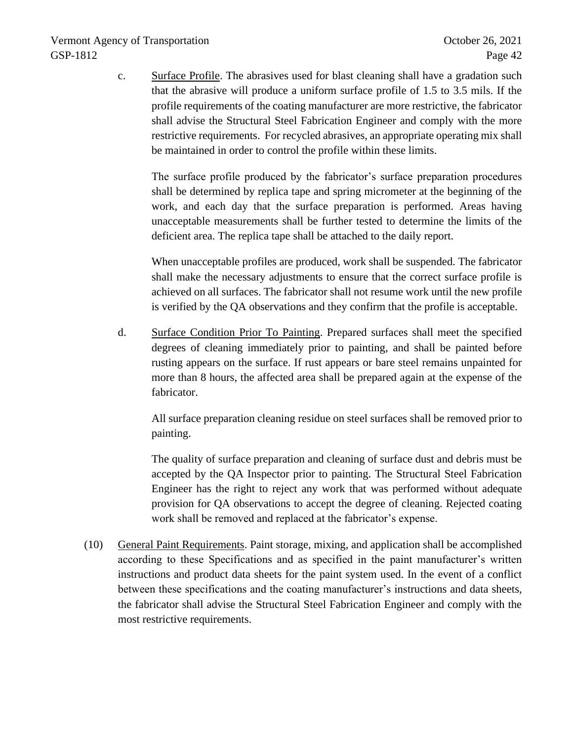c. Surface Profile. The abrasives used for blast cleaning shall have a gradation such that the abrasive will produce a uniform surface profile of 1.5 to 3.5 mils. If the profile requirements of the coating manufacturer are more restrictive, the fabricator shall advise the Structural Steel Fabrication Engineer and comply with the more restrictive requirements. For recycled abrasives, an appropriate operating mix shall be maintained in order to control the profile within these limits.

The surface profile produced by the fabricator's surface preparation procedures shall be determined by replica tape and spring micrometer at the beginning of the work, and each day that the surface preparation is performed. Areas having unacceptable measurements shall be further tested to determine the limits of the deficient area. The replica tape shall be attached to the daily report.

When unacceptable profiles are produced, work shall be suspended. The fabricator shall make the necessary adjustments to ensure that the correct surface profile is achieved on all surfaces. The fabricator shall not resume work until the new profile is verified by the QA observations and they confirm that the profile is acceptable.

d. Surface Condition Prior To Painting. Prepared surfaces shall meet the specified degrees of cleaning immediately prior to painting, and shall be painted before rusting appears on the surface. If rust appears or bare steel remains unpainted for more than 8 hours, the affected area shall be prepared again at the expense of the fabricator.

All surface preparation cleaning residue on steel surfaces shall be removed prior to painting.

The quality of surface preparation and cleaning of surface dust and debris must be accepted by the QA Inspector prior to painting. The Structural Steel Fabrication Engineer has the right to reject any work that was performed without adequate provision for QA observations to accept the degree of cleaning. Rejected coating work shall be removed and replaced at the fabricator's expense.

(10) General Paint Requirements. Paint storage, mixing, and application shall be accomplished according to these Specifications and as specified in the paint manufacturer's written instructions and product data sheets for the paint system used. In the event of a conflict between these specifications and the coating manufacturer's instructions and data sheets, the fabricator shall advise the Structural Steel Fabrication Engineer and comply with the most restrictive requirements.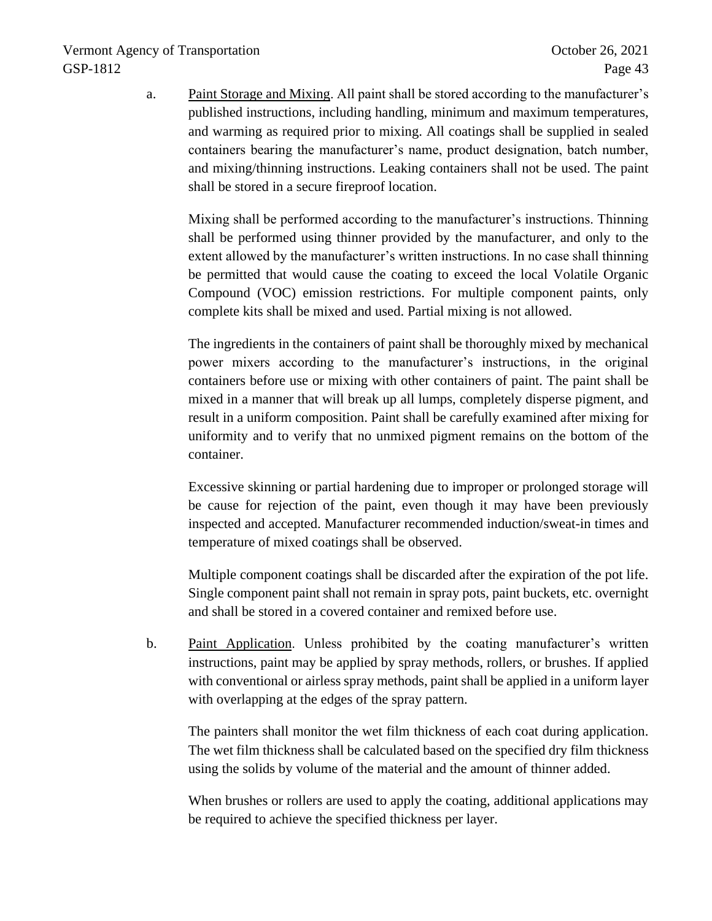a. Paint Storage and Mixing. All paint shall be stored according to the manufacturer's published instructions, including handling, minimum and maximum temperatures, and warming as required prior to mixing. All coatings shall be supplied in sealed containers bearing the manufacturer's name, product designation, batch number, and mixing/thinning instructions. Leaking containers shall not be used. The paint shall be stored in a secure fireproof location.

Mixing shall be performed according to the manufacturer's instructions. Thinning shall be performed using thinner provided by the manufacturer, and only to the extent allowed by the manufacturer's written instructions. In no case shall thinning be permitted that would cause the coating to exceed the local Volatile Organic Compound (VOC) emission restrictions. For multiple component paints, only complete kits shall be mixed and used. Partial mixing is not allowed.

The ingredients in the containers of paint shall be thoroughly mixed by mechanical power mixers according to the manufacturer's instructions, in the original containers before use or mixing with other containers of paint. The paint shall be mixed in a manner that will break up all lumps, completely disperse pigment, and result in a uniform composition. Paint shall be carefully examined after mixing for uniformity and to verify that no unmixed pigment remains on the bottom of the container.

Excessive skinning or partial hardening due to improper or prolonged storage will be cause for rejection of the paint, even though it may have been previously inspected and accepted. Manufacturer recommended induction/sweat-in times and temperature of mixed coatings shall be observed.

Multiple component coatings shall be discarded after the expiration of the pot life. Single component paint shall not remain in spray pots, paint buckets, etc. overnight and shall be stored in a covered container and remixed before use.

b. Paint Application. Unless prohibited by the coating manufacturer's written instructions, paint may be applied by spray methods, rollers, or brushes. If applied with conventional or airless spray methods, paint shall be applied in a uniform layer with overlapping at the edges of the spray pattern.

The painters shall monitor the wet film thickness of each coat during application. The wet film thickness shall be calculated based on the specified dry film thickness using the solids by volume of the material and the amount of thinner added.

When brushes or rollers are used to apply the coating, additional applications may be required to achieve the specified thickness per layer.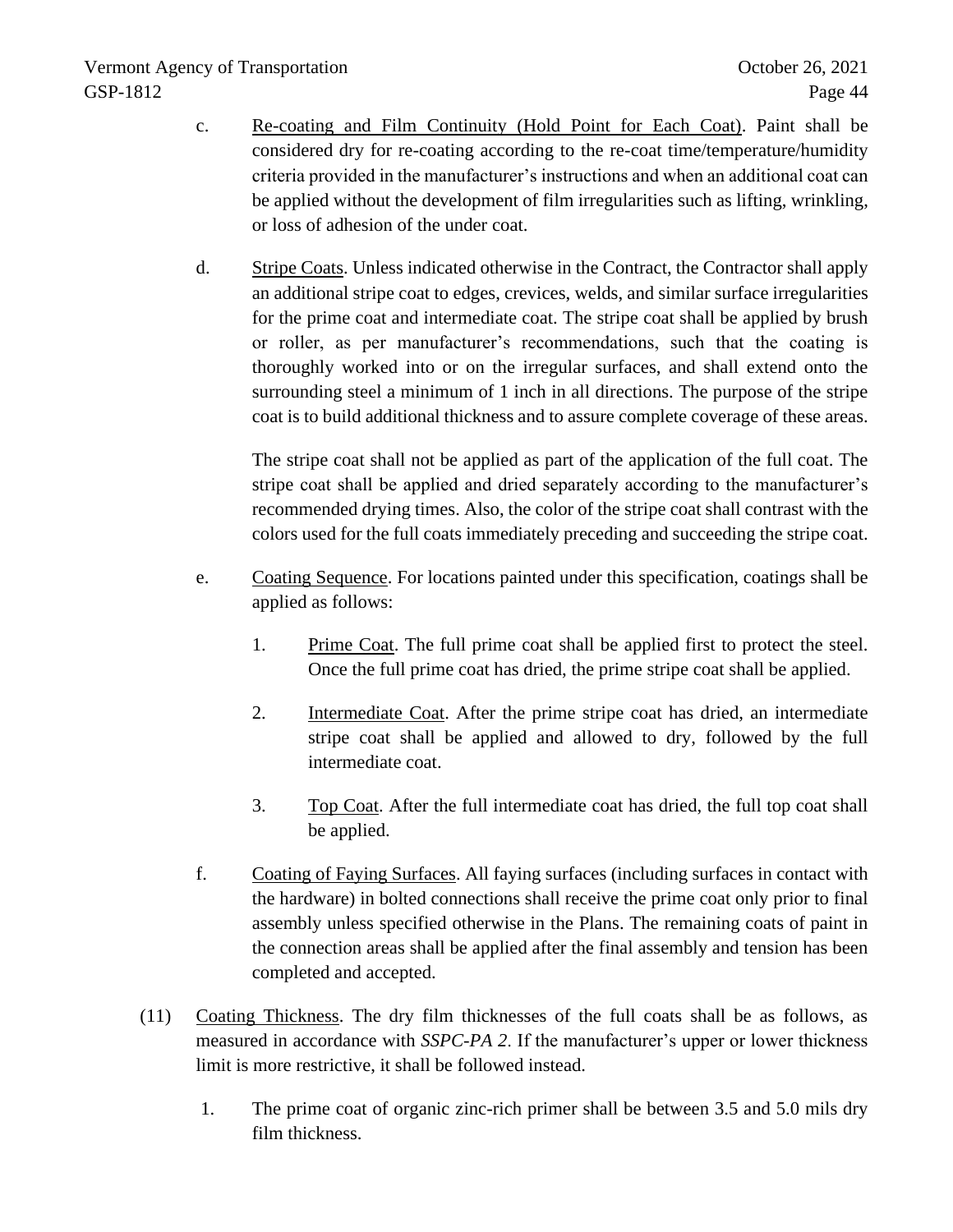c. <u>Re-coating and Film Continuity (Hold Point for Each Coat)</u>. Paint shall be considered dry for re-coating according to the re-coat time/temperature/humidity criteria provided in the manufacturer's instructions and when an additional coat can be applied without the development of film irregularities such as lifting, wrinkling, or loss of adhesion of the under coat.

d. <u>Stripe Coats</u>. Unless indicated otherwise in the Contract, the Contractor shall apply an additional stripe coat to edges, crevices, welds, and similar surface irregularities for the prime coat and intermediate coat. The stripe coat shall be applied by brush or roller, as per manufacturer's recommendations, such that the coating is thoroughly worked into or on the irregular surfaces, and shall extend onto the surrounding steel a minimum of 1 inch in all directions. The purpose of the stripe coat is to build additional thickness and to assure complete coverage of these areas.

The stripe coat shall not be applied as part of the application of the full coat. The stripe coat shall be applied and dried separately according to the manufacturer's recommended drying times. Also, the color of the stripe coat shall contrast with the colors used for the full coats immediately preceding and succeeding the stripe coat.

e. <u>Coating Sequence</u>. For locations painted under this specification, coatings shall be applied as follows:

1. <u>Prime Coat</u>. The full prime coat shall be applied first to protect the steel. Once the full prime coat has dried, the prime stripe coat shall be applied.

2. <u>Intermediate Coat</u>. After the prime stripe coat has dried, an intermediate stripe coat shall be applied and allowed to dry, followed by the full intermediate coat.

3. <u>Top Coat</u>. After the full intermediate coat has dried, the full top coat shall be applied.

f. <u>Coating of Faying Surfaces</u>. All faying surfaces (including surfaces in contact with the hardware) in bolted connections shall receive the prime coat only prior to final assembly unless specified otherwise in the Plans. The remaining coats of paint in the connection areas shall be applied after the final assembly and tension has been completed and accepted.

(11) <u>Coating Thickness</u>. The dry film thicknesses of the full coats shall be as follows, as measured in accordance with *SSPC-PA 2*. If the manufacturer's upper or lower thickness limit is more restrictive, it shall be followed instead.

1. The prime coat of organic zinc-rich primer shall be between 3.5 and 5.0 mils dry film thickness.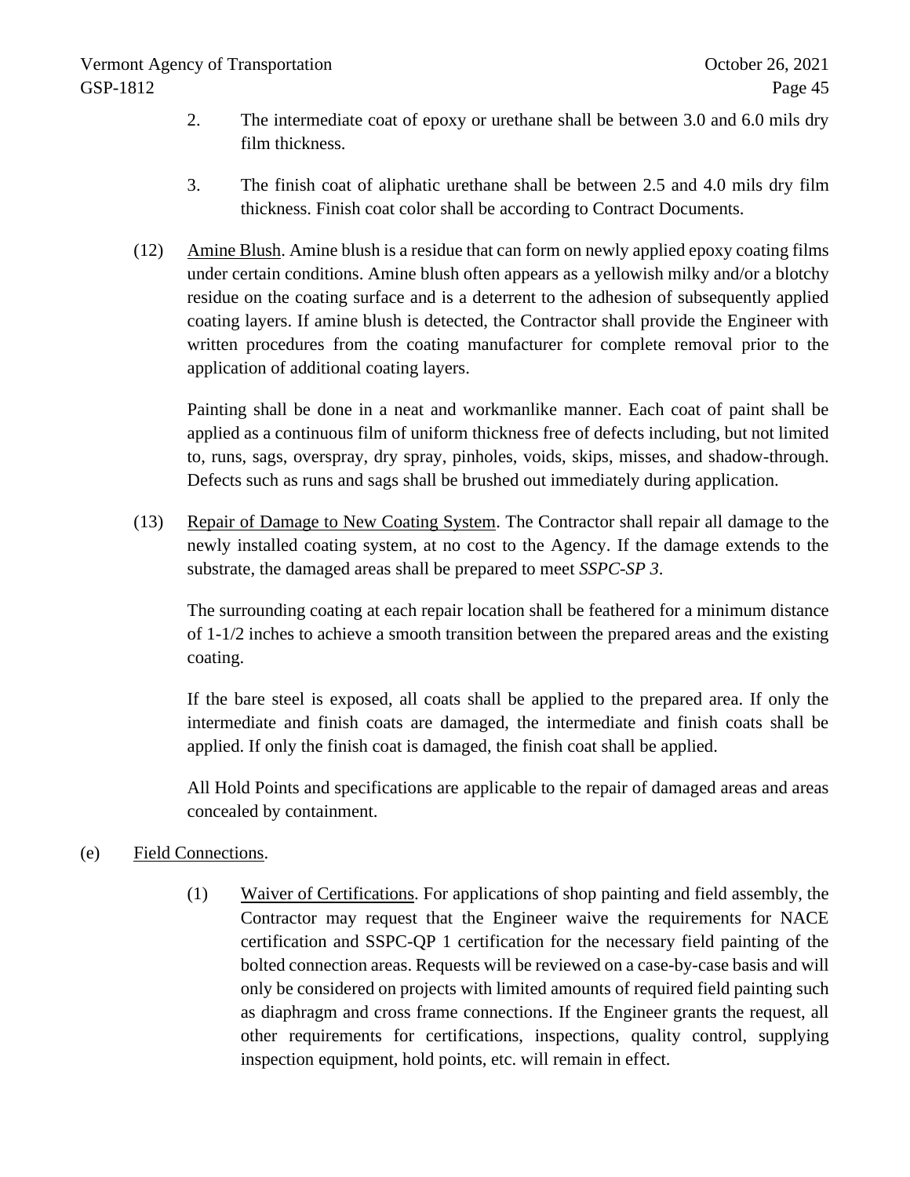2. The intermediate coat of epoxy or urethane shall be between 3.0 and 6.0 mils dry film thickness.

3. The finish coat of aliphatic urethane shall be between 2.5 and 4.0 mils dry film thickness. Finish coat color shall be according to Contract Documents.

(12) Amine Blush. Amine blush is a residue that can form on newly applied epoxy coating films under certain conditions. Amine blush often appears as a yellowish milky and/or a blotchy residue on the coating surface and is a deterrent to the adhesion of subsequently applied coating layers. If amine blush is detected, the Contractor shall provide the Engineer with written procedures from the coating manufacturer for complete removal prior to the application of additional coating layers.

Painting shall be done in a neat and workmanlike manner. Each coat of paint shall be applied as a continuous film of uniform thickness free of defects including, but not limited to, runs, sags, overspray, dry spray, pinholes, voids, skips, misses, and shadow-through. Defects such as runs and sags shall be brushed out immediately during application.

(13) Repair of Damage to New Coating System. The Contractor shall repair all damage to the newly installed coating system, at no cost to the Agency. If the damage extends to the substrate, the damaged areas shall be prepared to meet *SSPC-SP 3*.

The surrounding coating at each repair location shall be feathered for a minimum distance of 1-1/2 inches to achieve a smooth transition between the prepared areas and the existing coating.

If the bare steel is exposed, all coats shall be applied to the prepared area. If only the intermediate and finish coats are damaged, the intermediate and finish coats shall be applied. If only the finish coat is damaged, the finish coat shall be applied.

All Hold Points and specifications are applicable to the repair of damaged areas and areas concealed by containment.

(e) Field Connections.

(1) Waiver of Certifications. For applications of shop painting and field assembly, the Contractor may request that the Engineer waive the requirements for NACE certification and SSPC-QP 1 certification for the necessary field painting of the bolted connection areas. Requests will be reviewed on a case-by-case basis and will only be considered on projects with limited amounts of required field painting such as diaphragm and cross frame connections. If the Engineer grants the request, all other requirements for certifications, inspections, quality control, supplying inspection equipment, hold points, etc. will remain in effect.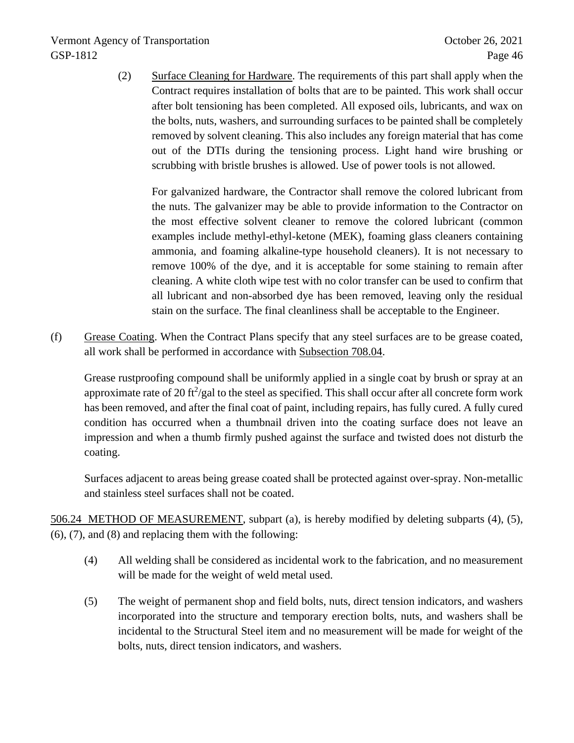(2) Surface Cleaning for Hardware. The requirements of this part shall apply when the Contract requires installation of bolts that are to be painted. This work shall occur after bolt tensioning has been completed. All exposed oils, lubricants, and wax on the bolts, nuts, washers, and surrounding surfaces to be painted shall be completely removed by solvent cleaning. This also includes any foreign material that has come out of the DTIs during the tensioning process. Light hand wire brushing or scrubbing with bristle brushes is allowed. Use of power tools is not allowed.

For galvanized hardware, the Contractor shall remove the colored lubricant from the nuts. The galvanizer may be able to provide information to the Contractor on the most effective solvent cleaner to remove the colored lubricant (common examples include methyl-ethyl-ketone (MEK), foaming glass cleaners containing ammonia, and foaming alkaline-type household cleaners). It is not necessary to remove 100% of the dye, and it is acceptable for some staining to remain after cleaning. A white cloth wipe test with no color transfer can be used to confirm that all lubricant and non-absorbed dye has been removed, leaving only the residual stain on the surface. The final cleanliness shall be acceptable to the Engineer.

(f) Grease Coating. When the Contract Plans specify that any steel surfaces are to be grease coated, all work shall be performed in accordance with Subsection 708.04.

Grease rustproofing compound shall be uniformly applied in a single coat by brush or spray at an approximate rate of 20 $ft^2$/gal to the steel as specified. This shall occur after all concrete form work has been removed, and after the final coat of paint, including repairs, has fully cured. A fully cured condition has occurred when a thumbnail driven into the coating surface does not leave an impression and when a thumb firmly pushed against the surface and twisted does not disturb the coating.

Surfaces adjacent to areas being grease coated shall be protected against over-spray. Non-metallic and stainless steel surfaces shall not be coated.

506.24 METHOD OF MEASUREMENT, subpart (a), is hereby modified by deleting subparts (4), (5), (6), (7), and (8) and replacing them with the following:

(4) All welding shall be considered as incidental work to the fabrication, and no measurement will be made for the weight of weld metal used.

(5) The weight of permanent shop and field bolts, nuts, direct tension indicators, and washers incorporated into the structure and temporary erection bolts, nuts, and washers shall be incidental to the Structural Steel item and no measurement will be made for weight of the bolts, nuts, direct tension indicators, and washers.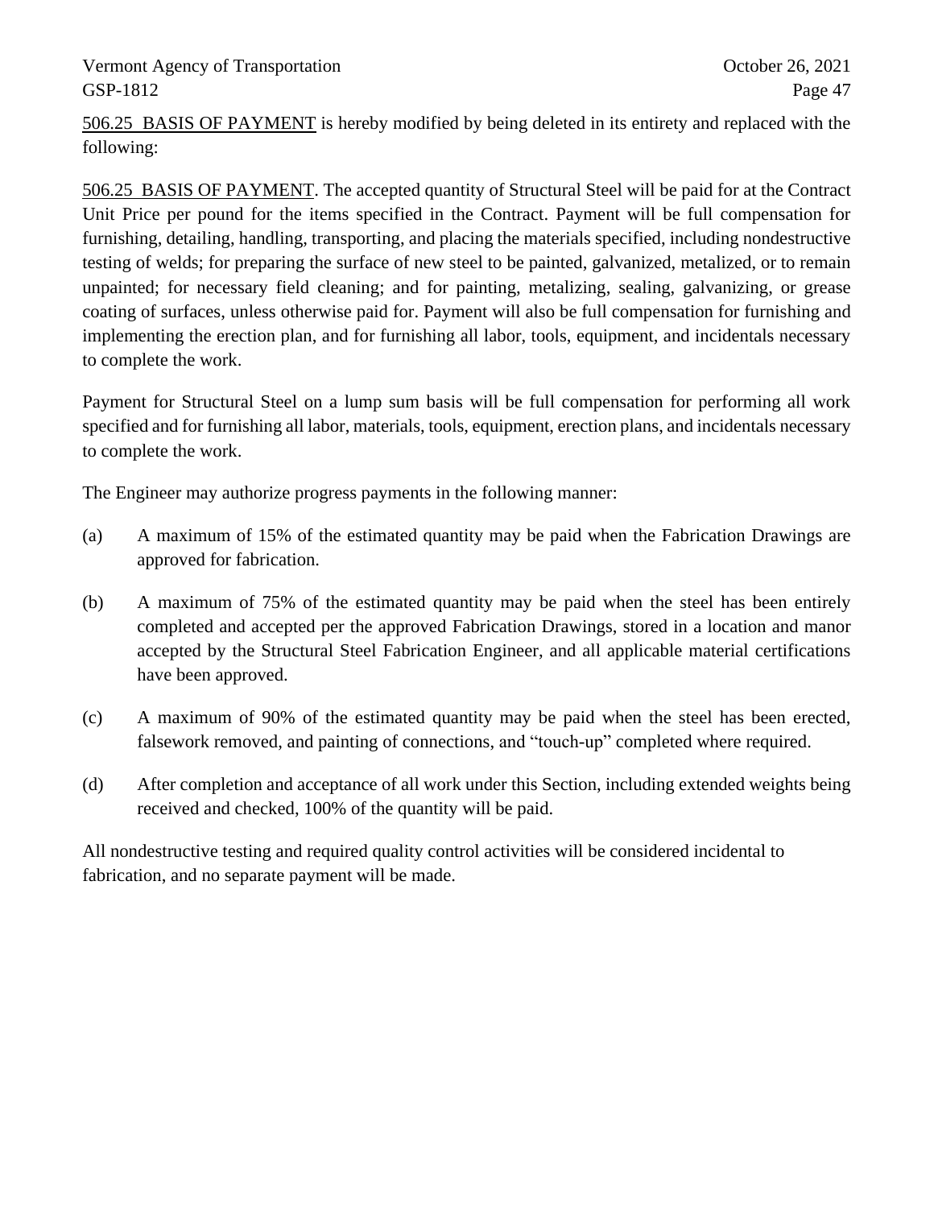<u>506.25 BASIS OF PAYMENT</u> is hereby modified by being deleted in its entirety and replaced with the following:

<u>506.25 BASIS OF PAYMENT</u>. The accepted quantity of Structural Steel will be paid for at the Contract Unit Price per pound for the items specified in the Contract. Payment will be full compensation for furnishing, detailing, handling, transporting, and placing the materials specified, including nondestructive testing of welds; for preparing the surface of new steel to be painted, galvanized, metalized, or to remain unpainted; for necessary field cleaning; and for painting, metalizing, sealing, galvanizing, or grease coating of surfaces, unless otherwise paid for. Payment will also be full compensation for furnishing and implementing the erection plan, and for furnishing all labor, tools, equipment, and incidentals necessary to complete the work.

Payment for Structural Steel on a lump sum basis will be full compensation for performing all work specified and for furnishing all labor, materials, tools, equipment, erection plans, and incidentals necessary to complete the work.

The Engineer may authorize progress payments in the following manner:

(a) A maximum of 15% of the estimated quantity may be paid when the Fabrication Drawings are approved for fabrication.

(b) A maximum of 75% of the estimated quantity may be paid when the steel has been entirely completed and accepted per the approved Fabrication Drawings, stored in a location and manor accepted by the Structural Steel Fabrication Engineer, and all applicable material certifications have been approved.

(c) A maximum of 90% of the estimated quantity may be paid when the steel has been erected, falsework removed, and painting of connections, and "touch-up" completed where required.

(d) After completion and acceptance of all work under this Section, including extended weights being received and checked, 100% of the quantity will be paid.

All nondestructive testing and required quality control activities will be considered incidental to fabrication, and no separate payment will be made.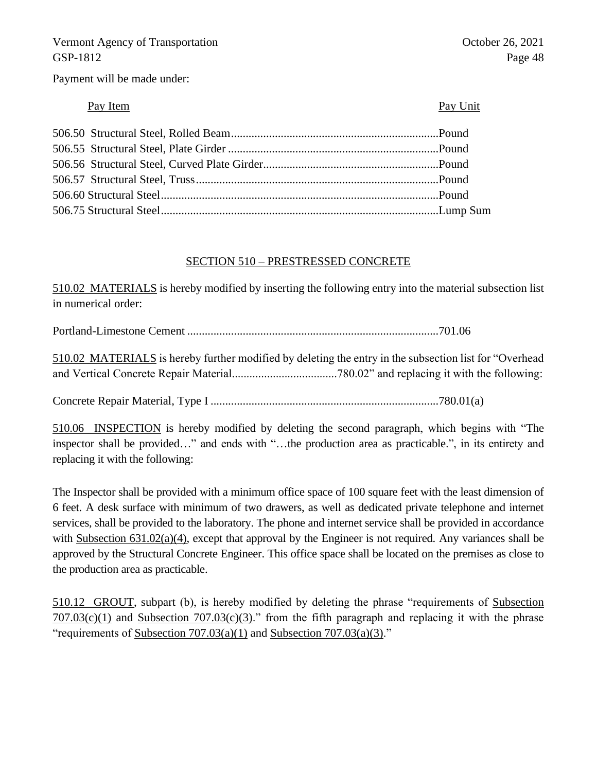Payment will be made under:

| Pay Item | Pay Unit |
| --- | --- |
| 506.50 Structural Steel, Rolled Beam | Pound |
| 506.55 Structural Steel, Plate Girder | Pound |
| 506.56 Structural Steel, Curved Plate Girder | Pound |
| 506.57 Structural Steel, Truss | Pound |
| 506.60 Structural Steel | Pound |
| 506.75 Structural Steel | Lump Sum |

## SECTION 510 – PRESTRESSED CONCRETE

510.02 MATERIALS is hereby modified by inserting the following entry into the material subsection list in numerical order:

Portland-Limestone Cement ........................................................................................701.06

510.02 MATERIALS is hereby further modified by deleting the entry in the subsection list for "Overhead and Vertical Concrete Repair Material....................................780.02" and replacing it with the following:

Concrete Repair Material, Type I ..............................................................................780.01(a)

510.06 INSPECTION is hereby modified by deleting the second paragraph, which begins with "The inspector shall be provided…" and ends with "…the production area as practicable.", in its entirety and replacing it with the following:

The Inspector shall be provided with a minimum office space of 100 square feet with the least dimension of 6 feet. A desk surface with minimum of two drawers, as well as dedicated private telephone and internet services, shall be provided to the laboratory. The phone and internet service shall be provided in accordance with Subsection 631.02(a)(4), except that approval by the Engineer is not required. Any variances shall be approved by the Structural Concrete Engineer. This office space shall be located on the premises as close to the production area as practicable.

510.12 GROUT, subpart (b), is hereby modified by deleting the phrase "requirements of Subsection 707.03(c)(1) and Subsection 707.03(c)(3)." from the fifth paragraph and replacing it with the phrase "requirements of Subsection 707.03(a)(1) and Subsection 707.03(a)(3)."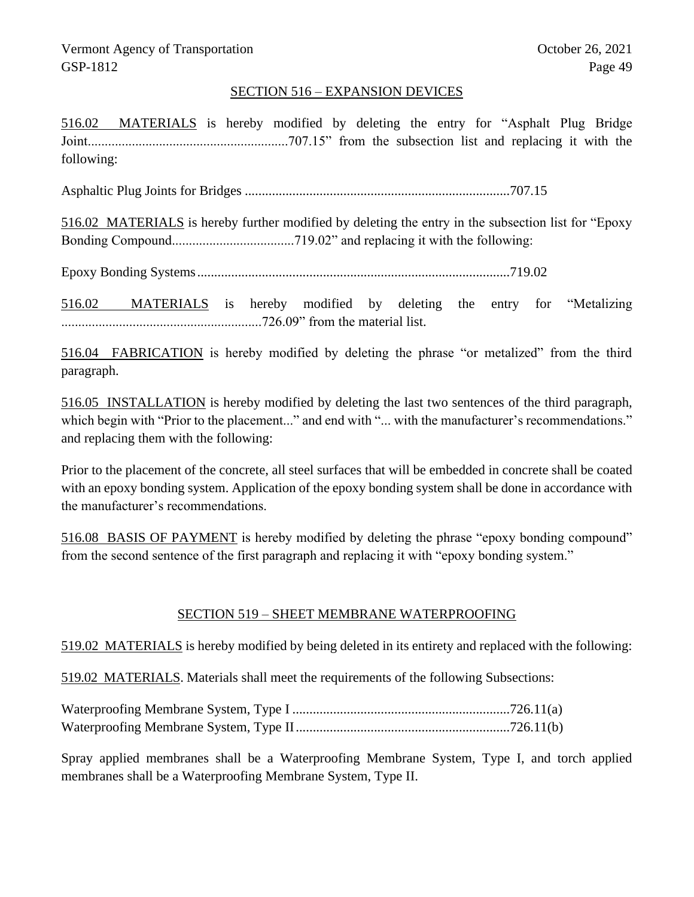## SECTION 516 – EXPANSION DEVICES

516.02 MATERIALS is hereby modified by deleting the entry for "Asphalt Plug Bridge Joint..........................................................707.15" from the subsection list and replacing it with the following:

Asphaltic Plug Joints for Bridges .............................................................................707.15

516.02 MATERIALS is hereby further modified by deleting the entry in the subsection list for "Epoxy Bonding Compound...................................719.02" and replacing it with the following:

Epoxy Bonding Systems..........................................................................................719.02

516.02 MATERIALS is hereby modified by deleting the entry for "Metalizing ..........................................................726.09" from the material list.

516.04 FABRICATION is hereby modified by deleting the phrase "or metalized" from the third paragraph.

516.05 INSTALLATION is hereby modified by deleting the last two sentences of the third paragraph, which begin with "Prior to the placement..." and end with "... with the manufacturer's recommendations." and replacing them with the following:

Prior to the placement of the concrete, all steel surfaces that will be embedded in concrete shall be coated with an epoxy bonding system. Application of the epoxy bonding system shall be done in accordance with the manufacturer's recommendations.

516.08 BASIS OF PAYMENT is hereby modified by deleting the phrase "epoxy bonding compound" from the second sentence of the first paragraph and replacing it with "epoxy bonding system."

## SECTION 519 – SHEET MEMBRANE WATERPROOFING

519.02 MATERIALS is hereby modified by being deleted in its entirety and replaced with the following:

519.02 MATERIALS. Materials shall meet the requirements of the following Subsections:

Waterproofing Membrane System, Type I ................................................................726.11(a)
Waterproofing Membrane System, Type II ..............................................................726.11(b)

Spray applied membranes shall be a Waterproofing Membrane System, Type I, and torch applied membranes shall be a Waterproofing Membrane System, Type II.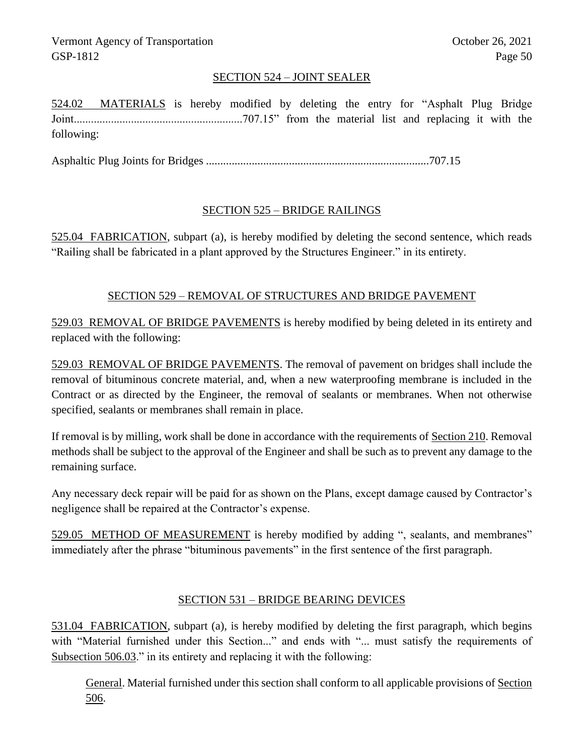## SECTION 524 – JOINT SEALER

524.02 MATERIALS is hereby modified by deleting the entry for "Asphalt Plug Bridge Joint..........................................................707.15" from the material list and replacing it with the following:

Asphaltic Plug Joints for Bridges ............................................................................707.15

## SECTION 525 – BRIDGE RAILINGS

525.04 FABRICATION, subpart (a), is hereby modified by deleting the second sentence, which reads "Railing shall be fabricated in a plant approved by the Structures Engineer." in its entirety.

## SECTION 529 – REMOVAL OF STRUCTURES AND BRIDGE PAVEMENT

529.03 REMOVAL OF BRIDGE PAVEMENTS is hereby modified by being deleted in its entirety and replaced with the following:

529.03 REMOVAL OF BRIDGE PAVEMENTS. The removal of pavement on bridges shall include the removal of bituminous concrete material, and, when a new waterproofing membrane is included in the Contract or as directed by the Engineer, the removal of sealants or membranes. When not otherwise specified, sealants or membranes shall remain in place.

If removal is by milling, work shall be done in accordance with the requirements of Section 210. Removal methods shall be subject to the approval of the Engineer and shall be such as to prevent any damage to the remaining surface.

Any necessary deck repair will be paid for as shown on the Plans, except damage caused by Contractor's negligence shall be repaired at the Contractor's expense.

529.05 METHOD OF MEASUREMENT is hereby modified by adding ", sealants, and membranes" immediately after the phrase "bituminous pavements" in the first sentence of the first paragraph.

## SECTION 531 – BRIDGE BEARING DEVICES

531.04 FABRICATION, subpart (a), is hereby modified by deleting the first paragraph, which begins with "Material furnished under this Section..." and ends with "... must satisfy the requirements of Subsection 506.03." in its entirety and replacing it with the following:

> General. Material furnished under this section shall conform to all applicable provisions of Section 506.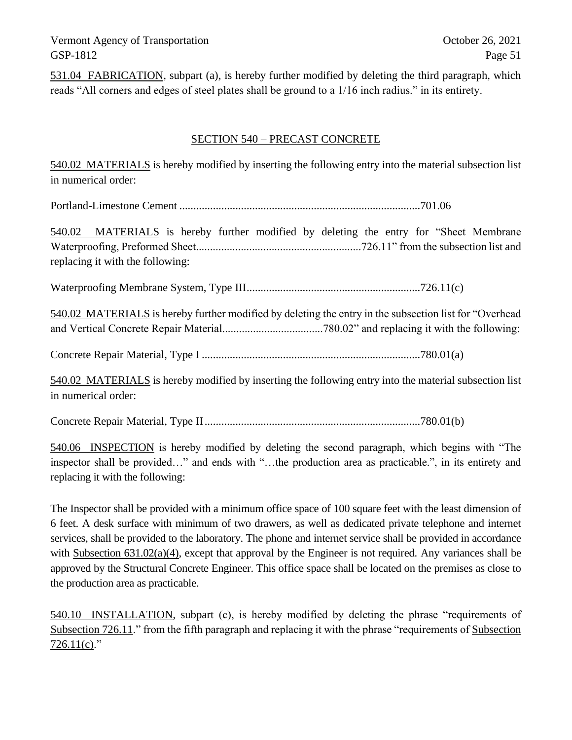531.04 FABRICATION, subpart (a), is hereby further modified by deleting the third paragraph, which reads "All corners and edges of steel plates shall be ground to a 1/16 inch radius." in its entirety.

## SECTION 540 – PRECAST CONCRETE

540.02 MATERIALS is hereby modified by inserting the following entry into the material subsection list in numerical order:

Portland-Limestone Cement ......................................................................................701.06

540.02 MATERIALS is hereby further modified by deleting the entry for "Sheet Membrane Waterproofing, Preformed Sheet...........................................................726.11" from the subsection list and replacing it with the following:

Waterproofing Membrane System, Type III..............................................................726.11(c)

540.02 MATERIALS is hereby further modified by deleting the entry in the subsection list for "Overhead and Vertical Concrete Repair Material....................................780.02" and replacing it with the following:

Concrete Repair Material, Type I ..............................................................................780.01(a)

540.02 MATERIALS is hereby modified by inserting the following entry into the material subsection list in numerical order:

Concrete Repair Material, Type II .............................................................................780.01(b)

540.06 INSPECTION is hereby modified by deleting the second paragraph, which begins with "The inspector shall be provided…" and ends with "…the production area as practicable.", in its entirety and replacing it with the following:

The Inspector shall be provided with a minimum office space of 100 square feet with the least dimension of 6 feet. A desk surface with minimum of two drawers, as well as dedicated private telephone and internet services, shall be provided to the laboratory. The phone and internet service shall be provided in accordance with Subsection 631.02(a)(4), except that approval by the Engineer is not required. Any variances shall be approved by the Structural Concrete Engineer. This office space shall be located on the premises as close to the production area as practicable.

540.10 INSTALLATION, subpart (c), is hereby modified by deleting the phrase "requirements of Subsection 726.11." from the fifth paragraph and replacing it with the phrase "requirements of Subsection 726.11(c)."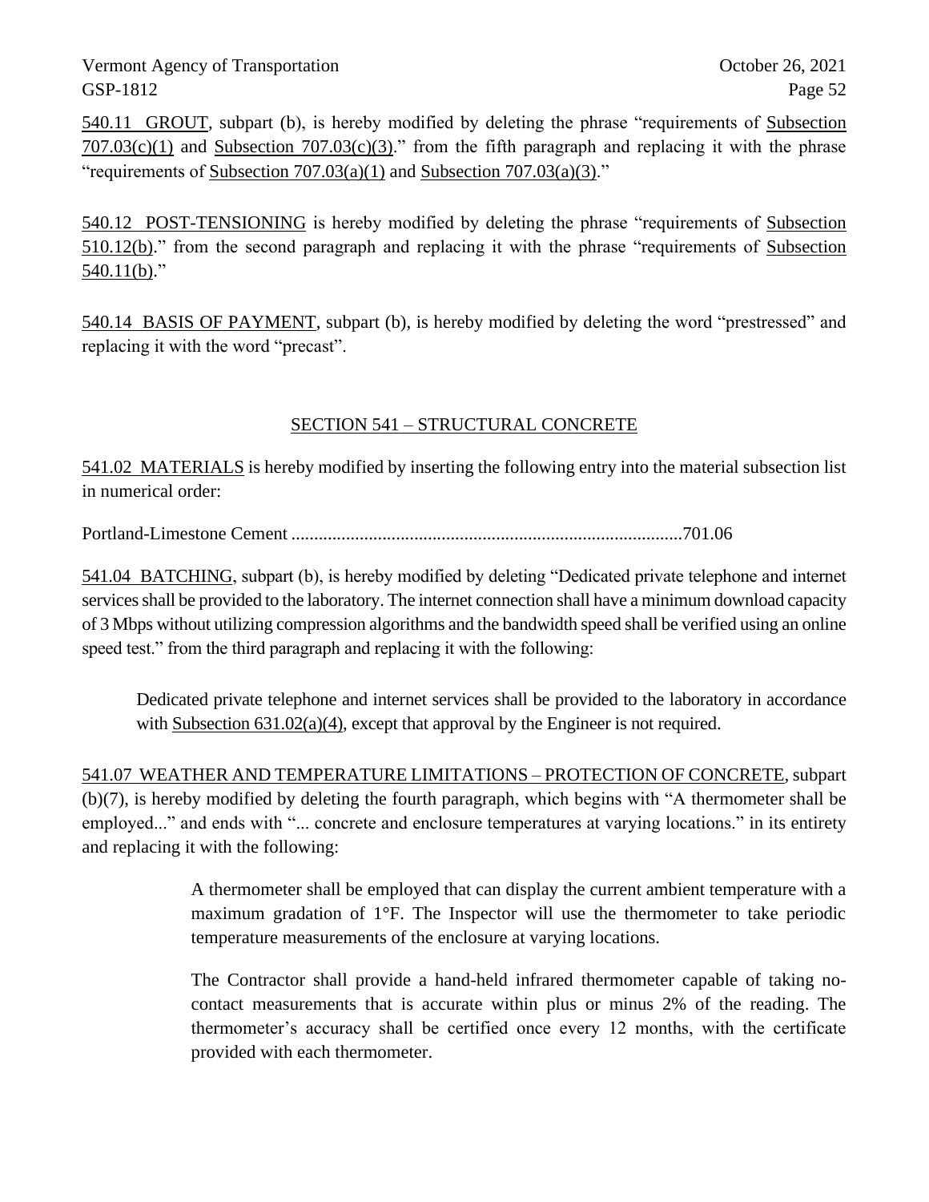540.11 GROUT, subpart (b), is hereby modified by deleting the phrase "requirements of Subsection 707.03(c)(1) and Subsection 707.03(c)(3)." from the fifth paragraph and replacing it with the phrase "requirements of Subsection 707.03(a)(1) and Subsection 707.03(a)(3)."

540.12 POST-TENSIONING is hereby modified by deleting the phrase "requirements of Subsection 510.12(b)." from the second paragraph and replacing it with the phrase "requirements of Subsection 540.11(b)."

540.14 BASIS OF PAYMENT, subpart (b), is hereby modified by deleting the word "prestressed" and replacing it with the word "precast".

## SECTION 541 – STRUCTURAL CONCRETE

541.02 MATERIALS is hereby modified by inserting the following entry into the material subsection list in numerical order:

Portland-Limestone Cement ......................................................................................701.06

541.04 BATCHING, subpart (b), is hereby modified by deleting "Dedicated private telephone and internet services shall be provided to the laboratory. The internet connection shall have a minimum download capacity of 3 Mbps without utilizing compression algorithms and the bandwidth speed shall be verified using an online speed test." from the third paragraph and replacing it with the following:

> Dedicated private telephone and internet services shall be provided to the laboratory in accordance with Subsection 631.02(a)(4), except that approval by the Engineer is not required.

541.07 WEATHER AND TEMPERATURE LIMITATIONS – PROTECTION OF CONCRETE, subpart (b)(7), is hereby modified by deleting the fourth paragraph, which begins with "A thermometer shall be employed..." and ends with "... concrete and enclosure temperatures at varying locations." in its entirety and replacing it with the following:

> A thermometer shall be employed that can display the current ambient temperature with a maximum gradation of 1°F. The Inspector will use the thermometer to take periodic temperature measurements of the enclosure at varying locations.
>
> The Contractor shall provide a hand-held infrared thermometer capable of taking no-contact measurements that is accurate within plus or minus 2% of the reading. The thermometer's accuracy shall be certified once every 12 months, with the certificate provided with each thermometer.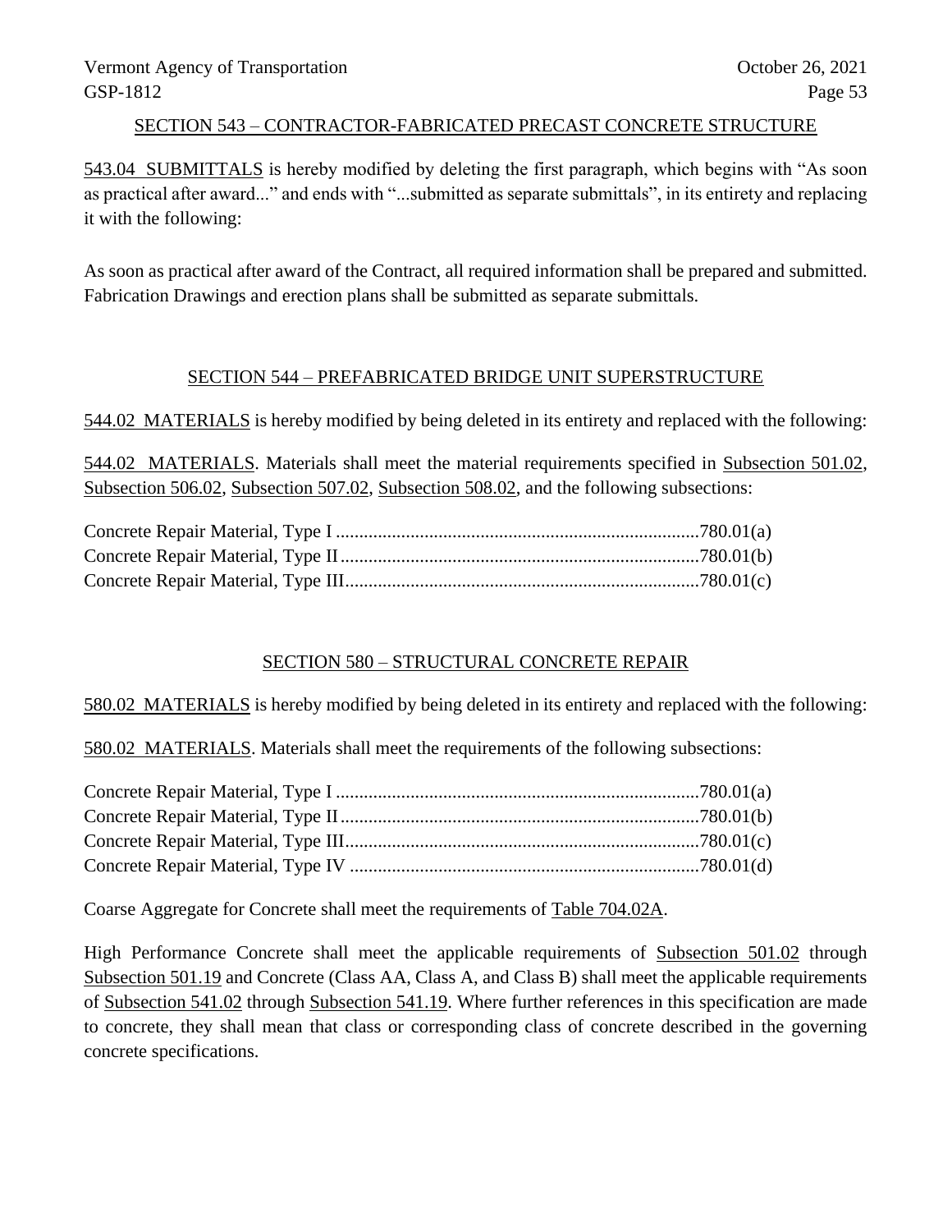## SECTION 543 – CONTRACTOR-FABRICATED PRECAST CONCRETE STRUCTURE

543.04 SUBMITTALS is hereby modified by deleting the first paragraph, which begins with "As soon as practical after award..." and ends with "...submitted as separate submittals", in its entirety and replacing it with the following:

As soon as practical after award of the Contract, all required information shall be prepared and submitted. Fabrication Drawings and erection plans shall be submitted as separate submittals.

## SECTION 544 – PREFABRICATED BRIDGE UNIT SUPERSTRUCTURE

544.02 MATERIALS is hereby modified by being deleted in its entirety and replaced with the following:

544.02 MATERIALS. Materials shall meet the material requirements specified in Subsection 501.02, Subsection 506.02, Subsection 507.02, Subsection 508.02, and the following subsections:

Concrete Repair Material, Type I ..............................................................................780.01(a)
Concrete Repair Material, Type II .............................................................................780.01(b)
Concrete Repair Material, Type III............................................................................780.01(c)

## SECTION 580 – STRUCTURAL CONCRETE REPAIR

580.02 MATERIALS is hereby modified by being deleted in its entirety and replaced with the following:

580.02 MATERIALS. Materials shall meet the requirements of the following subsections:

Concrete Repair Material, Type I ..............................................................................780.01(a)
Concrete Repair Material, Type II .............................................................................780.01(b)
Concrete Repair Material, Type III............................................................................780.01(c)
Concrete Repair Material, Type IV ...........................................................................780.01(d)

Coarse Aggregate for Concrete shall meet the requirements of Table 704.02A.

High Performance Concrete shall meet the applicable requirements of Subsection 501.02 through Subsection 501.19 and Concrete (Class AA, Class A, and Class B) shall meet the applicable requirements of Subsection 541.02 through Subsection 541.19. Where further references in this specification are made to concrete, they shall mean that class or corresponding class of concrete described in the governing concrete specifications.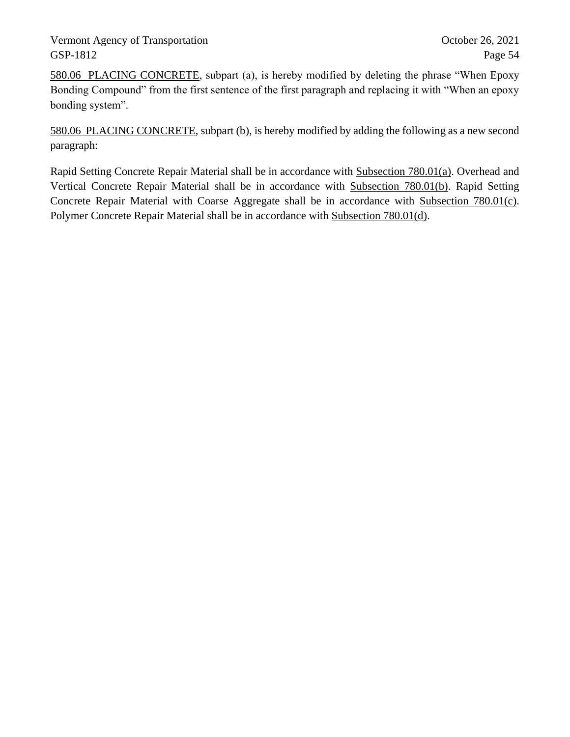580.06  PLACING CONCRETE, subpart (a), is hereby modified by deleting the phrase “When Epoxy Bonding Compound” from the first sentence of the first paragraph and replacing it with “When an epoxy bonding system”.

580.06  PLACING CONCRETE, subpart (b), is hereby modified by adding the following as a new second paragraph:

Rapid Setting Concrete Repair Material shall be in accordance with Subsection 780.01(a). Overhead and Vertical Concrete Repair Material shall be in accordance with Subsection 780.01(b). Rapid Setting Concrete Repair Material with Coarse Aggregate shall be in accordance with Subsection 780.01(c). Polymer Concrete Repair Material shall be in accordance with Subsection 780.01(d).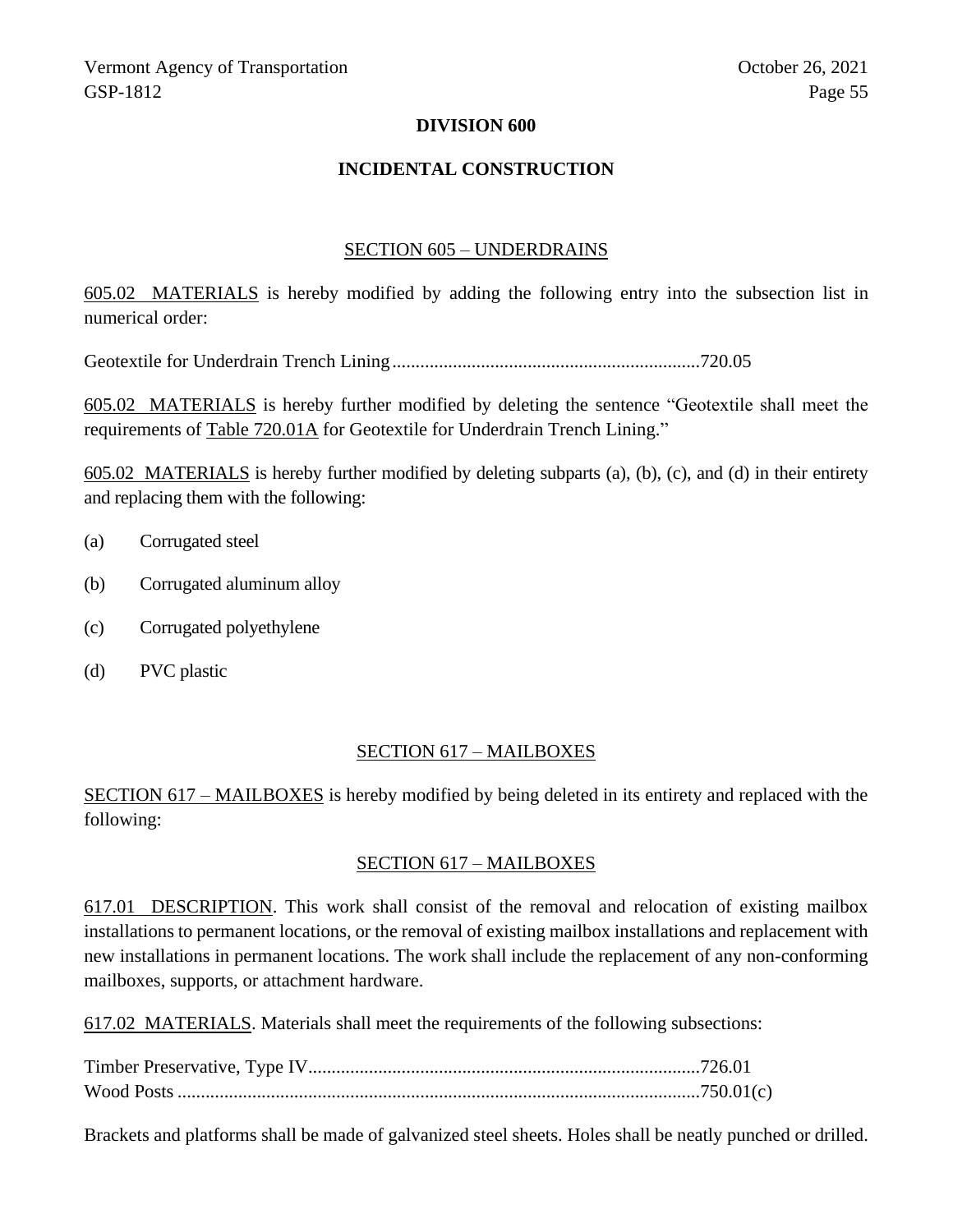# DIVISION 600

## INCIDENTAL CONSTRUCTION

### SECTION 605 – UNDERDRAINS

605.02 MATERIALS is hereby modified by adding the following entry into the subsection list in numerical order:

Geotextile for Underdrain Trench Lining..................................................................720.05

605.02 MATERIALS is hereby further modified by deleting the sentence "Geotextile shall meet the requirements of Table 720.01A for Geotextile for Underdrain Trench Lining."

605.02 MATERIALS is hereby further modified by deleting subparts (a), (b), (c), and (d) in their entirety and replacing them with the following:

(a) Corrugated steel

(b) Corrugated aluminum alloy

(c) Corrugated polyethylene

(d) PVC plastic

### SECTION 617 – MAILBOXES

SECTION 617 – MAILBOXES is hereby modified by being deleted in its entirety and replaced with the following:

### SECTION 617 – MAILBOXES

617.01 DESCRIPTION. This work shall consist of the removal and relocation of existing mailbox installations to permanent locations, or the removal of existing mailbox installations and replacement with new installations in permanent locations. The work shall include the replacement of any non-conforming mailboxes, supports, or attachment hardware.

617.02 MATERIALS. Materials shall meet the requirements of the following subsections:

Timber Preservative, Type IV...................................................................................726.01
Wood Posts ...............................................................................................................750.01(c)

Brackets and platforms shall be made of galvanized steel sheets. Holes shall be neatly punched or drilled.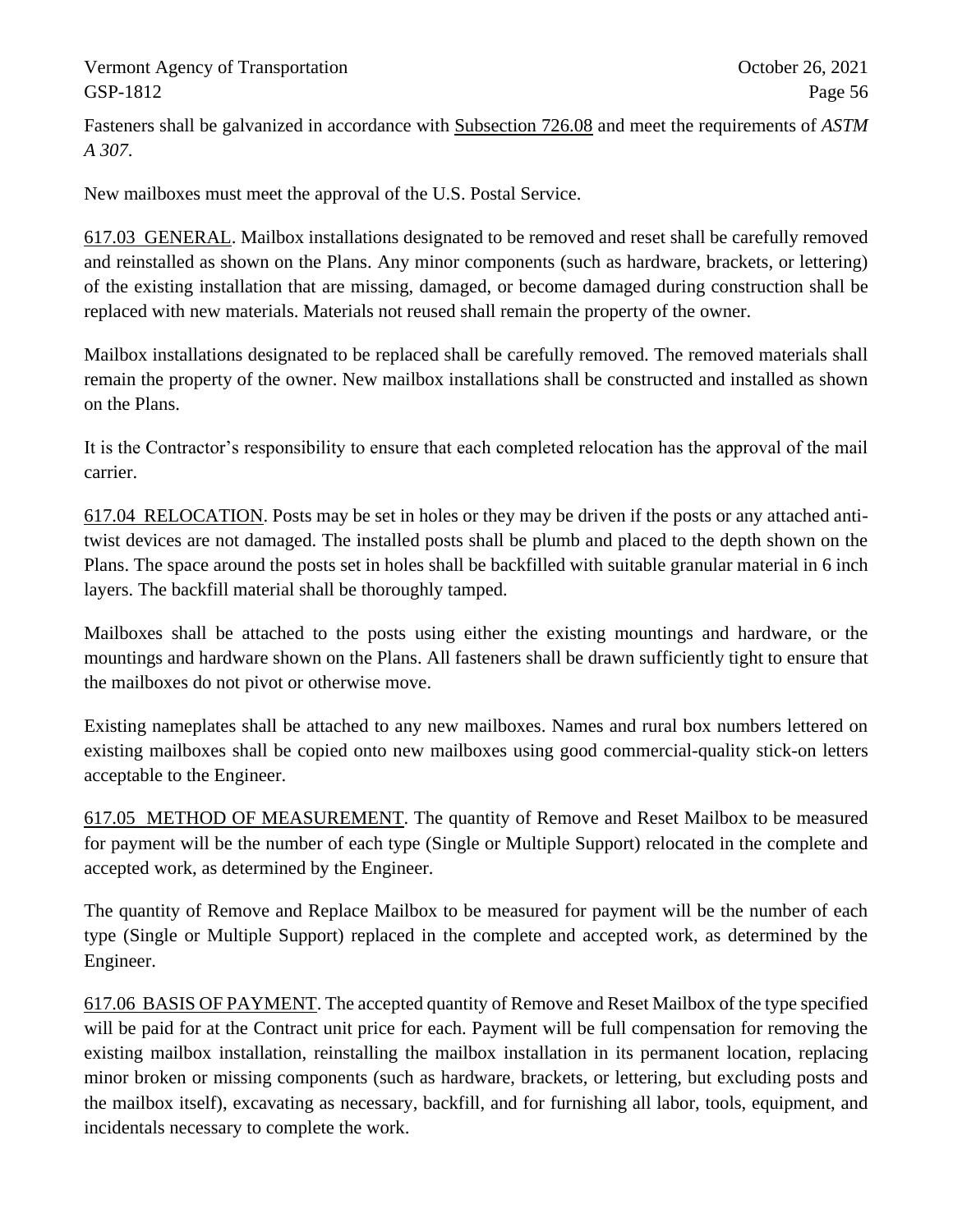Fasteners shall be galvanized in accordance with Subsection 726.08 and meet the requirements of *ASTM A 307*.

New mailboxes must meet the approval of the U.S. Postal Service.

617.03 GENERAL. Mailbox installations designated to be removed and reset shall be carefully removed and reinstalled as shown on the Plans. Any minor components (such as hardware, brackets, or lettering) of the existing installation that are missing, damaged, or become damaged during construction shall be replaced with new materials. Materials not reused shall remain the property of the owner.

Mailbox installations designated to be replaced shall be carefully removed. The removed materials shall remain the property of the owner. New mailbox installations shall be constructed and installed as shown on the Plans.

It is the Contractor's responsibility to ensure that each completed relocation has the approval of the mail carrier.

617.04 RELOCATION. Posts may be set in holes or they may be driven if the posts or any attached anti-twist devices are not damaged. The installed posts shall be plumb and placed to the depth shown on the Plans. The space around the posts set in holes shall be backfilled with suitable granular material in 6 inch layers. The backfill material shall be thoroughly tamped.

Mailboxes shall be attached to the posts using either the existing mountings and hardware, or the mountings and hardware shown on the Plans. All fasteners shall be drawn sufficiently tight to ensure that the mailboxes do not pivot or otherwise move.

Existing nameplates shall be attached to any new mailboxes. Names and rural box numbers lettered on existing mailboxes shall be copied onto new mailboxes using good commercial-quality stick-on letters acceptable to the Engineer.

617.05 METHOD OF MEASUREMENT. The quantity of Remove and Reset Mailbox to be measured for payment will be the number of each type (Single or Multiple Support) relocated in the complete and accepted work, as determined by the Engineer.

The quantity of Remove and Replace Mailbox to be measured for payment will be the number of each type (Single or Multiple Support) replaced in the complete and accepted work, as determined by the Engineer.

617.06 BASIS OF PAYMENT. The accepted quantity of Remove and Reset Mailbox of the type specified will be paid for at the Contract unit price for each. Payment will be full compensation for removing the existing mailbox installation, reinstalling the mailbox installation in its permanent location, replacing minor broken or missing components (such as hardware, brackets, or lettering, but excluding posts and the mailbox itself), excavating as necessary, backfill, and for furnishing all labor, tools, equipment, and incidentals necessary to complete the work.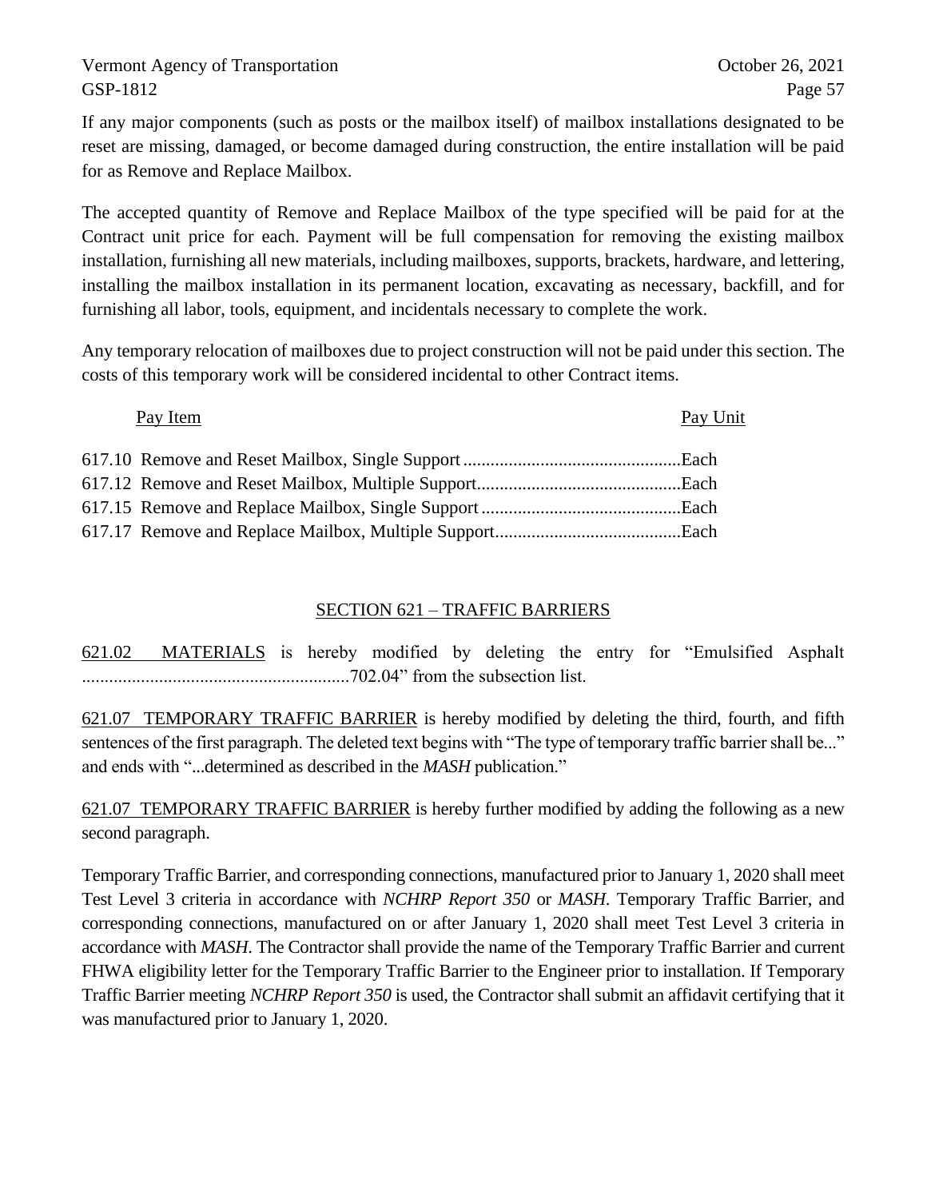If any major components (such as posts or the mailbox itself) of mailbox installations designated to be reset are missing, damaged, or become damaged during construction, the entire installation will be paid for as Remove and Replace Mailbox.

The accepted quantity of Remove and Replace Mailbox of the type specified will be paid for at the Contract unit price for each. Payment will be full compensation for removing the existing mailbox installation, furnishing all new materials, including mailboxes, supports, brackets, hardware, and lettering, installing the mailbox installation in its permanent location, excavating as necessary, backfill, and for furnishing all labor, tools, equipment, and incidentals necessary to complete the work.

Any temporary relocation of mailboxes due to project construction will not be paid under this section. The costs of this temporary work will be considered incidental to other Contract items.

| Pay Item | Pay Unit |
|---|---|
| 617.10 Remove and Reset Mailbox, Single Support | Each |
| 617.12 Remove and Reset Mailbox, Multiple Support | Each |
| 617.15 Remove and Replace Mailbox, Single Support | Each |
| 617.17 Remove and Replace Mailbox, Multiple Support | Each |

## SECTION 621 – TRAFFIC BARRIERS

621.02 MATERIALS is hereby modified by deleting the entry for "Emulsified Asphalt ..........................................................702.04" from the subsection list.

621.07 TEMPORARY TRAFFIC BARRIER is hereby modified by deleting the third, fourth, and fifth sentences of the first paragraph. The deleted text begins with "The type of temporary traffic barrier shall be..." and ends with "...determined as described in the *MASH* publication."

621.07 TEMPORARY TRAFFIC BARRIER is hereby further modified by adding the following as a new second paragraph.

Temporary Traffic Barrier, and corresponding connections, manufactured prior to January 1, 2020 shall meet Test Level 3 criteria in accordance with *NCHRP Report 350* or *MASH*. Temporary Traffic Barrier, and corresponding connections, manufactured on or after January 1, 2020 shall meet Test Level 3 criteria in accordance with *MASH*. The Contractor shall provide the name of the Temporary Traffic Barrier and current FHWA eligibility letter for the Temporary Traffic Barrier to the Engineer prior to installation. If Temporary Traffic Barrier meeting *NCHRP Report 350* is used, the Contractor shall submit an affidavit certifying that it was manufactured prior to January 1, 2020.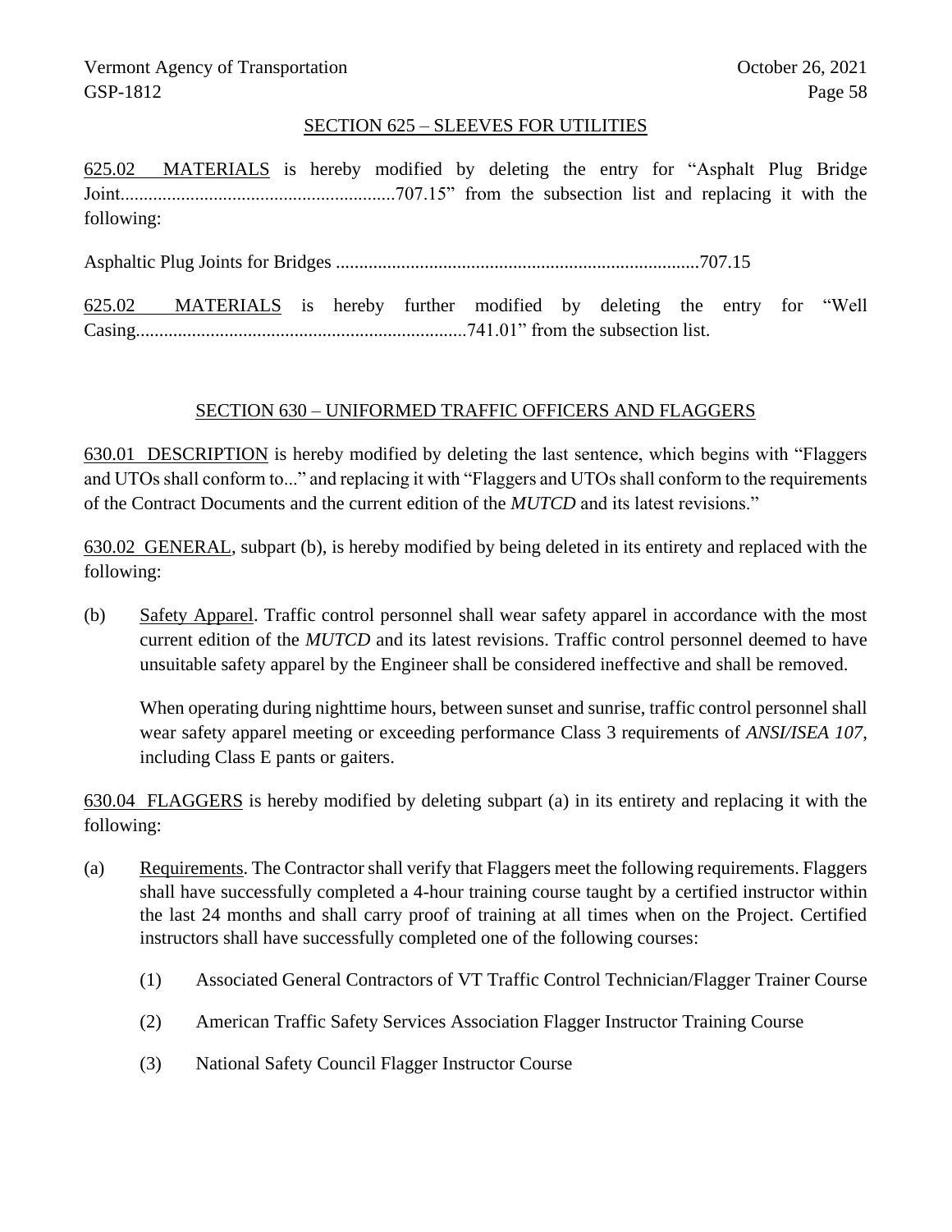## SECTION 625 – SLEEVES FOR UTILITIES

625.02 MATERIALS is hereby modified by deleting the entry for "Asphalt Plug Bridge Joint..........................................................707.15" from the subsection list and replacing it with the following:

Asphaltic Plug Joints for Bridges ............................................................................707.15

625.02 MATERIALS is hereby further modified by deleting the entry for "Well Casing......................................................................741.01" from the subsection list.

## SECTION 630 – UNIFORMED TRAFFIC OFFICERS AND FLAGGERS

630.01 DESCRIPTION is hereby modified by deleting the last sentence, which begins with "Flaggers and UTOs shall conform to..." and replacing it with "Flaggers and UTOs shall conform to the requirements of the Contract Documents and the current edition of the *MUTCD* and its latest revisions."

630.02 GENERAL, subpart (b), is hereby modified by being deleted in its entirety and replaced with the following:

(b) Safety Apparel. Traffic control personnel shall wear safety apparel in accordance with the most current edition of the *MUTCD* and its latest revisions. Traffic control personnel deemed to have unsuitable safety apparel by the Engineer shall be considered ineffective and shall be removed.

When operating during nighttime hours, between sunset and sunrise, traffic control personnel shall wear safety apparel meeting or exceeding performance Class 3 requirements of *ANSI/ISEA 107*, including Class E pants or gaiters.

630.04 FLAGGERS is hereby modified by deleting subpart (a) in its entirety and replacing it with the following:

(a) Requirements. The Contractor shall verify that Flaggers meet the following requirements. Flaggers shall have successfully completed a 4-hour training course taught by a certified instructor within the last 24 months and shall carry proof of training at all times when on the Project. Certified instructors shall have successfully completed one of the following courses:

(1) Associated General Contractors of VT Traffic Control Technician/Flagger Trainer Course

(2) American Traffic Safety Services Association Flagger Instructor Training Course

(3) National Safety Council Flagger Instructor Course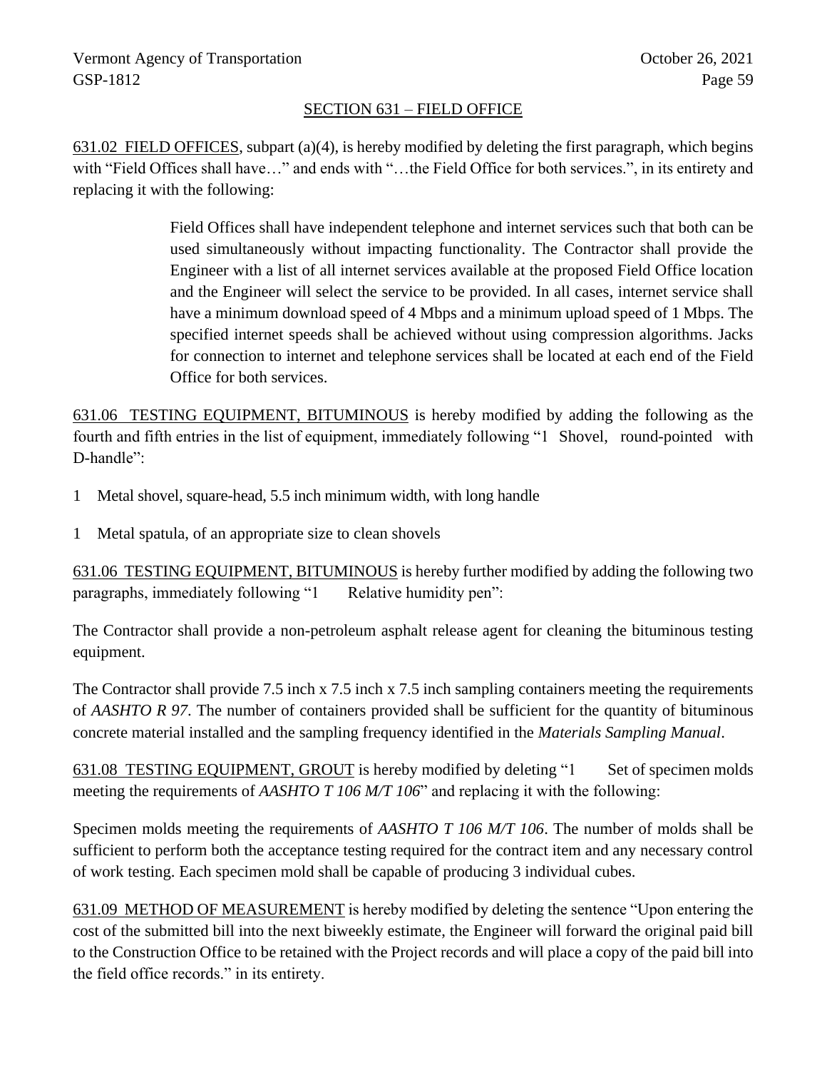## SECTION 631 – FIELD OFFICE

631.02 FIELD OFFICES, subpart (a)(4), is hereby modified by deleting the first paragraph, which begins with "Field Offices shall have…" and ends with "…the Field Office for both services.", in its entirety and replacing it with the following:

> Field Offices shall have independent telephone and internet services such that both can be used simultaneously without impacting functionality. The Contractor shall provide the Engineer with a list of all internet services available at the proposed Field Office location and the Engineer will select the service to be provided. In all cases, internet service shall have a minimum download speed of 4 Mbps and a minimum upload speed of 1 Mbps. The specified internet speeds shall be achieved without using compression algorithms. Jacks for connection to internet and telephone services shall be located at each end of the Field Office for both services.

631.06 TESTING EQUIPMENT, BITUMINOUS is hereby modified by adding the following as the fourth and fifth entries in the list of equipment, immediately following "1 Shovel, round-pointed with D-handle":

1 Metal shovel, square-head, 5.5 inch minimum width, with long handle

1 Metal spatula, of an appropriate size to clean shovels

631.06 TESTING EQUIPMENT, BITUMINOUS is hereby further modified by adding the following two paragraphs, immediately following "1 Relative humidity pen":

The Contractor shall provide a non-petroleum asphalt release agent for cleaning the bituminous testing equipment.

The Contractor shall provide 7.5 inch x 7.5 inch x 7.5 inch sampling containers meeting the requirements of *AASHTO R 97*. The number of containers provided shall be sufficient for the quantity of bituminous concrete material installed and the sampling frequency identified in the *Materials Sampling Manual*.

631.08 TESTING EQUIPMENT, GROUT is hereby modified by deleting "1 Set of specimen molds meeting the requirements of *AASHTO T 106 M/T 106*" and replacing it with the following:

Specimen molds meeting the requirements of *AASHTO T 106 M/T 106*. The number of molds shall be sufficient to perform both the acceptance testing required for the contract item and any necessary control of work testing. Each specimen mold shall be capable of producing 3 individual cubes.

631.09 METHOD OF MEASUREMENT is hereby modified by deleting the sentence "Upon entering the cost of the submitted bill into the next biweekly estimate, the Engineer will forward the original paid bill to the Construction Office to be retained with the Project records and will place a copy of the paid bill into the field office records." in its entirety.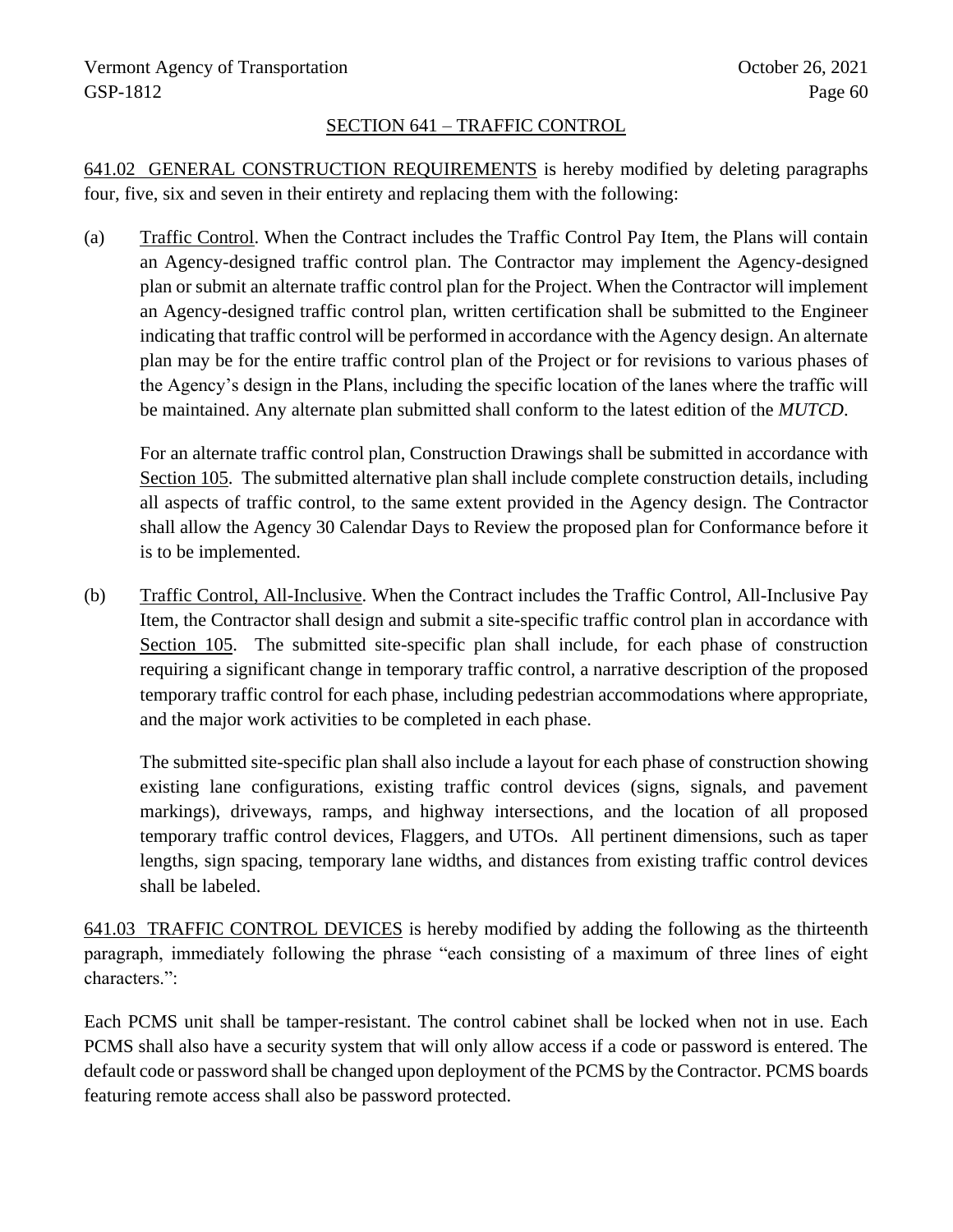## SECTION 641 – TRAFFIC CONTROL

641.02 GENERAL CONSTRUCTION REQUIREMENTS is hereby modified by deleting paragraphs four, five, six and seven in their entirety and replacing them with the following:

(a) Traffic Control. When the Contract includes the Traffic Control Pay Item, the Plans will contain an Agency-designed traffic control plan. The Contractor may implement the Agency-designed plan or submit an alternate traffic control plan for the Project. When the Contractor will implement an Agency-designed traffic control plan, written certification shall be submitted to the Engineer indicating that traffic control will be performed in accordance with the Agency design. An alternate plan may be for the entire traffic control plan of the Project or for revisions to various phases of the Agency's design in the Plans, including the specific location of the lanes where the traffic will be maintained. Any alternate plan submitted shall conform to the latest edition of the *MUTCD*.

For an alternate traffic control plan, Construction Drawings shall be submitted in accordance with Section 105. The submitted alternative plan shall include complete construction details, including all aspects of traffic control, to the same extent provided in the Agency design. The Contractor shall allow the Agency 30 Calendar Days to Review the proposed plan for Conformance before it is to be implemented.

(b) Traffic Control, All-Inclusive. When the Contract includes the Traffic Control, All-Inclusive Pay Item, the Contractor shall design and submit a site-specific traffic control plan in accordance with Section 105. The submitted site-specific plan shall include, for each phase of construction requiring a significant change in temporary traffic control, a narrative description of the proposed temporary traffic control for each phase, including pedestrian accommodations where appropriate, and the major work activities to be completed in each phase.

The submitted site-specific plan shall also include a layout for each phase of construction showing existing lane configurations, existing traffic control devices (signs, signals, and pavement markings), driveways, ramps, and highway intersections, and the location of all proposed temporary traffic control devices, Flaggers, and UTOs. All pertinent dimensions, such as taper lengths, sign spacing, temporary lane widths, and distances from existing traffic control devices shall be labeled.

641.03 TRAFFIC CONTROL DEVICES is hereby modified by adding the following as the thirteenth paragraph, immediately following the phrase "each consisting of a maximum of three lines of eight characters.":

Each PCMS unit shall be tamper-resistant. The control cabinet shall be locked when not in use. Each PCMS shall also have a security system that will only allow access if a code or password is entered. The default code or password shall be changed upon deployment of the PCMS by the Contractor. PCMS boards featuring remote access shall also be password protected.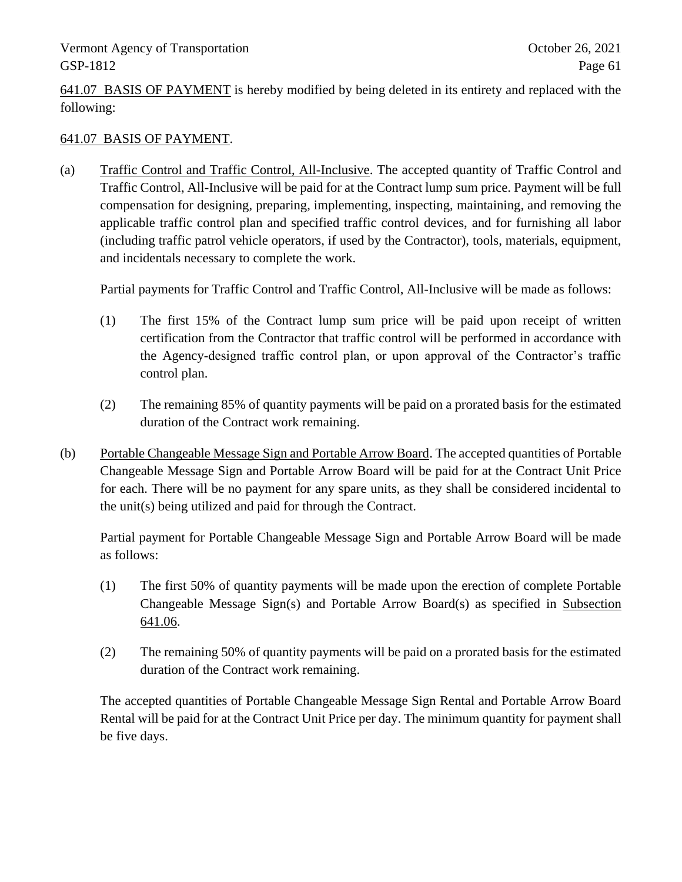641.07 BASIS OF PAYMENT is hereby modified by being deleted in its entirety and replaced with the following:

641.07 BASIS OF PAYMENT.

(a) Traffic Control and Traffic Control, All-Inclusive. The accepted quantity of Traffic Control and Traffic Control, All-Inclusive will be paid for at the Contract lump sum price. Payment will be full compensation for designing, preparing, implementing, inspecting, maintaining, and removing the applicable traffic control plan and specified traffic control devices, and for furnishing all labor (including traffic patrol vehicle operators, if used by the Contractor), tools, materials, equipment, and incidentals necessary to complete the work.

Partial payments for Traffic Control and Traffic Control, All-Inclusive will be made as follows:

(1) The first 15% of the Contract lump sum price will be paid upon receipt of written certification from the Contractor that traffic control will be performed in accordance with the Agency-designed traffic control plan, or upon approval of the Contractor's traffic control plan.

(2) The remaining 85% of quantity payments will be paid on a prorated basis for the estimated duration of the Contract work remaining.

(b) Portable Changeable Message Sign and Portable Arrow Board. The accepted quantities of Portable Changeable Message Sign and Portable Arrow Board will be paid for at the Contract Unit Price for each. There will be no payment for any spare units, as they shall be considered incidental to the unit(s) being utilized and paid for through the Contract.

Partial payment for Portable Changeable Message Sign and Portable Arrow Board will be made as follows:

(1) The first 50% of quantity payments will be made upon the erection of complete Portable Changeable Message Sign(s) and Portable Arrow Board(s) as specified in Subsection 641.06.

(2) The remaining 50% of quantity payments will be paid on a prorated basis for the estimated duration of the Contract work remaining.

The accepted quantities of Portable Changeable Message Sign Rental and Portable Arrow Board Rental will be paid for at the Contract Unit Price per day. The minimum quantity for payment shall be five days.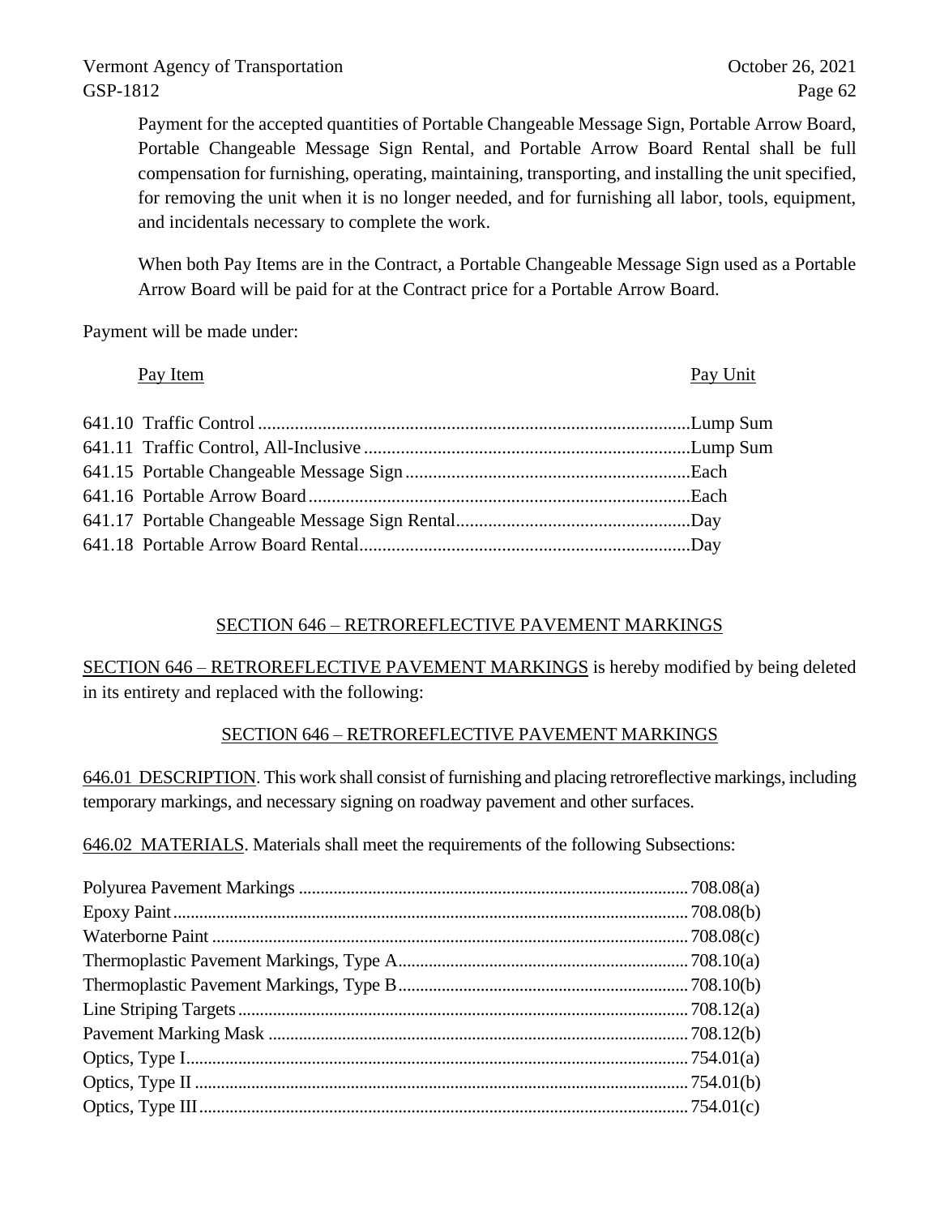Payment for the accepted quantities of Portable Changeable Message Sign, Portable Arrow Board, Portable Changeable Message Sign Rental, and Portable Arrow Board Rental shall be full compensation for furnishing, operating, maintaining, transporting, and installing the unit specified, for removing the unit when it is no longer needed, and for furnishing all labor, tools, equipment, and incidentals necessary to complete the work.

When both Pay Items are in the Contract, a Portable Changeable Message Sign used as a Portable Arrow Board will be paid for at the Contract price for a Portable Arrow Board.

Payment will be made under:

| Pay Item | Pay Unit |
|---|---|
| 641.10 Traffic Control | Lump Sum |
| 641.11 Traffic Control, All-Inclusive | Lump Sum |
| 641.15 Portable Changeable Message Sign | Each |
| 641.16 Portable Arrow Board | Each |
| 641.17 Portable Changeable Message Sign Rental | Day |
| 641.18 Portable Arrow Board Rental | Day |

## SECTION 646 – RETROREFLECTIVE PAVEMENT MARKINGS

SECTION 646 – RETROREFLECTIVE PAVEMENT MARKINGS is hereby modified by being deleted in its entirety and replaced with the following:

## SECTION 646 – RETROREFLECTIVE PAVEMENT MARKINGS

646.01 DESCRIPTION. This work shall consist of furnishing and placing retroreflective markings, including temporary markings, and necessary signing on roadway pavement and other surfaces.

646.02 MATERIALS. Materials shall meet the requirements of the following Subsections:

| | |
|---|---|
| Polyurea Pavement Markings | 708.08(a) |
| Epoxy Paint | 708.08(b) |
| Waterborne Paint | 708.08(c) |
| Thermoplastic Pavement Markings, Type A | 708.10(a) |
| Thermoplastic Pavement Markings, Type B | 708.10(b) |
| Line Striping Targets | 708.12(a) |
| Pavement Marking Mask | 708.12(b) |
| Optics, Type I | 754.01(a) |
| Optics, Type II | 754.01(b) |
| Optics, Type III | 754.01(c) |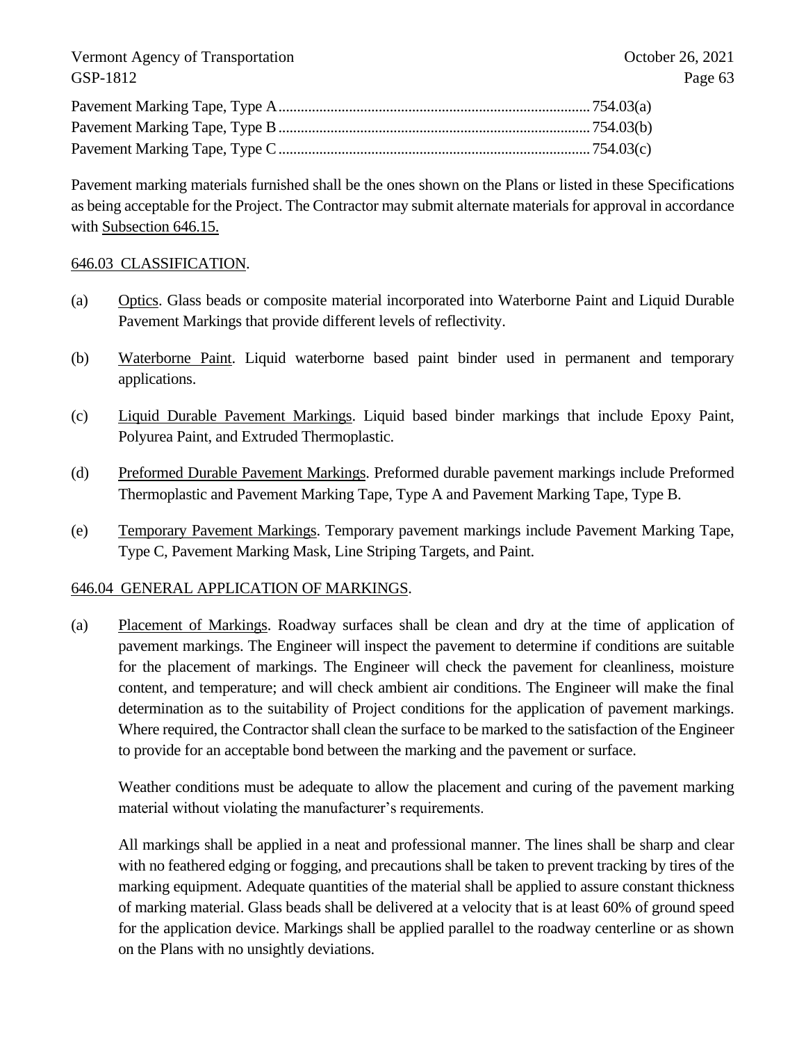Pavement Marking Tape, Type A .................................................................................. 754.03(a)
Pavement Marking Tape, Type B .................................................................................. 754.03(b)
Pavement Marking Tape, Type C .................................................................................. 754.03(c)

Pavement marking materials furnished shall be the ones shown on the Plans or listed in these Specifications as being acceptable for the Project. The Contractor may submit alternate materials for approval in accordance with Subsection 646.15.

## 646.03 CLASSIFICATION.

(a) Optics. Glass beads or composite material incorporated into Waterborne Paint and Liquid Durable Pavement Markings that provide different levels of reflectivity.

(b) Waterborne Paint. Liquid waterborne based paint binder used in permanent and temporary applications.

(c) Liquid Durable Pavement Markings. Liquid based binder markings that include Epoxy Paint, Polyurea Paint, and Extruded Thermoplastic.

(d) Preformed Durable Pavement Markings. Preformed durable pavement markings include Preformed Thermoplastic and Pavement Marking Tape, Type A and Pavement Marking Tape, Type B.

(e) Temporary Pavement Markings. Temporary pavement markings include Pavement Marking Tape, Type C, Pavement Marking Mask, Line Striping Targets, and Paint.

## 646.04 GENERAL APPLICATION OF MARKINGS.

(a) Placement of Markings. Roadway surfaces shall be clean and dry at the time of application of pavement markings. The Engineer will inspect the pavement to determine if conditions are suitable for the placement of markings. The Engineer will check the pavement for cleanliness, moisture content, and temperature; and will check ambient air conditions. The Engineer will make the final determination as to the suitability of Project conditions for the application of pavement markings. Where required, the Contractor shall clean the surface to be marked to the satisfaction of the Engineer to provide for an acceptable bond between the marking and the pavement or surface.

Weather conditions must be adequate to allow the placement and curing of the pavement marking material without violating the manufacturer's requirements.

All markings shall be applied in a neat and professional manner. The lines shall be sharp and clear with no feathered edging or fogging, and precautions shall be taken to prevent tracking by tires of the marking equipment. Adequate quantities of the material shall be applied to assure constant thickness of marking material. Glass beads shall be delivered at a velocity that is at least 60% of ground speed for the application device. Markings shall be applied parallel to the roadway centerline or as shown on the Plans with no unsightly deviations.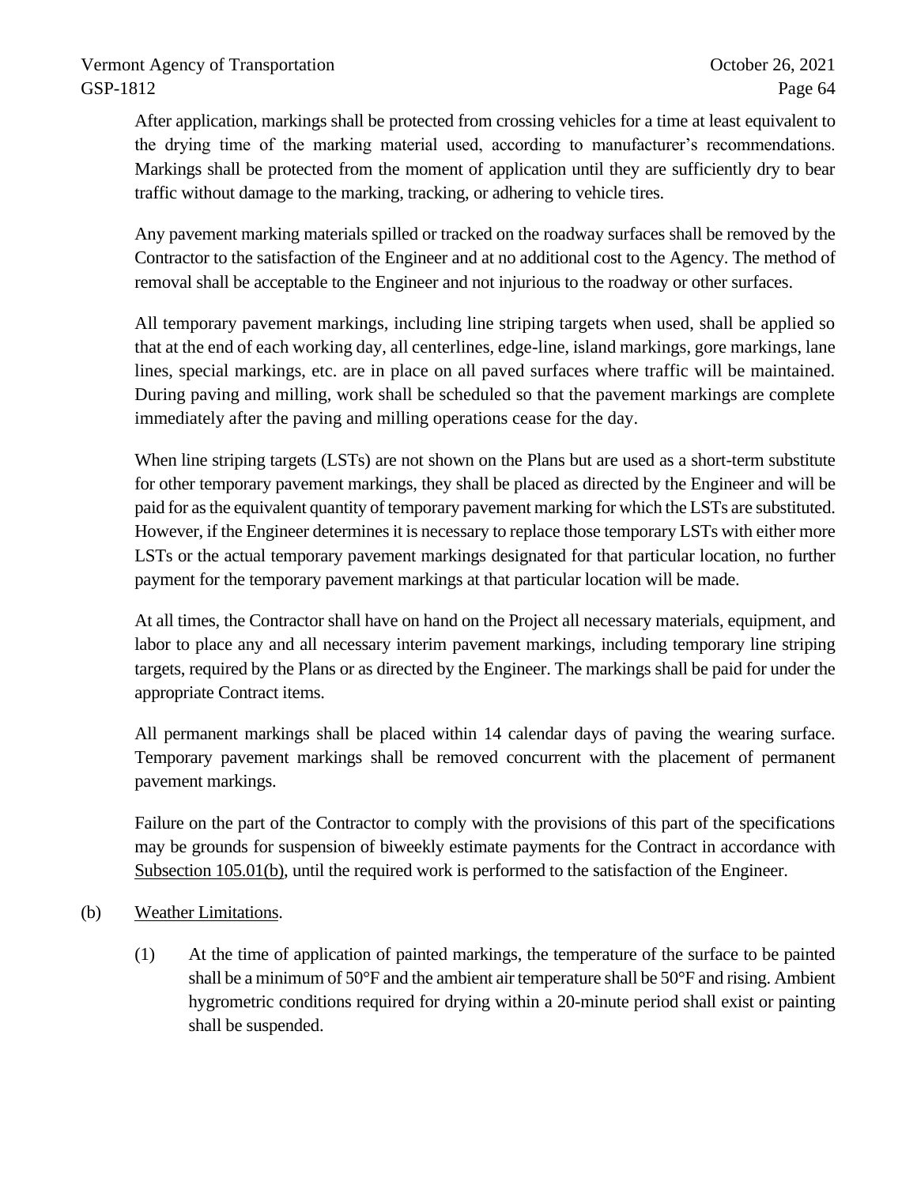After application, markings shall be protected from crossing vehicles for a time at least equivalent to the drying time of the marking material used, according to manufacturer's recommendations. Markings shall be protected from the moment of application until they are sufficiently dry to bear traffic without damage to the marking, tracking, or adhering to vehicle tires.

Any pavement marking materials spilled or tracked on the roadway surfaces shall be removed by the Contractor to the satisfaction of the Engineer and at no additional cost to the Agency. The method of removal shall be acceptable to the Engineer and not injurious to the roadway or other surfaces.

All temporary pavement markings, including line striping targets when used, shall be applied so that at the end of each working day, all centerlines, edge-line, island markings, gore markings, lane lines, special markings, etc. are in place on all paved surfaces where traffic will be maintained. During paving and milling, work shall be scheduled so that the pavement markings are complete immediately after the paving and milling operations cease for the day.

When line striping targets (LSTs) are not shown on the Plans but are used as a short-term substitute for other temporary pavement markings, they shall be placed as directed by the Engineer and will be paid for as the equivalent quantity of temporary pavement marking for which the LSTs are substituted. However, if the Engineer determines it is necessary to replace those temporary LSTs with either more LSTs or the actual temporary pavement markings designated for that particular location, no further payment for the temporary pavement markings at that particular location will be made.

At all times, the Contractor shall have on hand on the Project all necessary materials, equipment, and labor to place any and all necessary interim pavement markings, including temporary line striping targets, required by the Plans or as directed by the Engineer. The markings shall be paid for under the appropriate Contract items.

All permanent markings shall be placed within 14 calendar days of paving the wearing surface. Temporary pavement markings shall be removed concurrent with the placement of permanent pavement markings.

Failure on the part of the Contractor to comply with the provisions of this part of the specifications may be grounds for suspension of biweekly estimate payments for the Contract in accordance with Subsection 105.01(b), until the required work is performed to the satisfaction of the Engineer.

(b) Weather Limitations.

(1) At the time of application of painted markings, the temperature of the surface to be painted shall be a minimum of 50°F and the ambient air temperature shall be 50°F and rising. Ambient hygrometric conditions required for drying within a 20-minute period shall exist or painting shall be suspended.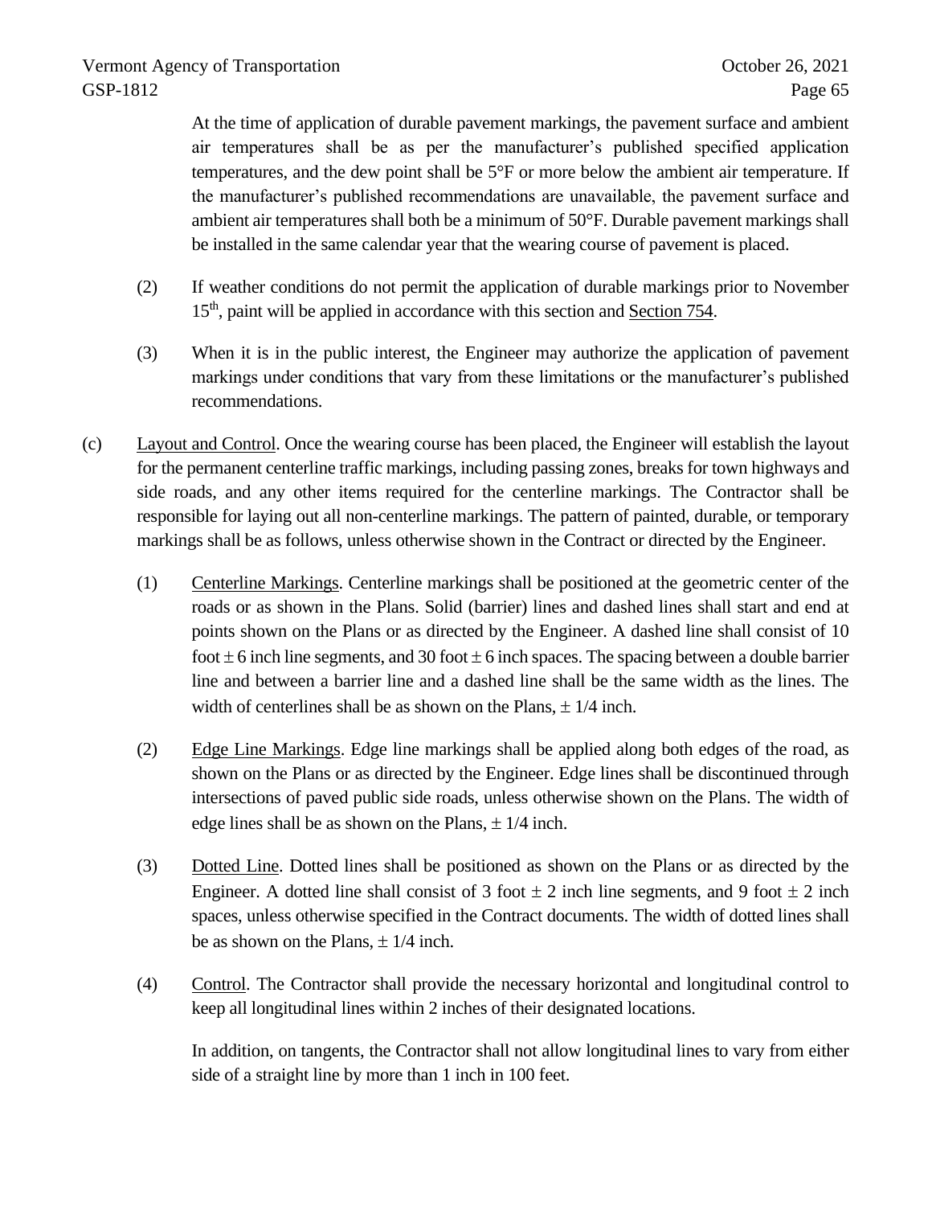At the time of application of durable pavement markings, the pavement surface and ambient air temperatures shall be as per the manufacturer's published specified application temperatures, and the dew point shall be 5°F or more below the ambient air temperature. If the manufacturer's published recommendations are unavailable, the pavement surface and ambient air temperatures shall both be a minimum of 50°F. Durable pavement markings shall be installed in the same calendar year that the wearing course of pavement is placed.

(2) If weather conditions do not permit the application of durable markings prior to November 15th, paint will be applied in accordance with this section and Section 754.

(3) When it is in the public interest, the Engineer may authorize the application of pavement markings under conditions that vary from these limitations or the manufacturer's published recommendations.

(c) Layout and Control. Once the wearing course has been placed, the Engineer will establish the layout for the permanent centerline traffic markings, including passing zones, breaks for town highways and side roads, and any other items required for the centerline markings. The Contractor shall be responsible for laying out all non-centerline markings. The pattern of painted, durable, or temporary markings shall be as follows, unless otherwise shown in the Contract or directed by the Engineer.

(1) Centerline Markings. Centerline markings shall be positioned at the geometric center of the roads or as shown in the Plans. Solid (barrier) lines and dashed lines shall start and end at points shown on the Plans or as directed by the Engineer. A dashed line shall consist of 10 foot ± 6 inch line segments, and 30 foot ± 6 inch spaces. The spacing between a double barrier line and between a barrier line and a dashed line shall be the same width as the lines. The width of centerlines shall be as shown on the Plans, ± 1/4 inch.

(2) Edge Line Markings. Edge line markings shall be applied along both edges of the road, as shown on the Plans or as directed by the Engineer. Edge lines shall be discontinued through intersections of paved public side roads, unless otherwise shown on the Plans. The width of edge lines shall be as shown on the Plans, ± 1/4 inch.

(3) Dotted Line. Dotted lines shall be positioned as shown on the Plans or as directed by the Engineer. A dotted line shall consist of 3 foot ± 2 inch line segments, and 9 foot ± 2 inch spaces, unless otherwise specified in the Contract documents. The width of dotted lines shall be as shown on the Plans, ± 1/4 inch.

(4) Control. The Contractor shall provide the necessary horizontal and longitudinal control to keep all longitudinal lines within 2 inches of their designated locations.

In addition, on tangents, the Contractor shall not allow longitudinal lines to vary from either side of a straight line by more than 1 inch in 100 feet.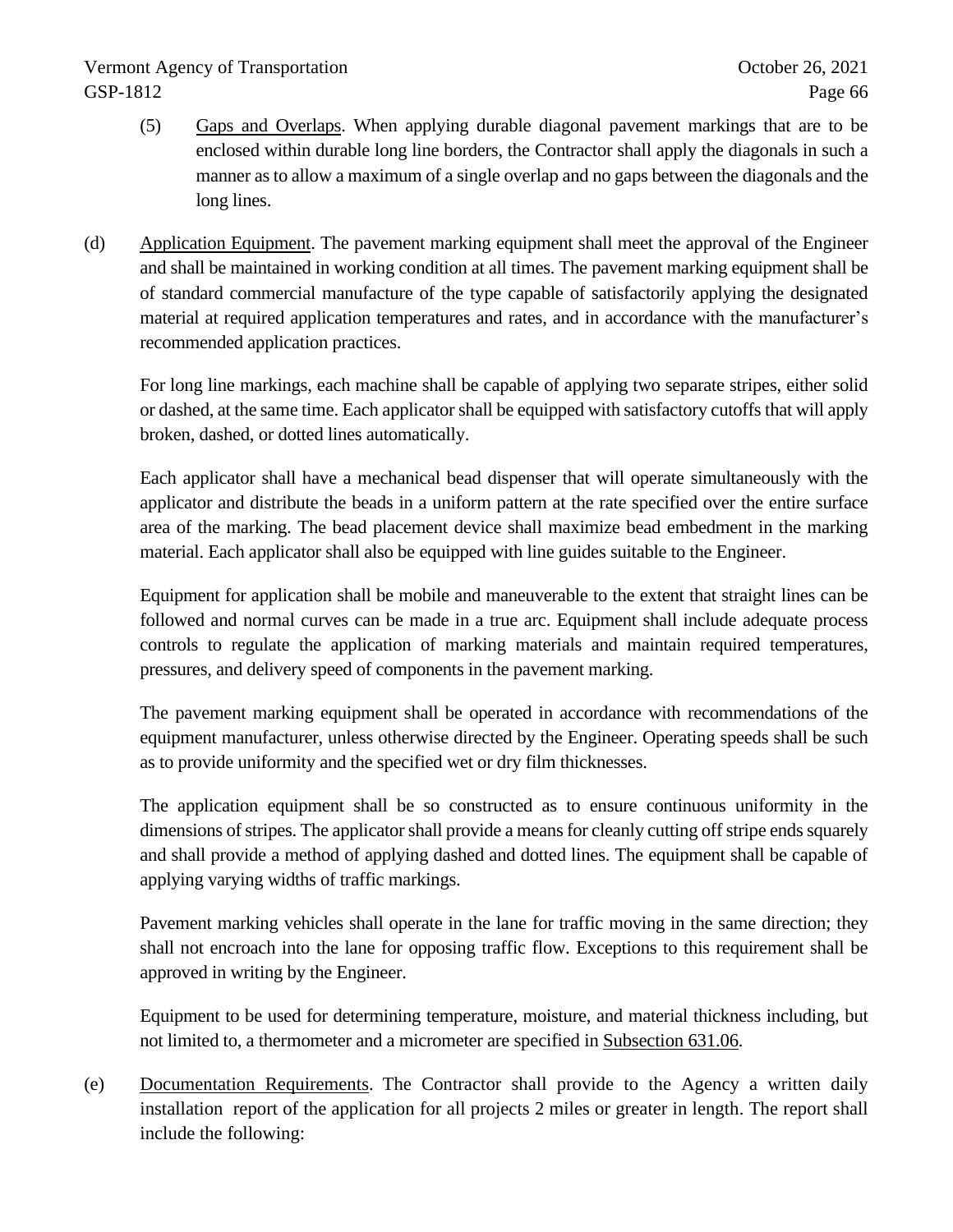(5) Gaps and Overlaps. When applying durable diagonal pavement markings that are to be enclosed within durable long line borders, the Contractor shall apply the diagonals in such a manner as to allow a maximum of a single overlap and no gaps between the diagonals and the long lines.

(d) Application Equipment. The pavement marking equipment shall meet the approval of the Engineer and shall be maintained in working condition at all times. The pavement marking equipment shall be of standard commercial manufacture of the type capable of satisfactorily applying the designated material at required application temperatures and rates, and in accordance with the manufacturer's recommended application practices.

For long line markings, each machine shall be capable of applying two separate stripes, either solid or dashed, at the same time. Each applicator shall be equipped with satisfactory cutoffs that will apply broken, dashed, or dotted lines automatically.

Each applicator shall have a mechanical bead dispenser that will operate simultaneously with the applicator and distribute the beads in a uniform pattern at the rate specified over the entire surface area of the marking. The bead placement device shall maximize bead embedment in the marking material. Each applicator shall also be equipped with line guides suitable to the Engineer.

Equipment for application shall be mobile and maneuverable to the extent that straight lines can be followed and normal curves can be made in a true arc. Equipment shall include adequate process controls to regulate the application of marking materials and maintain required temperatures, pressures, and delivery speed of components in the pavement marking.

The pavement marking equipment shall be operated in accordance with recommendations of the equipment manufacturer, unless otherwise directed by the Engineer. Operating speeds shall be such as to provide uniformity and the specified wet or dry film thicknesses.

The application equipment shall be so constructed as to ensure continuous uniformity in the dimensions of stripes. The applicator shall provide a means for cleanly cutting off stripe ends squarely and shall provide a method of applying dashed and dotted lines. The equipment shall be capable of applying varying widths of traffic markings.

Pavement marking vehicles shall operate in the lane for traffic moving in the same direction; they shall not encroach into the lane for opposing traffic flow. Exceptions to this requirement shall be approved in writing by the Engineer.

Equipment to be used for determining temperature, moisture, and material thickness including, but not limited to, a thermometer and a micrometer are specified in Subsection 631.06.

(e) Documentation Requirements. The Contractor shall provide to the Agency a written daily installation report of the application for all projects 2 miles or greater in length. The report shall include the following: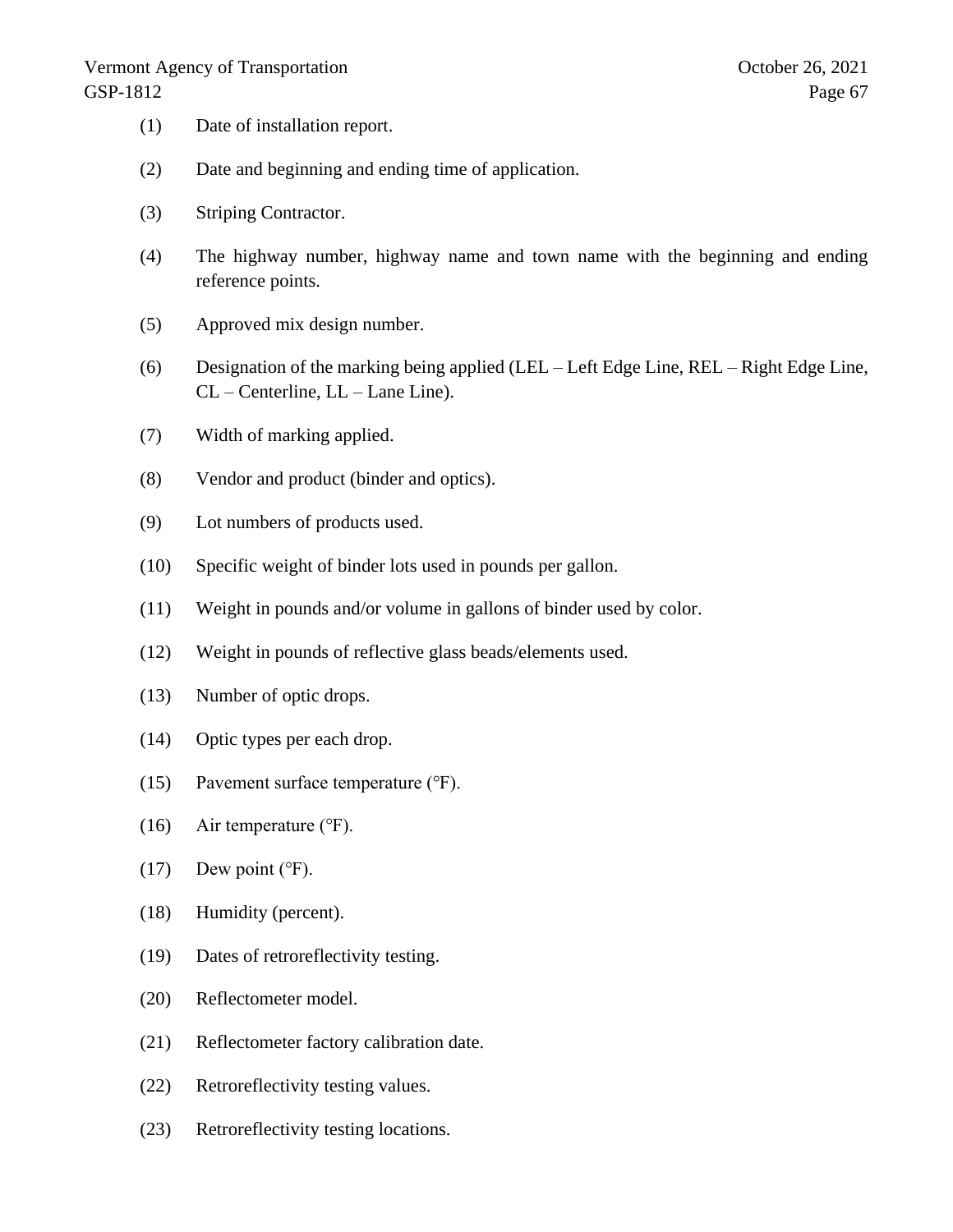(1) Date of installation report.

(2) Date and beginning and ending time of application.

(3) Striping Contractor.

(4) The highway number, highway name and town name with the beginning and ending reference points.

(5) Approved mix design number.

(6) Designation of the marking being applied (LEL – Left Edge Line, REL – Right Edge Line, CL – Centerline, LL – Lane Line).

(7) Width of marking applied.

(8) Vendor and product (binder and optics).

(9) Lot numbers of products used.

(10) Specific weight of binder lots used in pounds per gallon.

(11) Weight in pounds and/or volume in gallons of binder used by color.

(12) Weight in pounds of reflective glass beads/elements used.

(13) Number of optic drops.

(14) Optic types per each drop.

(15) Pavement surface temperature (°F).

(16) Air temperature (°F).

(17) Dew point (°F).

(18) Humidity (percent).

(19) Dates of retroreflectivity testing.

(20) Reflectometer model.

(21) Reflectometer factory calibration date.

(22) Retroreflectivity testing values.

(23) Retroreflectivity testing locations.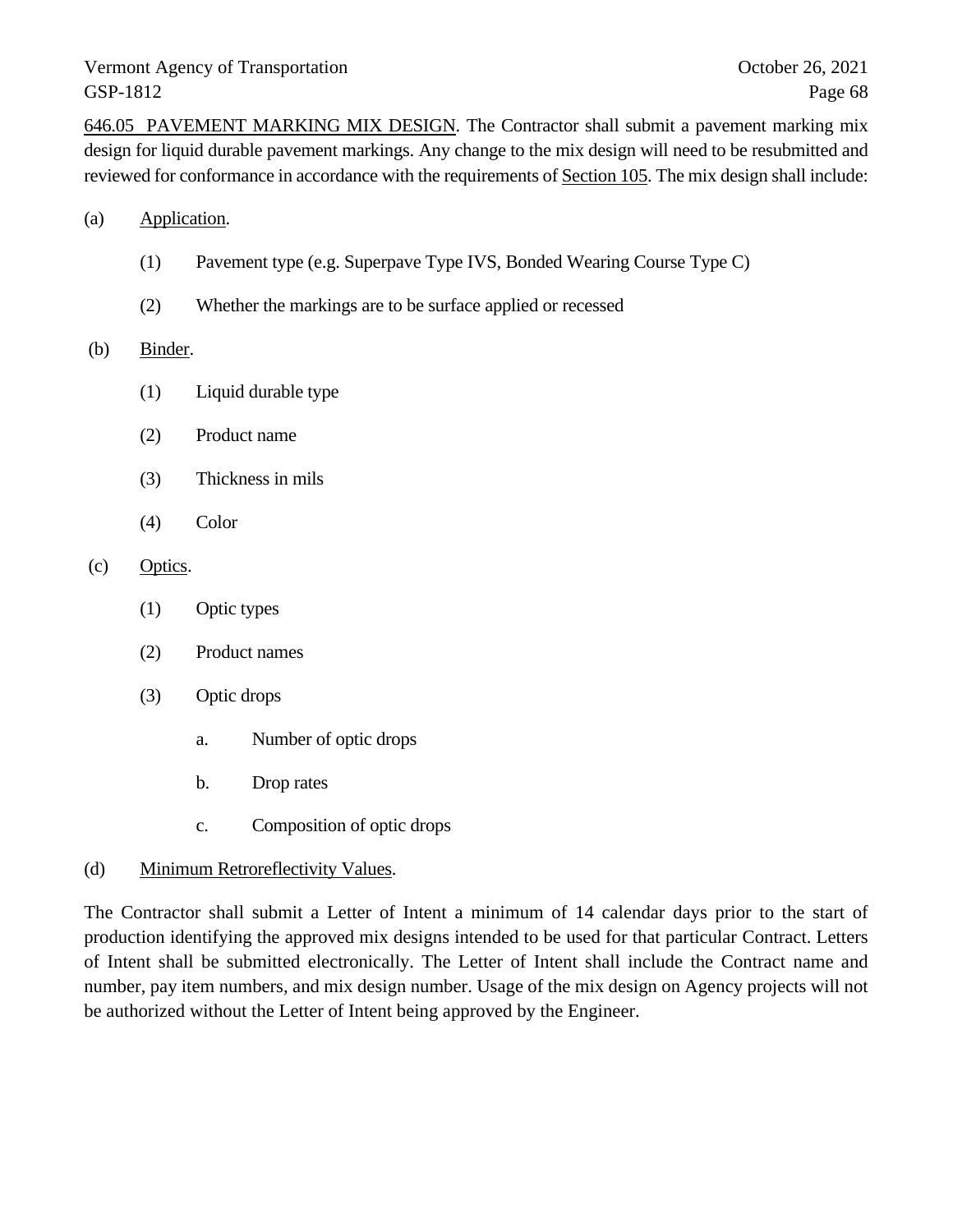<u>646.05 PAVEMENT MARKING MIX DESIGN</u>. The Contractor shall submit a pavement marking mix design for liquid durable pavement markings. Any change to the mix design will need to be resubmitted and reviewed for conformance in accordance with the requirements of <u>Section 105</u>. The mix design shall include:

(a) <u>Application</u>.

- (1) Pavement type (e.g. Superpave Type IVS, Bonded Wearing Course Type C)
- (2) Whether the markings are to be surface applied or recessed

(b) <u>Binder</u>.

- (1) Liquid durable type
- (2) Product name
- (3) Thickness in mils
- (4) Color

(c) <u>Optics</u>.

- (1) Optic types
- (2) Product names
- (3) Optic drops
  - a. Number of optic drops
  - b. Drop rates
  - c. Composition of optic drops

(d) <u>Minimum Retroreflectivity Values</u>.

The Contractor shall submit a Letter of Intent a minimum of 14 calendar days prior to the start of production identifying the approved mix designs intended to be used for that particular Contract. Letters of Intent shall be submitted electronically. The Letter of Intent shall include the Contract name and number, pay item numbers, and mix design number. Usage of the mix design on Agency projects will not be authorized without the Letter of Intent being approved by the Engineer.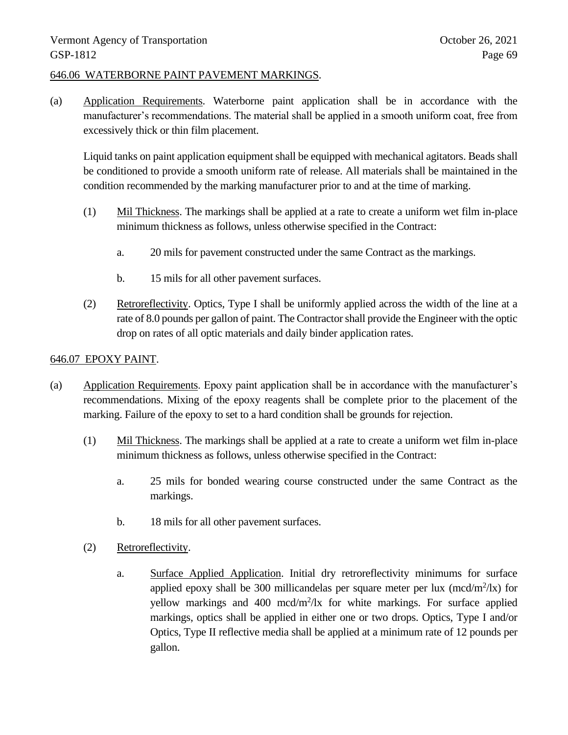646.06  WATERBORNE PAINT PAVEMENT MARKINGS.

(a) Application Requirements. Waterborne paint application shall be in accordance with the manufacturer's recommendations. The material shall be applied in a smooth uniform coat, free from excessively thick or thin film placement.

Liquid tanks on paint application equipment shall be equipped with mechanical agitators. Beads shall be conditioned to provide a smooth uniform rate of release. All materials shall be maintained in the condition recommended by the marking manufacturer prior to and at the time of marking.

(1) Mil Thickness. The markings shall be applied at a rate to create a uniform wet film in-place minimum thickness as follows, unless otherwise specified in the Contract:

a. 20 mils for pavement constructed under the same Contract as the markings.

b. 15 mils for all other pavement surfaces.

(2) Retroreflectivity. Optics, Type I shall be uniformly applied across the width of the line at a rate of 8.0 pounds per gallon of paint. The Contractor shall provide the Engineer with the optic drop on rates of all optic materials and daily binder application rates.

646.07  EPOXY PAINT.

(a) Application Requirements. Epoxy paint application shall be in accordance with the manufacturer's recommendations. Mixing of the epoxy reagents shall be complete prior to the placement of the marking. Failure of the epoxy to set to a hard condition shall be grounds for rejection.

(1) Mil Thickness. The markings shall be applied at a rate to create a uniform wet film in-place minimum thickness as follows, unless otherwise specified in the Contract:

a. 25 mils for bonded wearing course constructed under the same Contract as the markings.

b. 18 mils for all other pavement surfaces.

(2) Retroreflectivity.

a. Surface Applied Application. Initial dry retroreflectivity minimums for surface applied epoxy shall be 300 millicandelas per square meter per lux (mcd/m$^2$/lx) for yellow markings and 400 mcd/m$^2$/lx for white markings. For surface applied markings, optics shall be applied in either one or two drops. Optics, Type I and/or Optics, Type II reflective media shall be applied at a minimum rate of 12 pounds per gallon.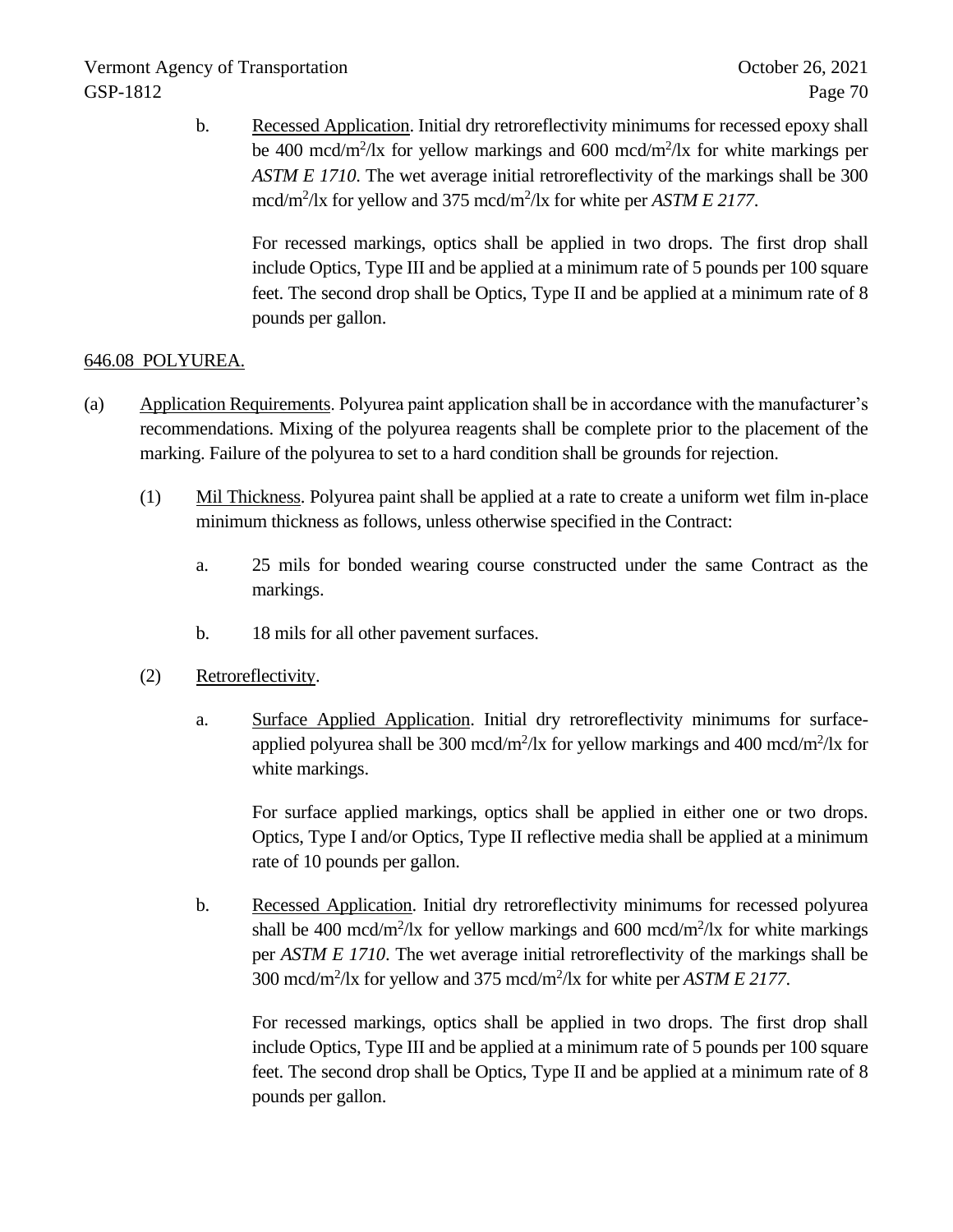b. Recessed Application. Initial dry retroreflectivity minimums for recessed epoxy shall be 400 mcd/m$^2$/lx for yellow markings and 600 mcd/m$^2$/lx for white markings per *ASTM E 1710*. The wet average initial retroreflectivity of the markings shall be 300 mcd/m$^2$/lx for yellow and 375 mcd/m$^2$/lx for white per *ASTM E 2177*.

For recessed markings, optics shall be applied in two drops. The first drop shall include Optics, Type III and be applied at a minimum rate of 5 pounds per 100 square feet. The second drop shall be Optics, Type II and be applied at a minimum rate of 8 pounds per gallon.

## 646.08 POLYUREA.

(a) Application Requirements. Polyurea paint application shall be in accordance with the manufacturer's recommendations. Mixing of the polyurea reagents shall be complete prior to the placement of the marking. Failure of the polyurea to set to a hard condition shall be grounds for rejection.

(1) Mil Thickness. Polyurea paint shall be applied at a rate to create a uniform wet film in-place minimum thickness as follows, unless otherwise specified in the Contract:

a. 25 mils for bonded wearing course constructed under the same Contract as the markings.

b. 18 mils for all other pavement surfaces.

(2) Retroreflectivity.

a. Surface Applied Application. Initial dry retroreflectivity minimums for surface-applied polyurea shall be 300 mcd/m$^2$/lx for yellow markings and 400 mcd/m$^2$/lx for white markings.

For surface applied markings, optics shall be applied in either one or two drops. Optics, Type I and/or Optics, Type II reflective media shall be applied at a minimum rate of 10 pounds per gallon.

b. Recessed Application. Initial dry retroreflectivity minimums for recessed polyurea shall be 400 mcd/m$^2$/lx for yellow markings and 600 mcd/m$^2$/lx for white markings per *ASTM E 1710*. The wet average initial retroreflectivity of the markings shall be 300 mcd/m$^2$/lx for yellow and 375 mcd/m$^2$/lx for white per *ASTM E 2177*.

For recessed markings, optics shall be applied in two drops. The first drop shall include Optics, Type III and be applied at a minimum rate of 5 pounds per 100 square feet. The second drop shall be Optics, Type II and be applied at a minimum rate of 8 pounds per gallon.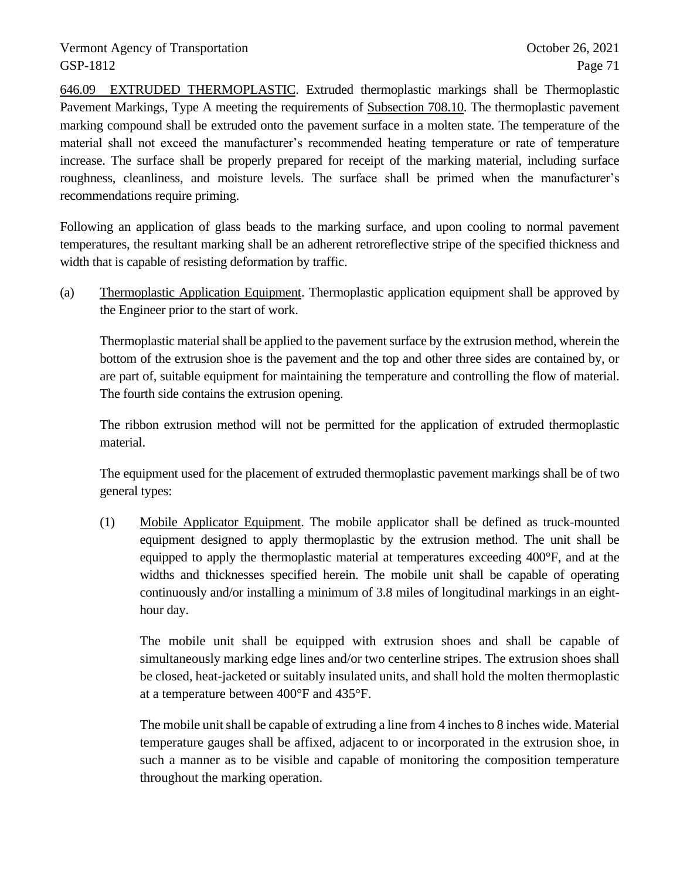646.09 EXTRUDED THERMOPLASTIC. Extruded thermoplastic markings shall be Thermoplastic Pavement Markings, Type A meeting the requirements of Subsection 708.10. The thermoplastic pavement marking compound shall be extruded onto the pavement surface in a molten state. The temperature of the material shall not exceed the manufacturer's recommended heating temperature or rate of temperature increase. The surface shall be properly prepared for receipt of the marking material, including surface roughness, cleanliness, and moisture levels. The surface shall be primed when the manufacturer's recommendations require priming.

Following an application of glass beads to the marking surface, and upon cooling to normal pavement temperatures, the resultant marking shall be an adherent retroreflective stripe of the specified thickness and width that is capable of resisting deformation by traffic.

(a) Thermoplastic Application Equipment. Thermoplastic application equipment shall be approved by the Engineer prior to the start of work.

Thermoplastic material shall be applied to the pavement surface by the extrusion method, wherein the bottom of the extrusion shoe is the pavement and the top and other three sides are contained by, or are part of, suitable equipment for maintaining the temperature and controlling the flow of material. The fourth side contains the extrusion opening.

The ribbon extrusion method will not be permitted for the application of extruded thermoplastic material.

The equipment used for the placement of extruded thermoplastic pavement markings shall be of two general types:

(1) Mobile Applicator Equipment. The mobile applicator shall be defined as truck-mounted equipment designed to apply thermoplastic by the extrusion method. The unit shall be equipped to apply the thermoplastic material at temperatures exceeding 400°F, and at the widths and thicknesses specified herein. The mobile unit shall be capable of operating continuously and/or installing a minimum of 3.8 miles of longitudinal markings in an eight-hour day.

The mobile unit shall be equipped with extrusion shoes and shall be capable of simultaneously marking edge lines and/or two centerline stripes. The extrusion shoes shall be closed, heat-jacketed or suitably insulated units, and shall hold the molten thermoplastic at a temperature between 400°F and 435°F.

The mobile unit shall be capable of extruding a line from 4 inches to 8 inches wide. Material temperature gauges shall be affixed, adjacent to or incorporated in the extrusion shoe, in such a manner as to be visible and capable of monitoring the composition temperature throughout the marking operation.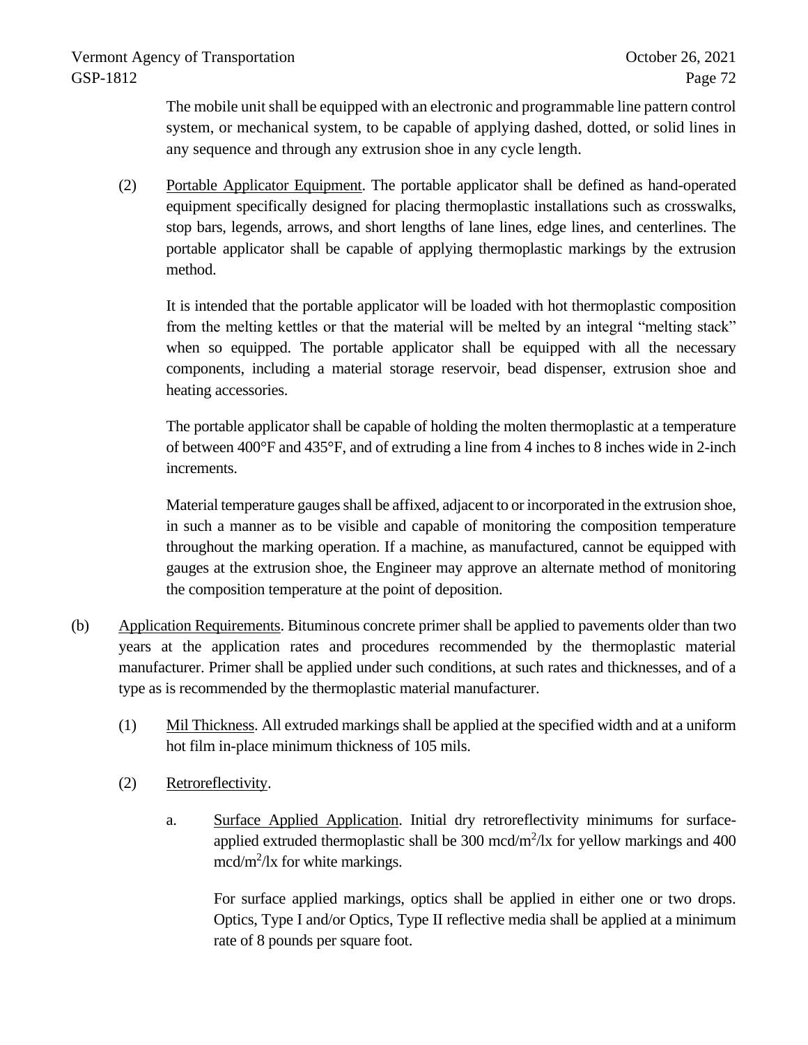The mobile unit shall be equipped with an electronic and programmable line pattern control system, or mechanical system, to be capable of applying dashed, dotted, or solid lines in any sequence and through any extrusion shoe in any cycle length.

(2) Portable Applicator Equipment. The portable applicator shall be defined as hand-operated equipment specifically designed for placing thermoplastic installations such as crosswalks, stop bars, legends, arrows, and short lengths of lane lines, edge lines, and centerlines. The portable applicator shall be capable of applying thermoplastic markings by the extrusion method.

It is intended that the portable applicator will be loaded with hot thermoplastic composition from the melting kettles or that the material will be melted by an integral "melting stack" when so equipped. The portable applicator shall be equipped with all the necessary components, including a material storage reservoir, bead dispenser, extrusion shoe and heating accessories.

The portable applicator shall be capable of holding the molten thermoplastic at a temperature of between 400°F and 435°F, and of extruding a line from 4 inches to 8 inches wide in 2-inch increments.

Material temperature gauges shall be affixed, adjacent to or incorporated in the extrusion shoe, in such a manner as to be visible and capable of monitoring the composition temperature throughout the marking operation. If a machine, as manufactured, cannot be equipped with gauges at the extrusion shoe, the Engineer may approve an alternate method of monitoring the composition temperature at the point of deposition.

(b) Application Requirements. Bituminous concrete primer shall be applied to pavements older than two years at the application rates and procedures recommended by the thermoplastic material manufacturer. Primer shall be applied under such conditions, at such rates and thicknesses, and of a type as is recommended by the thermoplastic material manufacturer.

(1) Mil Thickness. All extruded markings shall be applied at the specified width and at a uniform hot film in-place minimum thickness of 105 mils.

(2) Retroreflectivity.

a. Surface Applied Application. Initial dry retroreflectivity minimums for surface-applied extruded thermoplastic shall be 300 mcd/$m^2$/lx for yellow markings and 400 mcd/$m^2$/lx for white markings.

For surface applied markings, optics shall be applied in either one or two drops. Optics, Type I and/or Optics, Type II reflective media shall be applied at a minimum rate of 8 pounds per square foot.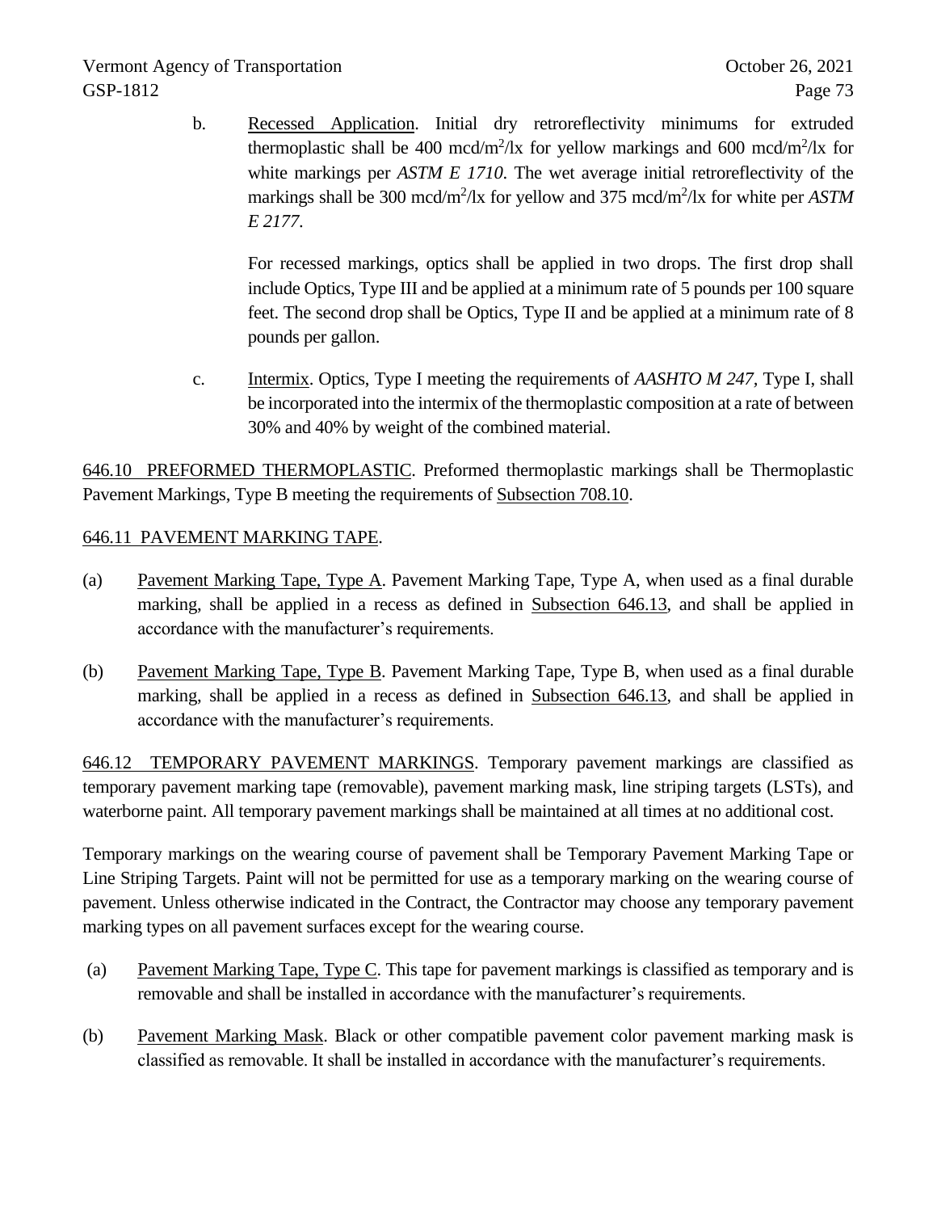b. Recessed Application. Initial dry retroreflectivity minimums for extruded thermoplastic shall be 400 mcd/$m^2$/lx for yellow markings and 600 mcd/$m^2$/lx for white markings per *ASTM E 1710*. The wet average initial retroreflectivity of the markings shall be 300 mcd/$m^2$/lx for yellow and 375 mcd/$m^2$/lx for white per *ASTM E 2177*.

For recessed markings, optics shall be applied in two drops. The first drop shall include Optics, Type III and be applied at a minimum rate of 5 pounds per 100 square feet. The second drop shall be Optics, Type II and be applied at a minimum rate of 8 pounds per gallon.

c. Intermix. Optics, Type I meeting the requirements of *AASHTO M 247*, Type I, shall be incorporated into the intermix of the thermoplastic composition at a rate of between 30% and 40% by weight of the combined material.

646.10 PREFORMED THERMOPLASTIC. Preformed thermoplastic markings shall be Thermoplastic Pavement Markings, Type B meeting the requirements of Subsection 708.10.

646.11 PAVEMENT MARKING TAPE.

(a) Pavement Marking Tape, Type A. Pavement Marking Tape, Type A, when used as a final durable marking, shall be applied in a recess as defined in Subsection 646.13, and shall be applied in accordance with the manufacturer's requirements.

(b) Pavement Marking Tape, Type B. Pavement Marking Tape, Type B, when used as a final durable marking, shall be applied in a recess as defined in Subsection 646.13, and shall be applied in accordance with the manufacturer's requirements.

646.12 TEMPORARY PAVEMENT MARKINGS. Temporary pavement markings are classified as temporary pavement marking tape (removable), pavement marking mask, line striping targets (LSTs), and waterborne paint. All temporary pavement markings shall be maintained at all times at no additional cost.

Temporary markings on the wearing course of pavement shall be Temporary Pavement Marking Tape or Line Striping Targets. Paint will not be permitted for use as a temporary marking on the wearing course of pavement. Unless otherwise indicated in the Contract, the Contractor may choose any temporary pavement marking types on all pavement surfaces except for the wearing course.

(a) Pavement Marking Tape, Type C. This tape for pavement markings is classified as temporary and is removable and shall be installed in accordance with the manufacturer's requirements.

(b) Pavement Marking Mask. Black or other compatible pavement color pavement marking mask is classified as removable. It shall be installed in accordance with the manufacturer's requirements.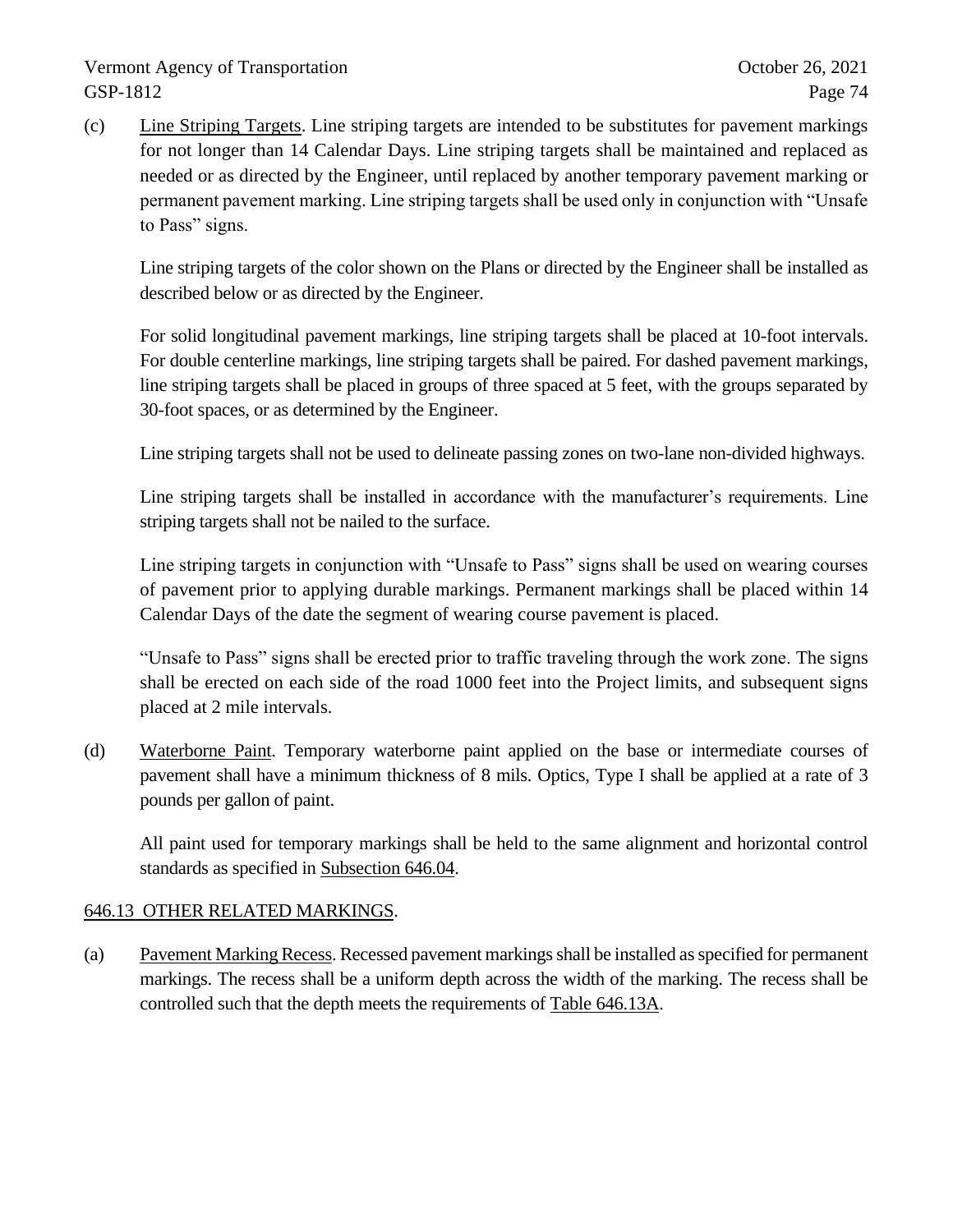(c) Line Striping Targets. Line striping targets are intended to be substitutes for pavement markings for not longer than 14 Calendar Days. Line striping targets shall be maintained and replaced as needed or as directed by the Engineer, until replaced by another temporary pavement marking or permanent pavement marking. Line striping targets shall be used only in conjunction with "Unsafe to Pass" signs.

Line striping targets of the color shown on the Plans or directed by the Engineer shall be installed as described below or as directed by the Engineer.

For solid longitudinal pavement markings, line striping targets shall be placed at 10-foot intervals. For double centerline markings, line striping targets shall be paired. For dashed pavement markings, line striping targets shall be placed in groups of three spaced at 5 feet, with the groups separated by 30-foot spaces, or as determined by the Engineer.

Line striping targets shall not be used to delineate passing zones on two-lane non-divided highways.

Line striping targets shall be installed in accordance with the manufacturer's requirements. Line striping targets shall not be nailed to the surface.

Line striping targets in conjunction with "Unsafe to Pass" signs shall be used on wearing courses of pavement prior to applying durable markings. Permanent markings shall be placed within 14 Calendar Days of the date the segment of wearing course pavement is placed.

"Unsafe to Pass" signs shall be erected prior to traffic traveling through the work zone. The signs shall be erected on each side of the road 1000 feet into the Project limits, and subsequent signs placed at 2 mile intervals.

(d) Waterborne Paint. Temporary waterborne paint applied on the base or intermediate courses of pavement shall have a minimum thickness of 8 mils. Optics, Type I shall be applied at a rate of 3 pounds per gallon of paint.

All paint used for temporary markings shall be held to the same alignment and horizontal control standards as specified in Subsection 646.04.

## 646.13 OTHER RELATED MARKINGS.

(a) Pavement Marking Recess. Recessed pavement markings shall be installed as specified for permanent markings. The recess shall be a uniform depth across the width of the marking. The recess shall be controlled such that the depth meets the requirements of Table 646.13A.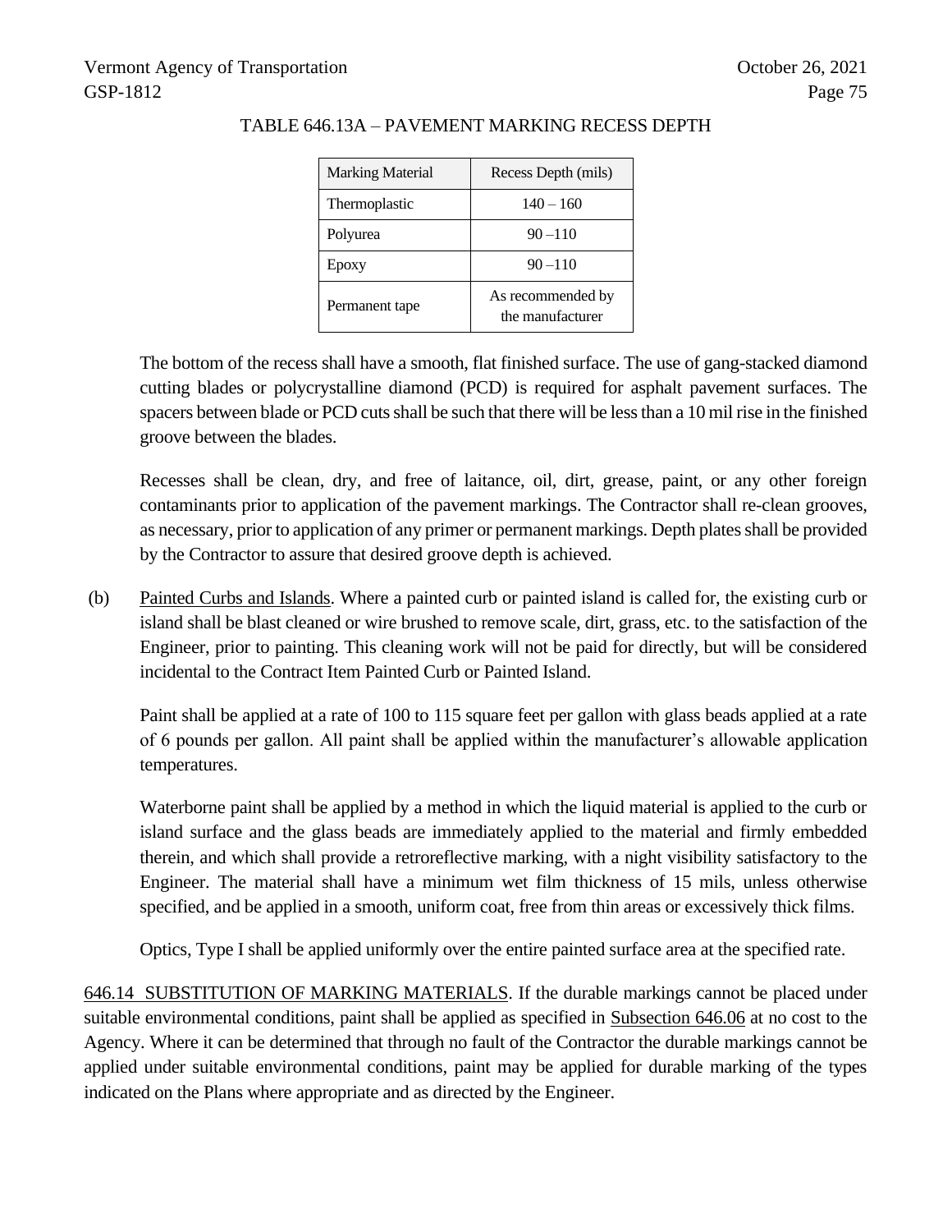TABLE 646.13A – PAVEMENT MARKING RECESS DEPTH

| Marking Material | Recess Depth (mils) |
|---|---|
| Thermoplastic | 140 – 160 |
| Polyurea | 90 –110 |
| Epoxy | 90 –110 |
| Permanent tape | As recommended by the manufacturer |

The bottom of the recess shall have a smooth, flat finished surface. The use of gang-stacked diamond cutting blades or polycrystalline diamond (PCD) is required for asphalt pavement surfaces. The spacers between blade or PCD cuts shall be such that there will be less than a 10 mil rise in the finished groove between the blades.

Recesses shall be clean, dry, and free of laitance, oil, dirt, grease, paint, or any other foreign contaminants prior to application of the pavement markings. The Contractor shall re-clean grooves, as necessary, prior to application of any primer or permanent markings. Depth plates shall be provided by the Contractor to assure that desired groove depth is achieved.

(b) Painted Curbs and Islands. Where a painted curb or painted island is called for, the existing curb or island shall be blast cleaned or wire brushed to remove scale, dirt, grass, etc. to the satisfaction of the Engineer, prior to painting. This cleaning work will not be paid for directly, but will be considered incidental to the Contract Item Painted Curb or Painted Island.

Paint shall be applied at a rate of 100 to 115 square feet per gallon with glass beads applied at a rate of 6 pounds per gallon. All paint shall be applied within the manufacturer's allowable application temperatures.

Waterborne paint shall be applied by a method in which the liquid material is applied to the curb or island surface and the glass beads are immediately applied to the material and firmly embedded therein, and which shall provide a retroreflective marking, with a night visibility satisfactory to the Engineer. The material shall have a minimum wet film thickness of 15 mils, unless otherwise specified, and be applied in a smooth, uniform coat, free from thin areas or excessively thick films.

Optics, Type I shall be applied uniformly over the entire painted surface area at the specified rate.

646.14 SUBSTITUTION OF MARKING MATERIALS. If the durable markings cannot be placed under suitable environmental conditions, paint shall be applied as specified in Subsection 646.06 at no cost to the Agency. Where it can be determined that through no fault of the Contractor the durable markings cannot be applied under suitable environmental conditions, paint may be applied for durable marking of the types indicated on the Plans where appropriate and as directed by the Engineer.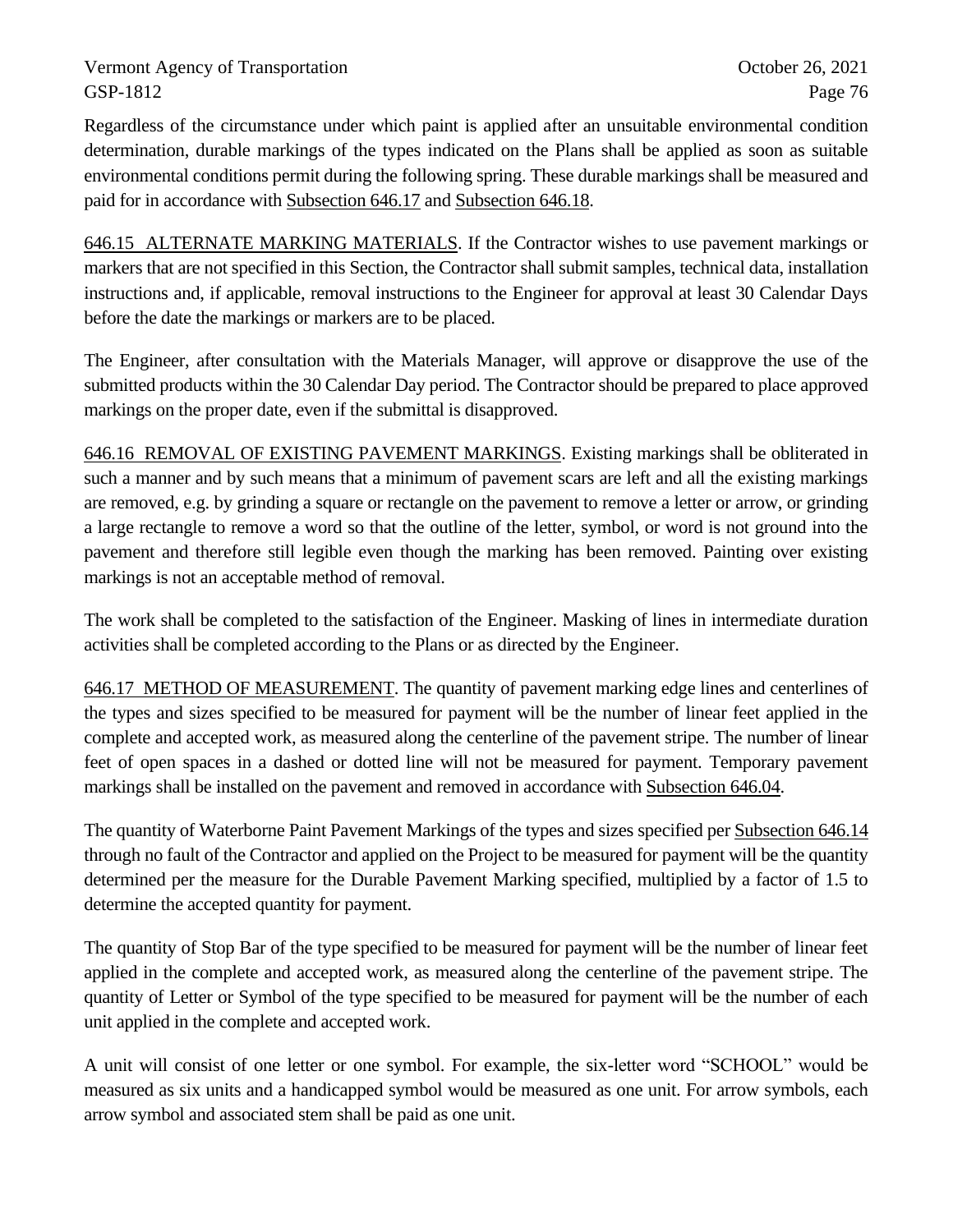Regardless of the circumstance under which paint is applied after an unsuitable environmental condition determination, durable markings of the types indicated on the Plans shall be applied as soon as suitable environmental conditions permit during the following spring. These durable markings shall be measured and paid for in accordance with Subsection 646.17 and Subsection 646.18.

646.15 ALTERNATE MARKING MATERIALS. If the Contractor wishes to use pavement markings or markers that are not specified in this Section, the Contractor shall submit samples, technical data, installation instructions and, if applicable, removal instructions to the Engineer for approval at least 30 Calendar Days before the date the markings or markers are to be placed.

The Engineer, after consultation with the Materials Manager, will approve or disapprove the use of the submitted products within the 30 Calendar Day period. The Contractor should be prepared to place approved markings on the proper date, even if the submittal is disapproved.

646.16 REMOVAL OF EXISTING PAVEMENT MARKINGS. Existing markings shall be obliterated in such a manner and by such means that a minimum of pavement scars are left and all the existing markings are removed, e.g. by grinding a square or rectangle on the pavement to remove a letter or arrow, or grinding a large rectangle to remove a word so that the outline of the letter, symbol, or word is not ground into the pavement and therefore still legible even though the marking has been removed. Painting over existing markings is not an acceptable method of removal.

The work shall be completed to the satisfaction of the Engineer. Masking of lines in intermediate duration activities shall be completed according to the Plans or as directed by the Engineer.

646.17 METHOD OF MEASUREMENT. The quantity of pavement marking edge lines and centerlines of the types and sizes specified to be measured for payment will be the number of linear feet applied in the complete and accepted work, as measured along the centerline of the pavement stripe. The number of linear feet of open spaces in a dashed or dotted line will not be measured for payment. Temporary pavement markings shall be installed on the pavement and removed in accordance with Subsection 646.04.

The quantity of Waterborne Paint Pavement Markings of the types and sizes specified per Subsection 646.14 through no fault of the Contractor and applied on the Project to be measured for payment will be the quantity determined per the measure for the Durable Pavement Marking specified, multiplied by a factor of 1.5 to determine the accepted quantity for payment.

The quantity of Stop Bar of the type specified to be measured for payment will be the number of linear feet applied in the complete and accepted work, as measured along the centerline of the pavement stripe. The quantity of Letter or Symbol of the type specified to be measured for payment will be the number of each unit applied in the complete and accepted work.

A unit will consist of one letter or one symbol. For example, the six-letter word "SCHOOL" would be measured as six units and a handicapped symbol would be measured as one unit. For arrow symbols, each arrow symbol and associated stem shall be paid as one unit.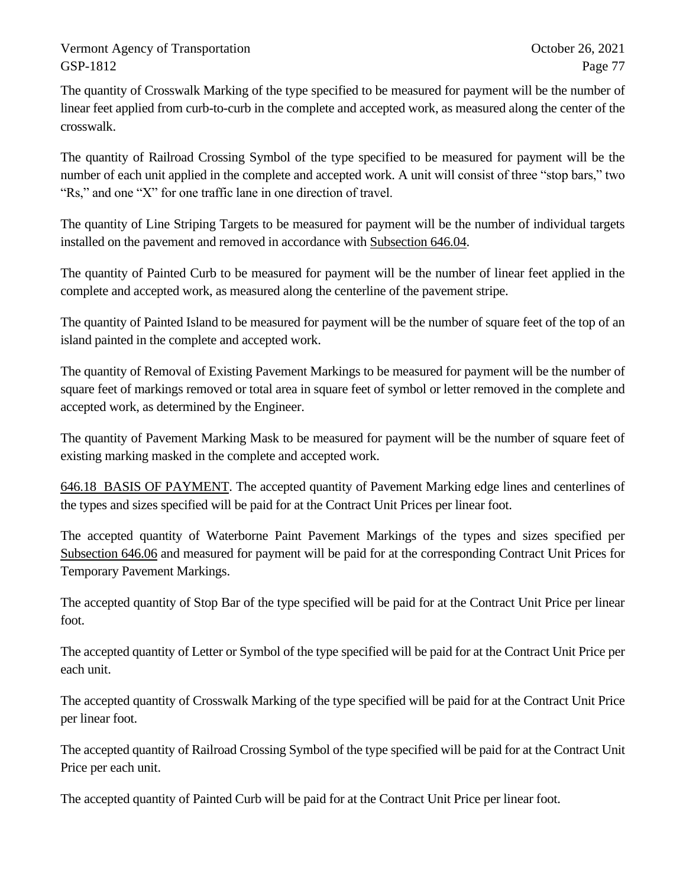The quantity of Crosswalk Marking of the type specified to be measured for payment will be the number of linear feet applied from curb-to-curb in the complete and accepted work, as measured along the center of the crosswalk.

The quantity of Railroad Crossing Symbol of the type specified to be measured for payment will be the number of each unit applied in the complete and accepted work. A unit will consist of three "stop bars," two "Rs," and one "X" for one traffic lane in one direction of travel.

The quantity of Line Striping Targets to be measured for payment will be the number of individual targets installed on the pavement and removed in accordance with Subsection 646.04.

The quantity of Painted Curb to be measured for payment will be the number of linear feet applied in the complete and accepted work, as measured along the centerline of the pavement stripe.

The quantity of Painted Island to be measured for payment will be the number of square feet of the top of an island painted in the complete and accepted work.

The quantity of Removal of Existing Pavement Markings to be measured for payment will be the number of square feet of markings removed or total area in square feet of symbol or letter removed in the complete and accepted work, as determined by the Engineer.

The quantity of Pavement Marking Mask to be measured for payment will be the number of square feet of existing marking masked in the complete and accepted work.

646.18 BASIS OF PAYMENT. The accepted quantity of Pavement Marking edge lines and centerlines of the types and sizes specified will be paid for at the Contract Unit Prices per linear foot.

The accepted quantity of Waterborne Paint Pavement Markings of the types and sizes specified per Subsection 646.06 and measured for payment will be paid for at the corresponding Contract Unit Prices for Temporary Pavement Markings.

The accepted quantity of Stop Bar of the type specified will be paid for at the Contract Unit Price per linear foot.

The accepted quantity of Letter or Symbol of the type specified will be paid for at the Contract Unit Price per each unit.

The accepted quantity of Crosswalk Marking of the type specified will be paid for at the Contract Unit Price per linear foot.

The accepted quantity of Railroad Crossing Symbol of the type specified will be paid for at the Contract Unit Price per each unit.

The accepted quantity of Painted Curb will be paid for at the Contract Unit Price per linear foot.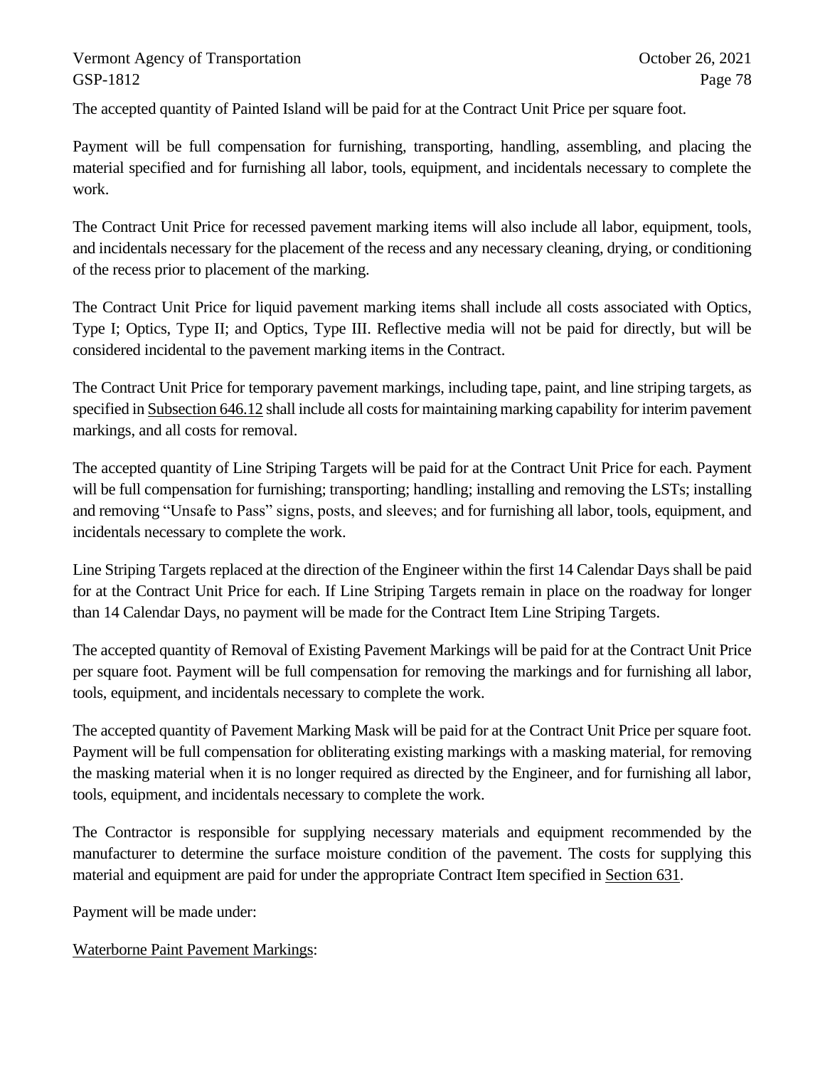The accepted quantity of Painted Island will be paid for at the Contract Unit Price per square foot.

Payment will be full compensation for furnishing, transporting, handling, assembling, and placing the material specified and for furnishing all labor, tools, equipment, and incidentals necessary to complete the work.

The Contract Unit Price for recessed pavement marking items will also include all labor, equipment, tools, and incidentals necessary for the placement of the recess and any necessary cleaning, drying, or conditioning of the recess prior to placement of the marking.

The Contract Unit Price for liquid pavement marking items shall include all costs associated with Optics, Type I; Optics, Type II; and Optics, Type III. Reflective media will not be paid for directly, but will be considered incidental to the pavement marking items in the Contract.

The Contract Unit Price for temporary pavement markings, including tape, paint, and line striping targets, as specified in Subsection 646.12 shall include all costs for maintaining marking capability for interim pavement markings, and all costs for removal.

The accepted quantity of Line Striping Targets will be paid for at the Contract Unit Price for each. Payment will be full compensation for furnishing; transporting; handling; installing and removing the LSTs; installing and removing "Unsafe to Pass" signs, posts, and sleeves; and for furnishing all labor, tools, equipment, and incidentals necessary to complete the work.

Line Striping Targets replaced at the direction of the Engineer within the first 14 Calendar Days shall be paid for at the Contract Unit Price for each. If Line Striping Targets remain in place on the roadway for longer than 14 Calendar Days, no payment will be made for the Contract Item Line Striping Targets.

The accepted quantity of Removal of Existing Pavement Markings will be paid for at the Contract Unit Price per square foot. Payment will be full compensation for removing the markings and for furnishing all labor, tools, equipment, and incidentals necessary to complete the work.

The accepted quantity of Pavement Marking Mask will be paid for at the Contract Unit Price per square foot. Payment will be full compensation for obliterating existing markings with a masking material, for removing the masking material when it is no longer required as directed by the Engineer, and for furnishing all labor, tools, equipment, and incidentals necessary to complete the work.

The Contractor is responsible for supplying necessary materials and equipment recommended by the manufacturer to determine the surface moisture condition of the pavement. The costs for supplying this material and equipment are paid for under the appropriate Contract Item specified in Section 631.

Payment will be made under:

Waterborne Paint Pavement Markings: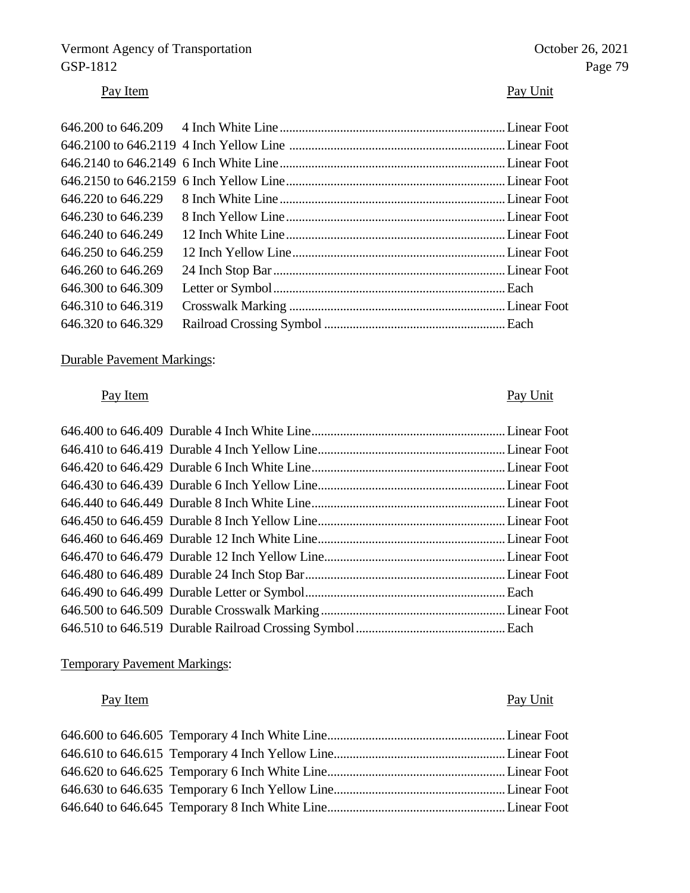| Pay Item | | Pay Unit |
|---|---|---|
| 646.200 to 646.209 | 4 Inch White Line | Linear Foot |
| 646.2100 to 646.2119 | 4 Inch Yellow Line | Linear Foot |
| 646.2140 to 646.2149 | 6 Inch White Line | Linear Foot |
| 646.2150 to 646.2159 | 6 Inch Yellow Line | Linear Foot |
| 646.220 to 646.229 | 8 Inch White Line | Linear Foot |
| 646.230 to 646.239 | 8 Inch Yellow Line | Linear Foot |
| 646.240 to 646.249 | 12 Inch White Line | Linear Foot |
| 646.250 to 646.259 | 12 Inch Yellow Line | Linear Foot |
| 646.260 to 646.269 | 24 Inch Stop Bar | Linear Foot |
| 646.300 to 646.309 | Letter or Symbol | Each |
| 646.310 to 646.319 | Crosswalk Marking | Linear Foot |
| 646.320 to 646.329 | Railroad Crossing Symbol | Each |

Durable Pavement Markings:

| Pay Item | | Pay Unit |
|---|---|---|
| 646.400 to 646.409 | Durable 4 Inch White Line | Linear Foot |
| 646.410 to 646.419 | Durable 4 Inch Yellow Line | Linear Foot |
| 646.420 to 646.429 | Durable 6 Inch White Line | Linear Foot |
| 646.430 to 646.439 | Durable 6 Inch Yellow Line | Linear Foot |
| 646.440 to 646.449 | Durable 8 Inch White Line | Linear Foot |
| 646.450 to 646.459 | Durable 8 Inch Yellow Line | Linear Foot |
| 646.460 to 646.469 | Durable 12 Inch White Line | Linear Foot |
| 646.470 to 646.479 | Durable 12 Inch Yellow Line | Linear Foot |
| 646.480 to 646.489 | Durable 24 Inch Stop Bar | Linear Foot |
| 646.490 to 646.499 | Durable Letter or Symbol | Each |
| 646.500 to 646.509 | Durable Crosswalk Marking | Linear Foot |
| 646.510 to 646.519 | Durable Railroad Crossing Symbol | Each |

Temporary Pavement Markings:

| Pay Item | | Pay Unit |
|---|---|---|
| 646.600 to 646.605 | Temporary 4 Inch White Line | Linear Foot |
| 646.610 to 646.615 | Temporary 4 Inch Yellow Line | Linear Foot |
| 646.620 to 646.625 | Temporary 6 Inch White Line | Linear Foot |
| 646.630 to 646.635 | Temporary 6 Inch Yellow Line | Linear Foot |
| 646.640 to 646.645 | Temporary 8 Inch White Line | Linear Foot |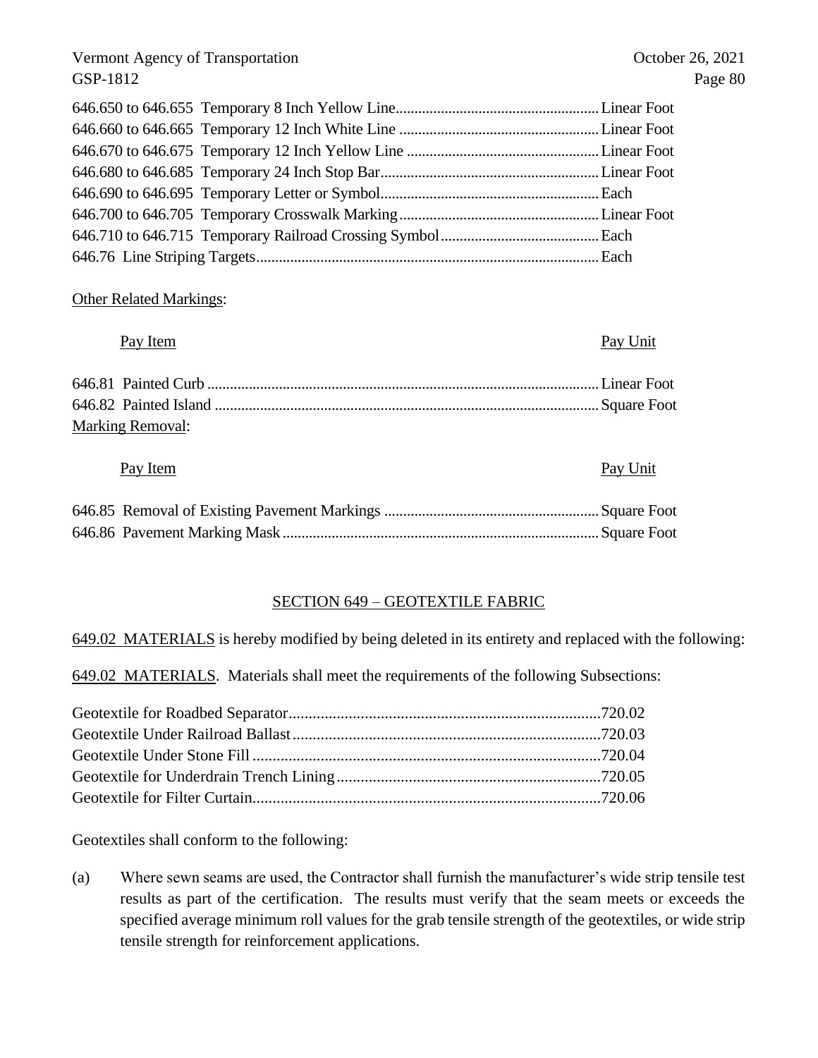646.650 to 646.655 Temporary 8 Inch Yellow Line........................................................Linear Foot
646.660 to 646.665 Temporary 12 Inch White Line .......................................................Linear Foot
646.670 to 646.675 Temporary 12 Inch Yellow Line .....................................................Linear Foot
646.680 to 646.685 Temporary 24 Inch Stop Bar............................................................Linear Foot
646.690 to 646.695 Temporary Letter or Symbol............................................................Each
646.700 to 646.705 Temporary Crosswalk Marking.......................................................Linear Foot
646.710 to 646.715 Temporary Railroad Crossing Symbol.............................................Each
646.76 Line Striping Targets.............................................................................................Each

<u>Other Related Markings</u>:

| Pay Item | Pay Unit |
|---|---|
| 646.81 Painted Curb | Linear Foot |
| 646.82 Painted Island | Square Foot |

<u>Marking Removal</u>:

| Pay Item | Pay Unit |
|---|---|
| 646.85 Removal of Existing Pavement Markings | Square Foot |
| 646.86 Pavement Marking Mask | Square Foot |

## SECTION 649 – GEOTEXTILE FABRIC

<u>649.02 MATERIALS</u> is hereby modified by being deleted in its entirety and replaced with the following:

<u>649.02 MATERIALS</u>. Materials shall meet the requirements of the following Subsections:

Geotextile for Roadbed Separator................................................................................720.02
Geotextile Under Railroad Ballast...............................................................................720.03
Geotextile Under Stone Fill..........................................................................................720.04
Geotextile for Underdrain Trench Lining....................................................................720.05
Geotextile for Filter Curtain.........................................................................................720.06

Geotextiles shall conform to the following:

(a) Where sewn seams are used, the Contractor shall furnish the manufacturer's wide strip tensile test results as part of the certification. The results must verify that the seam meets or exceeds the specified average minimum roll values for the grab tensile strength of the geotextiles, or wide strip tensile strength for reinforcement applications.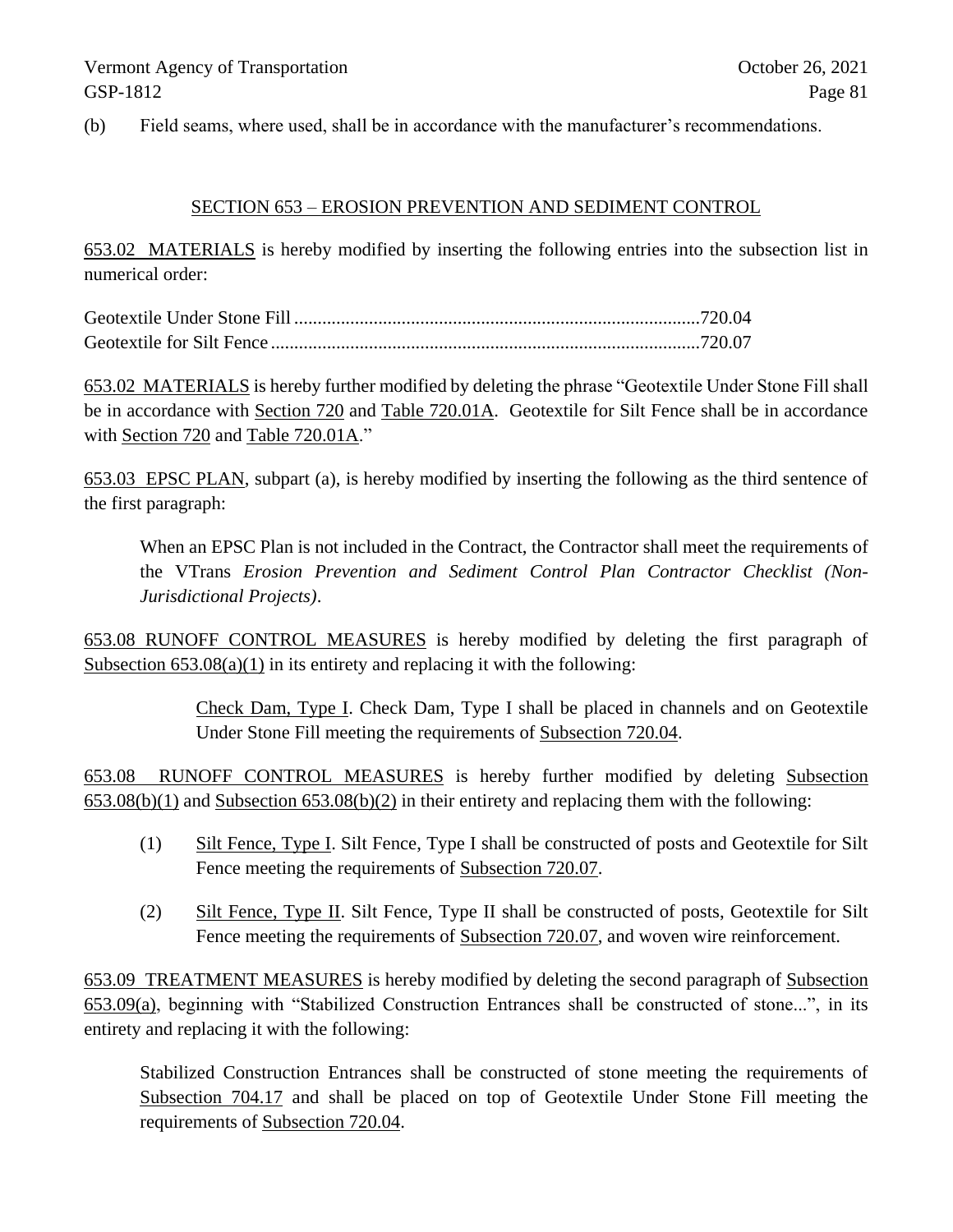(b) Field seams, where used, shall be in accordance with the manufacturer's recommendations.

## SECTION 653 – EROSION PREVENTION AND SEDIMENT CONTROL

653.02 MATERIALS is hereby modified by inserting the following entries into the subsection list in numerical order:

Geotextile Under Stone Fill ........................................................................................720.04
Geotextile for Silt Fence ............................................................................................720.07

653.02 MATERIALS is hereby further modified by deleting the phrase "Geotextile Under Stone Fill shall be in accordance with Section 720 and Table 720.01A. Geotextile for Silt Fence shall be in accordance with Section 720 and Table 720.01A."

653.03 EPSC PLAN, subpart (a), is hereby modified by inserting the following as the third sentence of the first paragraph:

> When an EPSC Plan is not included in the Contract, the Contractor shall meet the requirements of the VTrans *Erosion Prevention and Sediment Control Plan Contractor Checklist (Non-Jurisdictional Projects)*.

653.08 RUNOFF CONTROL MEASURES is hereby modified by deleting the first paragraph of Subsection 653.08(a)(1) in its entirety and replacing it with the following:

> Check Dam, Type I. Check Dam, Type I shall be placed in channels and on Geotextile Under Stone Fill meeting the requirements of Subsection 720.04.

653.08 RUNOFF CONTROL MEASURES is hereby further modified by deleting Subsection 653.08(b)(1) and Subsection 653.08(b)(2) in their entirety and replacing them with the following:

(1) Silt Fence, Type I. Silt Fence, Type I shall be constructed of posts and Geotextile for Silt Fence meeting the requirements of Subsection 720.07.

(2) Silt Fence, Type II. Silt Fence, Type II shall be constructed of posts, Geotextile for Silt Fence meeting the requirements of Subsection 720.07, and woven wire reinforcement.

653.09 TREATMENT MEASURES is hereby modified by deleting the second paragraph of Subsection 653.09(a), beginning with "Stabilized Construction Entrances shall be constructed of stone...", in its entirety and replacing it with the following:

> Stabilized Construction Entrances shall be constructed of stone meeting the requirements of Subsection 704.17 and shall be placed on top of Geotextile Under Stone Fill meeting the requirements of Subsection 720.04.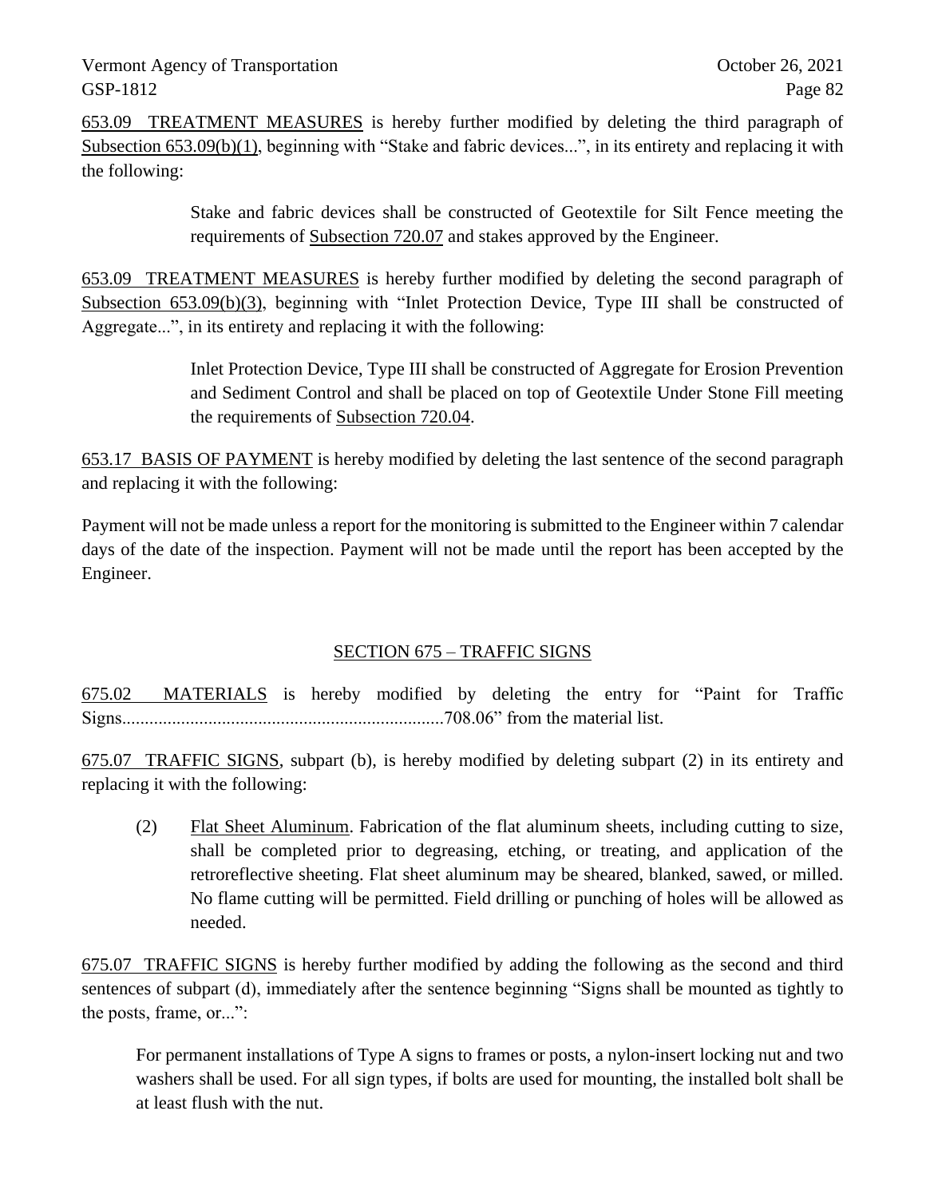653.09 TREATMENT MEASURES is hereby further modified by deleting the third paragraph of Subsection 653.09(b)(1), beginning with "Stake and fabric devices...", in its entirety and replacing it with the following:

> Stake and fabric devices shall be constructed of Geotextile for Silt Fence meeting the requirements of Subsection 720.07 and stakes approved by the Engineer.

653.09 TREATMENT MEASURES is hereby further modified by deleting the second paragraph of Subsection 653.09(b)(3), beginning with "Inlet Protection Device, Type III shall be constructed of Aggregate...", in its entirety and replacing it with the following:

> Inlet Protection Device, Type III shall be constructed of Aggregate for Erosion Prevention and Sediment Control and shall be placed on top of Geotextile Under Stone Fill meeting the requirements of Subsection 720.04.

653.17 BASIS OF PAYMENT is hereby modified by deleting the last sentence of the second paragraph and replacing it with the following:

Payment will not be made unless a report for the monitoring is submitted to the Engineer within 7 calendar days of the date of the inspection. Payment will not be made until the report has been accepted by the Engineer.

## SECTION 675 – TRAFFIC SIGNS

675.02 MATERIALS is hereby modified by deleting the entry for "Paint for Traffic Signs.......................................................................708.06" from the material list.

675.07 TRAFFIC SIGNS, subpart (b), is hereby modified by deleting subpart (2) in its entirety and replacing it with the following:

> (2) Flat Sheet Aluminum. Fabrication of the flat aluminum sheets, including cutting to size, shall be completed prior to degreasing, etching, or treating, and application of the retroreflective sheeting. Flat sheet aluminum may be sheared, blanked, sawed, or milled. No flame cutting will be permitted. Field drilling or punching of holes will be allowed as needed.

675.07 TRAFFIC SIGNS is hereby further modified by adding the following as the second and third sentences of subpart (d), immediately after the sentence beginning "Signs shall be mounted as tightly to the posts, frame, or...":

> For permanent installations of Type A signs to frames or posts, a nylon-insert locking nut and two washers shall be used. For all sign types, if bolts are used for mounting, the installed bolt shall be at least flush with the nut.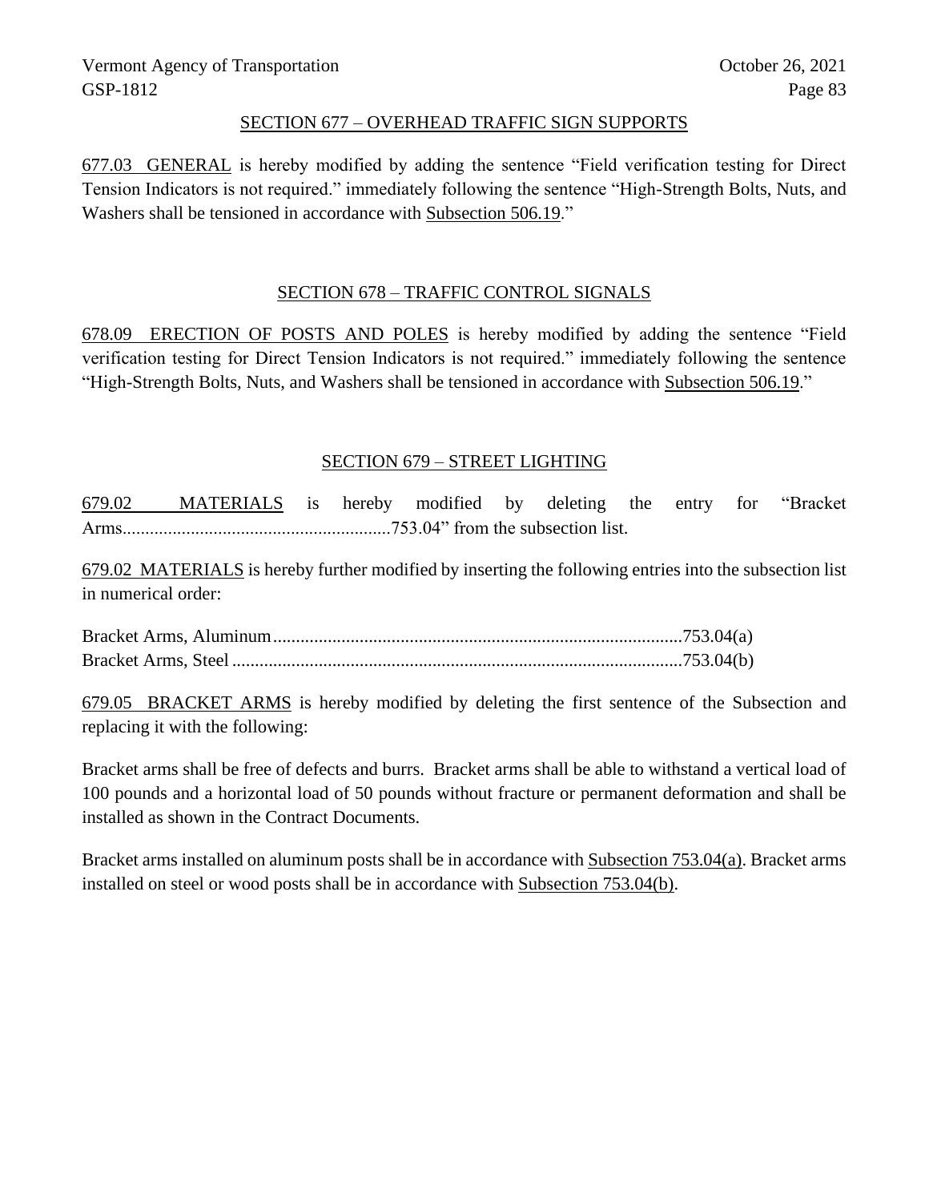## SECTION 677 – OVERHEAD TRAFFIC SIGN SUPPORTS

677.03 GENERAL is hereby modified by adding the sentence "Field verification testing for Direct Tension Indicators is not required." immediately following the sentence "High-Strength Bolts, Nuts, and Washers shall be tensioned in accordance with Subsection 506.19."

## SECTION 678 – TRAFFIC CONTROL SIGNALS

678.09 ERECTION OF POSTS AND POLES is hereby modified by adding the sentence "Field verification testing for Direct Tension Indicators is not required." immediately following the sentence "High-Strength Bolts, Nuts, and Washers shall be tensioned in accordance with Subsection 506.19."

## SECTION 679 – STREET LIGHTING

679.02 MATERIALS is hereby modified by deleting the entry for "Bracket Arms..........................................................753.04" from the subsection list.

679.02 MATERIALS is hereby further modified by inserting the following entries into the subsection list in numerical order:

Bracket Arms, Aluminum........................................................................................753.04(a)
Bracket Arms, Steel ................................................................................................753.04(b)

679.05 BRACKET ARMS is hereby modified by deleting the first sentence of the Subsection and replacing it with the following:

Bracket arms shall be free of defects and burrs. Bracket arms shall be able to withstand a vertical load of 100 pounds and a horizontal load of 50 pounds without fracture or permanent deformation and shall be installed as shown in the Contract Documents.

Bracket arms installed on aluminum posts shall be in accordance with Subsection 753.04(a). Bracket arms installed on steel or wood posts shall be in accordance with Subsection 753.04(b).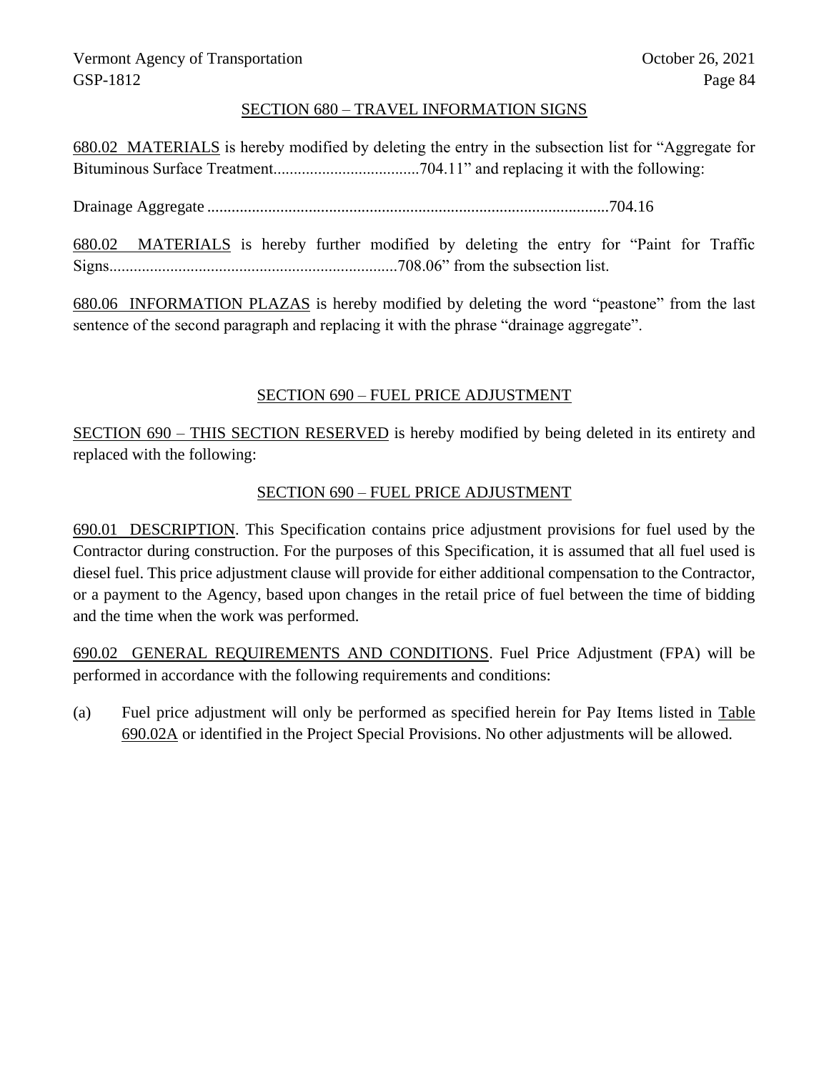## SECTION 680 – TRAVEL INFORMATION SIGNS

680.02 MATERIALS is hereby modified by deleting the entry in the subsection list for "Aggregate for Bituminous Surface Treatment....................................704.11" and replacing it with the following:

Drainage Aggregate ..................................................................................................704.16

680.02 MATERIALS is hereby further modified by deleting the entry for "Paint for Traffic Signs.......................................................................708.06" from the subsection list.

680.06 INFORMATION PLAZAS is hereby modified by deleting the word "peastone" from the last sentence of the second paragraph and replacing it with the phrase "drainage aggregate".

## SECTION 690 – FUEL PRICE ADJUSTMENT

SECTION 690 – THIS SECTION RESERVED is hereby modified by being deleted in its entirety and replaced with the following:

## SECTION 690 – FUEL PRICE ADJUSTMENT

690.01 DESCRIPTION. This Specification contains price adjustment provisions for fuel used by the Contractor during construction. For the purposes of this Specification, it is assumed that all fuel used is diesel fuel. This price adjustment clause will provide for either additional compensation to the Contractor, or a payment to the Agency, based upon changes in the retail price of fuel between the time of bidding and the time when the work was performed.

690.02 GENERAL REQUIREMENTS AND CONDITIONS. Fuel Price Adjustment (FPA) will be performed in accordance with the following requirements and conditions:

(a) Fuel price adjustment will only be performed as specified herein for Pay Items listed in Table 690.02A or identified in the Project Special Provisions. No other adjustments will be allowed.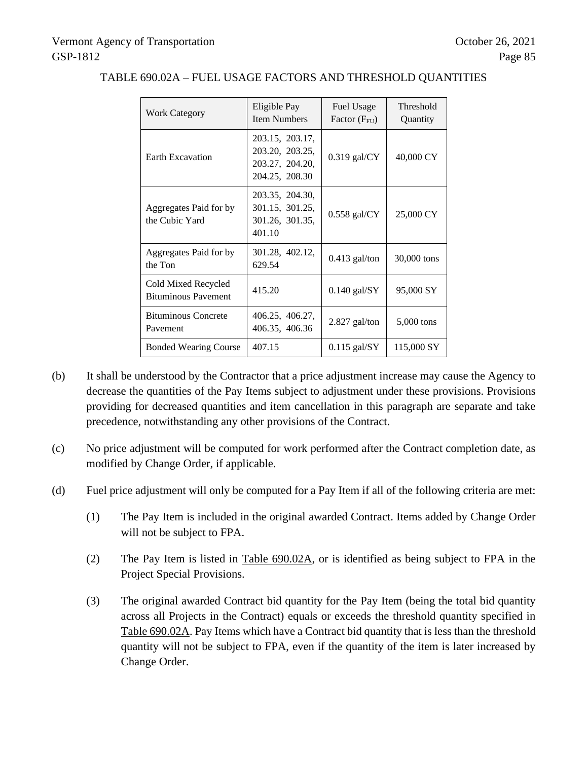TABLE 690.02A – FUEL USAGE FACTORS AND THRESHOLD QUANTITIES

| Work Category | Eligible Pay Item Numbers | Fuel Usage Factor ($F_{FU}$) | Threshold Quantity |
|---|---|---|---|
| Earth Excavation | 203.15, 203.17, 203.20, 203.25, 203.27, 204.20, 204.25, 208.30 | 0.319 gal/CY | 40,000 CY |
| Aggregates Paid for by the Cubic Yard | 203.35, 204.30, 301.15, 301.25, 301.26, 301.35, 401.10 | 0.558 gal/CY | 25,000 CY |
| Aggregates Paid for by the Ton | 301.28, 402.12, 629.54 | 0.413 gal/ton | 30,000 tons |
| Cold Mixed Recycled Bituminous Pavement | 415.20 | 0.140 gal/SY | 95,000 SY |
| Bituminous Concrete Pavement | 406.25, 406.27, 406.35, 406.36 | 2.827 gal/ton | 5,000 tons |
| Bonded Wearing Course | 407.15 | 0.115 gal/SY | 115,000 SY |

(b) It shall be understood by the Contractor that a price adjustment increase may cause the Agency to decrease the quantities of the Pay Items subject to adjustment under these provisions. Provisions providing for decreased quantities and item cancellation in this paragraph are separate and take precedence, notwithstanding any other provisions of the Contract.

(c) No price adjustment will be computed for work performed after the Contract completion date, as modified by Change Order, if applicable.

(d) Fuel price adjustment will only be computed for a Pay Item if all of the following criteria are met:

(1) The Pay Item is included in the original awarded Contract. Items added by Change Order will not be subject to FPA.

(2) The Pay Item is listed in Table 690.02A, or is identified as being subject to FPA in the Project Special Provisions.

(3) The original awarded Contract bid quantity for the Pay Item (being the total bid quantity across all Projects in the Contract) equals or exceeds the threshold quantity specified in Table 690.02A. Pay Items which have a Contract bid quantity that is less than the threshold quantity will not be subject to FPA, even if the quantity of the item is later increased by Change Order.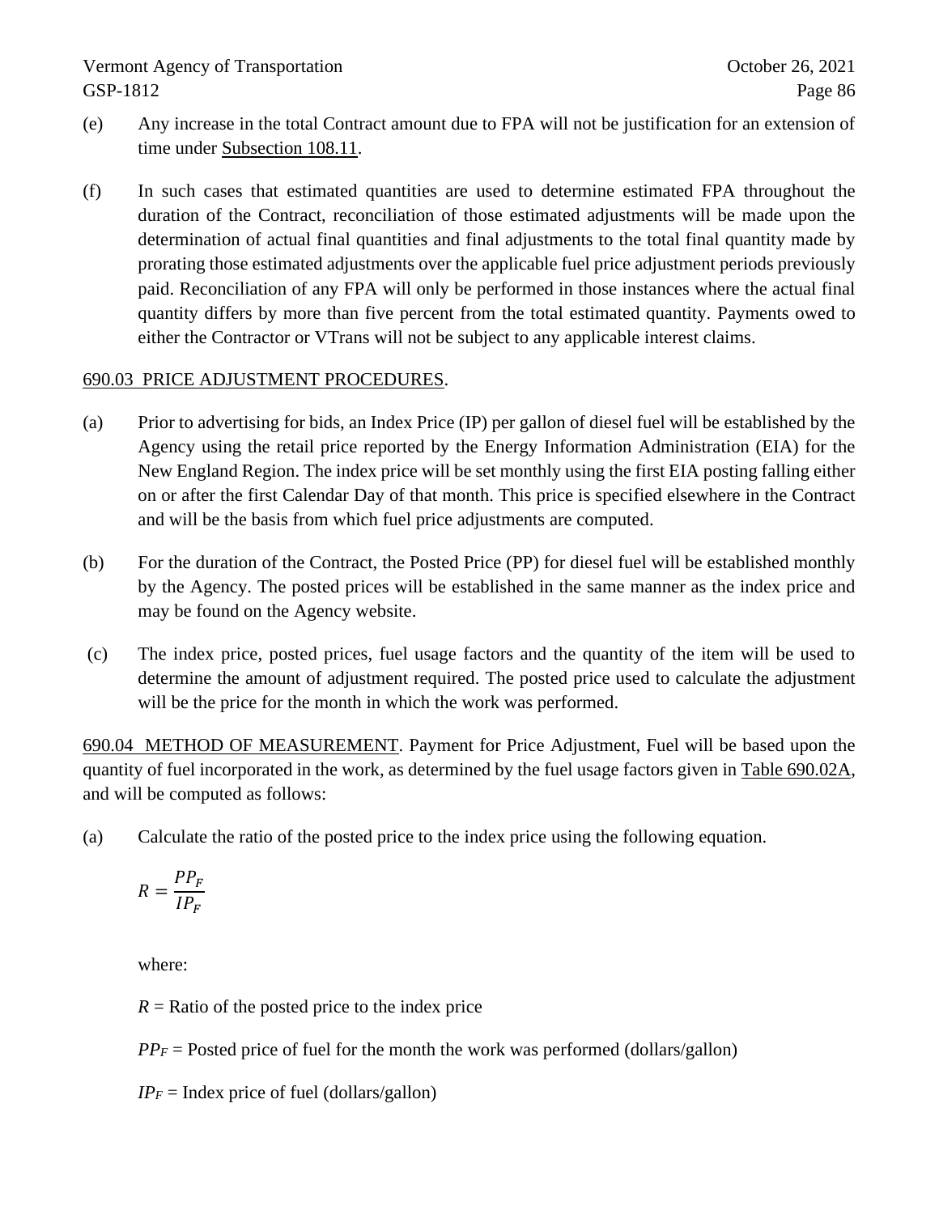(e) Any increase in the total Contract amount due to FPA will not be justification for an extension of time under Subsection 108.11.

(f) In such cases that estimated quantities are used to determine estimated FPA throughout the duration of the Contract, reconciliation of those estimated adjustments will be made upon the determination of actual final quantities and final adjustments to the total final quantity made by prorating those estimated adjustments over the applicable fuel price adjustment periods previously paid. Reconciliation of any FPA will only be performed in those instances where the actual final quantity differs by more than five percent from the total estimated quantity. Payments owed to either the Contractor or VTrans will not be subject to any applicable interest claims.

690.03 PRICE ADJUSTMENT PROCEDURES.

(a) Prior to advertising for bids, an Index Price (IP) per gallon of diesel fuel will be established by the Agency using the retail price reported by the Energy Information Administration (EIA) for the New England Region. The index price will be set monthly using the first EIA posting falling either on or after the first Calendar Day of that month. This price is specified elsewhere in the Contract and will be the basis from which fuel price adjustments are computed.

(b) For the duration of the Contract, the Posted Price (PP) for diesel fuel will be established monthly by the Agency. The posted prices will be established in the same manner as the index price and may be found on the Agency website.

(c) The index price, posted prices, fuel usage factors and the quantity of the item will be used to determine the amount of adjustment required. The posted price used to calculate the adjustment will be the price for the month in which the work was performed.

690.04 METHOD OF MEASUREMENT. Payment for Price Adjustment, Fuel will be based upon the quantity of fuel incorporated in the work, as determined by the fuel usage factors given in Table 690.02A, and will be computed as follows:

(a) Calculate the ratio of the posted price to the index price using the following equation.

$$R = \frac{PP_F}{IP_F}$$

where:

$R$ = Ratio of the posted price to the index price

$PP_F$ = Posted price of fuel for the month the work was performed (dollars/gallon)

$IP_F$ = Index price of fuel (dollars/gallon)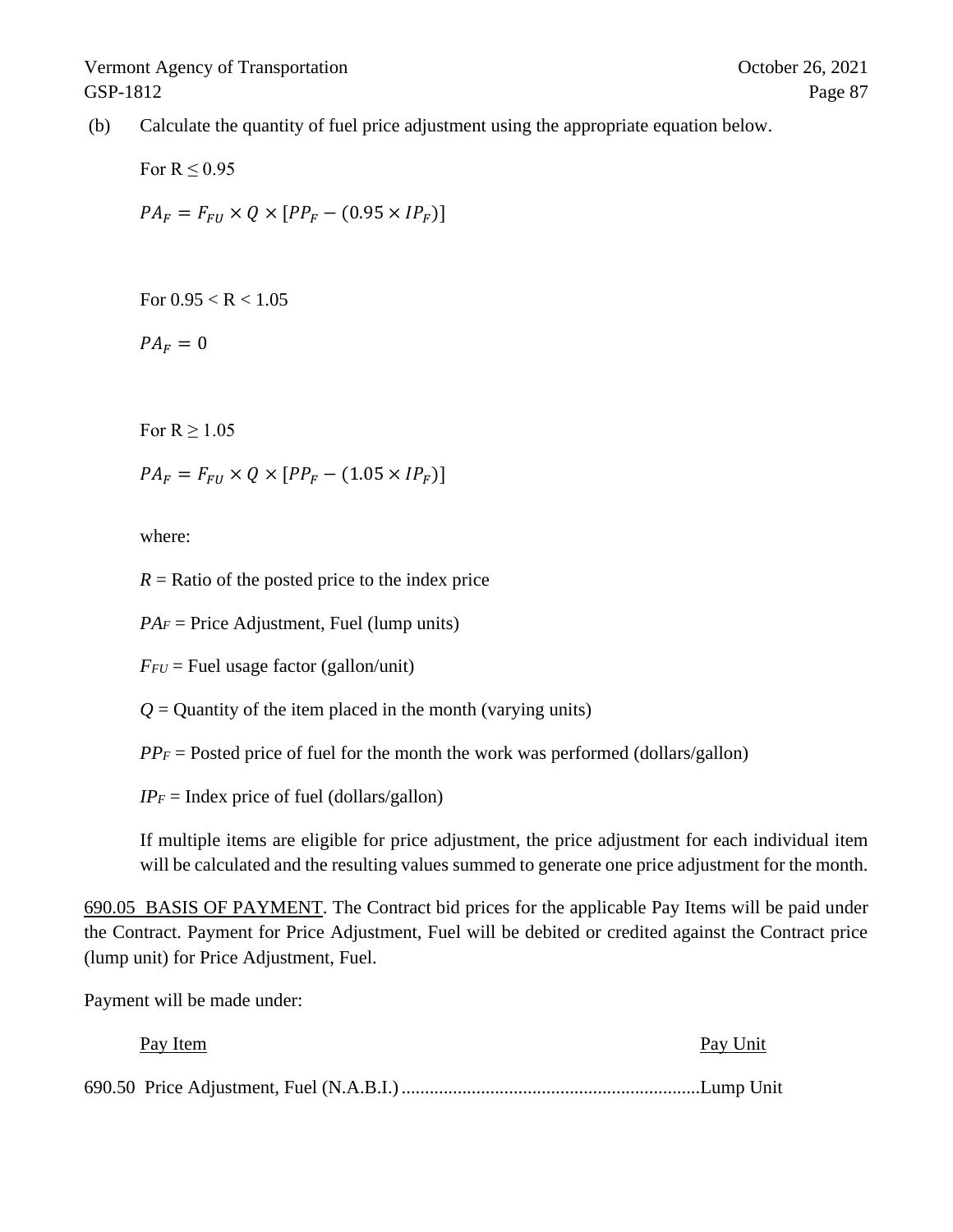(b) Calculate the quantity of fuel price adjustment using the appropriate equation below.

For $R \leq 0.95$

$$PA_F = F_{FU} \times Q \times [PP_F - (0.95 \times IP_F)]$$

For $0.95 < R < 1.05$

$$PA_F = 0$$

For $R \geq 1.05$

$$PA_F = F_{FU} \times Q \times [PP_F - (1.05 \times IP_F)]$$

where:

$R$ = Ratio of the posted price to the index price

$PA_F$ = Price Adjustment, Fuel (lump units)

$F_{FU}$ = Fuel usage factor (gallon/unit)

$Q$ = Quantity of the item placed in the month (varying units)

$PP_F$ = Posted price of fuel for the month the work was performed (dollars/gallon)

$IP_F$ = Index price of fuel (dollars/gallon)

If multiple items are eligible for price adjustment, the price adjustment for each individual item will be calculated and the resulting values summed to generate one price adjustment for the month.

690.05 BASIS OF PAYMENT. The Contract bid prices for the applicable Pay Items will be paid under the Contract. Payment for Price Adjustment, Fuel will be debited or credited against the Contract price (lump unit) for Price Adjustment, Fuel.

Payment will be made under:

| Pay Item | Pay Unit |
|---|---|
| 690.50 Price Adjustment, Fuel (N.A.B.I.) | Lump Unit |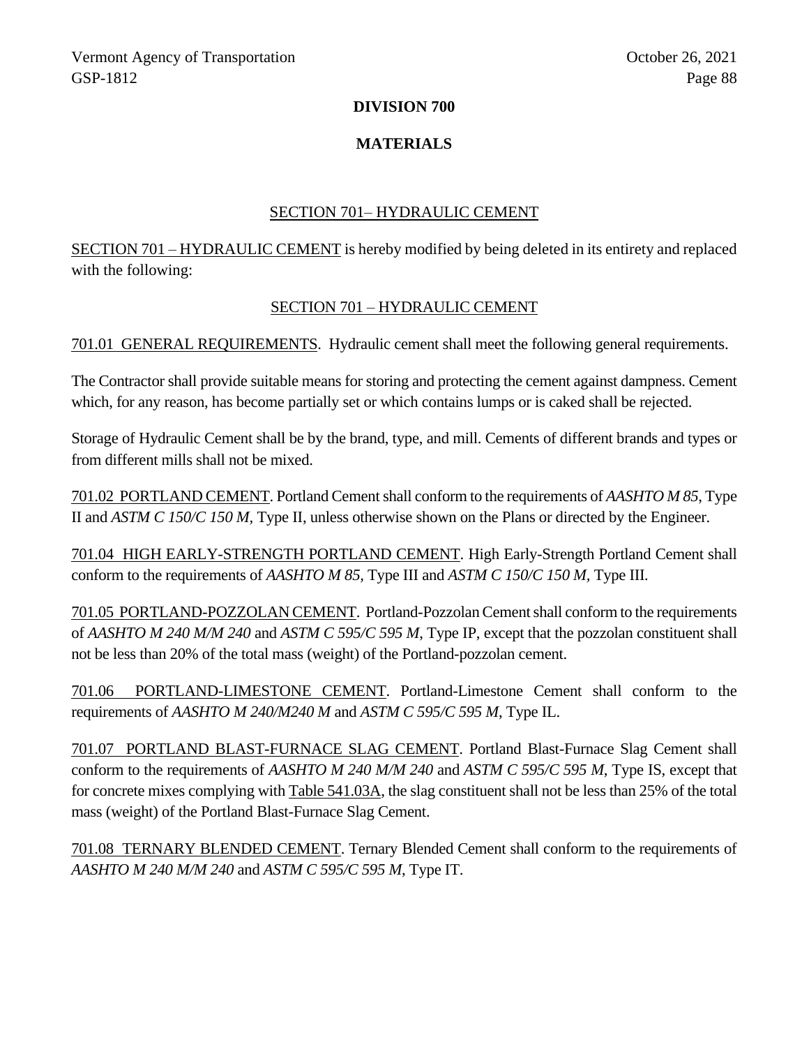# DIVISION 700

# MATERIALS

## SECTION 701– HYDRAULIC CEMENT

SECTION 701 – HYDRAULIC CEMENT is hereby modified by being deleted in its entirety and replaced with the following:

## SECTION 701 – HYDRAULIC CEMENT

701.01 GENERAL REQUIREMENTS. Hydraulic cement shall meet the following general requirements.

The Contractor shall provide suitable means for storing and protecting the cement against dampness. Cement which, for any reason, has become partially set or which contains lumps or is caked shall be rejected.

Storage of Hydraulic Cement shall be by the brand, type, and mill. Cements of different brands and types or from different mills shall not be mixed.

701.02 PORTLAND CEMENT. Portland Cement shall conform to the requirements of *AASHTO M 85*, Type II and *ASTM C 150/C 150 M*, Type II, unless otherwise shown on the Plans or directed by the Engineer.

701.04 HIGH EARLY-STRENGTH PORTLAND CEMENT. High Early-Strength Portland Cement shall conform to the requirements of *AASHTO M 85,* Type III and *ASTM C 150/C 150 M,* Type III.

701.05 PORTLAND-POZZOLAN CEMENT. Portland-Pozzolan Cement shall conform to the requirements of *AASHTO M 240 M/M 240* and *ASTM C 595/C 595 M*, Type IP, except that the pozzolan constituent shall not be less than 20% of the total mass (weight) of the Portland-pozzolan cement.

701.06 PORTLAND-LIMESTONE CEMENT. Portland-Limestone Cement shall conform to the requirements of *AASHTO M 240/M240 M* and *ASTM C 595/C 595 M*, Type IL.

701.07 PORTLAND BLAST-FURNACE SLAG CEMENT. Portland Blast-Furnace Slag Cement shall conform to the requirements of *AASHTO M 240 M/M 240* and *ASTM C 595/C 595 M*, Type IS, except that for concrete mixes complying with Table 541.03A, the slag constituent shall not be less than 25% of the total mass (weight) of the Portland Blast-Furnace Slag Cement.

701.08 TERNARY BLENDED CEMENT. Ternary Blended Cement shall conform to the requirements of *AASHTO M 240 M/M 240* and *ASTM C 595/C 595 M*, Type IT.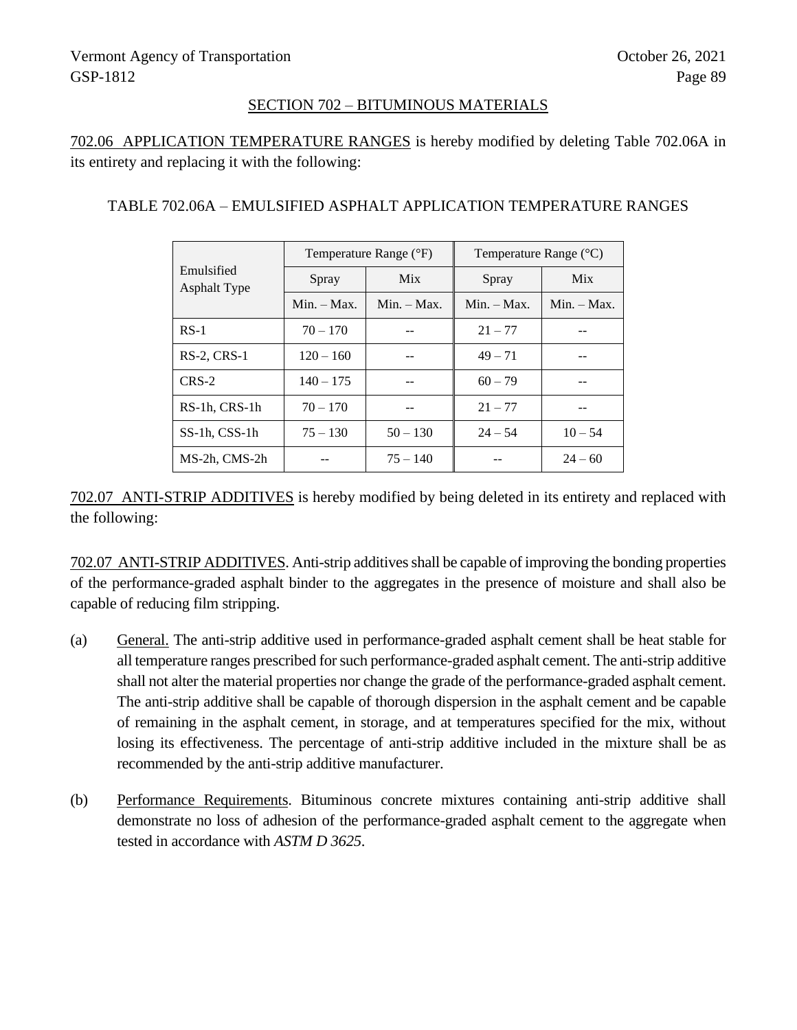## SECTION 702 – BITUMINOUS MATERIALS

702.06 APPLICATION TEMPERATURE RANGES is hereby modified by deleting Table 702.06A in its entirety and replacing it with the following:

TABLE 702.06A – EMULSIFIED ASPHALT APPLICATION TEMPERATURE RANGES

| Emulsified Asphalt Type | Temperature Range (°F) | | Temperature Range (°C) | |
|---|---|---|---|---|
| | Spray | Mix | Spray | Mix |
| | Min. – Max. | Min. – Max. | Min. – Max. | Min. – Max. |
| RS-1 | 70 – 170 | -- | 21 – 77 | -- |
| RS-2, CRS-1 | 120 – 160 | -- | 49 – 71 | -- |
| CRS-2 | 140 – 175 | -- | 60 – 79 | -- |
| RS-1h, CRS-1h | 70 – 170 | -- | 21 – 77 | -- |
| SS-1h, CSS-1h | 75 – 130 | 50 – 130 | 24 – 54 | 10 – 54 |
| MS-2h, CMS-2h | -- | 75 – 140 | -- | 24 – 60 |

702.07 ANTI-STRIP ADDITIVES is hereby modified by being deleted in its entirety and replaced with the following:

702.07 ANTI-STRIP ADDITIVES. Anti-strip additives shall be capable of improving the bonding properties of the performance-graded asphalt binder to the aggregates in the presence of moisture and shall also be capable of reducing film stripping.

(a) General. The anti-strip additive used in performance-graded asphalt cement shall be heat stable for all temperature ranges prescribed for such performance-graded asphalt cement. The anti-strip additive shall not alter the material properties nor change the grade of the performance-graded asphalt cement. The anti-strip additive shall be capable of thorough dispersion in the asphalt cement and be capable of remaining in the asphalt cement, in storage, and at temperatures specified for the mix, without losing its effectiveness. The percentage of anti-strip additive included in the mixture shall be as recommended by the anti-strip additive manufacturer.

(b) Performance Requirements. Bituminous concrete mixtures containing anti-strip additive shall demonstrate no loss of adhesion of the performance-graded asphalt cement to the aggregate when tested in accordance with *ASTM D 3625*.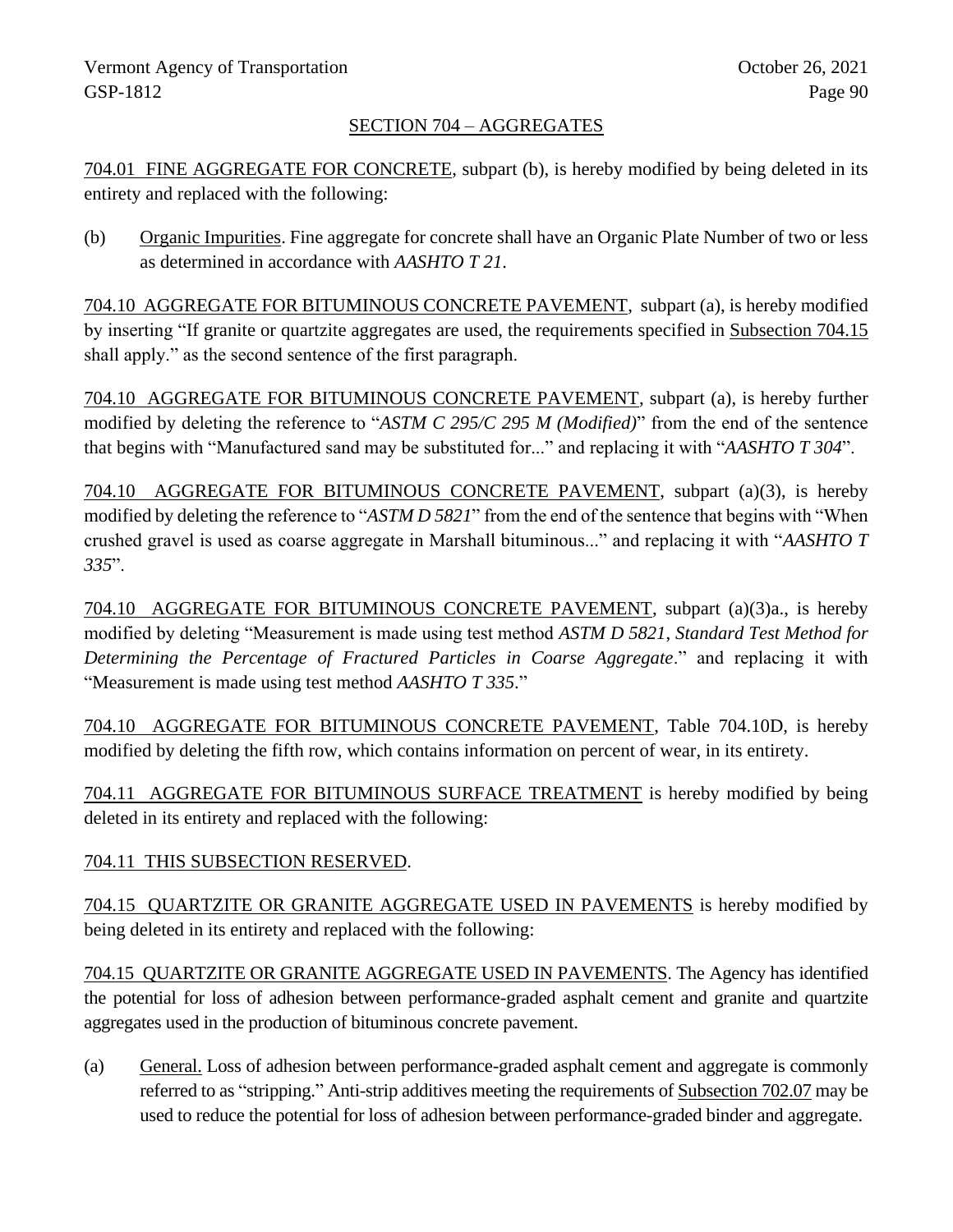## SECTION 704 – AGGREGATES

704.01 FINE AGGREGATE FOR CONCRETE, subpart (b), is hereby modified by being deleted in its entirety and replaced with the following:

(b) Organic Impurities. Fine aggregate for concrete shall have an Organic Plate Number of two or less as determined in accordance with *AASHTO T 21*.

704.10 AGGREGATE FOR BITUMINOUS CONCRETE PAVEMENT, subpart (a), is hereby modified by inserting "If granite or quartzite aggregates are used, the requirements specified in Subsection 704.15 shall apply." as the second sentence of the first paragraph.

704.10 AGGREGATE FOR BITUMINOUS CONCRETE PAVEMENT, subpart (a), is hereby further modified by deleting the reference to "*ASTM C 295/C 295 M (Modified)*" from the end of the sentence that begins with "Manufactured sand may be substituted for..." and replacing it with "*AASHTO T 304*".

704.10 AGGREGATE FOR BITUMINOUS CONCRETE PAVEMENT, subpart (a)(3), is hereby modified by deleting the reference to "*ASTM D 5821*" from the end of the sentence that begins with "When crushed gravel is used as coarse aggregate in Marshall bituminous..." and replacing it with "*AASHTO T 335*".

704.10 AGGREGATE FOR BITUMINOUS CONCRETE PAVEMENT, subpart (a)(3)a., is hereby modified by deleting "Measurement is made using test method *ASTM D 5821*, *Standard Test Method for Determining the Percentage of Fractured Particles in Coarse Aggregate*." and replacing it with "Measurement is made using test method *AASHTO T 335*."

704.10 AGGREGATE FOR BITUMINOUS CONCRETE PAVEMENT, Table 704.10D, is hereby modified by deleting the fifth row, which contains information on percent of wear, in its entirety.

704.11 AGGREGATE FOR BITUMINOUS SURFACE TREATMENT is hereby modified by being deleted in its entirety and replaced with the following:

704.11 THIS SUBSECTION RESERVED.

704.15 QUARTZITE OR GRANITE AGGREGATE USED IN PAVEMENTS is hereby modified by being deleted in its entirety and replaced with the following:

704.15 QUARTZITE OR GRANITE AGGREGATE USED IN PAVEMENTS. The Agency has identified the potential for loss of adhesion between performance-graded asphalt cement and granite and quartzite aggregates used in the production of bituminous concrete pavement.

(a) General. Loss of adhesion between performance-graded asphalt cement and aggregate is commonly referred to as "stripping." Anti-strip additives meeting the requirements of Subsection 702.07 may be used to reduce the potential for loss of adhesion between performance-graded binder and aggregate.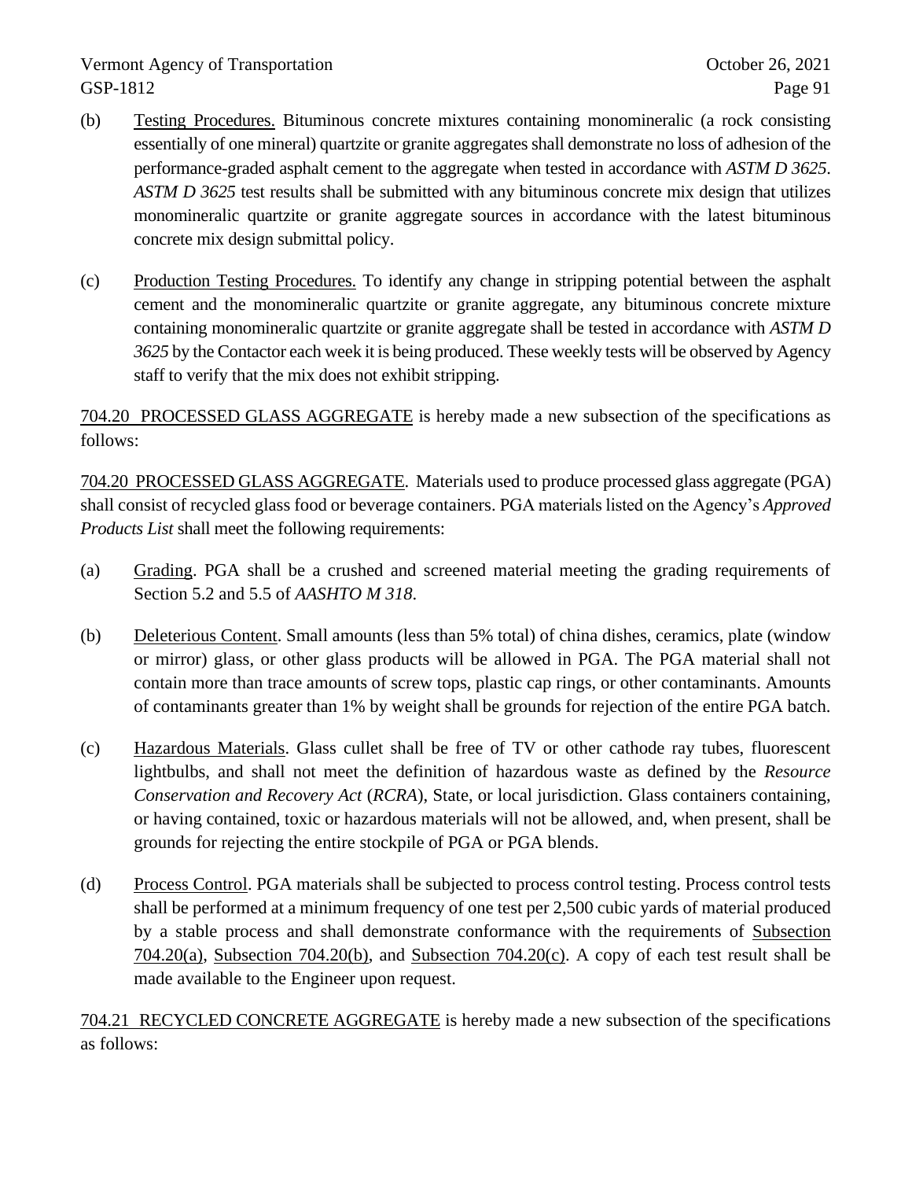(b) Testing Procedures. Bituminous concrete mixtures containing monomineralic (a rock consisting essentially of one mineral) quartzite or granite aggregates shall demonstrate no loss of adhesion of the performance-graded asphalt cement to the aggregate when tested in accordance with *ASTM D 3625*. *ASTM D 3625* test results shall be submitted with any bituminous concrete mix design that utilizes monomineralic quartzite or granite aggregate sources in accordance with the latest bituminous concrete mix design submittal policy.

(c) Production Testing Procedures. To identify any change in stripping potential between the asphalt cement and the monomineralic quartzite or granite aggregate, any bituminous concrete mixture containing monomineralic quartzite or granite aggregate shall be tested in accordance with *ASTM D 3625* by the Contactor each week it is being produced. These weekly tests will be observed by Agency staff to verify that the mix does not exhibit stripping.

704.20 PROCESSED GLASS AGGREGATE is hereby made a new subsection of the specifications as follows:

704.20 PROCESSED GLASS AGGREGATE. Materials used to produce processed glass aggregate (PGA) shall consist of recycled glass food or beverage containers. PGA materials listed on the Agency's *Approved Products List* shall meet the following requirements:

(a) Grading. PGA shall be a crushed and screened material meeting the grading requirements of Section 5.2 and 5.5 of *AASHTO M 318*.

(b) Deleterious Content. Small amounts (less than 5% total) of china dishes, ceramics, plate (window or mirror) glass, or other glass products will be allowed in PGA. The PGA material shall not contain more than trace amounts of screw tops, plastic cap rings, or other contaminants. Amounts of contaminants greater than 1% by weight shall be grounds for rejection of the entire PGA batch.

(c) Hazardous Materials. Glass cullet shall be free of TV or other cathode ray tubes, fluorescent lightbulbs, and shall not meet the definition of hazardous waste as defined by the *Resource Conservation and Recovery Act* (*RCRA*), State, or local jurisdiction. Glass containers containing, or having contained, toxic or hazardous materials will not be allowed, and, when present, shall be grounds for rejecting the entire stockpile of PGA or PGA blends.

(d) Process Control. PGA materials shall be subjected to process control testing. Process control tests shall be performed at a minimum frequency of one test per 2,500 cubic yards of material produced by a stable process and shall demonstrate conformance with the requirements of Subsection 704.20(a), Subsection 704.20(b), and Subsection 704.20(c). A copy of each test result shall be made available to the Engineer upon request.

704.21 RECYCLED CONCRETE AGGREGATE is hereby made a new subsection of the specifications as follows: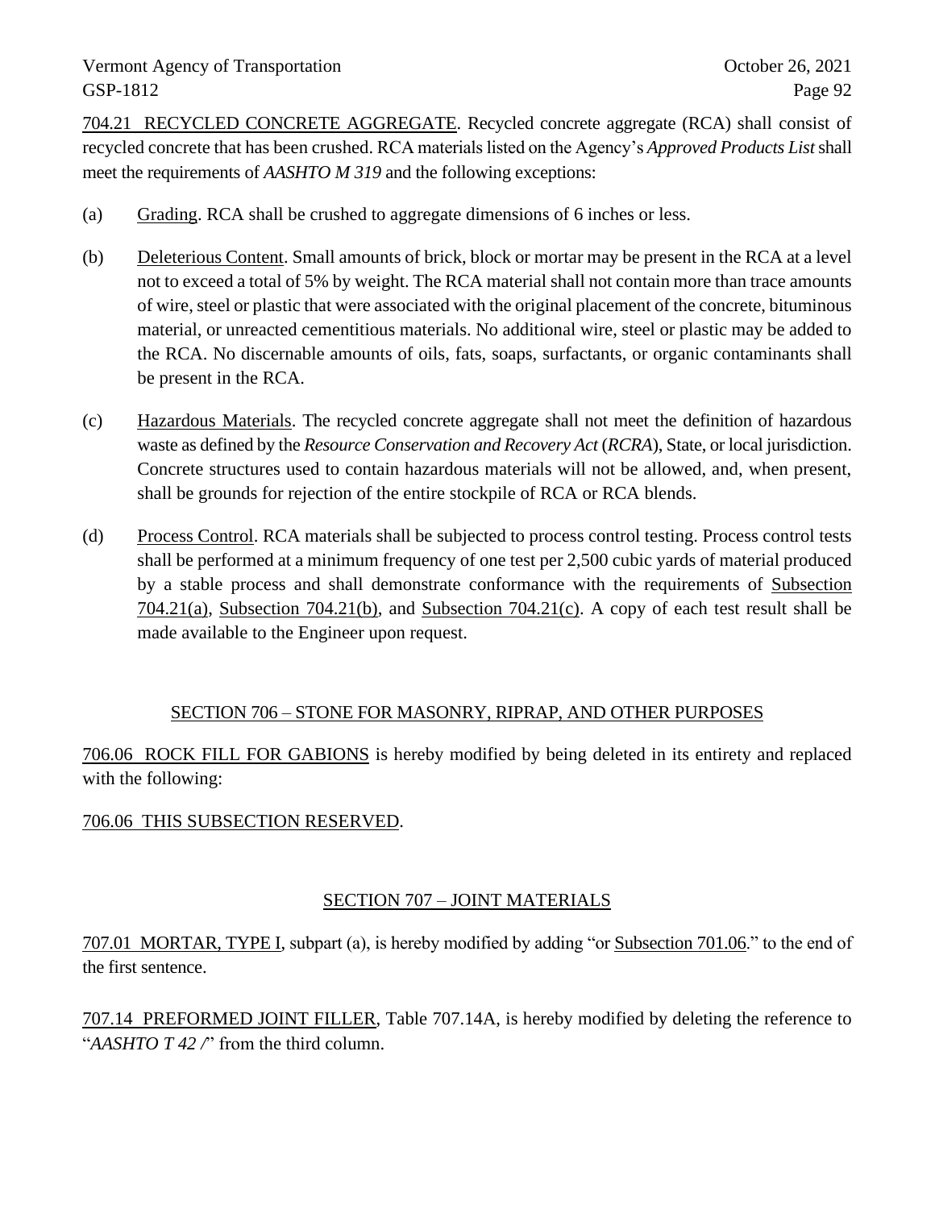704.21 RECYCLED CONCRETE AGGREGATE. Recycled concrete aggregate (RCA) shall consist of recycled concrete that has been crushed. RCA materials listed on the Agency's *Approved Products List* shall meet the requirements of *AASHTO M 319* and the following exceptions:

(a) Grading. RCA shall be crushed to aggregate dimensions of 6 inches or less.

(b) Deleterious Content. Small amounts of brick, block or mortar may be present in the RCA at a level not to exceed a total of 5% by weight. The RCA material shall not contain more than trace amounts of wire, steel or plastic that were associated with the original placement of the concrete, bituminous material, or unreacted cementitious materials. No additional wire, steel or plastic may be added to the RCA. No discernable amounts of oils, fats, soaps, surfactants, or organic contaminants shall be present in the RCA.

(c) Hazardous Materials. The recycled concrete aggregate shall not meet the definition of hazardous waste as defined by the *Resource Conservation and Recovery Act* (*RCRA*), State, or local jurisdiction. Concrete structures used to contain hazardous materials will not be allowed, and, when present, shall be grounds for rejection of the entire stockpile of RCA or RCA blends.

(d) Process Control. RCA materials shall be subjected to process control testing. Process control tests shall be performed at a minimum frequency of one test per 2,500 cubic yards of material produced by a stable process and shall demonstrate conformance with the requirements of Subsection 704.21(a), Subsection 704.21(b), and Subsection 704.21(c). A copy of each test result shall be made available to the Engineer upon request.

## SECTION 706 – STONE FOR MASONRY, RIPRAP, AND OTHER PURPOSES

706.06 ROCK FILL FOR GABIONS is hereby modified by being deleted in its entirety and replaced with the following:

706.06 THIS SUBSECTION RESERVED.

## SECTION 707 – JOINT MATERIALS

707.01 MORTAR, TYPE I, subpart (a), is hereby modified by adding "or Subsection 701.06." to the end of the first sentence.

707.14 PREFORMED JOINT FILLER, Table 707.14A, is hereby modified by deleting the reference to "*AASHTO T 42 /*" from the third column.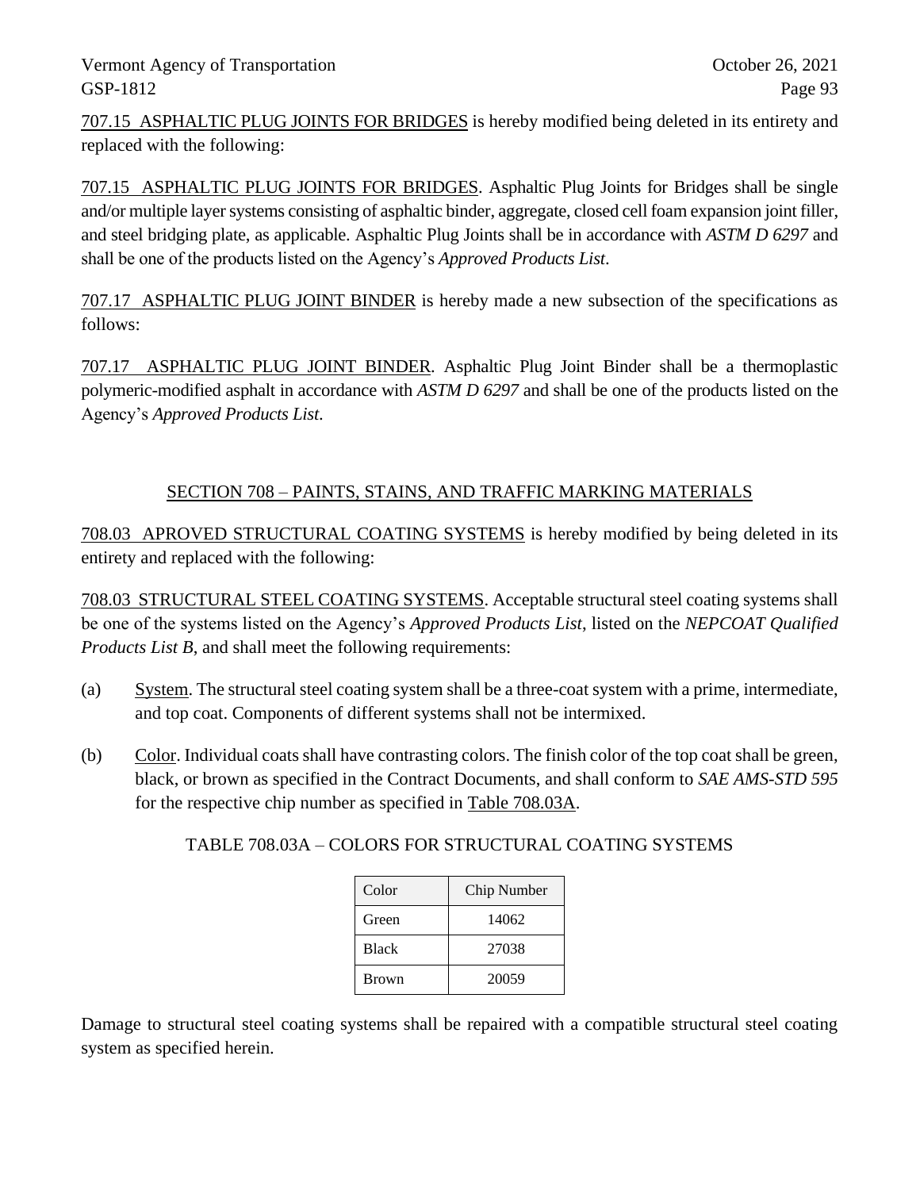<u>707.15 ASPHALTIC PLUG JOINTS FOR BRIDGES</u> is hereby modified being deleted in its entirety and replaced with the following:

<u>707.15 ASPHALTIC PLUG JOINTS FOR BRIDGES</u>. Asphaltic Plug Joints for Bridges shall be single and/or multiple layer systems consisting of asphaltic binder, aggregate, closed cell foam expansion joint filler, and steel bridging plate, as applicable. Asphaltic Plug Joints shall be in accordance with *ASTM D 6297* and shall be one of the products listed on the Agency's *Approved Products List*.

<u>707.17 ASPHALTIC PLUG JOINT BINDER</u> is hereby made a new subsection of the specifications as follows:

<u>707.17 ASPHALTIC PLUG JOINT BINDER</u>. Asphaltic Plug Joint Binder shall be a thermoplastic polymeric-modified asphalt in accordance with *ASTM D 6297* and shall be one of the products listed on the Agency's *Approved Products List*.

## <u>SECTION 708 – PAINTS, STAINS, AND TRAFFIC MARKING MATERIALS</u>

<u>708.03 APROVED STRUCTURAL COATING SYSTEMS</u> is hereby modified by being deleted in its entirety and replaced with the following:

<u>708.03 STRUCTURAL STEEL COATING SYSTEMS</u>. Acceptable structural steel coating systems shall be one of the systems listed on the Agency's *Approved Products List*, listed on the *NEPCOAT Qualified Products List B*, and shall meet the following requirements:

(a) <u>System</u>. The structural steel coating system shall be a three-coat system with a prime, intermediate, and top coat. Components of different systems shall not be intermixed.

(b) <u>Color</u>. Individual coats shall have contrasting colors. The finish color of the top coat shall be green, black, or brown as specified in the Contract Documents, and shall conform to *SAE AMS-STD 595* for the respective chip number as specified in <u>Table 708.03A</u>.

TABLE 708.03A – COLORS FOR STRUCTURAL COATING SYSTEMS

| Color | Chip Number |
|---|---|
| Green | 14062 |
| Black | 27038 |
| Brown | 20059 |

Damage to structural steel coating systems shall be repaired with a compatible structural steel coating system as specified herein.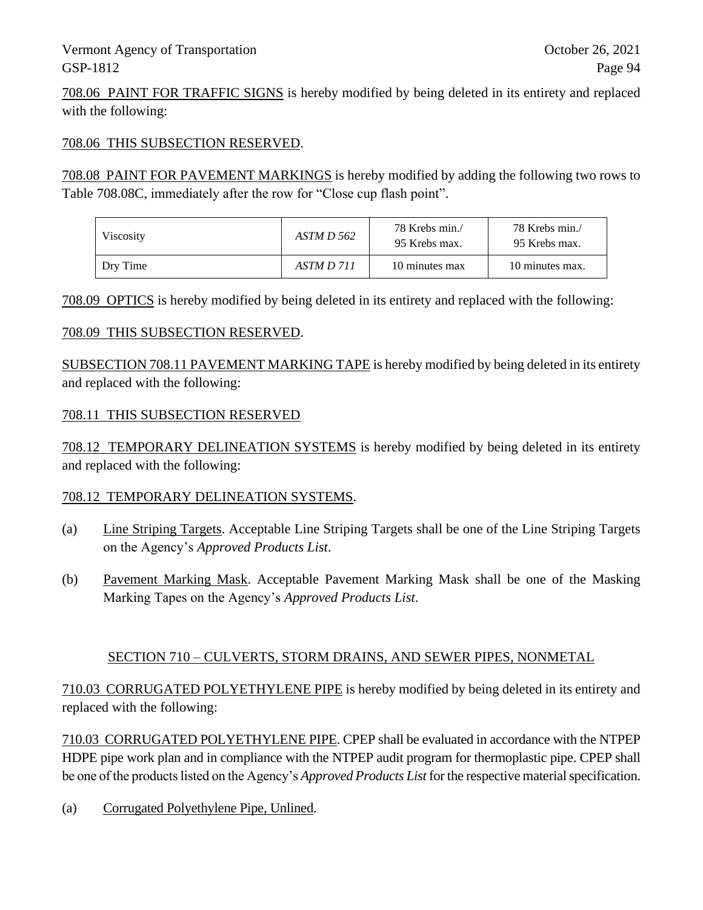708.06 PAINT FOR TRAFFIC SIGNS is hereby modified by being deleted in its entirety and replaced with the following:

708.06 THIS SUBSECTION RESERVED.

708.08 PAINT FOR PAVEMENT MARKINGS is hereby modified by adding the following two rows to Table 708.08C, immediately after the row for "Close cup flash point".

| | | | |
|---|---|---|---|
| Viscosity | *ASTM D 562* | 78 Krebs min./ 95 Krebs max. | 78 Krebs min./ 95 Krebs max. |
| Dry Time | *ASTM D 711* | 10 minutes max | 10 minutes max. |

708.09 OPTICS is hereby modified by being deleted in its entirety and replaced with the following:

708.09 THIS SUBSECTION RESERVED.

SUBSECTION 708.11 PAVEMENT MARKING TAPE is hereby modified by being deleted in its entirety and replaced with the following:

708.11 THIS SUBSECTION RESERVED

708.12 TEMPORARY DELINEATION SYSTEMS is hereby modified by being deleted in its entirety and replaced with the following:

708.12 TEMPORARY DELINEATION SYSTEMS.

(a) Line Striping Targets. Acceptable Line Striping Targets shall be one of the Line Striping Targets on the Agency's *Approved Products List*.

(b) Pavement Marking Mask. Acceptable Pavement Marking Mask shall be one of the Masking Marking Tapes on the Agency's *Approved Products List*.

## SECTION 710 – CULVERTS, STORM DRAINS, AND SEWER PIPES, NONMETAL

710.03 CORRUGATED POLYETHYLENE PIPE is hereby modified by being deleted in its entirety and replaced with the following:

710.03 CORRUGATED POLYETHYLENE PIPE. CPEP shall be evaluated in accordance with the NTPEP HDPE pipe work plan and in compliance with the NTPEP audit program for thermoplastic pipe. CPEP shall be one of the products listed on the Agency's *Approved Products List* for the respective material specification.

(a) Corrugated Polyethylene Pipe, Unlined.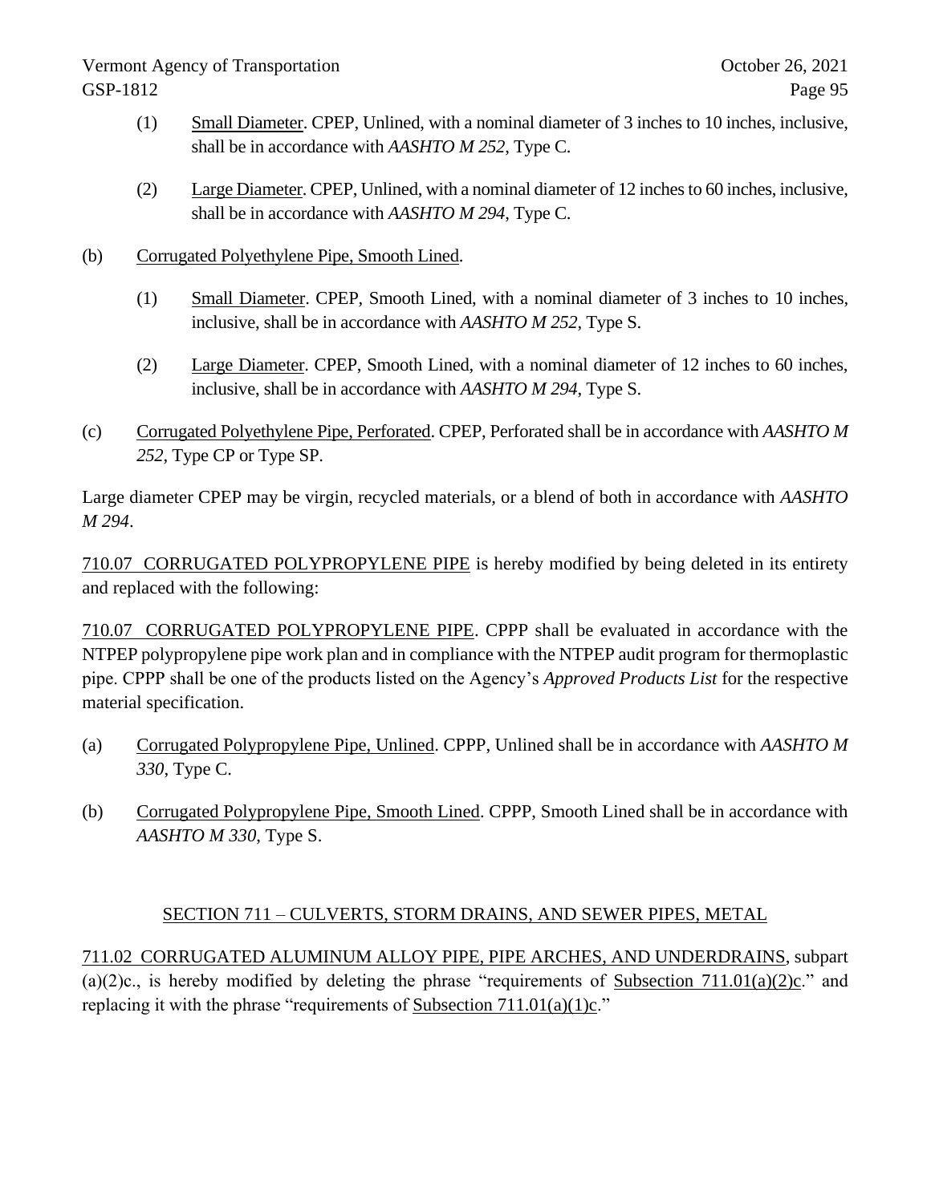(1) Small Diameter. CPEP, Unlined, with a nominal diameter of 3 inches to 10 inches, inclusive, shall be in accordance with *AASHTO M 252*, Type C.

(2) Large Diameter. CPEP, Unlined, with a nominal diameter of 12 inches to 60 inches, inclusive, shall be in accordance with *AASHTO M 294*, Type C.

(b) Corrugated Polyethylene Pipe, Smooth Lined.

(1) Small Diameter. CPEP, Smooth Lined, with a nominal diameter of 3 inches to 10 inches, inclusive, shall be in accordance with *AASHTO M 252*, Type S.

(2) Large Diameter. CPEP, Smooth Lined, with a nominal diameter of 12 inches to 60 inches, inclusive, shall be in accordance with *AASHTO M 294*, Type S.

(c) Corrugated Polyethylene Pipe, Perforated. CPEP, Perforated shall be in accordance with *AASHTO M 252*, Type CP or Type SP.

Large diameter CPEP may be virgin, recycled materials, or a blend of both in accordance with *AASHTO M 294*.

710.07 CORRUGATED POLYPROPYLENE PIPE is hereby modified by being deleted in its entirety and replaced with the following:

710.07 CORRUGATED POLYPROPYLENE PIPE. CPPP shall be evaluated in accordance with the NTPEP polypropylene pipe work plan and in compliance with the NTPEP audit program for thermoplastic pipe. CPPP shall be one of the products listed on the Agency's *Approved Products List* for the respective material specification.

(a) Corrugated Polypropylene Pipe, Unlined. CPPP, Unlined shall be in accordance with *AASHTO M 330*, Type C.

(b) Corrugated Polypropylene Pipe, Smooth Lined. CPPP, Smooth Lined shall be in accordance with *AASHTO M 330*, Type S.

## SECTION 711 – CULVERTS, STORM DRAINS, AND SEWER PIPES, METAL

711.02 CORRUGATED ALUMINUM ALLOY PIPE, PIPE ARCHES, AND UNDERDRAINS, subpart (a)(2)c., is hereby modified by deleting the phrase "requirements of Subsection 711.01(a)(2)c." and replacing it with the phrase "requirements of Subsection 711.01(a)(1)c."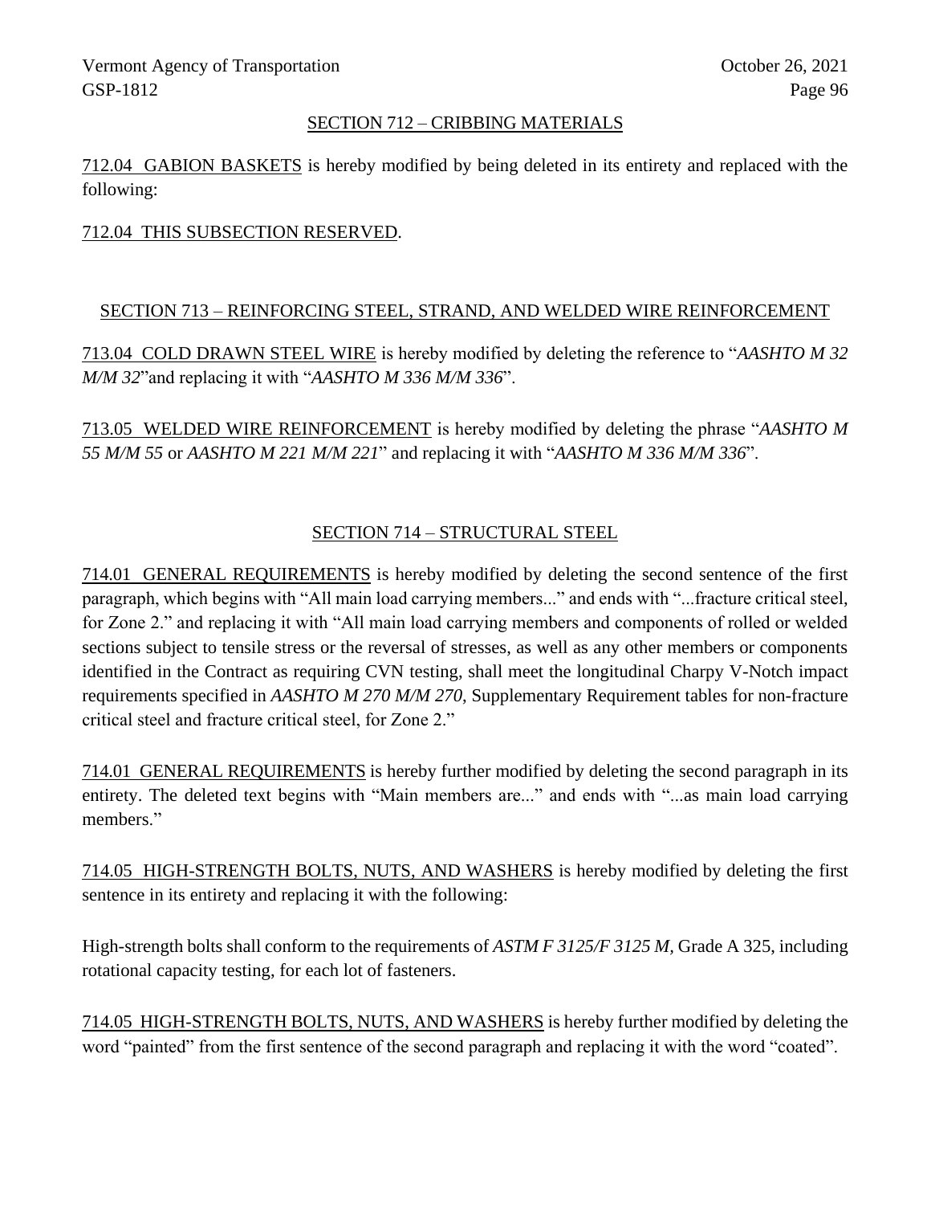## SECTION 712 – CRIBBING MATERIALS

712.04 GABION BASKETS is hereby modified by being deleted in its entirety and replaced with the following:

712.04 THIS SUBSECTION RESERVED.

## SECTION 713 – REINFORCING STEEL, STRAND, AND WELDED WIRE REINFORCEMENT

713.04 COLD DRAWN STEEL WIRE is hereby modified by deleting the reference to "*AASHTO M 32 M/M 32*"and replacing it with "*AASHTO M 336 M/M 336*".

713.05 WELDED WIRE REINFORCEMENT is hereby modified by deleting the phrase "*AASHTO M 55 M/M 55* or *AASHTO M 221 M/M 221*" and replacing it with "*AASHTO M 336 M/M 336*".

## SECTION 714 – STRUCTURAL STEEL

714.01 GENERAL REQUIREMENTS is hereby modified by deleting the second sentence of the first paragraph, which begins with "All main load carrying members..." and ends with "...fracture critical steel, for Zone 2." and replacing it with "All main load carrying members and components of rolled or welded sections subject to tensile stress or the reversal of stresses, as well as any other members or components identified in the Contract as requiring CVN testing, shall meet the longitudinal Charpy V-Notch impact requirements specified in *AASHTO M 270 M/M 270*, Supplementary Requirement tables for non-fracture critical steel and fracture critical steel, for Zone 2."

714.01 GENERAL REQUIREMENTS is hereby further modified by deleting the second paragraph in its entirety. The deleted text begins with "Main members are..." and ends with "...as main load carrying members."

714.05 HIGH-STRENGTH BOLTS, NUTS, AND WASHERS is hereby modified by deleting the first sentence in its entirety and replacing it with the following:

High-strength bolts shall conform to the requirements of *ASTM F 3125/F 3125 M*, Grade A 325, including rotational capacity testing, for each lot of fasteners.

714.05 HIGH-STRENGTH BOLTS, NUTS, AND WASHERS is hereby further modified by deleting the word "painted" from the first sentence of the second paragraph and replacing it with the word "coated".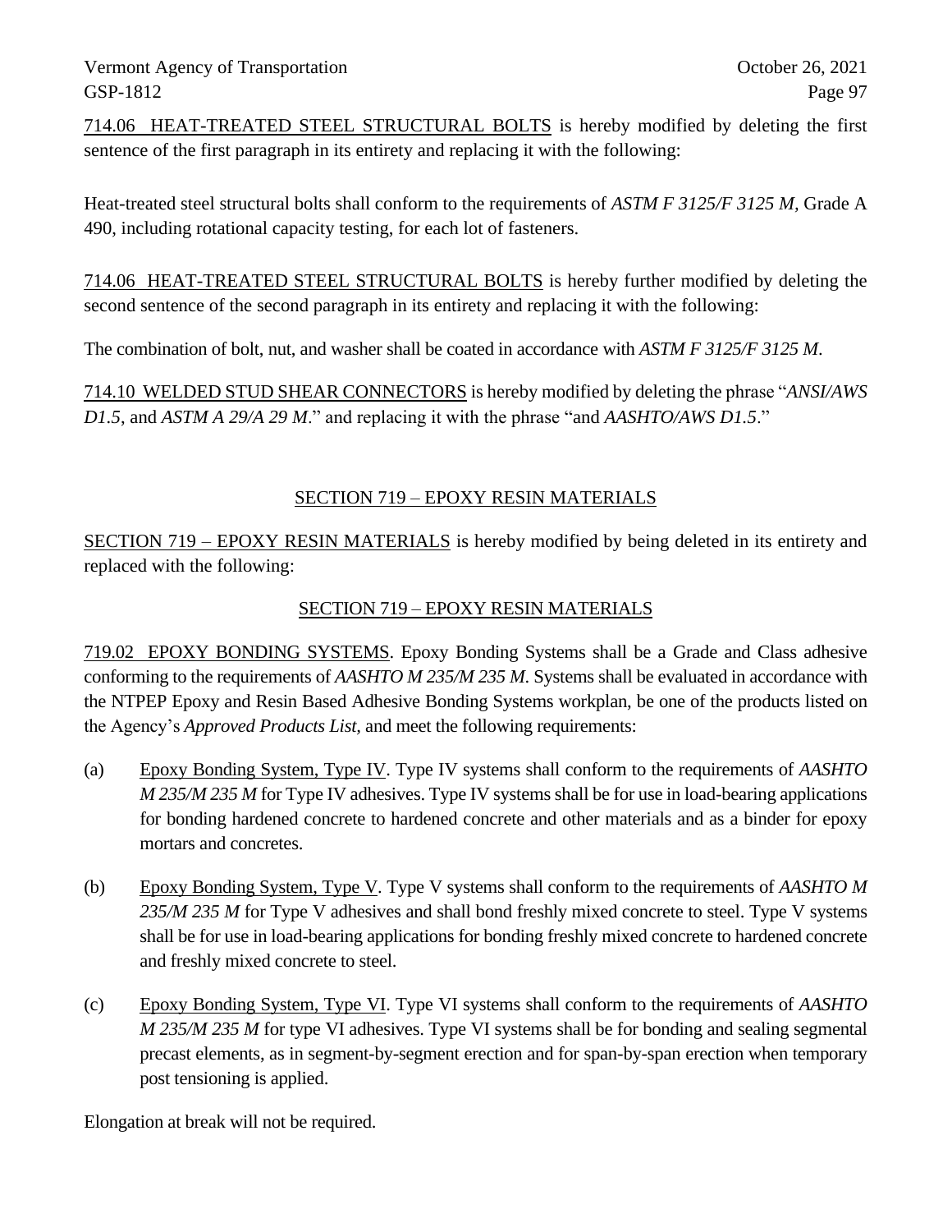714.06 HEAT-TREATED STEEL STRUCTURAL BOLTS is hereby modified by deleting the first sentence of the first paragraph in its entirety and replacing it with the following:

Heat-treated steel structural bolts shall conform to the requirements of *ASTM F 3125/F 3125 M*, Grade A 490, including rotational capacity testing, for each lot of fasteners.

714.06 HEAT-TREATED STEEL STRUCTURAL BOLTS is hereby further modified by deleting the second sentence of the second paragraph in its entirety and replacing it with the following:

The combination of bolt, nut, and washer shall be coated in accordance with *ASTM F 3125/F 3125 M*.

714.10 WELDED STUD SHEAR CONNECTORS is hereby modified by deleting the phrase "*ANSI/AWS D1.5*, and *ASTM A 29/A 29 M*." and replacing it with the phrase "and *AASHTO/AWS D1.5*."

## SECTION 719 – EPOXY RESIN MATERIALS

SECTION 719 – EPOXY RESIN MATERIALS is hereby modified by being deleted in its entirety and replaced with the following:

## SECTION 719 – EPOXY RESIN MATERIALS

719.02 EPOXY BONDING SYSTEMS. Epoxy Bonding Systems shall be a Grade and Class adhesive conforming to the requirements of *AASHTO M 235/M 235 M*. Systems shall be evaluated in accordance with the NTPEP Epoxy and Resin Based Adhesive Bonding Systems workplan, be one of the products listed on the Agency's *Approved Products List*, and meet the following requirements:

(a) Epoxy Bonding System, Type IV. Type IV systems shall conform to the requirements of *AASHTO M 235/M 235 M* for Type IV adhesives. Type IV systems shall be for use in load-bearing applications for bonding hardened concrete to hardened concrete and other materials and as a binder for epoxy mortars and concretes.

(b) Epoxy Bonding System, Type V. Type V systems shall conform to the requirements of *AASHTO M 235/M 235 M* for Type V adhesives and shall bond freshly mixed concrete to steel. Type V systems shall be for use in load-bearing applications for bonding freshly mixed concrete to hardened concrete and freshly mixed concrete to steel.

(c) Epoxy Bonding System, Type VI. Type VI systems shall conform to the requirements of *AASHTO M 235/M 235 M* for type VI adhesives. Type VI systems shall be for bonding and sealing segmental precast elements, as in segment-by-segment erection and for span-by-span erection when temporary post tensioning is applied.

Elongation at break will not be required.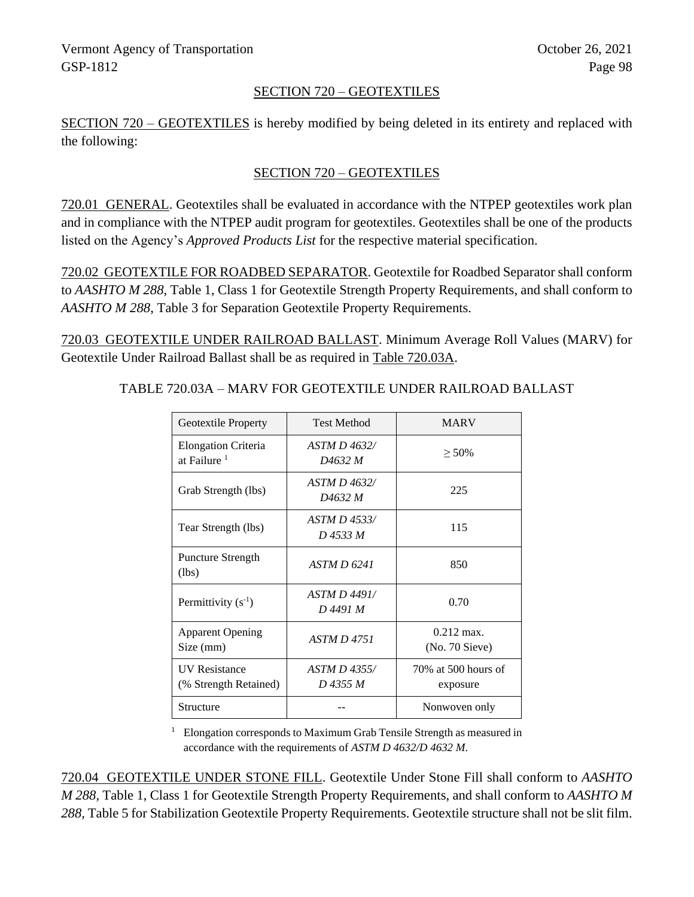## SECTION 720 – GEOTEXTILES

SECTION 720 – GEOTEXTILES is hereby modified by being deleted in its entirety and replaced with the following:

## SECTION 720 – GEOTEXTILES

720.01 GENERAL. Geotextiles shall be evaluated in accordance with the NTPEP geotextiles work plan and in compliance with the NTPEP audit program for geotextiles. Geotextiles shall be one of the products listed on the Agency's *Approved Products List* for the respective material specification.

720.02 GEOTEXTILE FOR ROADBED SEPARATOR. Geotextile for Roadbed Separator shall conform to *AASHTO M 288*, Table 1, Class 1 for Geotextile Strength Property Requirements, and shall conform to *AASHTO M 288*, Table 3 for Separation Geotextile Property Requirements.

720.03 GEOTEXTILE UNDER RAILROAD BALLAST. Minimum Average Roll Values (MARV) for Geotextile Under Railroad Ballast shall be as required in Table 720.03A.

TABLE 720.03A – MARV FOR GEOTEXTILE UNDER RAILROAD BALLAST

| Geotextile Property | Test Method | MARV |
|---|---|---|
| Elongation Criteria at Failure [1] | *ASTM D 4632/ D4632 M* | $\geq$ 50% |
| Grab Strength (lbs) | *ASTM D 4632/ D4632 M* | 225 |
| Tear Strength (lbs) | *ASTM D 4533/ D 4533 M* | 115 |
| Puncture Strength (lbs) | *ASTM D 6241* | 850 |
| Permittivity ($s^{-1}$) | *ASTM D 4491/ D 4491 M* | 0.70 |
| Apparent Opening Size (mm) | *ASTM D 4751* | 0.212 max. (No. 70 Sieve) |
| UV Resistance (% Strength Retained) | *ASTM D 4355/ D 4355 M* | 70% at 500 hours of exposure |
| Structure | -- | Nonwoven only |

[1] Elongation corresponds to Maximum Grab Tensile Strength as measured in accordance with the requirements of *ASTM D 4632/D 4632 M*.

720.04 GEOTEXTILE UNDER STONE FILL. Geotextile Under Stone Fill shall conform to *AASHTO M 288*, Table 1, Class 1 for Geotextile Strength Property Requirements, and shall conform to *AASHTO M 288*, Table 5 for Stabilization Geotextile Property Requirements. Geotextile structure shall not be slit film.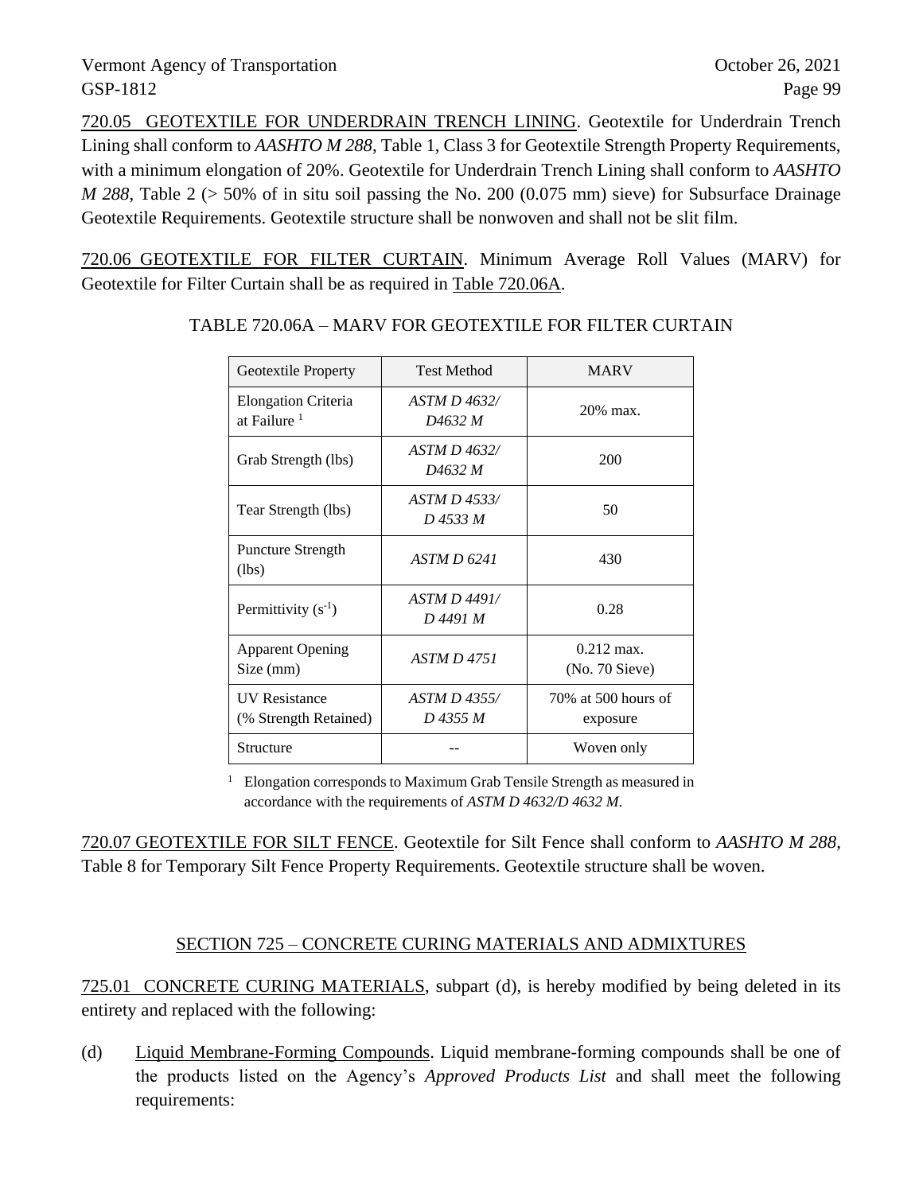720.05 GEOTEXTILE FOR UNDERDRAIN TRENCH LINING. Geotextile for Underdrain Trench Lining shall conform to *AASHTO M 288*, Table 1, Class 3 for Geotextile Strength Property Requirements, with a minimum elongation of 20%. Geotextile for Underdrain Trench Lining shall conform to *AASHTO M 288*, Table 2 (> 50% of in situ soil passing the No. 200 (0.075 mm) sieve) for Subsurface Drainage Geotextile Requirements. Geotextile structure shall be nonwoven and shall not be slit film.

720.06 GEOTEXTILE FOR FILTER CURTAIN. Minimum Average Roll Values (MARV) for Geotextile for Filter Curtain shall be as required in Table 720.06A.

TABLE 720.06A – MARV FOR GEOTEXTILE FOR FILTER CURTAIN

| Geotextile Property | Test Method | MARV |
|---|---|---|
| Elongation Criteria at Failure [1] | *ASTM D 4632/ D4632 M* | 20% max. |
| Grab Strength (lbs) | *ASTM D 4632/ D4632 M* | 200 |
| Tear Strength (lbs) | *ASTM D 4533/ D 4533 M* | 50 |
| Puncture Strength (lbs) | *ASTM D 6241* | 430 |
| Permittivity ($s^{-1}$) | *ASTM D 4491/ D 4491 M* | 0.28 |
| Apparent Opening Size (mm) | *ASTM D 4751* | 0.212 max. (No. 70 Sieve) |
| UV Resistance (% Strength Retained) | *ASTM D 4355/ D 4355 M* | 70% at 500 hours of exposure |
| Structure | -- | Woven only |

[1] Elongation corresponds to Maximum Grab Tensile Strength as measured in accordance with the requirements of *ASTM D 4632/D 4632 M*.

720.07 GEOTEXTILE FOR SILT FENCE. Geotextile for Silt Fence shall conform to *AASHTO M 288*, Table 8 for Temporary Silt Fence Property Requirements. Geotextile structure shall be woven.

## SECTION 725 – CONCRETE CURING MATERIALS AND ADMIXTURES

725.01 CONCRETE CURING MATERIALS, subpart (d), is hereby modified by being deleted in its entirety and replaced with the following:

(d) Liquid Membrane-Forming Compounds. Liquid membrane-forming compounds shall be one of the products listed on the Agency's *Approved Products List* and shall meet the following requirements: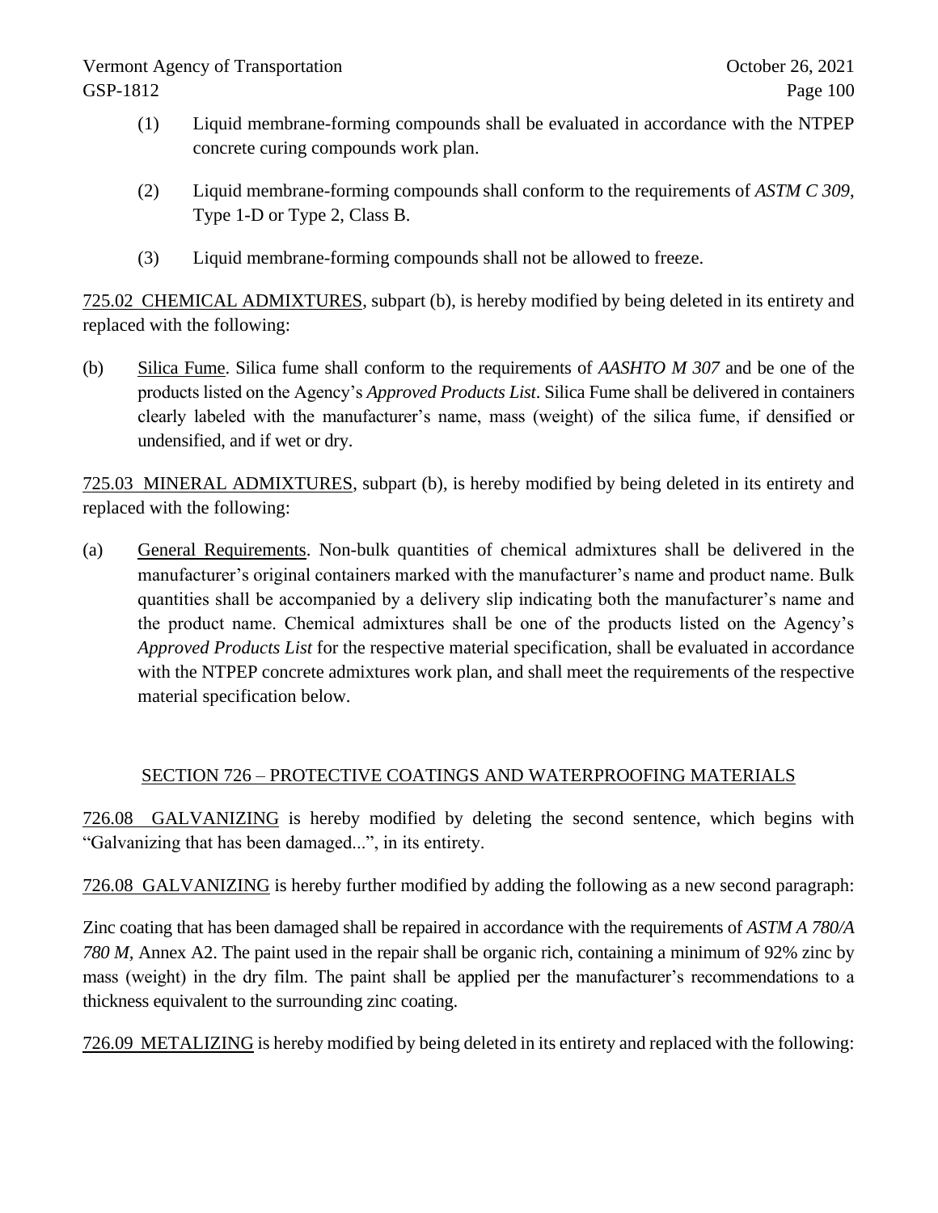(1) Liquid membrane-forming compounds shall be evaluated in accordance with the NTPEP concrete curing compounds work plan.

(2) Liquid membrane-forming compounds shall conform to the requirements of *ASTM C 309*, Type 1-D or Type 2, Class B.

(3) Liquid membrane-forming compounds shall not be allowed to freeze.

<u>725.02 CHEMICAL ADMIXTURES</u>, subpart (b), is hereby modified by being deleted in its entirety and replaced with the following:

(b) <u>Silica Fume</u>. Silica fume shall conform to the requirements of *AASHTO M 307* and be one of the products listed on the Agency's *Approved Products List*. Silica Fume shall be delivered in containers clearly labeled with the manufacturer's name, mass (weight) of the silica fume, if densified or undensified, and if wet or dry.

<u>725.03 MINERAL ADMIXTURES</u>, subpart (b), is hereby modified by being deleted in its entirety and replaced with the following:

(a) <u>General Requirements</u>. Non-bulk quantities of chemical admixtures shall be delivered in the manufacturer's original containers marked with the manufacturer's name and product name. Bulk quantities shall be accompanied by a delivery slip indicating both the manufacturer's name and the product name. Chemical admixtures shall be one of the products listed on the Agency's *Approved Products List* for the respective material specification, shall be evaluated in accordance with the NTPEP concrete admixtures work plan, and shall meet the requirements of the respective material specification below.

## <u>SECTION 726 – PROTECTIVE COATINGS AND WATERPROOFING MATERIALS</u>

<u>726.08 GALVANIZING</u> is hereby modified by deleting the second sentence, which begins with "Galvanizing that has been damaged...", in its entirety.

<u>726.08 GALVANIZING</u> is hereby further modified by adding the following as a new second paragraph:

Zinc coating that has been damaged shall be repaired in accordance with the requirements of *ASTM A 780/A 780 M*, Annex A2. The paint used in the repair shall be organic rich, containing a minimum of 92% zinc by mass (weight) in the dry film. The paint shall be applied per the manufacturer's recommendations to a thickness equivalent to the surrounding zinc coating.

<u>726.09 METALIZING</u> is hereby modified by being deleted in its entirety and replaced with the following: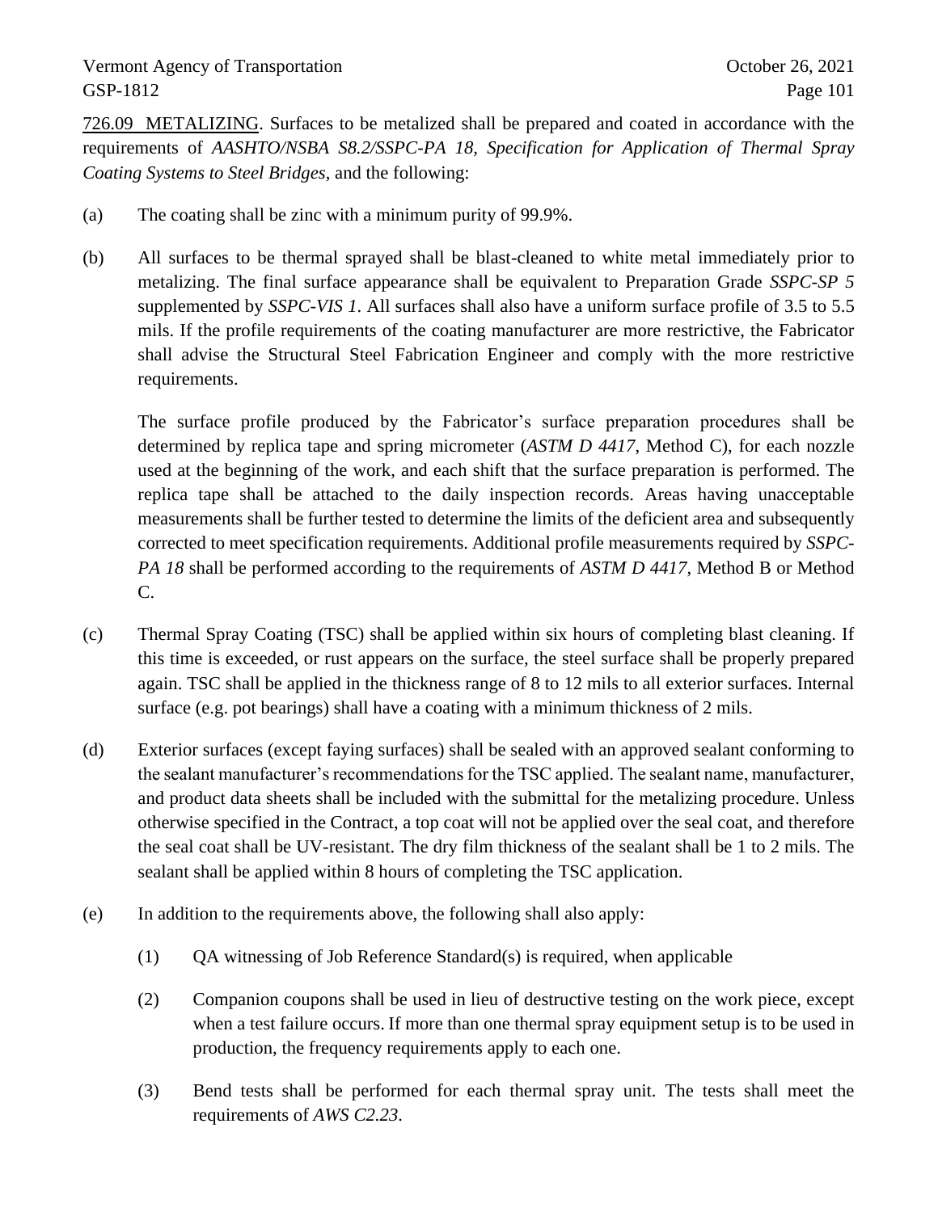726.09 METALIZING. Surfaces to be metalized shall be prepared and coated in accordance with the requirements of *AASHTO/NSBA S8.2/SSPC-PA 18, Specification for Application of Thermal Spray Coating Systems to Steel Bridges*, and the following:

(a) The coating shall be zinc with a minimum purity of 99.9%.

(b) All surfaces to be thermal sprayed shall be blast-cleaned to white metal immediately prior to metalizing. The final surface appearance shall be equivalent to Preparation Grade *SSPC-SP 5* supplemented by *SSPC-VIS 1*. All surfaces shall also have a uniform surface profile of 3.5 to 5.5 mils. If the profile requirements of the coating manufacturer are more restrictive, the Fabricator shall advise the Structural Steel Fabrication Engineer and comply with the more restrictive requirements.

    The surface profile produced by the Fabricator's surface preparation procedures shall be determined by replica tape and spring micrometer (*ASTM D 4417*, Method C), for each nozzle used at the beginning of the work, and each shift that the surface preparation is performed. The replica tape shall be attached to the daily inspection records. Areas having unacceptable measurements shall be further tested to determine the limits of the deficient area and subsequently corrected to meet specification requirements. Additional profile measurements required by *SSPC-PA 18* shall be performed according to the requirements of *ASTM D 4417*, Method B or Method C.

(c) Thermal Spray Coating (TSC) shall be applied within six hours of completing blast cleaning. If this time is exceeded, or rust appears on the surface, the steel surface shall be properly prepared again. TSC shall be applied in the thickness range of 8 to 12 mils to all exterior surfaces. Internal surface (e.g. pot bearings) shall have a coating with a minimum thickness of 2 mils.

(d) Exterior surfaces (except faying surfaces) shall be sealed with an approved sealant conforming to the sealant manufacturer's recommendations for the TSC applied. The sealant name, manufacturer, and product data sheets shall be included with the submittal for the metalizing procedure. Unless otherwise specified in the Contract, a top coat will not be applied over the seal coat, and therefore the seal coat shall be UV-resistant. The dry film thickness of the sealant shall be 1 to 2 mils. The sealant shall be applied within 8 hours of completing the TSC application.

(e) In addition to the requirements above, the following shall also apply:

    (1) QA witnessing of Job Reference Standard(s) is required, when applicable

    (2) Companion coupons shall be used in lieu of destructive testing on the work piece, except when a test failure occurs. If more than one thermal spray equipment setup is to be used in production, the frequency requirements apply to each one.

    (3) Bend tests shall be performed for each thermal spray unit. The tests shall meet the requirements of *AWS C2.23*.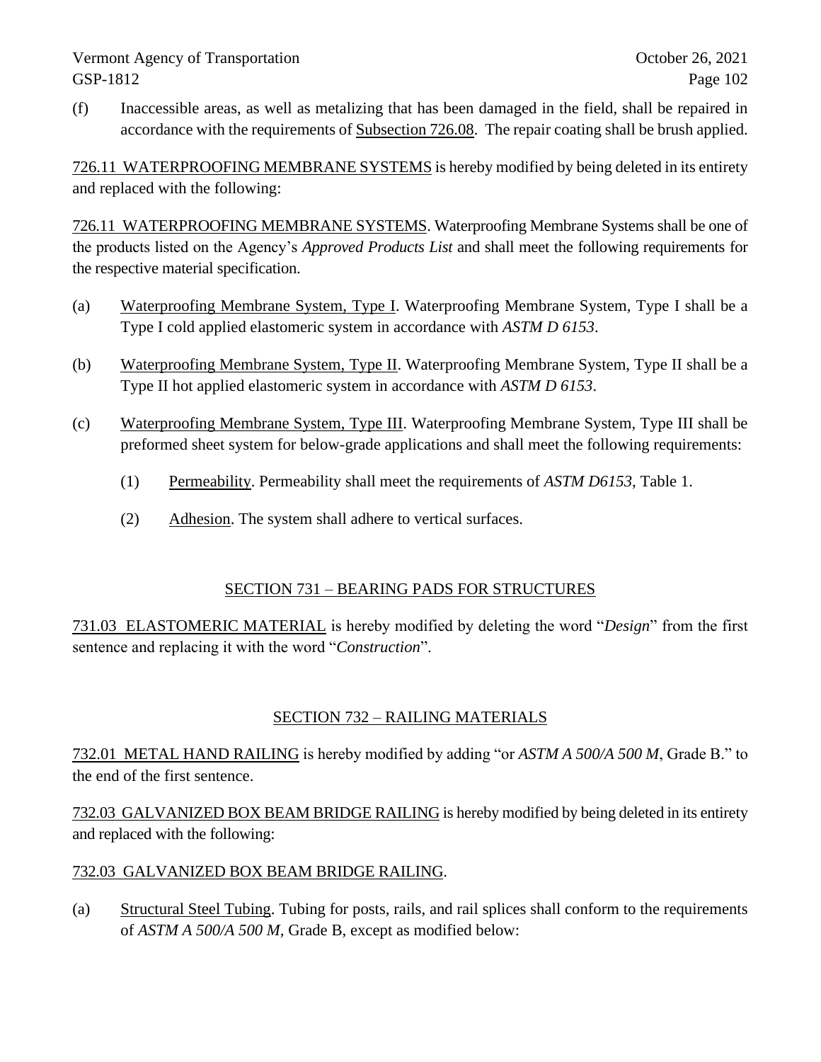(f) Inaccessible areas, as well as metalizing that has been damaged in the field, shall be repaired in accordance with the requirements of Subsection 726.08. The repair coating shall be brush applied.

726.11 WATERPROOFING MEMBRANE SYSTEMS is hereby modified by being deleted in its entirety and replaced with the following:

726.11 WATERPROOFING MEMBRANE SYSTEMS. Waterproofing Membrane Systems shall be one of the products listed on the Agency's *Approved Products List* and shall meet the following requirements for the respective material specification.

(a) Waterproofing Membrane System, Type I. Waterproofing Membrane System, Type I shall be a Type I cold applied elastomeric system in accordance with *ASTM D 6153*.

(b) Waterproofing Membrane System, Type II. Waterproofing Membrane System, Type II shall be a Type II hot applied elastomeric system in accordance with *ASTM D 6153*.

(c) Waterproofing Membrane System, Type III. Waterproofing Membrane System, Type III shall be preformed sheet system for below-grade applications and shall meet the following requirements:

   (1) Permeability. Permeability shall meet the requirements of *ASTM D6153*, Table 1.

   (2) Adhesion. The system shall adhere to vertical surfaces.

## SECTION 731 – BEARING PADS FOR STRUCTURES

731.03 ELASTOMERIC MATERIAL is hereby modified by deleting the word "*Design*" from the first sentence and replacing it with the word "*Construction*".

## SECTION 732 – RAILING MATERIALS

732.01 METAL HAND RAILING is hereby modified by adding "or *ASTM A 500/A 500 M*, Grade B." to the end of the first sentence.

732.03 GALVANIZED BOX BEAM BRIDGE RAILING is hereby modified by being deleted in its entirety and replaced with the following:

732.03 GALVANIZED BOX BEAM BRIDGE RAILING.

(a) Structural Steel Tubing. Tubing for posts, rails, and rail splices shall conform to the requirements of *ASTM A 500/A 500 M*, Grade B, except as modified below: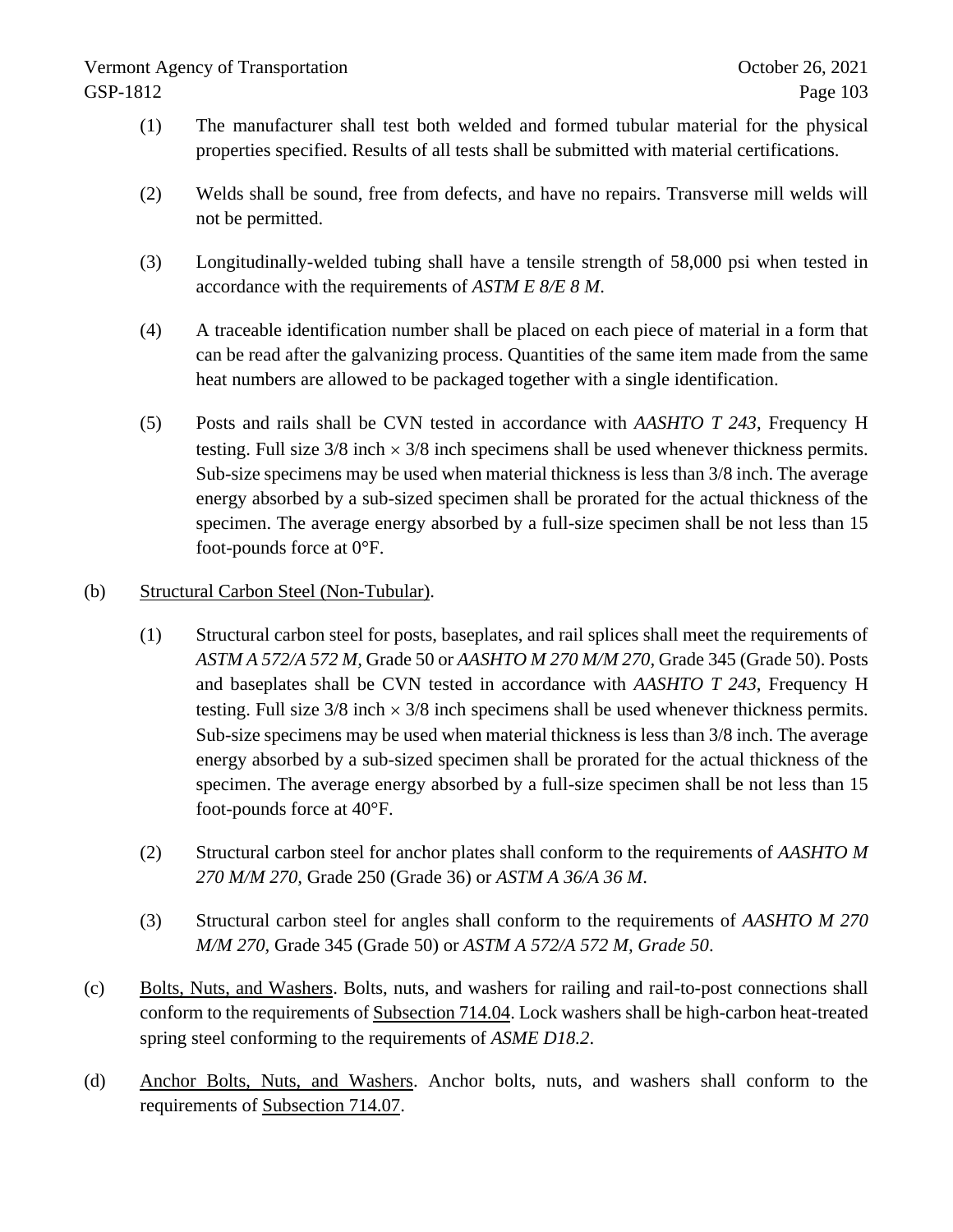(1) The manufacturer shall test both welded and formed tubular material for the physical properties specified. Results of all tests shall be submitted with material certifications.

(2) Welds shall be sound, free from defects, and have no repairs. Transverse mill welds will not be permitted.

(3) Longitudinally-welded tubing shall have a tensile strength of 58,000 psi when tested in accordance with the requirements of *ASTM E 8/E 8 M*.

(4) A traceable identification number shall be placed on each piece of material in a form that can be read after the galvanizing process. Quantities of the same item made from the same heat numbers are allowed to be packaged together with a single identification.

(5) Posts and rails shall be CVN tested in accordance with *AASHTO T 243*, Frequency H testing. Full size 3/8 inch × 3/8 inch specimens shall be used whenever thickness permits. Sub-size specimens may be used when material thickness is less than 3/8 inch. The average energy absorbed by a sub-sized specimen shall be prorated for the actual thickness of the specimen. The average energy absorbed by a full-size specimen shall be not less than 15 foot-pounds force at 0°F.

(b) Structural Carbon Steel (Non-Tubular).

(1) Structural carbon steel for posts, baseplates, and rail splices shall meet the requirements of *ASTM A 572/A 572 M*, Grade 50 or *AASHTO M 270 M/M 270*, Grade 345 (Grade 50). Posts and baseplates shall be CVN tested in accordance with *AASHTO T 243*, Frequency H testing. Full size 3/8 inch × 3/8 inch specimens shall be used whenever thickness permits. Sub-size specimens may be used when material thickness is less than 3/8 inch. The average energy absorbed by a sub-sized specimen shall be prorated for the actual thickness of the specimen. The average energy absorbed by a full-size specimen shall be not less than 15 foot-pounds force at 40°F.

(2) Structural carbon steel for anchor plates shall conform to the requirements of *AASHTO M 270 M/M 270*, Grade 250 (Grade 36) or *ASTM A 36/A 36 M*.

(3) Structural carbon steel for angles shall conform to the requirements of *AASHTO M 270 M/M 270*, Grade 345 (Grade 50) or *ASTM A 572/A 572 M, Grade 50*.

(c) Bolts, Nuts, and Washers. Bolts, nuts, and washers for railing and rail-to-post connections shall conform to the requirements of Subsection 714.04. Lock washers shall be high-carbon heat-treated spring steel conforming to the requirements of *ASME D18.2*.

(d) Anchor Bolts, Nuts, and Washers. Anchor bolts, nuts, and washers shall conform to the requirements of Subsection 714.07.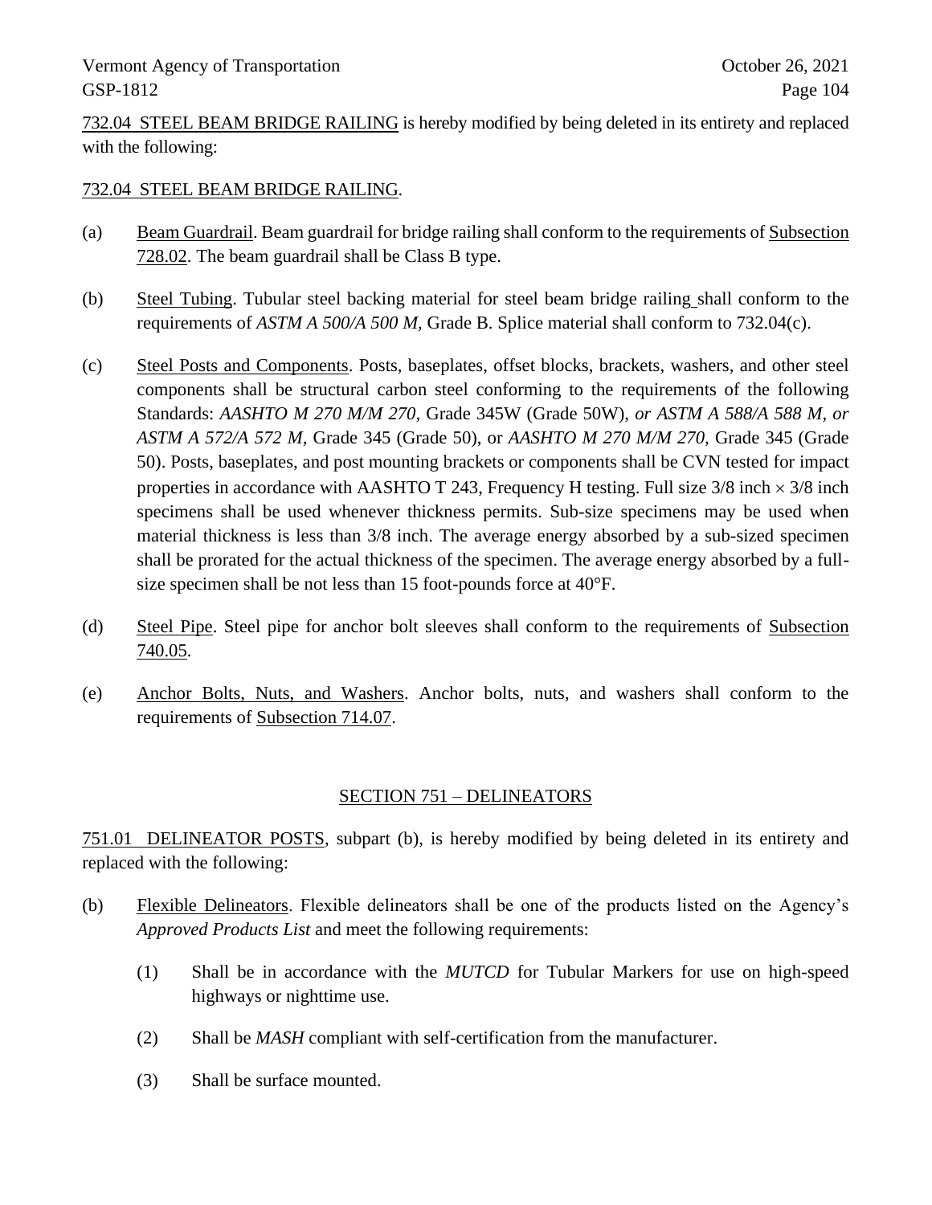732.04 STEEL BEAM BRIDGE RAILING is hereby modified by being deleted in its entirety and replaced with the following:

732.04 STEEL BEAM BRIDGE RAILING.

(a) Beam Guardrail. Beam guardrail for bridge railing shall conform to the requirements of Subsection 728.02. The beam guardrail shall be Class B type.

(b) Steel Tubing. Tubular steel backing material for steel beam bridge railing shall conform to the requirements of *ASTM A 500/A 500 M*, Grade B. Splice material shall conform to 732.04(c).

(c) Steel Posts and Components. Posts, baseplates, offset blocks, brackets, washers, and other steel components shall be structural carbon steel conforming to the requirements of the following Standards: *AASHTO M 270 M/M 270,* Grade 345W (Grade 50W), *or ASTM A 588/A 588 M, or ASTM A 572/A 572 M,* Grade 345 (Grade 50), or *AASHTO M 270 M/M 270,* Grade 345 (Grade 50). Posts, baseplates, and post mounting brackets or components shall be CVN tested for impact properties in accordance with AASHTO T 243, Frequency H testing. Full size 3/8 inch × 3/8 inch specimens shall be used whenever thickness permits. Sub-size specimens may be used when material thickness is less than 3/8 inch. The average energy absorbed by a sub-sized specimen shall be prorated for the actual thickness of the specimen. The average energy absorbed by a full-size specimen shall be not less than 15 foot-pounds force at 40°F.

(d) Steel Pipe. Steel pipe for anchor bolt sleeves shall conform to the requirements of Subsection 740.05.

(e) Anchor Bolts, Nuts, and Washers. Anchor bolts, nuts, and washers shall conform to the requirements of Subsection 714.07.

## SECTION 751 – DELINEATORS

751.01 DELINEATOR POSTS, subpart (b), is hereby modified by being deleted in its entirety and replaced with the following:

(b) Flexible Delineators. Flexible delineators shall be one of the products listed on the Agency's *Approved Products List* and meet the following requirements:

   (1) Shall be in accordance with the *MUTCD* for Tubular Markers for use on high-speed highways or nighttime use.

   (2) Shall be *MASH* compliant with self-certification from the manufacturer.

   (3) Shall be surface mounted.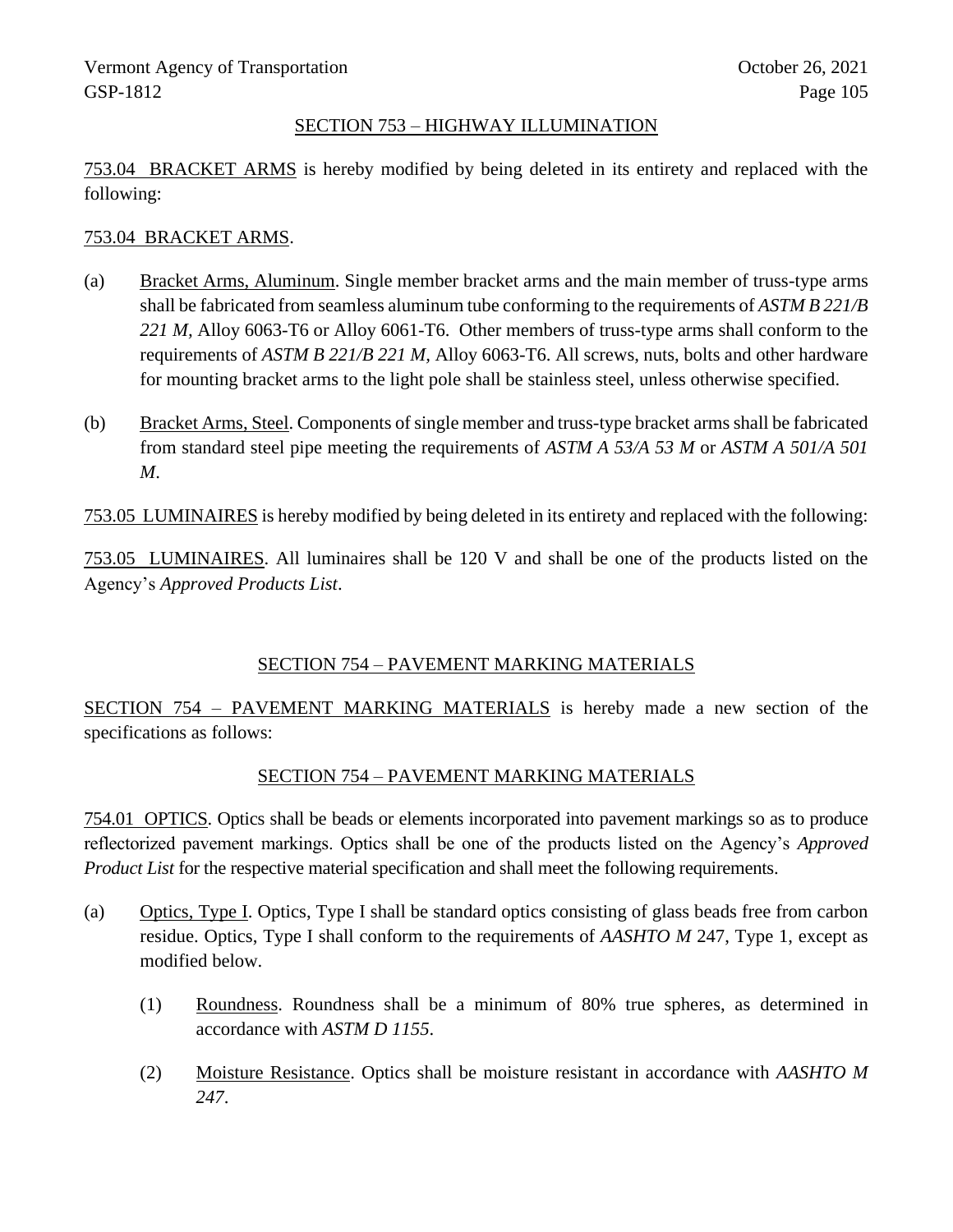## SECTION 753 – HIGHWAY ILLUMINATION

753.04 BRACKET ARMS is hereby modified by being deleted in its entirety and replaced with the following:

753.04 BRACKET ARMS.

(a) Bracket Arms, Aluminum. Single member bracket arms and the main member of truss-type arms shall be fabricated from seamless aluminum tube conforming to the requirements of *ASTM B 221/B 221 M*, Alloy 6063-T6 or Alloy 6061-T6. Other members of truss-type arms shall conform to the requirements of *ASTM B 221/B 221 M*, Alloy 6063-T6. All screws, nuts, bolts and other hardware for mounting bracket arms to the light pole shall be stainless steel, unless otherwise specified.

(b) Bracket Arms, Steel. Components of single member and truss-type bracket arms shall be fabricated from standard steel pipe meeting the requirements of *ASTM A 53/A 53 M* or *ASTM A 501/A 501 M*.

753.05 LUMINAIRES is hereby modified by being deleted in its entirety and replaced with the following:

753.05 LUMINAIRES. All luminaires shall be 120 V and shall be one of the products listed on the Agency's *Approved Products List*.

## SECTION 754 – PAVEMENT MARKING MATERIALS

SECTION 754 – PAVEMENT MARKING MATERIALS is hereby made a new section of the specifications as follows:

## SECTION 754 – PAVEMENT MARKING MATERIALS

754.01 OPTICS. Optics shall be beads or elements incorporated into pavement markings so as to produce reflectorized pavement markings. Optics shall be one of the products listed on the Agency's *Approved Product List* for the respective material specification and shall meet the following requirements.

(a) Optics, Type I. Optics, Type I shall be standard optics consisting of glass beads free from carbon residue. Optics, Type I shall conform to the requirements of *AASHTO M* 247, Type 1, except as modified below.

  (1) Roundness. Roundness shall be a minimum of 80% true spheres, as determined in accordance with *ASTM D 1155*.

  (2) Moisture Resistance. Optics shall be moisture resistant in accordance with *AASHTO M 247*.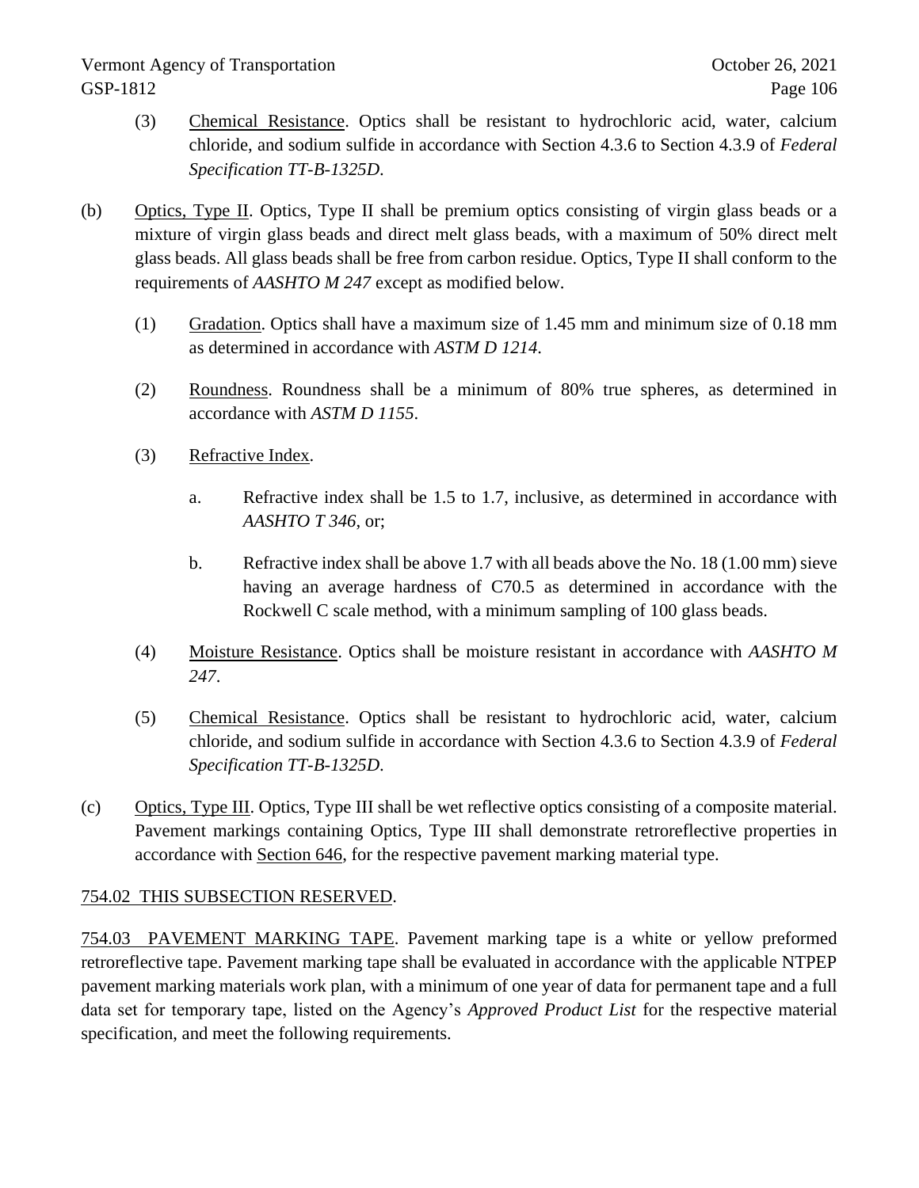(3) <u>Chemical Resistance</u>. Optics shall be resistant to hydrochloric acid, water, calcium chloride, and sodium sulfide in accordance with Section 4.3.6 to Section 4.3.9 of *Federal Specification TT-B-1325D*.

(b) <u>Optics, Type II</u>. Optics, Type II shall be premium optics consisting of virgin glass beads or a mixture of virgin glass beads and direct melt glass beads, with a maximum of 50% direct melt glass beads. All glass beads shall be free from carbon residue. Optics, Type II shall conform to the requirements of *AASHTO M 247* except as modified below.

(1) <u>Gradation</u>. Optics shall have a maximum size of 1.45 mm and minimum size of 0.18 mm as determined in accordance with *ASTM D 1214*.

(2) <u>Roundness</u>. Roundness shall be a minimum of 80% true spheres, as determined in accordance with *ASTM D 1155*.

(3) <u>Refractive Index</u>.

a. Refractive index shall be 1.5 to 1.7, inclusive, as determined in accordance with *AASHTO T 346*, or;

b. Refractive index shall be above 1.7 with all beads above the No. 18 (1.00 mm) sieve having an average hardness of C70.5 as determined in accordance with the Rockwell C scale method, with a minimum sampling of 100 glass beads.

(4) <u>Moisture Resistance</u>. Optics shall be moisture resistant in accordance with *AASHTO M 247*.

(5) <u>Chemical Resistance</u>. Optics shall be resistant to hydrochloric acid, water, calcium chloride, and sodium sulfide in accordance with Section 4.3.6 to Section 4.3.9 of *Federal Specification TT-B-1325D*.

(c) <u>Optics, Type III</u>. Optics, Type III shall be wet reflective optics consisting of a composite material. Pavement markings containing Optics, Type III shall demonstrate retroreflective properties in accordance with <u>Section 646</u>, for the respective pavement marking material type.

<u>754.02 THIS SUBSECTION RESERVED</u>.

<u>754.03 PAVEMENT MARKING TAPE</u>. Pavement marking tape is a white or yellow preformed retroreflective tape. Pavement marking tape shall be evaluated in accordance with the applicable NTPEP pavement marking materials work plan, with a minimum of one year of data for permanent tape and a full data set for temporary tape, listed on the Agency's *Approved Product List* for the respective material specification, and meet the following requirements.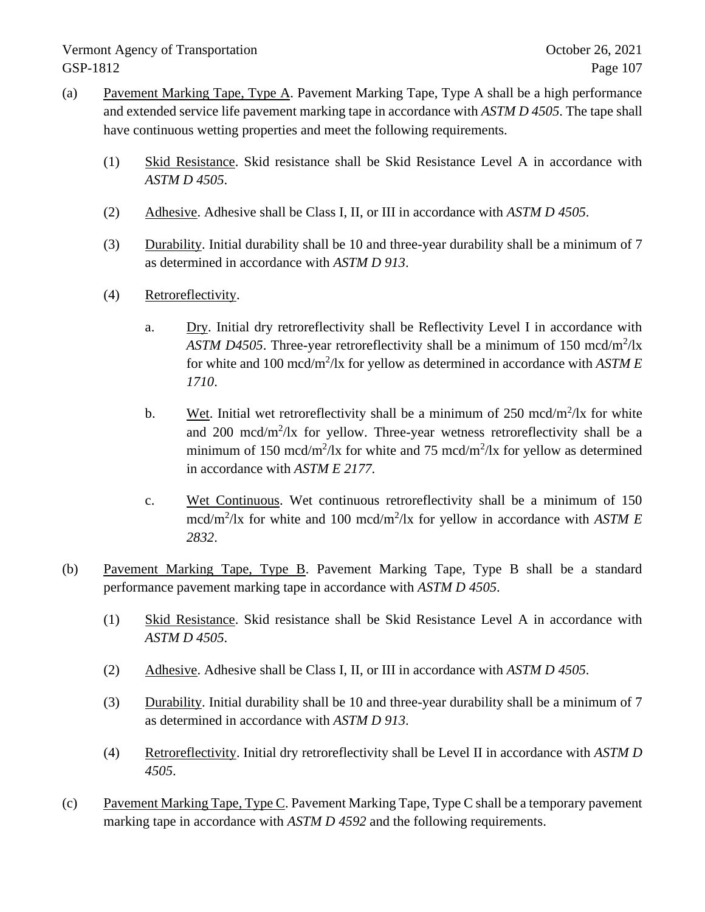(a) Pavement Marking Tape, Type A. Pavement Marking Tape, Type A shall be a high performance and extended service life pavement marking tape in accordance with *ASTM D 4505*. The tape shall have continuous wetting properties and meet the following requirements.

(1) Skid Resistance. Skid resistance shall be Skid Resistance Level A in accordance with *ASTM D 4505*.

(2) Adhesive. Adhesive shall be Class I, II, or III in accordance with *ASTM D 4505*.

(3) Durability. Initial durability shall be 10 and three-year durability shall be a minimum of 7 as determined in accordance with *ASTM D 913*.

(4) Retroreflectivity.

a. Dry. Initial dry retroreflectivity shall be Reflectivity Level I in accordance with *ASTM D4505*. Three-year retroreflectivity shall be a minimum of 150 mcd/$m^2$/lx for white and 100 mcd/$m^2$/lx for yellow as determined in accordance with *ASTM E 1710*.

b. Wet. Initial wet retroreflectivity shall be a minimum of 250 mcd/$m^2$/lx for white and 200 mcd/$m^2$/lx for yellow. Three-year wetness retroreflectivity shall be a minimum of 150 mcd/$m^2$/lx for white and 75 mcd/$m^2$/lx for yellow as determined in accordance with *ASTM E 2177*.

c. Wet Continuous. Wet continuous retroreflectivity shall be a minimum of 150 mcd/$m^2$/lx for white and 100 mcd/$m^2$/lx for yellow in accordance with *ASTM E 2832*.

(b) Pavement Marking Tape, Type B. Pavement Marking Tape, Type B shall be a standard performance pavement marking tape in accordance with *ASTM D 4505*.

(1) Skid Resistance. Skid resistance shall be Skid Resistance Level A in accordance with *ASTM D 4505*.

(2) Adhesive. Adhesive shall be Class I, II, or III in accordance with *ASTM D 4505*.

(3) Durability. Initial durability shall be 10 and three-year durability shall be a minimum of 7 as determined in accordance with *ASTM D 913*.

(4) Retroreflectivity. Initial dry retroreflectivity shall be Level II in accordance with *ASTM D 4505*.

(c) Pavement Marking Tape, Type C. Pavement Marking Tape, Type C shall be a temporary pavement marking tape in accordance with *ASTM D 4592* and the following requirements.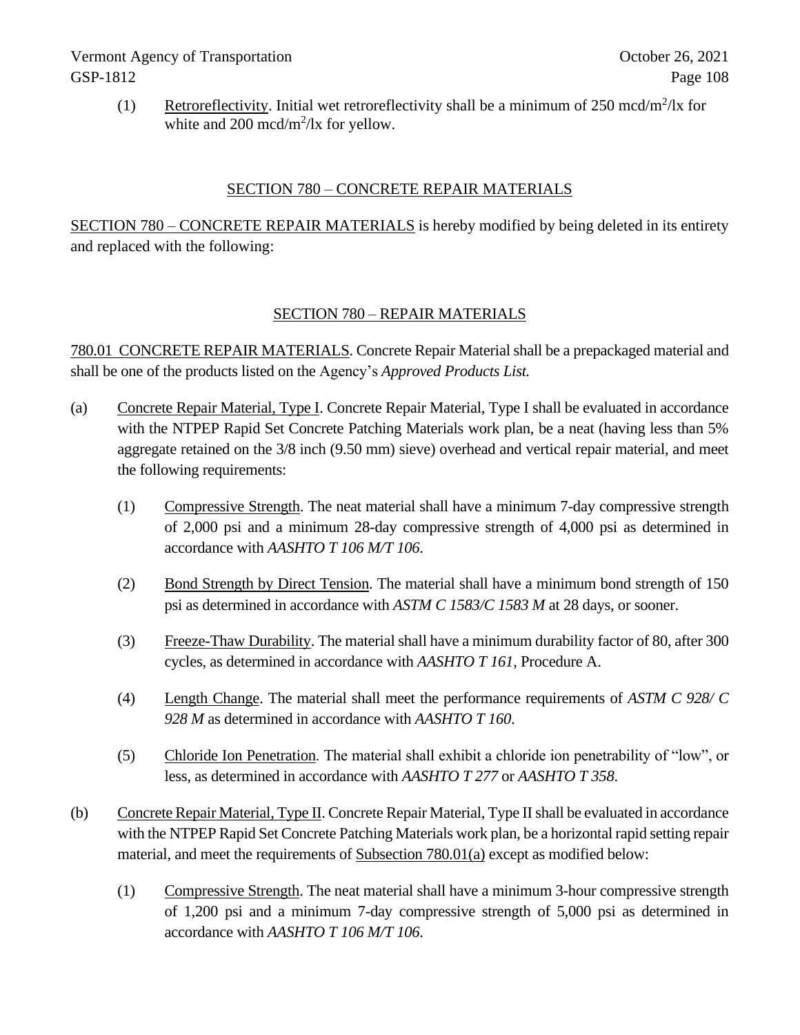(1) Retroreflectivity. Initial wet retroreflectivity shall be a minimum of 250 mcd/m$^2$/lx for white and 200 mcd/m$^2$/lx for yellow.

## SECTION 780 – CONCRETE REPAIR MATERIALS

SECTION 780 – CONCRETE REPAIR MATERIALS is hereby modified by being deleted in its entirety and replaced with the following:

## SECTION 780 – REPAIR MATERIALS

780.01 CONCRETE REPAIR MATERIALS. Concrete Repair Material shall be a prepackaged material and shall be one of the products listed on the Agency's *Approved Products List.*

(a) Concrete Repair Material, Type I. Concrete Repair Material, Type I shall be evaluated in accordance with the NTPEP Rapid Set Concrete Patching Materials work plan, be a neat (having less than 5% aggregate retained on the 3/8 inch (9.50 mm) sieve) overhead and vertical repair material, and meet the following requirements:

(1) Compressive Strength. The neat material shall have a minimum 7-day compressive strength of 2,000 psi and a minimum 28-day compressive strength of 4,000 psi as determined in accordance with *AASHTO T 106 M/T 106*.

(2) Bond Strength by Direct Tension. The material shall have a minimum bond strength of 150 psi as determined in accordance with *ASTM C 1583/C 1583 M* at 28 days, or sooner.

(3) Freeze-Thaw Durability. The material shall have a minimum durability factor of 80, after 300 cycles, as determined in accordance with *AASHTO T 161*, Procedure A.

(4) Length Change. The material shall meet the performance requirements of *ASTM C 928/ C 928 M* as determined in accordance with *AASHTO T 160*.

(5) Chloride Ion Penetration. The material shall exhibit a chloride ion penetrability of "low", or less, as determined in accordance with *AASHTO T 277* or *AASHTO T 358*.

(b) Concrete Repair Material, Type II. Concrete Repair Material, Type II shall be evaluated in accordance with the NTPEP Rapid Set Concrete Patching Materials work plan, be a horizontal rapid setting repair material, and meet the requirements of Subsection 780.01(a) except as modified below:

(1) Compressive Strength. The neat material shall have a minimum 3-hour compressive strength of 1,200 psi and a minimum 7-day compressive strength of 5,000 psi as determined in accordance with *AASHTO T 106 M/T 106*.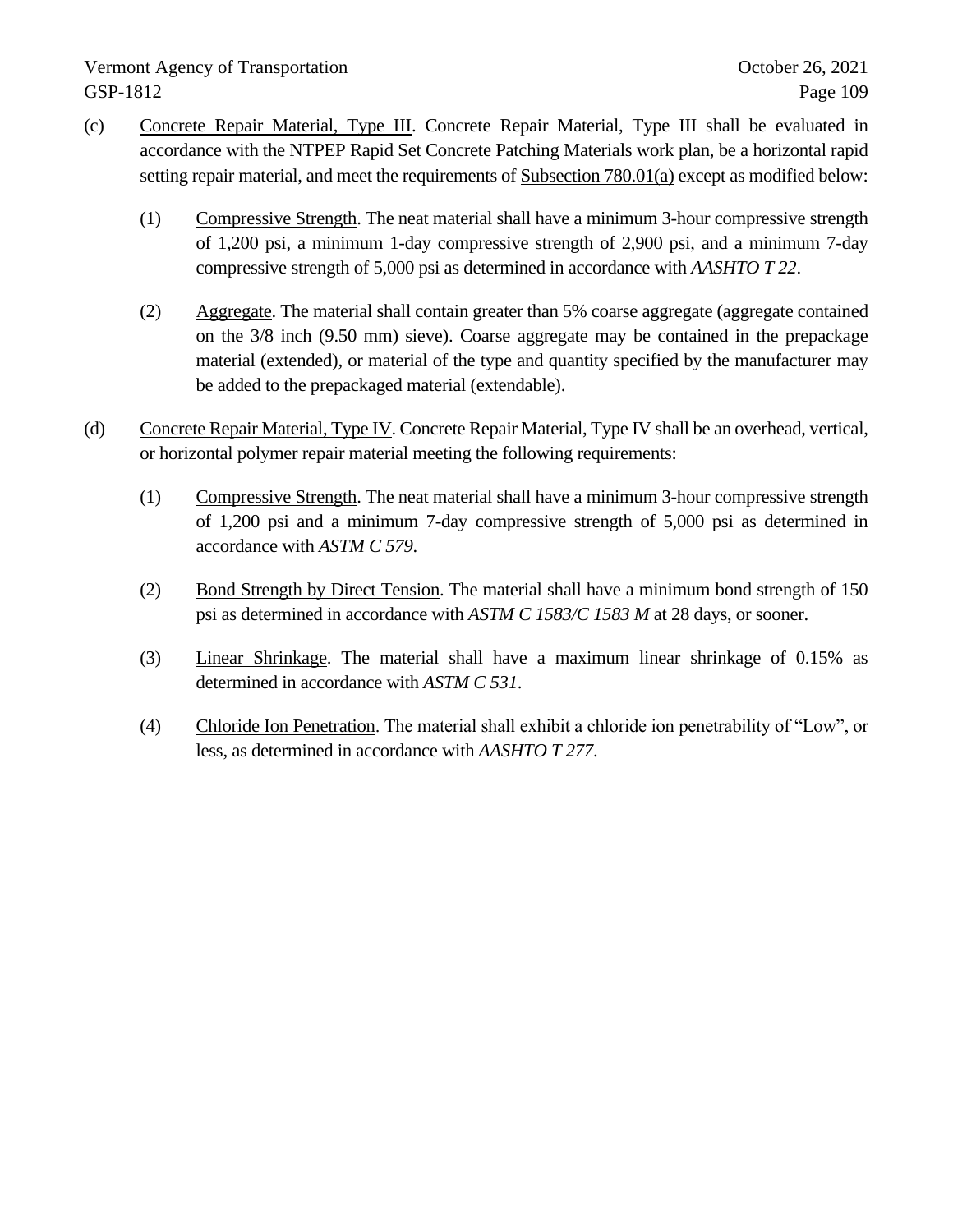(c) Concrete Repair Material, Type III. Concrete Repair Material, Type III shall be evaluated in accordance with the NTPEP Rapid Set Concrete Patching Materials work plan, be a horizontal rapid setting repair material, and meet the requirements of Subsection 780.01(a) except as modified below:

(1) Compressive Strength. The neat material shall have a minimum 3-hour compressive strength of 1,200 psi, a minimum 1-day compressive strength of 2,900 psi, and a minimum 7-day compressive strength of 5,000 psi as determined in accordance with *AASHTO T 22*.

(2) Aggregate. The material shall contain greater than 5% coarse aggregate (aggregate contained on the 3/8 inch (9.50 mm) sieve). Coarse aggregate may be contained in the prepackage material (extended), or material of the type and quantity specified by the manufacturer may be added to the prepackaged material (extendable).

(d) Concrete Repair Material, Type IV. Concrete Repair Material, Type IV shall be an overhead, vertical, or horizontal polymer repair material meeting the following requirements:

(1) Compressive Strength. The neat material shall have a minimum 3-hour compressive strength of 1,200 psi and a minimum 7-day compressive strength of 5,000 psi as determined in accordance with *ASTM C 579*.

(2) Bond Strength by Direct Tension. The material shall have a minimum bond strength of 150 psi as determined in accordance with *ASTM C 1583/C 1583 M* at 28 days, or sooner.

(3) Linear Shrinkage. The material shall have a maximum linear shrinkage of 0.15% as determined in accordance with *ASTM C 531*.

(4) Chloride Ion Penetration. The material shall exhibit a chloride ion penetrability of "Low", or less, as determined in accordance with *AASHTO T 277*.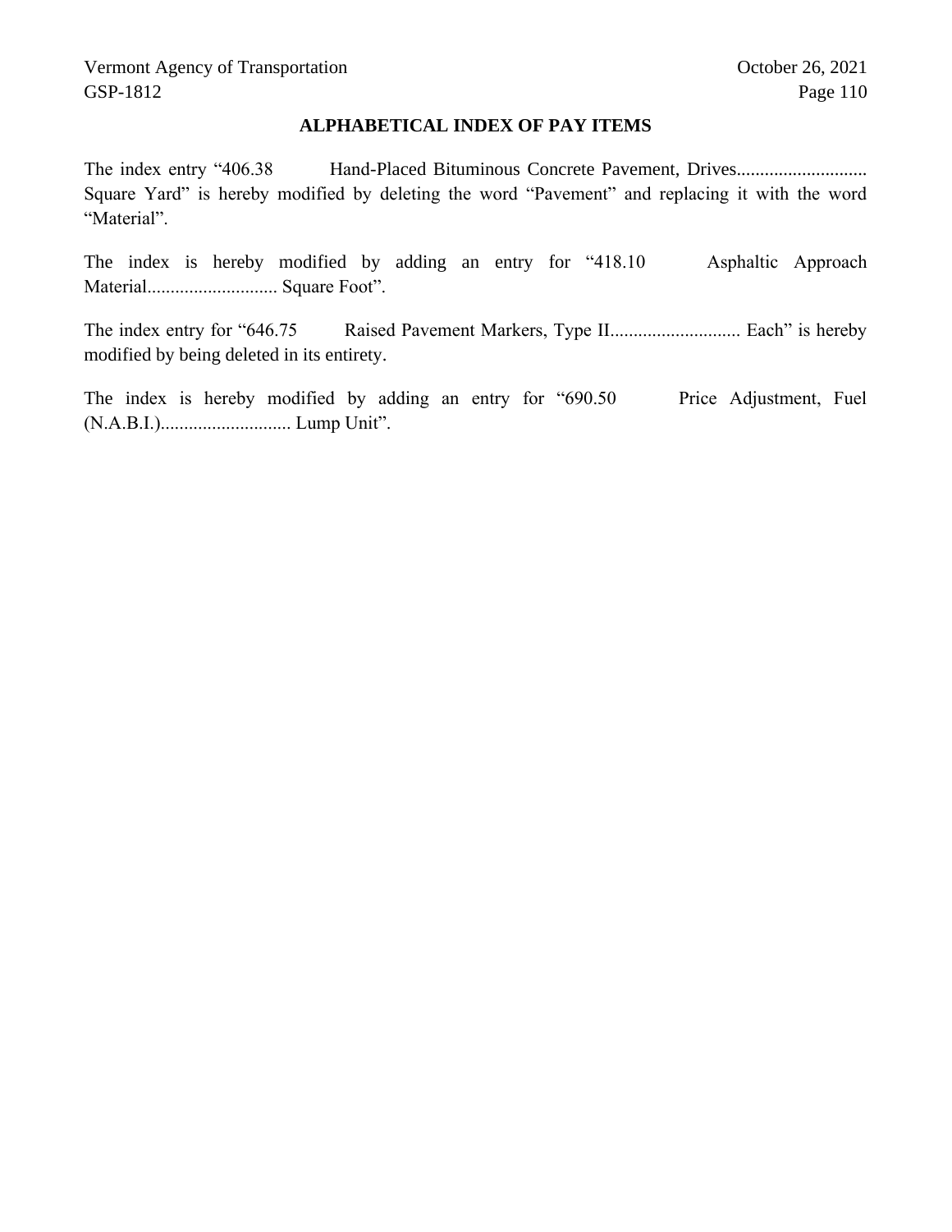## ALPHABETICAL INDEX OF PAY ITEMS

The index entry "406.38 Hand-Placed Bituminous Concrete Pavement, Drives............................ Square Yard" is hereby modified by deleting the word "Pavement" and replacing it with the word "Material".

The index is hereby modified by adding an entry for "418.10 Asphaltic Approach Material............................ Square Foot".

The index entry for "646.75 Raised Pavement Markers, Type II............................ Each" is hereby modified by being deleted in its entirety.

The index is hereby modified by adding an entry for "690.50 Price Adjustment, Fuel (N.A.B.I.)............................ Lump Unit".